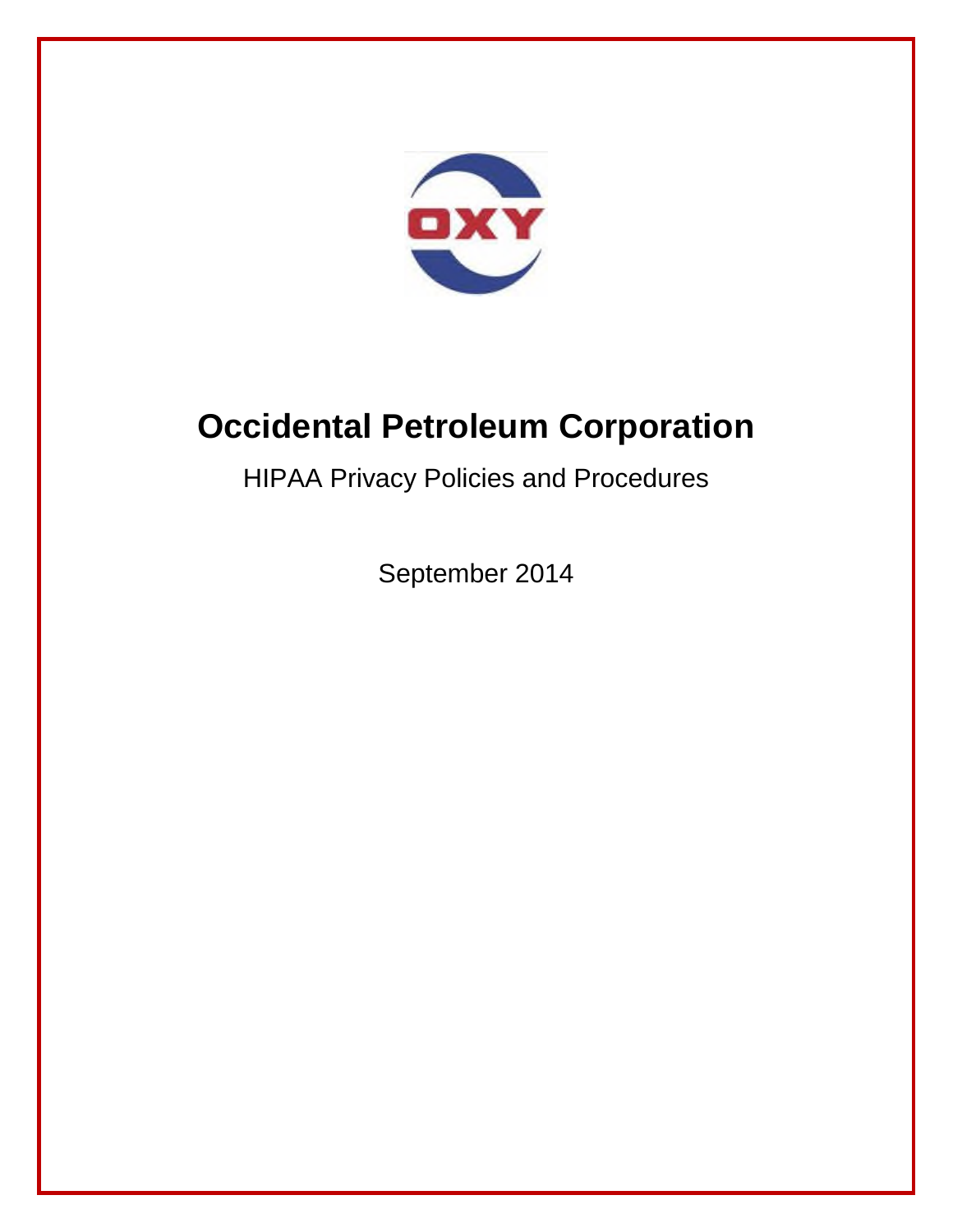# Occidental Petroleum Corporation

HIPAA Privacy Policies and Procedures

September 2014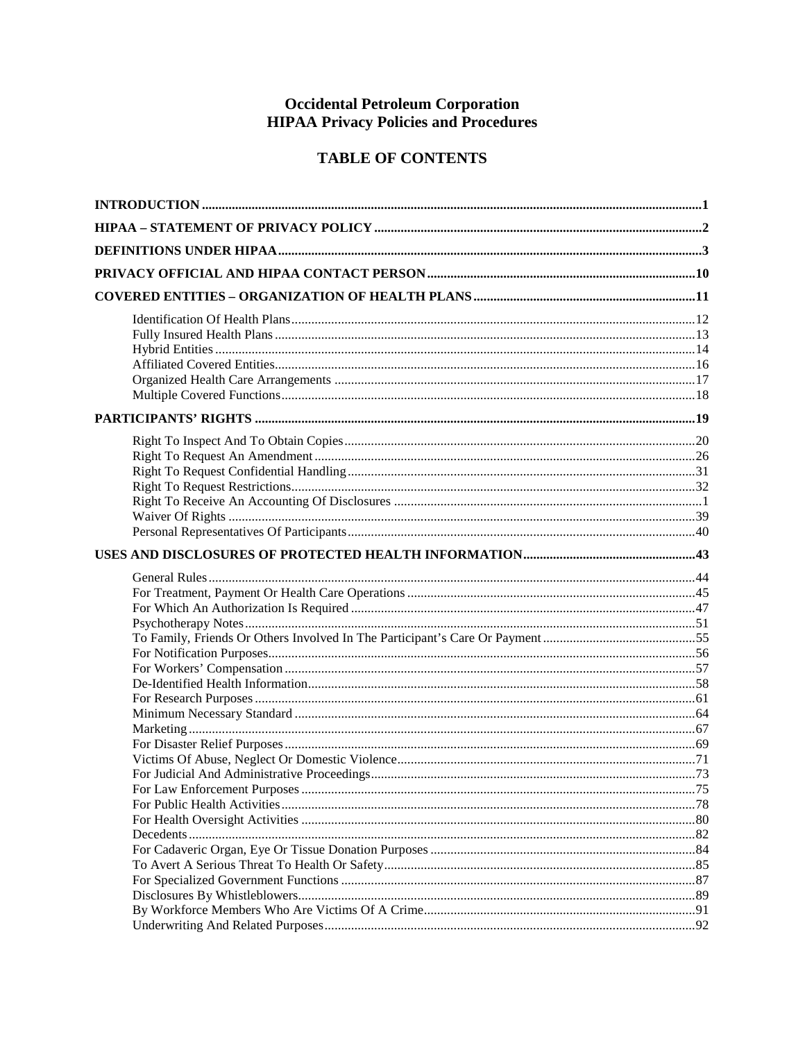# Occidental Petroleum Corporation
# HIPAA Privacy Policies and Procedures

## TABLE OF CONTENTS

**INTRODUCTION** ..... **1**

**HIPAA – STATEMENT OF PRIVACY POLICY** ..... **2**

**DEFINITIONS UNDER HIPAA** ..... **3**

**PRIVACY OFFICIAL AND HIPAA CONTACT PERSON** ..... **10**

**COVERED ENTITIES – ORGANIZATION OF HEALTH PLANS** ..... **11**

- Identification Of Health Plans ..... 12
- Fully Insured Health Plans ..... 13
- Hybrid Entities ..... 14
- Affiliated Covered Entities ..... 16
- Organized Health Care Arrangements ..... 17
- Multiple Covered Functions ..... 18

**PARTICIPANTS' RIGHTS** ..... **19**

- Right To Inspect And To Obtain Copies ..... 20
- Right To Request An Amendment ..... 26
- Right To Request Confidential Handling ..... 31
- Right To Request Restrictions ..... 32
- Right To Receive An Accounting Of Disclosures ..... 1
- Waiver Of Rights ..... 39
- Personal Representatives Of Participants ..... 40

**USES AND DISCLOSURES OF PROTECTED HEALTH INFORMATION** ..... **43**

- General Rules ..... 44
- For Treatment, Payment Or Health Care Operations ..... 45
- For Which An Authorization Is Required ..... 47
- Psychotherapy Notes ..... 51
- To Family, Friends Or Others Involved In The Participant's Care Or Payment ..... 55
- For Notification Purposes ..... 56
- For Workers' Compensation ..... 57
- De-Identified Health Information ..... 58
- For Research Purposes ..... 61
- Minimum Necessary Standard ..... 64
- Marketing ..... 67
- For Disaster Relief Purposes ..... 69
- Victims Of Abuse, Neglect Or Domestic Violence ..... 71
- For Judicial And Administrative Proceedings ..... 73
- For Law Enforcement Purposes ..... 75
- For Public Health Activities ..... 78
- For Health Oversight Activities ..... 80
- Decedents ..... 82
- For Cadaveric Organ, Eye Or Tissue Donation Purposes ..... 84
- To Avert A Serious Threat To Health Or Safety ..... 85
- For Specialized Government Functions ..... 87
- Disclosures By Whistleblowers ..... 89
- By Workforce Members Who Are Victims Of A Crime ..... 91
- Underwriting And Related Purposes ..... 92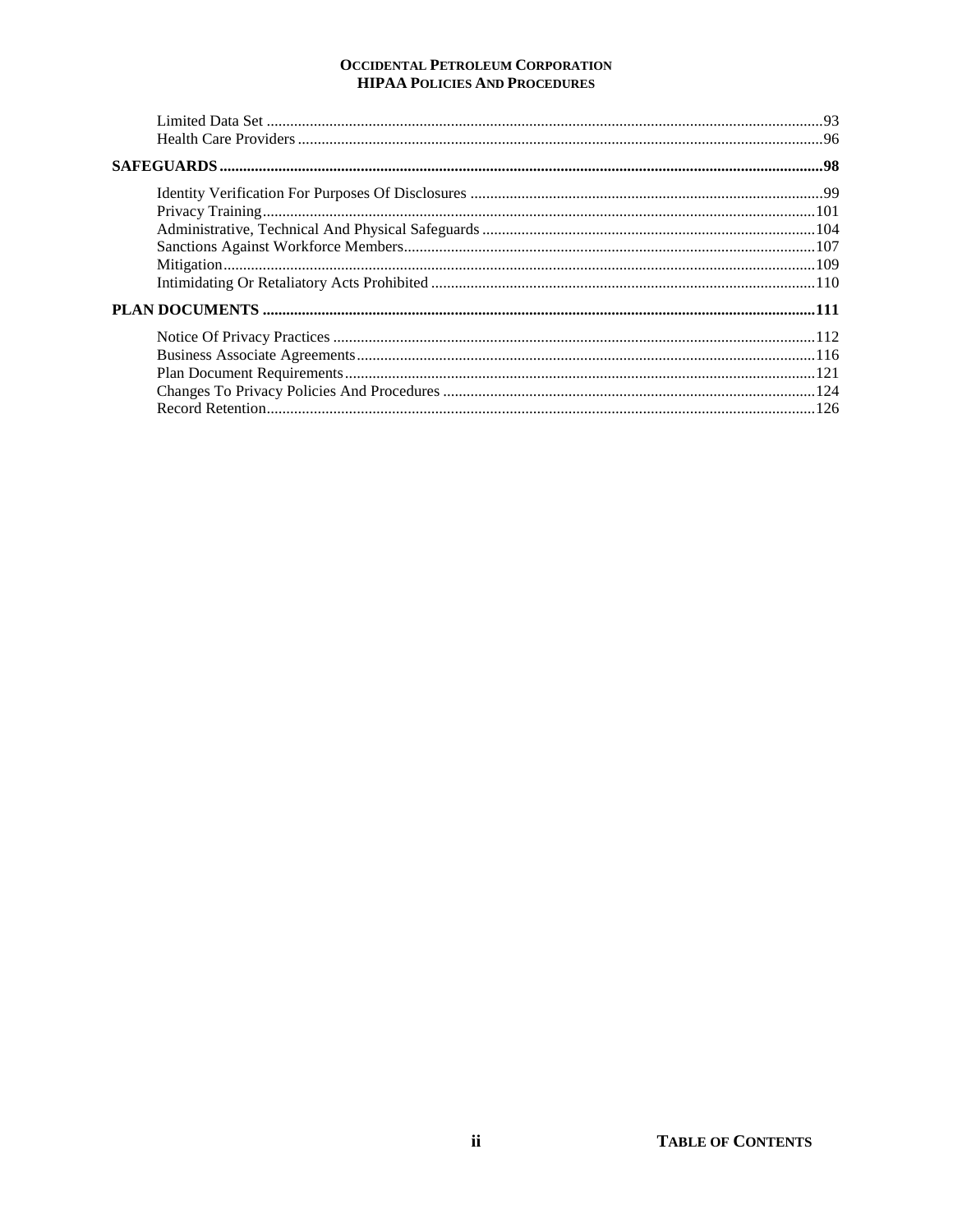Limited Data Set ....93
Health Care Providers ....96

**SAFEGUARDS ....98**

Identity Verification For Purposes Of Disclosures ....99
Privacy Training ....101
Administrative, Technical And Physical Safeguards ....104
Sanctions Against Workforce Members ....107
Mitigation ....109
Intimidating Or Retaliatory Acts Prohibited ....110

**PLAN DOCUMENTS ....111**

Notice Of Privacy Practices ....112
Business Associate Agreements ....116
Plan Document Requirements ....121
Changes To Privacy Policies And Procedures ....124
Record Retention ....126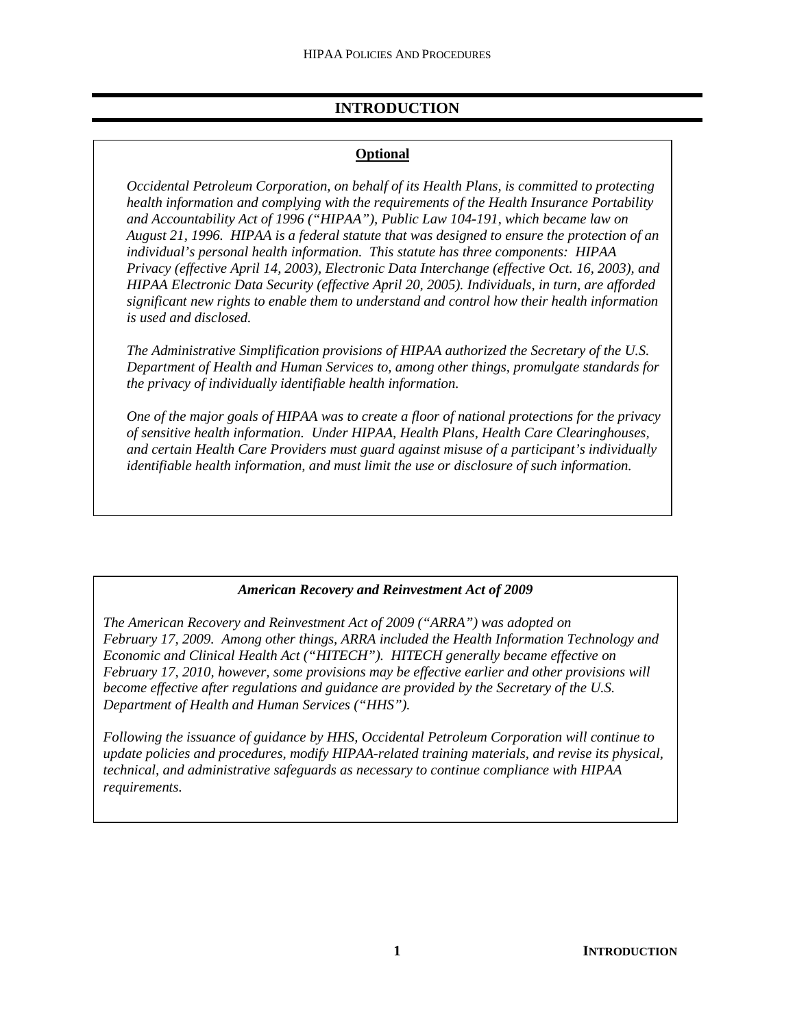# INTRODUCTION

**Optional**

*Occidental Petroleum Corporation, on behalf of its Health Plans, is committed to protecting health information and complying with the requirements of the Health Insurance Portability and Accountability Act of 1996 ("HIPAA"), Public Law 104-191, which became law on August 21, 1996. HIPAA is a federal statute that was designed to ensure the protection of an individual's personal health information. This statute has three components: HIPAA Privacy (effective April 14, 2003), Electronic Data Interchange (effective Oct. 16, 2003), and HIPAA Electronic Data Security (effective April 20, 2005). Individuals, in turn, are afforded significant new rights to enable them to understand and control how their health information is used and disclosed.*

*The Administrative Simplification provisions of HIPAA authorized the Secretary of the U.S. Department of Health and Human Services to, among other things, promulgate standards for the privacy of individually identifiable health information.*

*One of the major goals of HIPAA was to create a floor of national protections for the privacy of sensitive health information. Under HIPAA, Health Plans, Health Care Clearinghouses, and certain Health Care Providers must guard against misuse of a participant's individually identifiable health information, and must limit the use or disclosure of such information.*

***American Recovery and Reinvestment Act of 2009***

*The American Recovery and Reinvestment Act of 2009 ("ARRA") was adopted on February 17, 2009. Among other things, ARRA included the Health Information Technology and Economic and Clinical Health Act ("HITECH"). HITECH generally became effective on February 17, 2010, however, some provisions may be effective earlier and other provisions will become effective after regulations and guidance are provided by the Secretary of the U.S. Department of Health and Human Services ("HHS").*

*Following the issuance of guidance by HHS, Occidental Petroleum Corporation will continue to update policies and procedures, modify HIPAA-related training materials, and revise its physical, technical, and administrative safeguards as necessary to continue compliance with HIPAA requirements.*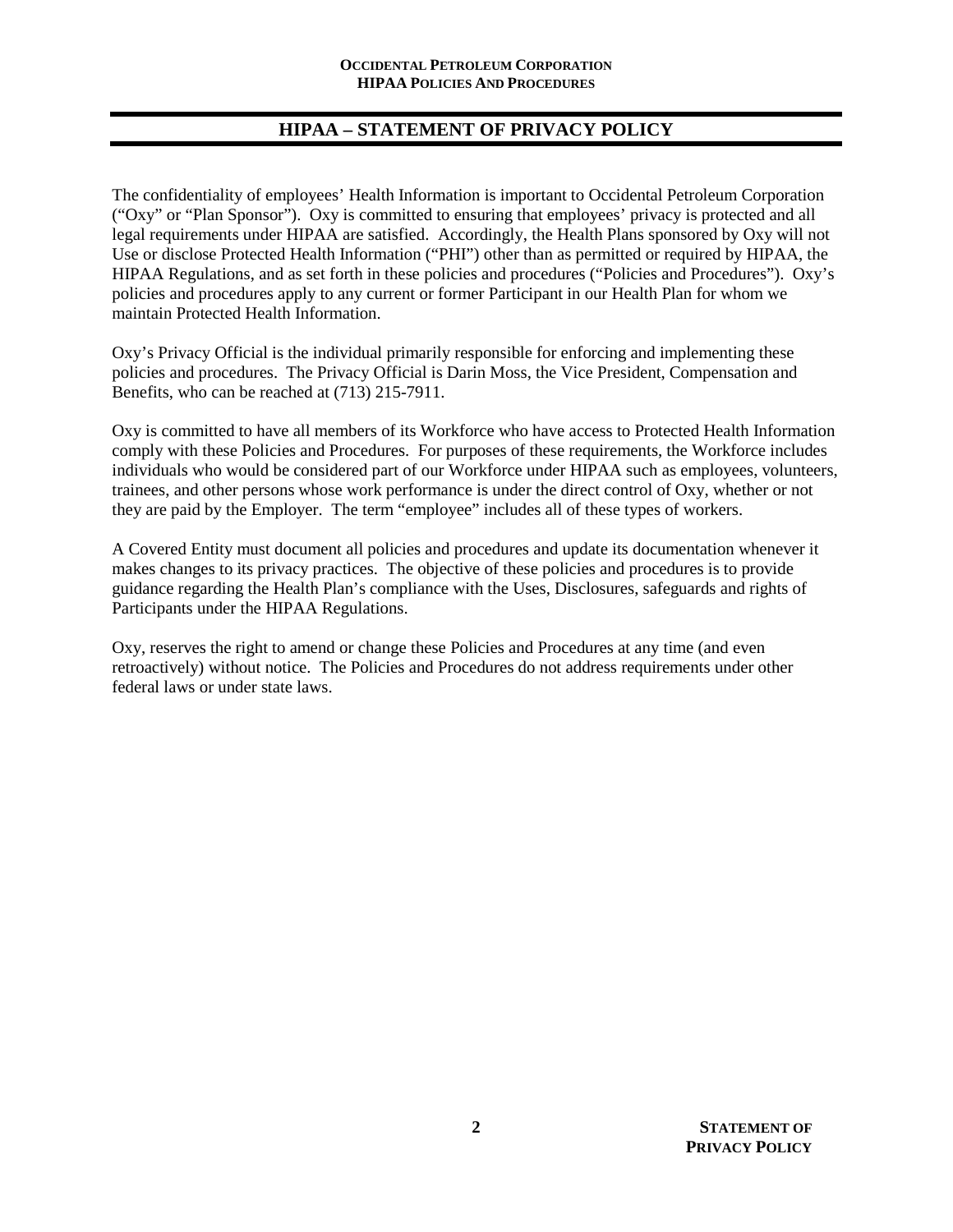## HIPAA – STATEMENT OF PRIVACY POLICY

The confidentiality of employees' Health Information is important to Occidental Petroleum Corporation ("Oxy" or "Plan Sponsor"). Oxy is committed to ensuring that employees' privacy is protected and all legal requirements under HIPAA are satisfied. Accordingly, the Health Plans sponsored by Oxy will not Use or disclose Protected Health Information ("PHI") other than as permitted or required by HIPAA, the HIPAA Regulations, and as set forth in these policies and procedures ("Policies and Procedures"). Oxy's policies and procedures apply to any current or former Participant in our Health Plan for whom we maintain Protected Health Information.

Oxy's Privacy Official is the individual primarily responsible for enforcing and implementing these policies and procedures. The Privacy Official is Darin Moss, the Vice President, Compensation and Benefits, who can be reached at (713) 215-7911.

Oxy is committed to have all members of its Workforce who have access to Protected Health Information comply with these Policies and Procedures. For purposes of these requirements, the Workforce includes individuals who would be considered part of our Workforce under HIPAA such as employees, volunteers, trainees, and other persons whose work performance is under the direct control of Oxy, whether or not they are paid by the Employer. The term "employee" includes all of these types of workers.

A Covered Entity must document all policies and procedures and update its documentation whenever it makes changes to its privacy practices. The objective of these policies and procedures is to provide guidance regarding the Health Plan's compliance with the Uses, Disclosures, safeguards and rights of Participants under the HIPAA Regulations.

Oxy, reserves the right to amend or change these Policies and Procedures at any time (and even retroactively) without notice. The Policies and Procedures do not address requirements under other federal laws or under state laws.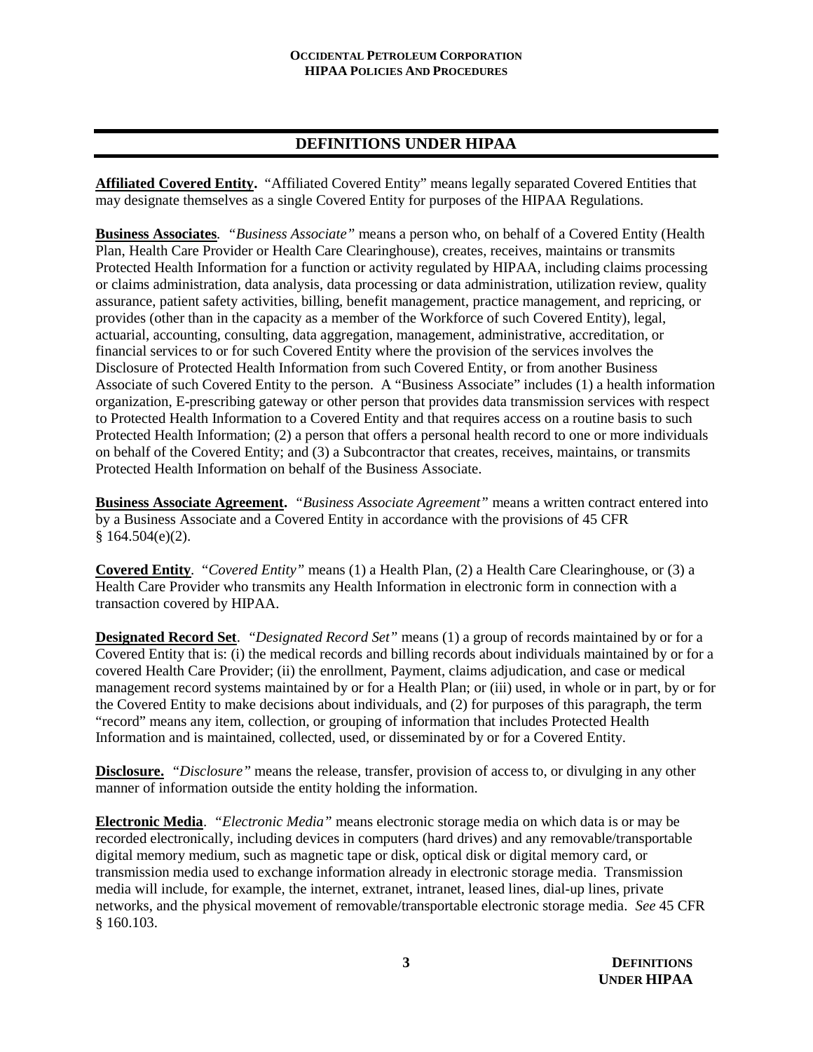# DEFINITIONS UNDER HIPAA

**Affiliated Covered Entity.** "Affiliated Covered Entity" means legally separated Covered Entities that may designate themselves as a single Covered Entity for purposes of the HIPAA Regulations.

**Business Associates**. *"Business Associate"* means a person who, on behalf of a Covered Entity (Health Plan, Health Care Provider or Health Care Clearinghouse), creates, receives, maintains or transmits Protected Health Information for a function or activity regulated by HIPAA, including claims processing or claims administration, data analysis, data processing or data administration, utilization review, quality assurance, patient safety activities, billing, benefit management, practice management, and repricing, or provides (other than in the capacity as a member of the Workforce of such Covered Entity), legal, actuarial, accounting, consulting, data aggregation, management, administrative, accreditation, or financial services to or for such Covered Entity where the provision of the services involves the Disclosure of Protected Health Information from such Covered Entity, or from another Business Associate of such Covered Entity to the person. A "Business Associate" includes (1) a health information organization, E-prescribing gateway or other person that provides data transmission services with respect to Protected Health Information to a Covered Entity and that requires access on a routine basis to such Protected Health Information; (2) a person that offers a personal health record to one or more individuals on behalf of the Covered Entity; and (3) a Subcontractor that creates, receives, maintains, or transmits Protected Health Information on behalf of the Business Associate.

**Business Associate Agreement.** *"Business Associate Agreement"* means a written contract entered into by a Business Associate and a Covered Entity in accordance with the provisions of 45 CFR § 164.504(e)(2).

**Covered Entity**. *"Covered Entity"* means (1) a Health Plan, (2) a Health Care Clearinghouse, or (3) a Health Care Provider who transmits any Health Information in electronic form in connection with a transaction covered by HIPAA.

**Designated Record Set**. *"Designated Record Set"* means (1) a group of records maintained by or for a Covered Entity that is: (i) the medical records and billing records about individuals maintained by or for a covered Health Care Provider; (ii) the enrollment, Payment, claims adjudication, and case or medical management record systems maintained by or for a Health Plan; or (iii) used, in whole or in part, by or for the Covered Entity to make decisions about individuals, and (2) for purposes of this paragraph, the term "record" means any item, collection, or grouping of information that includes Protected Health Information and is maintained, collected, used, or disseminated by or for a Covered Entity.

**Disclosure.** *"Disclosure"* means the release, transfer, provision of access to, or divulging in any other manner of information outside the entity holding the information.

**Electronic Media**. *"Electronic Media"* means electronic storage media on which data is or may be recorded electronically, including devices in computers (hard drives) and any removable/transportable digital memory medium, such as magnetic tape or disk, optical disk or digital memory card, or transmission media used to exchange information already in electronic storage media. Transmission media will include, for example, the internet, extranet, intranet, leased lines, dial-up lines, private networks, and the physical movement of removable/transportable electronic storage media. *See* 45 CFR § 160.103.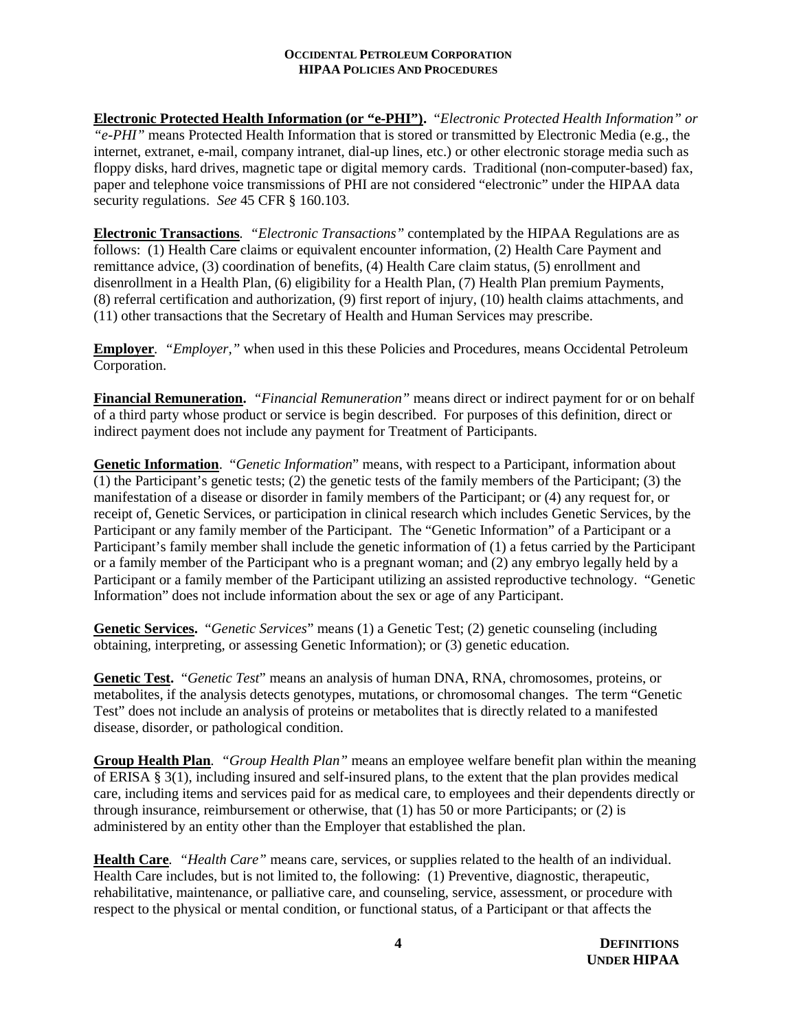**Electronic Protected Health Information (or "e-PHI").** *"Electronic Protected Health Information" or "e-PHI"* means Protected Health Information that is stored or transmitted by Electronic Media (e.g., the internet, extranet, e-mail, company intranet, dial-up lines, etc.) or other electronic storage media such as floppy disks, hard drives, magnetic tape or digital memory cards. Traditional (non-computer-based) fax, paper and telephone voice transmissions of PHI are not considered "electronic" under the HIPAA data security regulations. *See* 45 CFR § 160.103.

**Electronic Transactions**. *"Electronic Transactions"* contemplated by the HIPAA Regulations are as follows: (1) Health Care claims or equivalent encounter information, (2) Health Care Payment and remittance advice, (3) coordination of benefits, (4) Health Care claim status, (5) enrollment and disenrollment in a Health Plan, (6) eligibility for a Health Plan, (7) Health Plan premium Payments, (8) referral certification and authorization, (9) first report of injury, (10) health claims attachments, and (11) other transactions that the Secretary of Health and Human Services may prescribe.

**Employer**. *"Employer,"* when used in this these Policies and Procedures, means Occidental Petroleum Corporation.

**Financial Remuneration.** *"Financial Remuneration"* means direct or indirect payment for or on behalf of a third party whose product or service is begin described. For purposes of this definition, direct or indirect payment does not include any payment for Treatment of Participants.

**Genetic Information**. "*Genetic Information*" means, with respect to a Participant, information about (1) the Participant's genetic tests; (2) the genetic tests of the family members of the Participant; (3) the manifestation of a disease or disorder in family members of the Participant; or (4) any request for, or receipt of, Genetic Services, or participation in clinical research which includes Genetic Services, by the Participant or any family member of the Participant. The "Genetic Information" of a Participant or a Participant's family member shall include the genetic information of (1) a fetus carried by the Participant or a family member of the Participant who is a pregnant woman; and (2) any embryo legally held by a Participant or a family member of the Participant utilizing an assisted reproductive technology. "Genetic Information" does not include information about the sex or age of any Participant.

**Genetic Services.** "*Genetic Services*" means (1) a Genetic Test; (2) genetic counseling (including obtaining, interpreting, or assessing Genetic Information); or (3) genetic education.

**Genetic Test.** "*Genetic Test*" means an analysis of human DNA, RNA, chromosomes, proteins, or metabolites, if the analysis detects genotypes, mutations, or chromosomal changes. The term "Genetic Test" does not include an analysis of proteins or metabolites that is directly related to a manifested disease, disorder, or pathological condition.

**Group Health Plan**. *"Group Health Plan"* means an employee welfare benefit plan within the meaning of ERISA § 3(1), including insured and self-insured plans, to the extent that the plan provides medical care, including items and services paid for as medical care, to employees and their dependents directly or through insurance, reimbursement or otherwise, that (1) has 50 or more Participants; or (2) is administered by an entity other than the Employer that established the plan.

**Health Care**. *"Health Care"* means care, services, or supplies related to the health of an individual. Health Care includes, but is not limited to, the following: (1) Preventive, diagnostic, therapeutic, rehabilitative, maintenance, or palliative care, and counseling, service, assessment, or procedure with respect to the physical or mental condition, or functional status, of a Participant or that affects the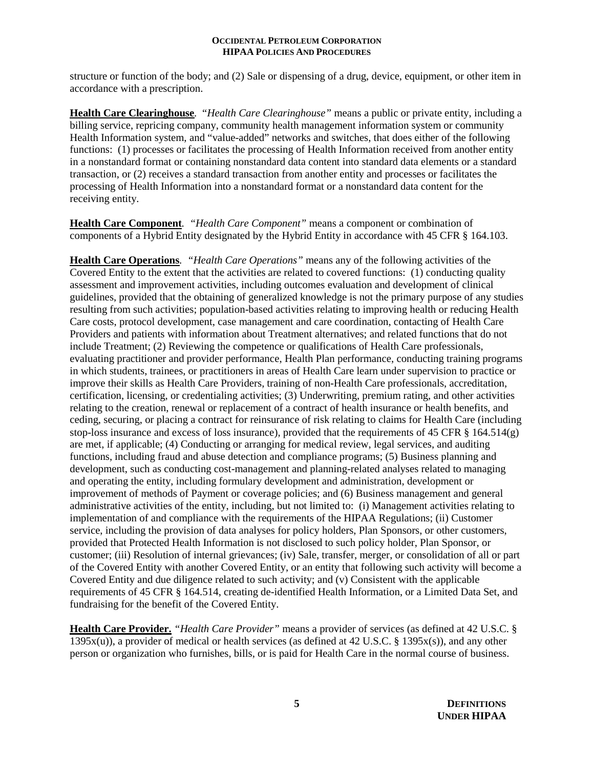structure or function of the body; and (2) Sale or dispensing of a drug, device, equipment, or other item in accordance with a prescription.

**Health Care Clearinghouse**. "*Health Care Clearinghouse*" means a public or private entity, including a billing service, repricing company, community health management information system or community Health Information system, and "value-added" networks and switches, that does either of the following functions: (1) processes or facilitates the processing of Health Information received from another entity in a nonstandard format or containing nonstandard data content into standard data elements or a standard transaction, or (2) receives a standard transaction from another entity and processes or facilitates the processing of Health Information into a nonstandard format or a nonstandard data content for the receiving entity.

**Health Care Component**. "*Health Care Component*" means a component or combination of components of a Hybrid Entity designated by the Hybrid Entity in accordance with 45 CFR § 164.103.

**Health Care Operations**. "*Health Care Operations*" means any of the following activities of the Covered Entity to the extent that the activities are related to covered functions: (1) conducting quality assessment and improvement activities, including outcomes evaluation and development of clinical guidelines, provided that the obtaining of generalized knowledge is not the primary purpose of any studies resulting from such activities; population-based activities relating to improving health or reducing Health Care costs, protocol development, case management and care coordination, contacting of Health Care Providers and patients with information about Treatment alternatives; and related functions that do not include Treatment; (2) Reviewing the competence or qualifications of Health Care professionals, evaluating practitioner and provider performance, Health Plan performance, conducting training programs in which students, trainees, or practitioners in areas of Health Care learn under supervision to practice or improve their skills as Health Care Providers, training of non-Health Care professionals, accreditation, certification, licensing, or credentialing activities; (3) Underwriting, premium rating, and other activities relating to the creation, renewal or replacement of a contract of health insurance or health benefits, and ceding, securing, or placing a contract for reinsurance of risk relating to claims for Health Care (including stop-loss insurance and excess of loss insurance), provided that the requirements of 45 CFR § 164.514(g) are met, if applicable; (4) Conducting or arranging for medical review, legal services, and auditing functions, including fraud and abuse detection and compliance programs; (5) Business planning and development, such as conducting cost-management and planning-related analyses related to managing and operating the entity, including formulary development and administration, development or improvement of methods of Payment or coverage policies; and (6) Business management and general administrative activities of the entity, including, but not limited to: (i) Management activities relating to implementation of and compliance with the requirements of the HIPAA Regulations; (ii) Customer service, including the provision of data analyses for policy holders, Plan Sponsors, or other customers, provided that Protected Health Information is not disclosed to such policy holder, Plan Sponsor, or customer; (iii) Resolution of internal grievances; (iv) Sale, transfer, merger, or consolidation of all or part of the Covered Entity with another Covered Entity, or an entity that following such activity will become a Covered Entity and due diligence related to such activity; and (v) Consistent with the applicable requirements of 45 CFR § 164.514, creating de-identified Health Information, or a Limited Data Set, and fundraising for the benefit of the Covered Entity.

**Health Care Provider.** "*Health Care Provider*" means a provider of services (as defined at 42 U.S.C. § 1395x(u)), a provider of medical or health services (as defined at 42 U.S.C. § 1395x(s)), and any other person or organization who furnishes, bills, or is paid for Health Care in the normal course of business.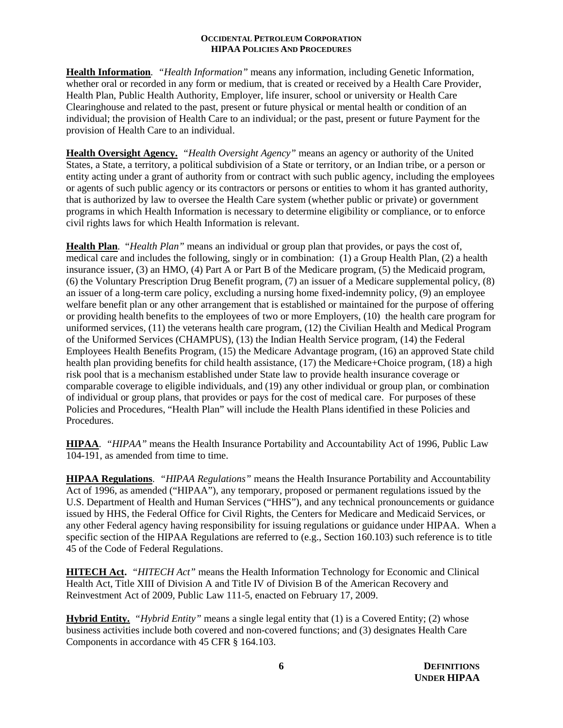**Health Information**. "*Health Information"* means any information, including Genetic Information, whether oral or recorded in any form or medium, that is created or received by a Health Care Provider, Health Plan, Public Health Authority, Employer, life insurer, school or university or Health Care Clearinghouse and related to the past, present or future physical or mental health or condition of an individual; the provision of Health Care to an individual; or the past, present or future Payment for the provision of Health Care to an individual.

**Health Oversight Agency.** "*Health Oversight Agency"* means an agency or authority of the United States, a State, a territory, a political subdivision of a State or territory, or an Indian tribe, or a person or entity acting under a grant of authority from or contract with such public agency, including the employees or agents of such public agency or its contractors or persons or entities to whom it has granted authority, that is authorized by law to oversee the Health Care system (whether public or private) or government programs in which Health Information is necessary to determine eligibility or compliance, or to enforce civil rights laws for which Health Information is relevant.

**Health Plan**. "*Health Plan"* means an individual or group plan that provides, or pays the cost of, medical care and includes the following, singly or in combination: (1) a Group Health Plan, (2) a health insurance issuer, (3) an HMO, (4) Part A or Part B of the Medicare program, (5) the Medicaid program, (6) the Voluntary Prescription Drug Benefit program, (7) an issuer of a Medicare supplemental policy, (8) an issuer of a long-term care policy, excluding a nursing home fixed-indemnity policy, (9) an employee welfare benefit plan or any other arrangement that is established or maintained for the purpose of offering or providing health benefits to the employees of two or more Employers, (10) the health care program for uniformed services, (11) the veterans health care program, (12) the Civilian Health and Medical Program of the Uniformed Services (CHAMPUS), (13) the Indian Health Service program, (14) the Federal Employees Health Benefits Program, (15) the Medicare Advantage program, (16) an approved State child health plan providing benefits for child health assistance, (17) the Medicare+Choice program, (18) a high risk pool that is a mechanism established under State law to provide health insurance coverage or comparable coverage to eligible individuals, and (19) any other individual or group plan, or combination of individual or group plans, that provides or pays for the cost of medical care. For purposes of these Policies and Procedures, "Health Plan" will include the Health Plans identified in these Policies and Procedures.

**HIPAA**. "*HIPAA"* means the Health Insurance Portability and Accountability Act of 1996, Public Law 104-191, as amended from time to time.

**HIPAA Regulations**. "*HIPAA Regulations"* means the Health Insurance Portability and Accountability Act of 1996, as amended ("HIPAA"), any temporary, proposed or permanent regulations issued by the U.S. Department of Health and Human Services ("HHS"), and any technical pronouncements or guidance issued by HHS, the Federal Office for Civil Rights, the Centers for Medicare and Medicaid Services, or any other Federal agency having responsibility for issuing regulations or guidance under HIPAA. When a specific section of the HIPAA Regulations are referred to (e.g., Section 160.103) such reference is to title 45 of the Code of Federal Regulations.

**HITECH Act.** "*HITECH Act"* means the Health Information Technology for Economic and Clinical Health Act, Title XIII of Division A and Title IV of Division B of the American Recovery and Reinvestment Act of 2009, Public Law 111-5, enacted on February 17, 2009.

**Hybrid Entity.** "*Hybrid Entity"* means a single legal entity that (1) is a Covered Entity; (2) whose business activities include both covered and non-covered functions; and (3) designates Health Care Components in accordance with 45 CFR § 164.103.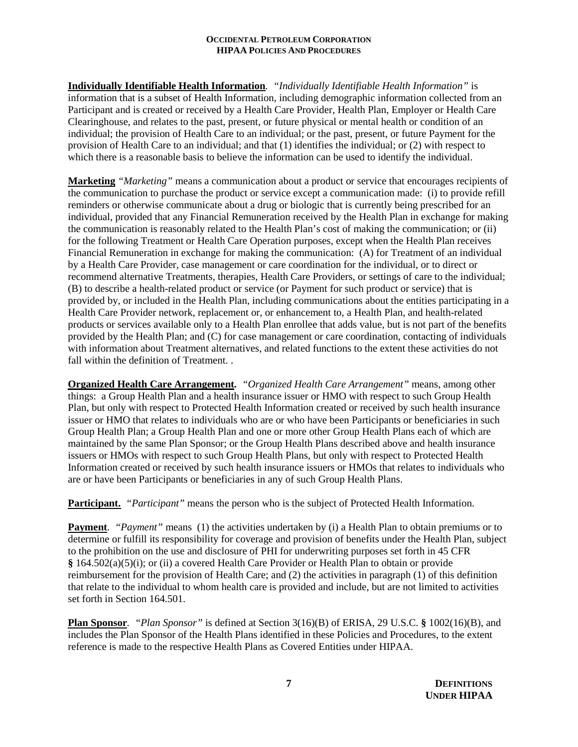**Individually Identifiable Health Information**. *"Individually Identifiable Health Information"* is information that is a subset of Health Information, including demographic information collected from an Participant and is created or received by a Health Care Provider, Health Plan, Employer or Health Care Clearinghouse, and relates to the past, present, or future physical or mental health or condition of an individual; the provision of Health Care to an individual; or the past, present, or future Payment for the provision of Health Care to an individual; and that (1) identifies the individual; or (2) with respect to which there is a reasonable basis to believe the information can be used to identify the individual.

**Marketing** *"Marketing"* means a communication about a product or service that encourages recipients of the communication to purchase the product or service except a communication made: (i) to provide refill reminders or otherwise communicate about a drug or biologic that is currently being prescribed for an individual, provided that any Financial Remuneration received by the Health Plan in exchange for making the communication is reasonably related to the Health Plan's cost of making the communication; or (ii) for the following Treatment or Health Care Operation purposes, except when the Health Plan receives Financial Remuneration in exchange for making the communication: (A) for Treatment of an individual by a Health Care Provider, case management or care coordination for the individual, or to direct or recommend alternative Treatments, therapies, Health Care Providers, or settings of care to the individual; (B) to describe a health-related product or service (or Payment for such product or service) that is provided by, or included in the Health Plan, including communications about the entities participating in a Health Care Provider network, replacement or, or enhancement to, a Health Plan, and health-related products or services available only to a Health Plan enrollee that adds value, but is not part of the benefits provided by the Health Plan; and (C) for case management or care coordination, contacting of individuals with information about Treatment alternatives, and related functions to the extent these activities do not fall within the definition of Treatment. .

**Organized Health Care Arrangement.** *"Organized Health Care Arrangement"* means, among other things: a Group Health Plan and a health insurance issuer or HMO with respect to such Group Health Plan, but only with respect to Protected Health Information created or received by such health insurance issuer or HMO that relates to individuals who are or who have been Participants or beneficiaries in such Group Health Plan; a Group Health Plan and one or more other Group Health Plans each of which are maintained by the same Plan Sponsor; or the Group Health Plans described above and health insurance issuers or HMOs with respect to such Group Health Plans, but only with respect to Protected Health Information created or received by such health insurance issuers or HMOs that relates to individuals who are or have been Participants or beneficiaries in any of such Group Health Plans.

**Participant.** *"Participant"* means the person who is the subject of Protected Health Information.

**Payment**. *"Payment"* means (1) the activities undertaken by (i) a Health Plan to obtain premiums or to determine or fulfill its responsibility for coverage and provision of benefits under the Health Plan, subject to the prohibition on the use and disclosure of PHI for underwriting purposes set forth in 45 CFR **§** 164.502(a)(5)(i); or (ii) a covered Health Care Provider or Health Plan to obtain or provide reimbursement for the provision of Health Care; and (2) the activities in paragraph (1) of this definition that relate to the individual to whom health care is provided and include, but are not limited to activities set forth in Section 164.501.

**Plan Sponsor**. *"Plan Sponsor"* is defined at Section 3(16)(B) of ERISA, 29 U.S.C. **§** 1002(16)(B), and includes the Plan Sponsor of the Health Plans identified in these Policies and Procedures, to the extent reference is made to the respective Health Plans as Covered Entities under HIPAA.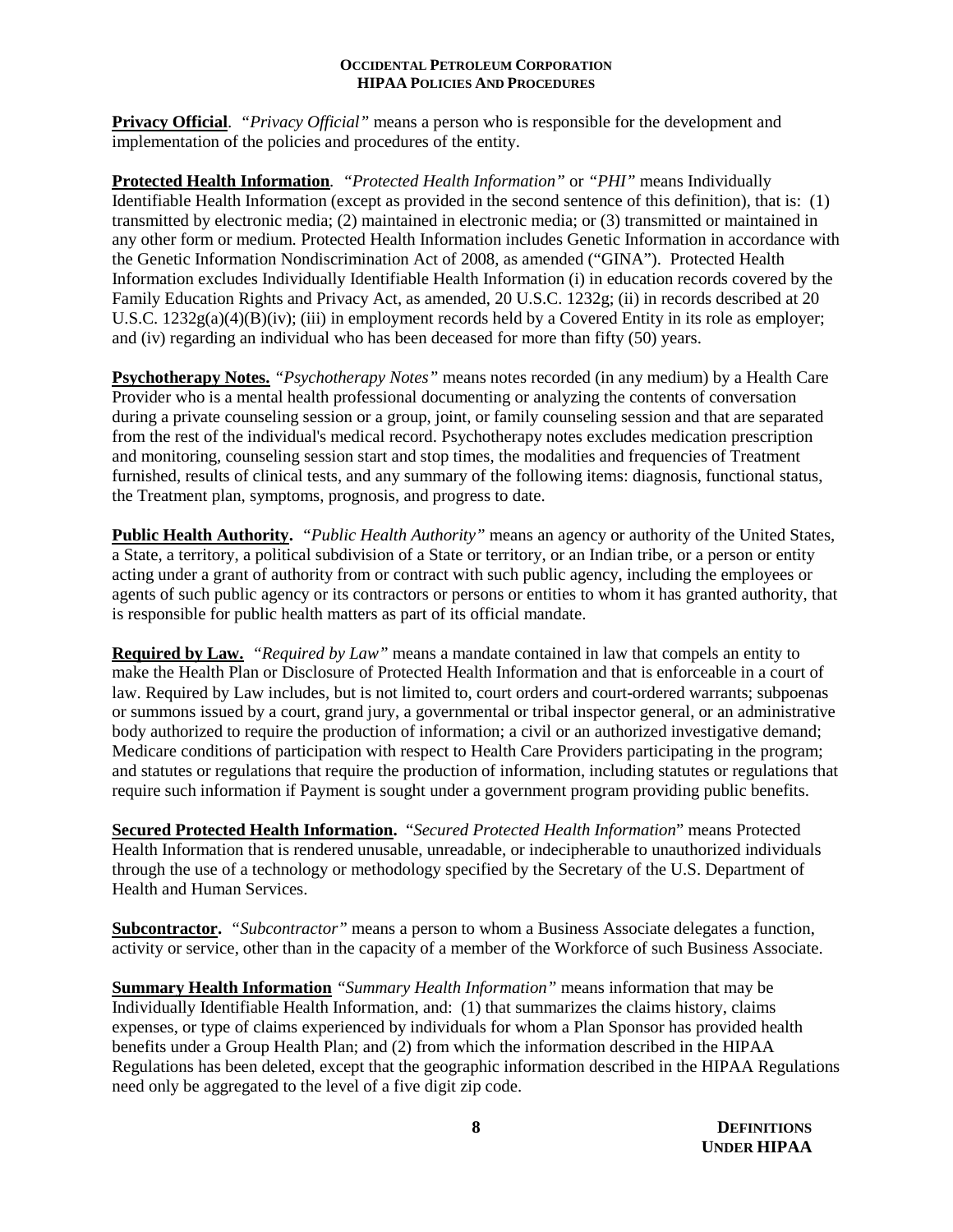**Privacy Official**. *"Privacy Official"* means a person who is responsible for the development and implementation of the policies and procedures of the entity.

**Protected Health Information**. *"Protected Health Information"* or *"PHI"* means Individually Identifiable Health Information (except as provided in the second sentence of this definition), that is: (1) transmitted by electronic media; (2) maintained in electronic media; or (3) transmitted or maintained in any other form or medium. Protected Health Information includes Genetic Information in accordance with the Genetic Information Nondiscrimination Act of 2008, as amended ("GINA"). Protected Health Information excludes Individually Identifiable Health Information (i) in education records covered by the Family Education Rights and Privacy Act, as amended, 20 U.S.C. 1232g; (ii) in records described at 20 U.S.C. 1232g(a)(4)(B)(iv); (iii) in employment records held by a Covered Entity in its role as employer; and (iv) regarding an individual who has been deceased for more than fifty (50) years.

**Psychotherapy Notes.** *"Psychotherapy Notes"* means notes recorded (in any medium) by a Health Care Provider who is a mental health professional documenting or analyzing the contents of conversation during a private counseling session or a group, joint, or family counseling session and that are separated from the rest of the individual's medical record. Psychotherapy notes excludes medication prescription and monitoring, counseling session start and stop times, the modalities and frequencies of Treatment furnished, results of clinical tests, and any summary of the following items: diagnosis, functional status, the Treatment plan, symptoms, prognosis, and progress to date.

**Public Health Authority.** *"Public Health Authority"* means an agency or authority of the United States, a State, a territory, a political subdivision of a State or territory, or an Indian tribe, or a person or entity acting under a grant of authority from or contract with such public agency, including the employees or agents of such public agency or its contractors or persons or entities to whom it has granted authority, that is responsible for public health matters as part of its official mandate.

**Required by Law.** *"Required by Law"* means a mandate contained in law that compels an entity to make the Health Plan or Disclosure of Protected Health Information and that is enforceable in a court of law. Required by Law includes, but is not limited to, court orders and court-ordered warrants; subpoenas or summons issued by a court, grand jury, a governmental or tribal inspector general, or an administrative body authorized to require the production of information; a civil or an authorized investigative demand; Medicare conditions of participation with respect to Health Care Providers participating in the program; and statutes or regulations that require the production of information, including statutes or regulations that require such information if Payment is sought under a government program providing public benefits.

**Secured Protected Health Information.** "*Secured Protected Health Information*" means Protected Health Information that is rendered unusable, unreadable, or indecipherable to unauthorized individuals through the use of a technology or methodology specified by the Secretary of the U.S. Department of Health and Human Services.

**Subcontractor.** *"Subcontractor"* means a person to whom a Business Associate delegates a function, activity or service, other than in the capacity of a member of the Workforce of such Business Associate.

**Summary Health Information** *"Summary Health Information"* means information that may be Individually Identifiable Health Information, and: (1) that summarizes the claims history, claims expenses, or type of claims experienced by individuals for whom a Plan Sponsor has provided health benefits under a Group Health Plan; and (2) from which the information described in the HIPAA Regulations has been deleted, except that the geographic information described in the HIPAA Regulations need only be aggregated to the level of a five digit zip code.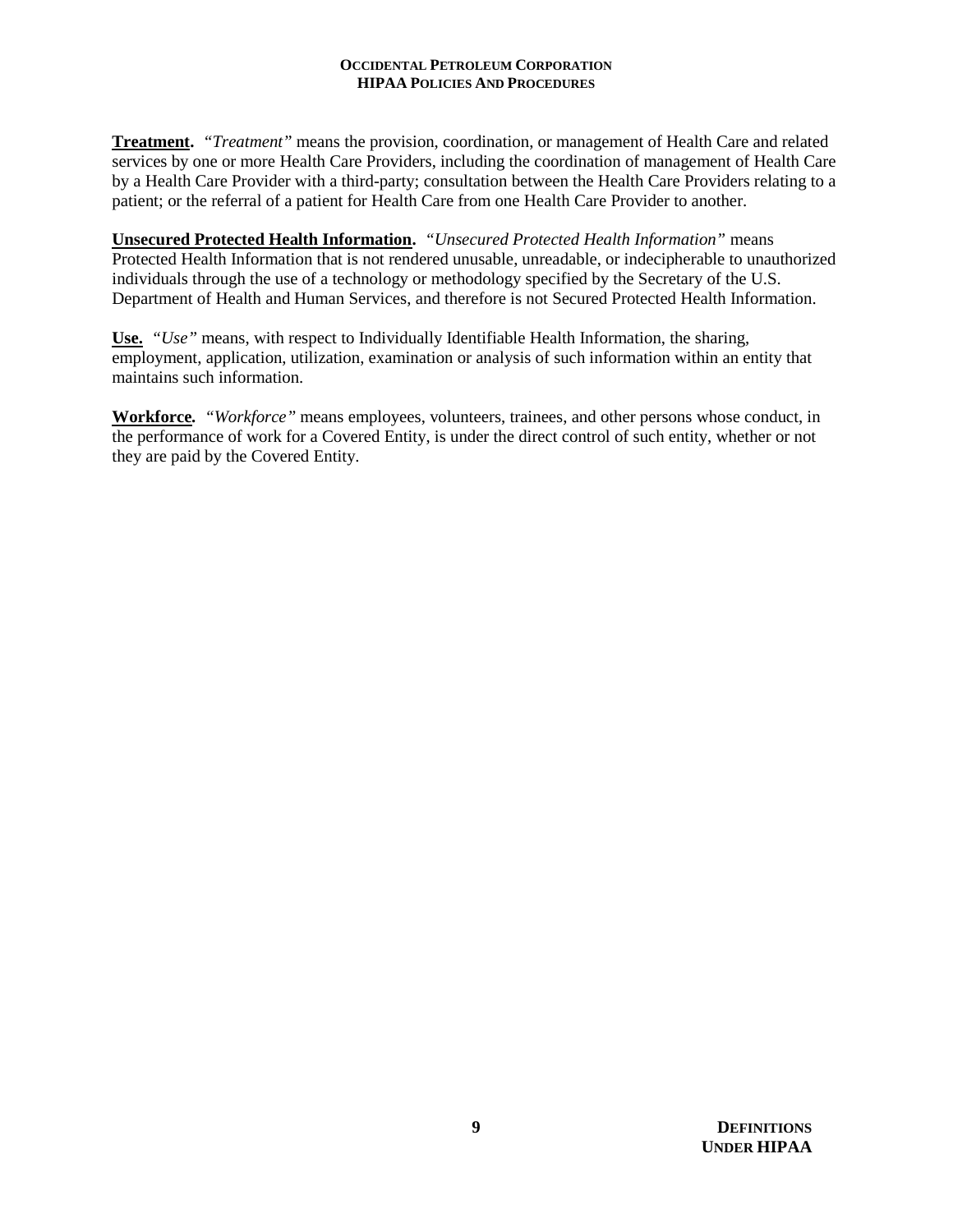**Treatment.** *"Treatment"* means the provision, coordination, or management of Health Care and related services by one or more Health Care Providers, including the coordination of management of Health Care by a Health Care Provider with a third-party; consultation between the Health Care Providers relating to a patient; or the referral of a patient for Health Care from one Health Care Provider to another.

**Unsecured Protected Health Information.** *"Unsecured Protected Health Information"* means Protected Health Information that is not rendered unusable, unreadable, or indecipherable to unauthorized individuals through the use of a technology or methodology specified by the Secretary of the U.S. Department of Health and Human Services, and therefore is not Secured Protected Health Information.

**Use.** *"Use"* means, with respect to Individually Identifiable Health Information, the sharing, employment, application, utilization, examination or analysis of such information within an entity that maintains such information.

**Workforce.** *"Workforce"* means employees, volunteers, trainees, and other persons whose conduct, in the performance of work for a Covered Entity, is under the direct control of such entity, whether or not they are paid by the Covered Entity.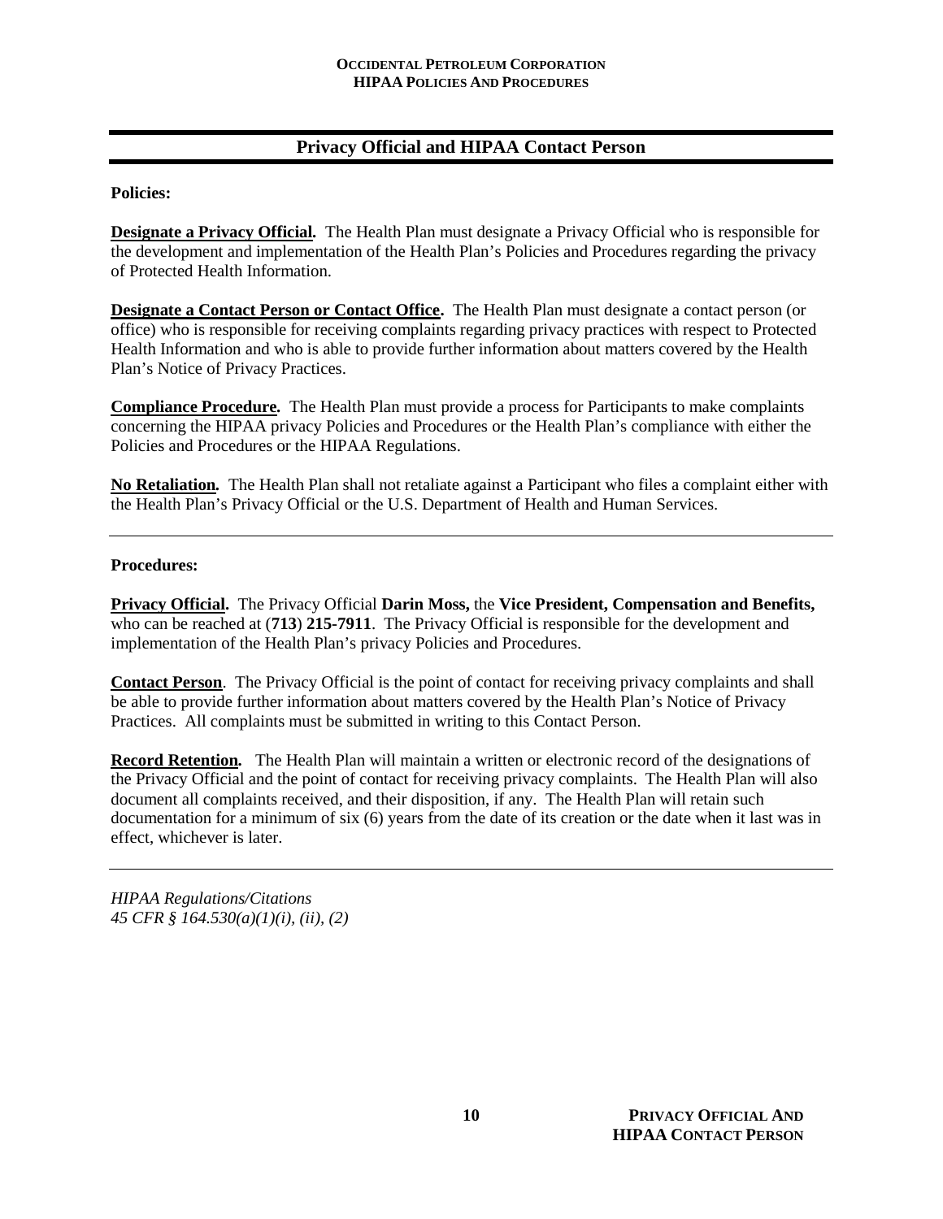## Privacy Official and HIPAA Contact Person

**Policies:**

**Designate a Privacy Official.** The Health Plan must designate a Privacy Official who is responsible for the development and implementation of the Health Plan's Policies and Procedures regarding the privacy of Protected Health Information.

**Designate a Contact Person or Contact Office.** The Health Plan must designate a contact person (or office) who is responsible for receiving complaints regarding privacy practices with respect to Protected Health Information and who is able to provide further information about matters covered by the Health Plan's Notice of Privacy Practices.

**Compliance Procedure.** The Health Plan must provide a process for Participants to make complaints concerning the HIPAA privacy Policies and Procedures or the Health Plan's compliance with either the Policies and Procedures or the HIPAA Regulations.

**No Retaliation.** The Health Plan shall not retaliate against a Participant who files a complaint either with the Health Plan's Privacy Official or the U.S. Department of Health and Human Services.

---

**Procedures:**

**Privacy Official.** The Privacy Official **Darin Moss,** the **Vice President, Compensation and Benefits,** who can be reached at (**713**) **215-7911**. The Privacy Official is responsible for the development and implementation of the Health Plan's privacy Policies and Procedures.

**Contact Person**. The Privacy Official is the point of contact for receiving privacy complaints and shall be able to provide further information about matters covered by the Health Plan's Notice of Privacy Practices. All complaints must be submitted in writing to this Contact Person.

**Record Retention.** The Health Plan will maintain a written or electronic record of the designations of the Privacy Official and the point of contact for receiving privacy complaints. The Health Plan will also document all complaints received, and their disposition, if any. The Health Plan will retain such documentation for a minimum of six (6) years from the date of its creation or the date when it last was in effect, whichever is later.

---

*HIPAA Regulations/Citations*
*45 CFR § 164.530(a)(1)(i), (ii), (2)*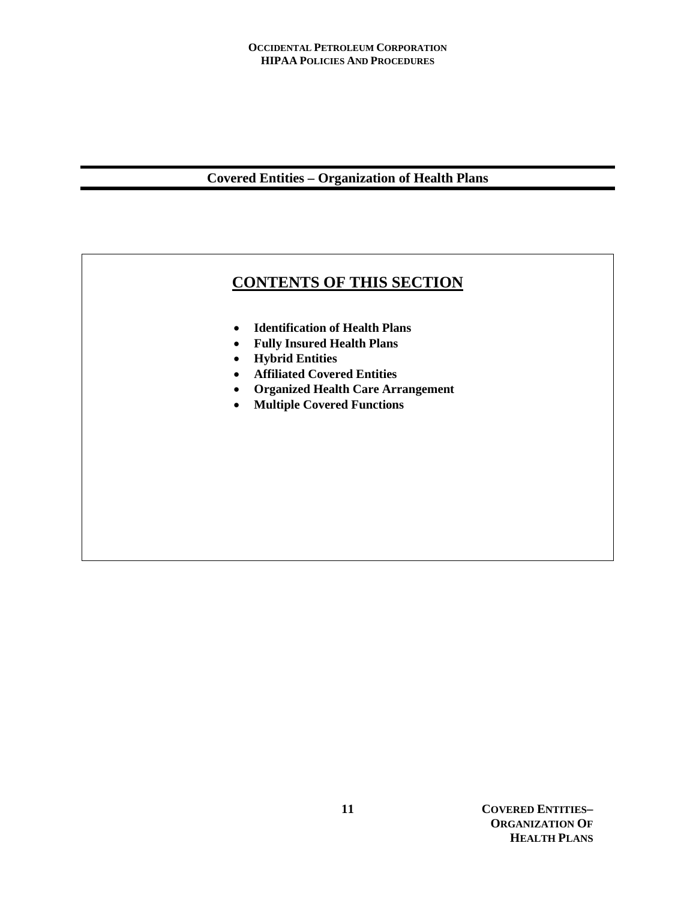# Covered Entities – Organization of Health Plans

## CONTENTS OF THIS SECTION

- **Identification of Health Plans**
- **Fully Insured Health Plans**
- **Hybrid Entities**
- **Affiliated Covered Entities**
- **Organized Health Care Arrangement**
- **Multiple Covered Functions**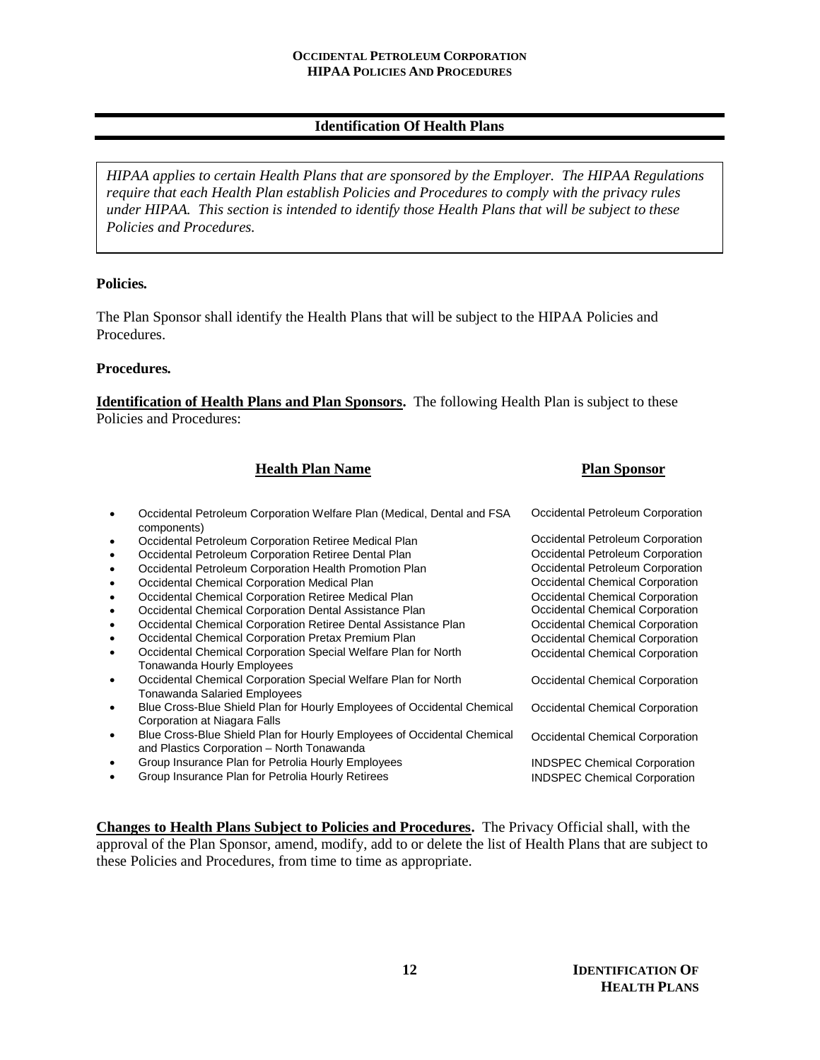## Identification Of Health Plans

*HIPAA applies to certain Health Plans that are sponsored by the Employer. The HIPAA Regulations require that each Health Plan establish Policies and Procedures to comply with the privacy rules under HIPAA. This section is intended to identify those Health Plans that will be subject to these Policies and Procedures.*

**Policies.**

The Plan Sponsor shall identify the Health Plans that will be subject to the HIPAA Policies and Procedures.

**Procedures.**

**Identification of Health Plans and Plan Sponsors.** The following Health Plan is subject to these Policies and Procedures:

| Health Plan Name | Plan Sponsor |
|---|---|
| • Occidental Petroleum Corporation Welfare Plan (Medical, Dental and FSA components) | Occidental Petroleum Corporation |
| • Occidental Petroleum Corporation Retiree Medical Plan | Occidental Petroleum Corporation |
| • Occidental Petroleum Corporation Retiree Dental Plan | Occidental Petroleum Corporation |
| • Occidental Petroleum Corporation Health Promotion Plan | Occidental Petroleum Corporation |
| • Occidental Chemical Corporation Medical Plan | Occidental Chemical Corporation |
| • Occidental Chemical Corporation Retiree Medical Plan | Occidental Chemical Corporation |
| • Occidental Chemical Corporation Dental Assistance Plan | Occidental Chemical Corporation |
| • Occidental Chemical Corporation Retiree Dental Assistance Plan | Occidental Chemical Corporation |
| • Occidental Chemical Corporation Pretax Premium Plan | Occidental Chemical Corporation |
| • Occidental Chemical Corporation Special Welfare Plan for North Tonawanda Hourly Employees | Occidental Chemical Corporation |
| • Occidental Chemical Corporation Special Welfare Plan for North Tonawanda Salaried Employees | Occidental Chemical Corporation |
| • Blue Cross-Blue Shield Plan for Hourly Employees of Occidental Chemical Corporation at Niagara Falls | Occidental Chemical Corporation |
| • Blue Cross-Blue Shield Plan for Hourly Employees of Occidental Chemical and Plastics Corporation – North Tonawanda | Occidental Chemical Corporation |
| • Group Insurance Plan for Petrolia Hourly Employees | INDSPEC Chemical Corporation |
| • Group Insurance Plan for Petrolia Hourly Retirees | INDSPEC Chemical Corporation |

**Changes to Health Plans Subject to Policies and Procedures.** The Privacy Official shall, with the approval of the Plan Sponsor, amend, modify, add to or delete the list of Health Plans that are subject to these Policies and Procedures, from time to time as appropriate.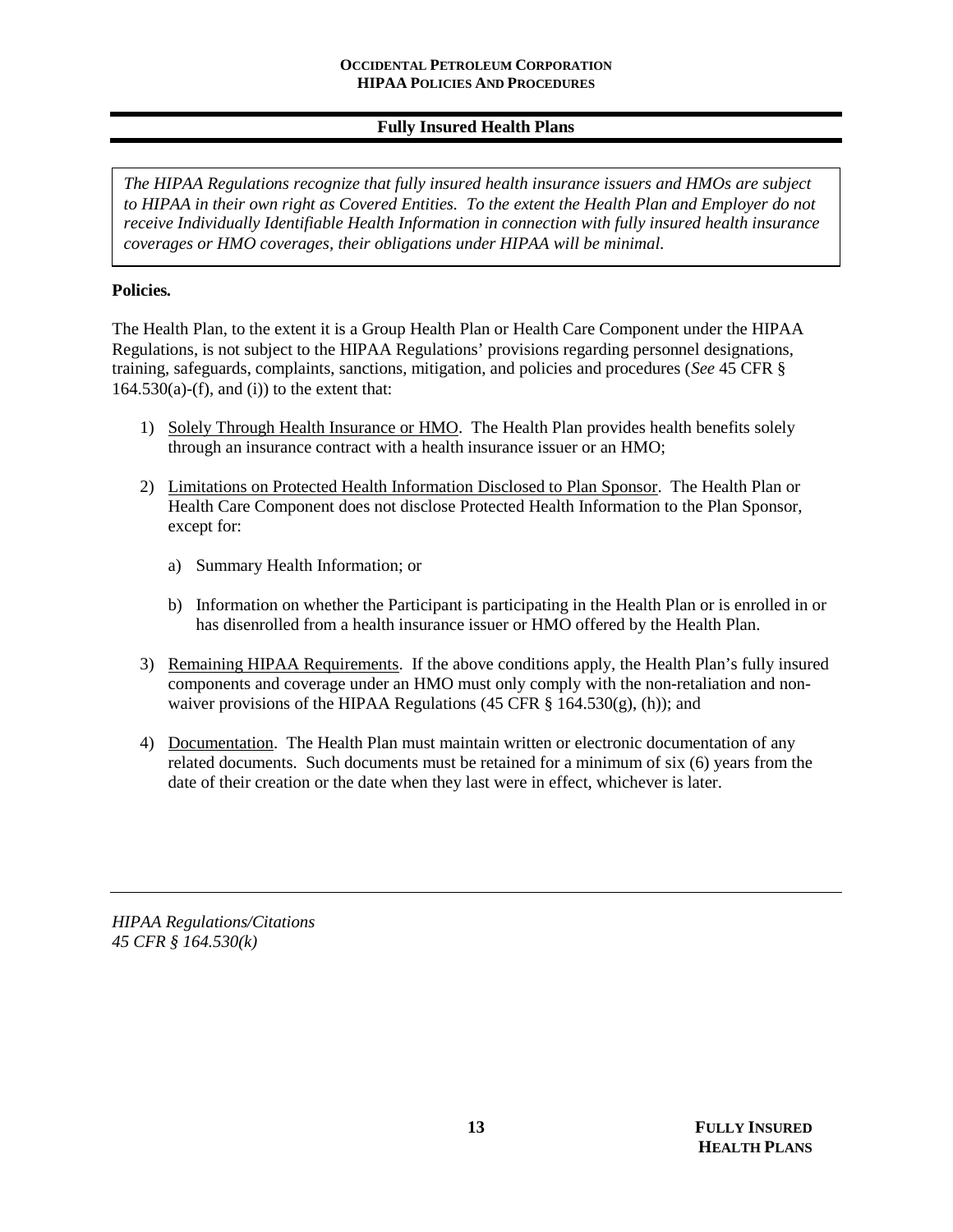## Fully Insured Health Plans

*The HIPAA Regulations recognize that fully insured health insurance issuers and HMOs are subject to HIPAA in their own right as Covered Entities. To the extent the Health Plan and Employer do not receive Individually Identifiable Health Information in connection with fully insured health insurance coverages or HMO coverages, their obligations under HIPAA will be minimal.*

**Policies.**

The Health Plan, to the extent it is a Group Health Plan or Health Care Component under the HIPAA Regulations, is not subject to the HIPAA Regulations' provisions regarding personnel designations, training, safeguards, complaints, sanctions, mitigation, and policies and procedures (*See* 45 CFR § 164.530(a)-(f), and (i)) to the extent that:

1) Solely Through Health Insurance or HMO. The Health Plan provides health benefits solely through an insurance contract with a health insurance issuer or an HMO;

2) Limitations on Protected Health Information Disclosed to Plan Sponsor. The Health Plan or Health Care Component does not disclose Protected Health Information to the Plan Sponsor, except for:

   a) Summary Health Information; or

   b) Information on whether the Participant is participating in the Health Plan or is enrolled in or has disenrolled from a health insurance issuer or HMO offered by the Health Plan.

3) Remaining HIPAA Requirements. If the above conditions apply, the Health Plan's fully insured components and coverage under an HMO must only comply with the non-retaliation and non-waiver provisions of the HIPAA Regulations (45 CFR § 164.530(g), (h)); and

4) Documentation. The Health Plan must maintain written or electronic documentation of any related documents. Such documents must be retained for a minimum of six (6) years from the date of their creation or the date when they last were in effect, whichever is later.

---

*HIPAA Regulations/Citations*
*45 CFR § 164.530(k)*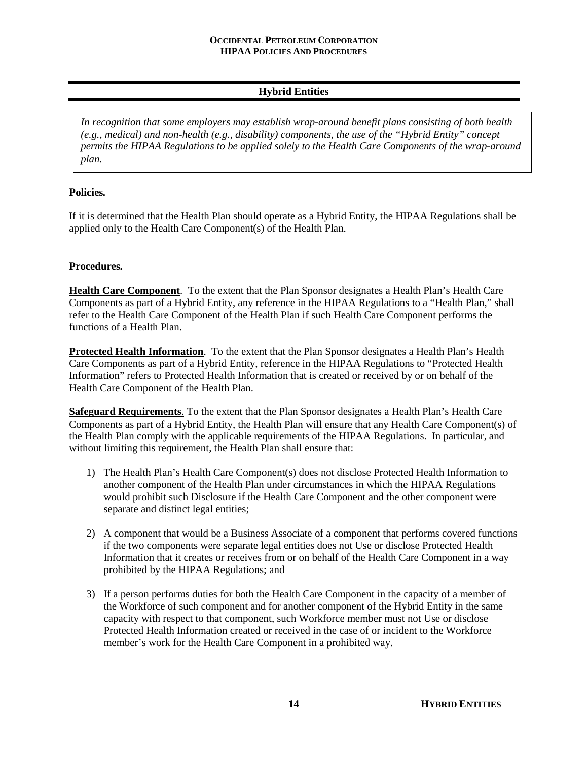## Hybrid Entities

*In recognition that some employers may establish wrap-around benefit plans consisting of both health (e.g., medical) and non-health (e.g., disability) components, the use of the "Hybrid Entity" concept permits the HIPAA Regulations to be applied solely to the Health Care Components of the wrap-around plan.*

**Policies.**

If it is determined that the Health Plan should operate as a Hybrid Entity, the HIPAA Regulations shall be applied only to the Health Care Component(s) of the Health Plan.

---

**Procedures.**

**Health Care Component**. To the extent that the Plan Sponsor designates a Health Plan's Health Care Components as part of a Hybrid Entity, any reference in the HIPAA Regulations to a "Health Plan," shall refer to the Health Care Component of the Health Plan if such Health Care Component performs the functions of a Health Plan.

**Protected Health Information**. To the extent that the Plan Sponsor designates a Health Plan's Health Care Components as part of a Hybrid Entity, reference in the HIPAA Regulations to "Protected Health Information" refers to Protected Health Information that is created or received by or on behalf of the Health Care Component of the Health Plan.

**Safeguard Requirements**. To the extent that the Plan Sponsor designates a Health Plan's Health Care Components as part of a Hybrid Entity, the Health Plan will ensure that any Health Care Component(s) of the Health Plan comply with the applicable requirements of the HIPAA Regulations. In particular, and without limiting this requirement, the Health Plan shall ensure that:

1) The Health Plan's Health Care Component(s) does not disclose Protected Health Information to another component of the Health Plan under circumstances in which the HIPAA Regulations would prohibit such Disclosure if the Health Care Component and the other component were separate and distinct legal entities;

2) A component that would be a Business Associate of a component that performs covered functions if the two components were separate legal entities does not Use or disclose Protected Health Information that it creates or receives from or on behalf of the Health Care Component in a way prohibited by the HIPAA Regulations; and

3) If a person performs duties for both the Health Care Component in the capacity of a member of the Workforce of such component and for another component of the Hybrid Entity in the same capacity with respect to that component, such Workforce member must not Use or disclose Protected Health Information created or received in the case of or incident to the Workforce member's work for the Health Care Component in a prohibited way.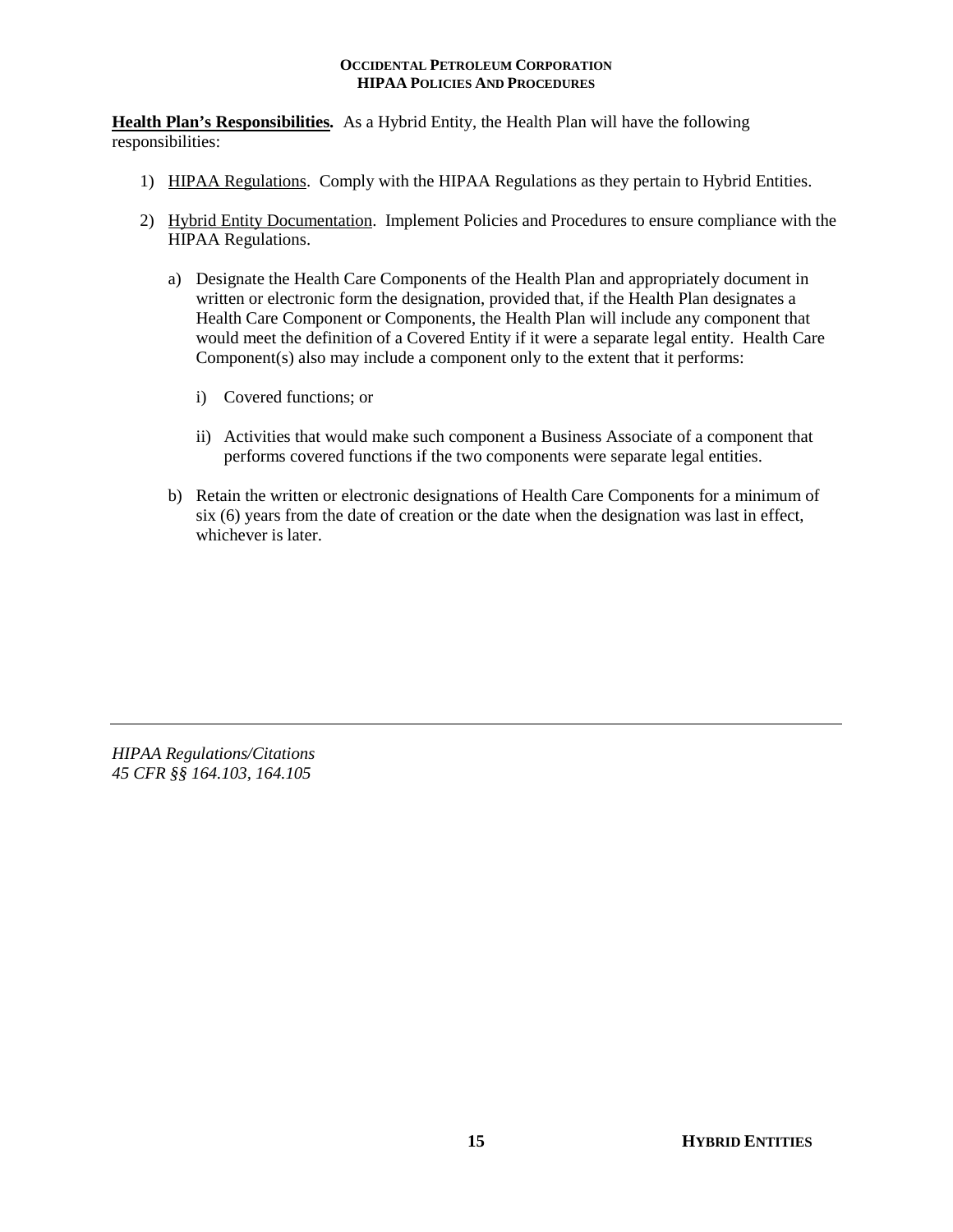**Health Plan's Responsibilities.** As a Hybrid Entity, the Health Plan will have the following responsibilities:

1) HIPAA Regulations. Comply with the HIPAA Regulations as they pertain to Hybrid Entities.

2) Hybrid Entity Documentation. Implement Policies and Procedures to ensure compliance with the HIPAA Regulations.

   a) Designate the Health Care Components of the Health Plan and appropriately document in written or electronic form the designation, provided that, if the Health Plan designates a Health Care Component or Components, the Health Plan will include any component that would meet the definition of a Covered Entity if it were a separate legal entity. Health Care Component(s) also may include a component only to the extent that it performs:

      i) Covered functions; or

      ii) Activities that would make such component a Business Associate of a component that performs covered functions if the two components were separate legal entities.

   b) Retain the written or electronic designations of Health Care Components for a minimum of six (6) years from the date of creation or the date when the designation was last in effect, whichever is later.

---

*HIPAA Regulations/Citations*
*45 CFR §§ 164.103, 164.105*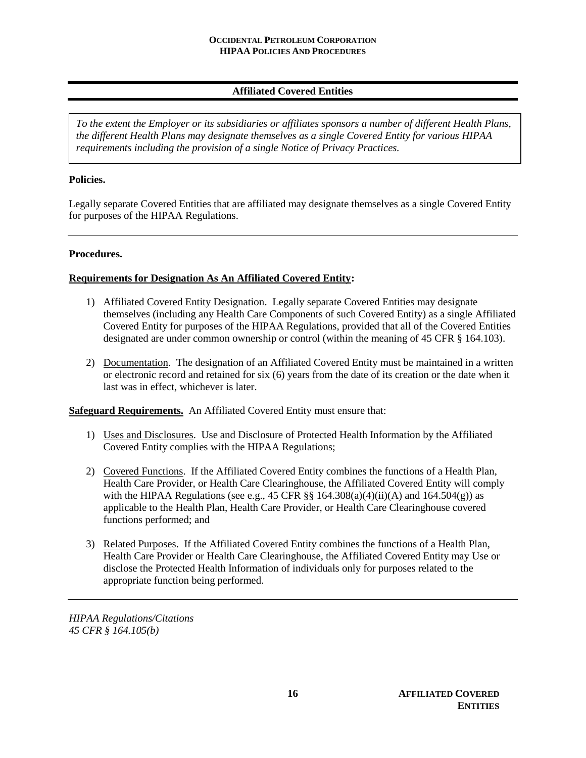## Affiliated Covered Entities

*To the extent the Employer or its subsidiaries or affiliates sponsors a number of different Health Plans, the different Health Plans may designate themselves as a single Covered Entity for various HIPAA requirements including the provision of a single Notice of Privacy Practices.*

**Policies.**

Legally separate Covered Entities that are affiliated may designate themselves as a single Covered Entity for purposes of the HIPAA Regulations.

---

**Procedures.**

**Requirements for Designation As An Affiliated Covered Entity:**

1) Affiliated Covered Entity Designation. Legally separate Covered Entities may designate themselves (including any Health Care Components of such Covered Entity) as a single Affiliated Covered Entity for purposes of the HIPAA Regulations, provided that all of the Covered Entities designated are under common ownership or control (within the meaning of 45 CFR § 164.103).

2) Documentation. The designation of an Affiliated Covered Entity must be maintained in a written or electronic record and retained for six (6) years from the date of its creation or the date when it last was in effect, whichever is later.

**Safeguard Requirements.** An Affiliated Covered Entity must ensure that:

1) Uses and Disclosures. Use and Disclosure of Protected Health Information by the Affiliated Covered Entity complies with the HIPAA Regulations;

2) Covered Functions. If the Affiliated Covered Entity combines the functions of a Health Plan, Health Care Provider, or Health Care Clearinghouse, the Affiliated Covered Entity will comply with the HIPAA Regulations (see e.g., 45 CFR §§ 164.308(a)(4)(ii)(A) and 164.504(g)) as applicable to the Health Plan, Health Care Provider, or Health Care Clearinghouse covered functions performed; and

3) Related Purposes. If the Affiliated Covered Entity combines the functions of a Health Plan, Health Care Provider or Health Care Clearinghouse, the Affiliated Covered Entity may Use or disclose the Protected Health Information of individuals only for purposes related to the appropriate function being performed.

---

*HIPAA Regulations/Citations*
*45 CFR § 164.105(b)*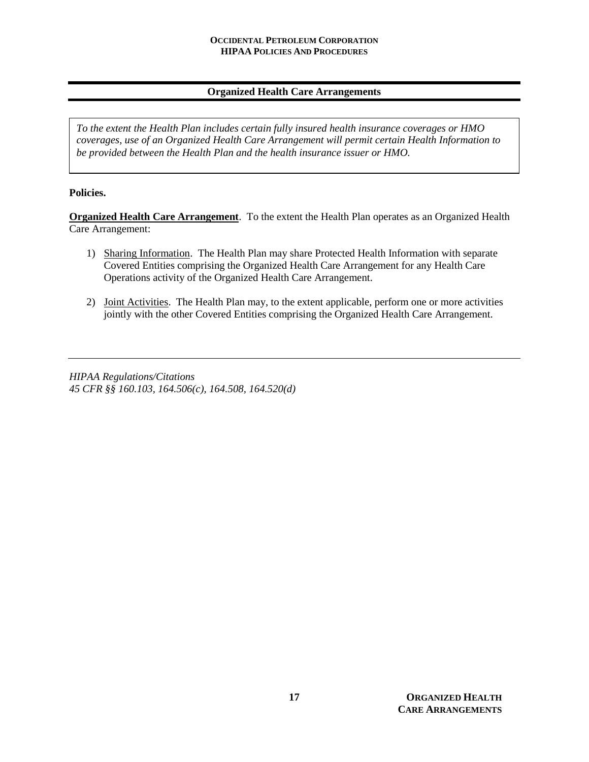## Organized Health Care Arrangements

*To the extent the Health Plan includes certain fully insured health insurance coverages or HMO coverages, use of an Organized Health Care Arrangement will permit certain Health Information to be provided between the Health Plan and the health insurance issuer or HMO.*

**Policies.**

**Organized Health Care Arrangement**. To the extent the Health Plan operates as an Organized Health Care Arrangement:

1) Sharing Information. The Health Plan may share Protected Health Information with separate Covered Entities comprising the Organized Health Care Arrangement for any Health Care Operations activity of the Organized Health Care Arrangement.

2) Joint Activities. The Health Plan may, to the extent applicable, perform one or more activities jointly with the other Covered Entities comprising the Organized Health Care Arrangement.

---

*HIPAA Regulations/Citations*
*45 CFR §§ 160.103, 164.506(c), 164.508, 164.520(d)*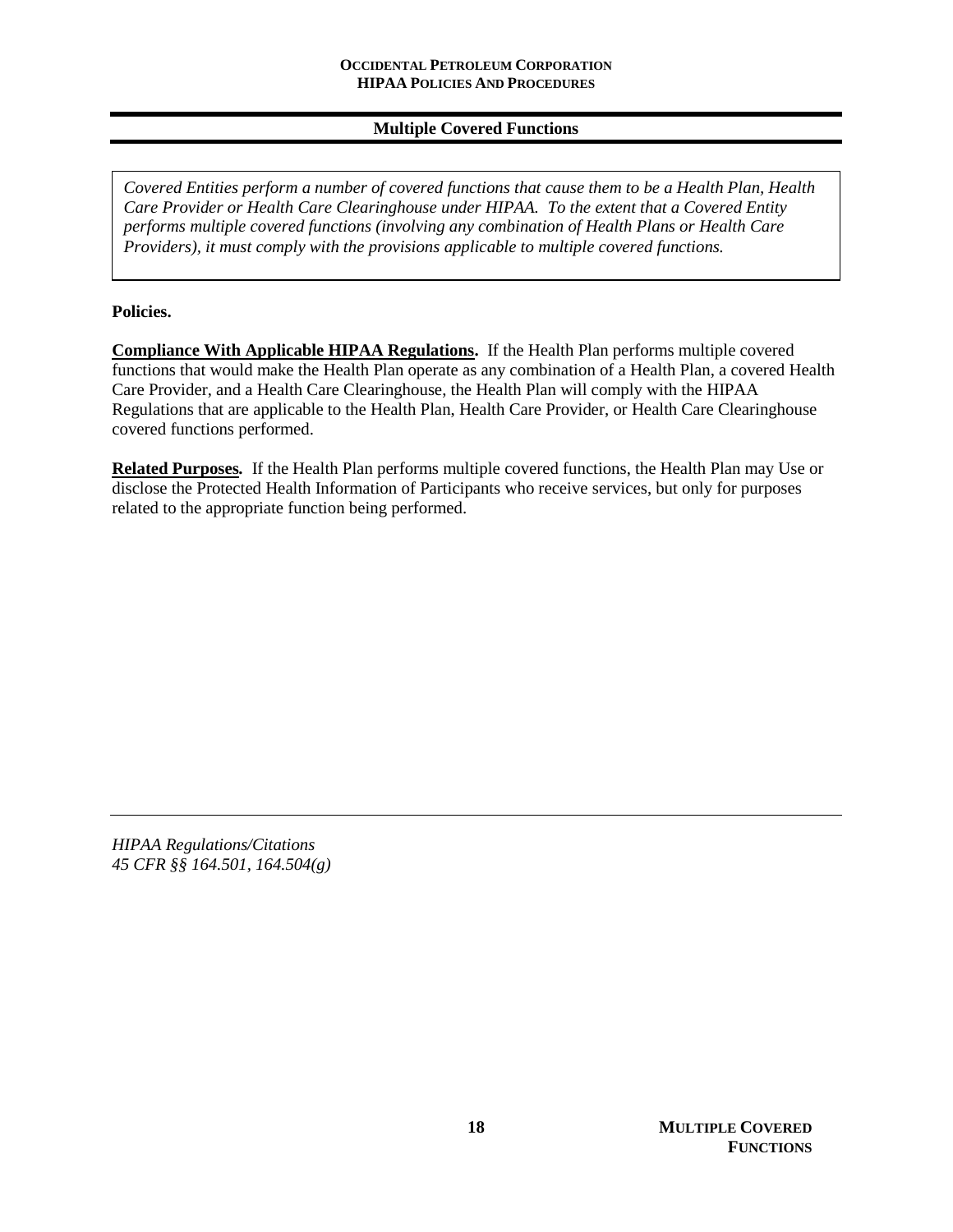## Multiple Covered Functions

*Covered Entities perform a number of covered functions that cause them to be a Health Plan, Health Care Provider or Health Care Clearinghouse under HIPAA. To the extent that a Covered Entity performs multiple covered functions (involving any combination of Health Plans or Health Care Providers), it must comply with the provisions applicable to multiple covered functions.*

**Policies.**

**Compliance With Applicable HIPAA Regulations.** If the Health Plan performs multiple covered functions that would make the Health Plan operate as any combination of a Health Plan, a covered Health Care Provider, and a Health Care Clearinghouse, the Health Plan will comply with the HIPAA Regulations that are applicable to the Health Plan, Health Care Provider, or Health Care Clearinghouse covered functions performed.

**Related Purposes.** If the Health Plan performs multiple covered functions, the Health Plan may Use or disclose the Protected Health Information of Participants who receive services, but only for purposes related to the appropriate function being performed.

---

*HIPAA Regulations/Citations*
*45 CFR §§ 164.501, 164.504(g)*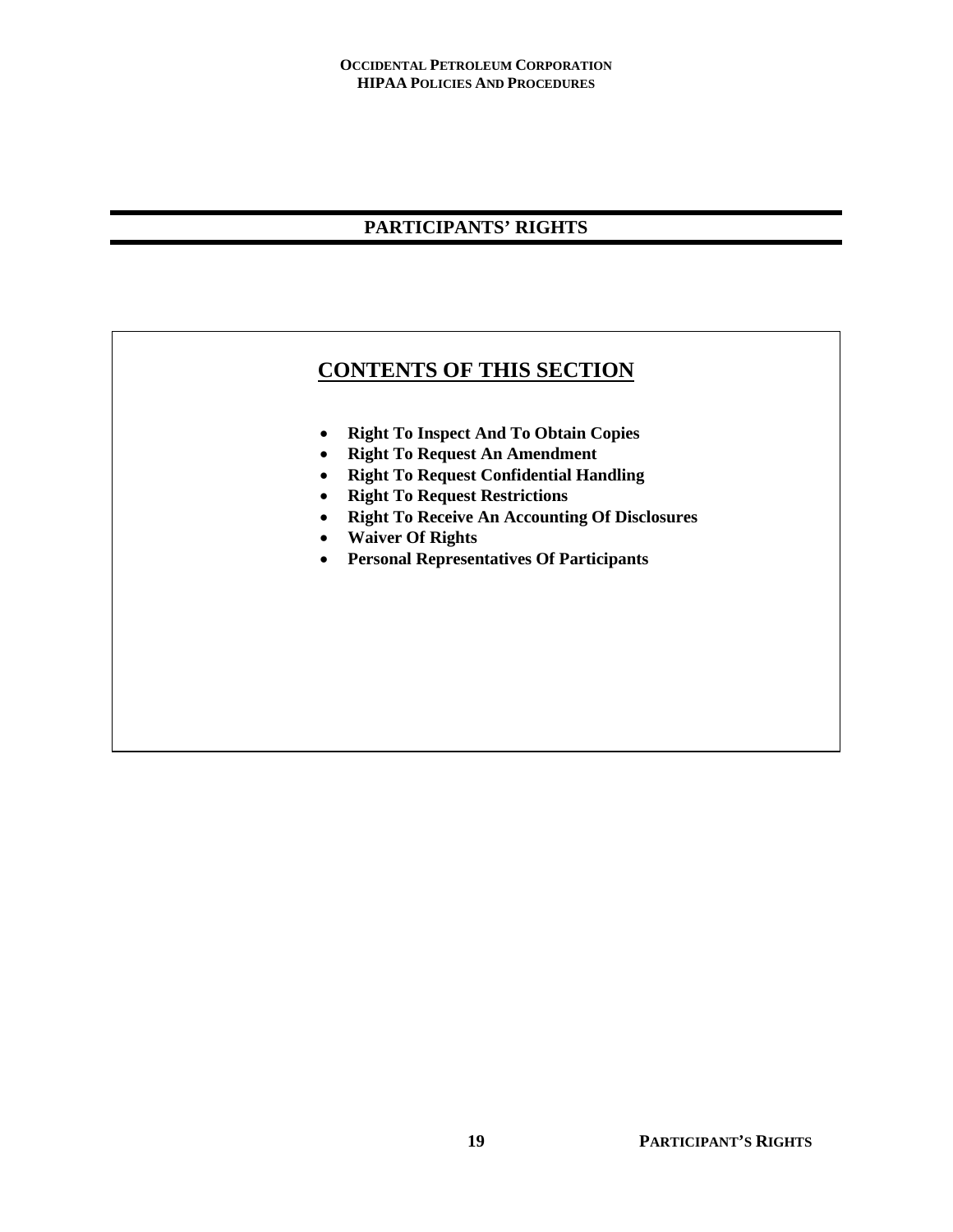# PARTICIPANTS' RIGHTS

## CONTENTS OF THIS SECTION

- **Right To Inspect And To Obtain Copies**
- **Right To Request An Amendment**
- **Right To Request Confidential Handling**
- **Right To Request Restrictions**
- **Right To Receive An Accounting Of Disclosures**
- **Waiver Of Rights**
- **Personal Representatives Of Participants**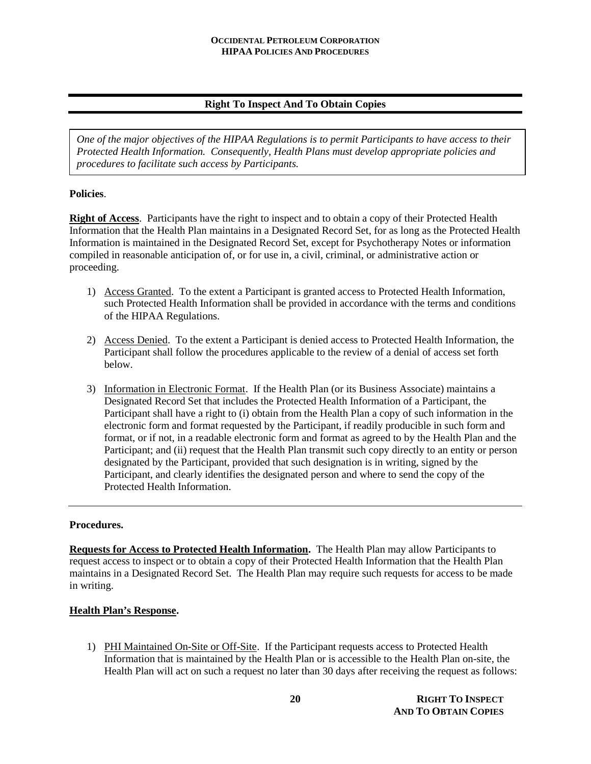## Right To Inspect And To Obtain Copies

*One of the major objectives of the HIPAA Regulations is to permit Participants to have access to their Protected Health Information. Consequently, Health Plans must develop appropriate policies and procedures to facilitate such access by Participants.*

**Policies**.

**Right of Access**. Participants have the right to inspect and to obtain a copy of their Protected Health Information that the Health Plan maintains in a Designated Record Set, for as long as the Protected Health Information is maintained in the Designated Record Set, except for Psychotherapy Notes or information compiled in reasonable anticipation of, or for use in, a civil, criminal, or administrative action or proceeding.

1) Access Granted. To the extent a Participant is granted access to Protected Health Information, such Protected Health Information shall be provided in accordance with the terms and conditions of the HIPAA Regulations.

2) Access Denied. To the extent a Participant is denied access to Protected Health Information, the Participant shall follow the procedures applicable to the review of a denial of access set forth below.

3) Information in Electronic Format. If the Health Plan (or its Business Associate) maintains a Designated Record Set that includes the Protected Health Information of a Participant, the Participant shall have a right to (i) obtain from the Health Plan a copy of such information in the electronic form and format requested by the Participant, if readily producible in such form and format, or if not, in a readable electronic form and format as agreed to by the Health Plan and the Participant; and (ii) request that the Health Plan transmit such copy directly to an entity or person designated by the Participant, provided that such designation is in writing, signed by the Participant, and clearly identifies the designated person and where to send the copy of the Protected Health Information.

---

**Procedures.**

**Requests for Access to Protected Health Information.** The Health Plan may allow Participants to request access to inspect or to obtain a copy of their Protected Health Information that the Health Plan maintains in a Designated Record Set. The Health Plan may require such requests for access to be made in writing.

**Health Plan's Response.**

1) PHI Maintained On-Site or Off-Site. If the Participant requests access to Protected Health Information that is maintained by the Health Plan or is accessible to the Health Plan on-site, the Health Plan will act on such a request no later than 30 days after receiving the request as follows: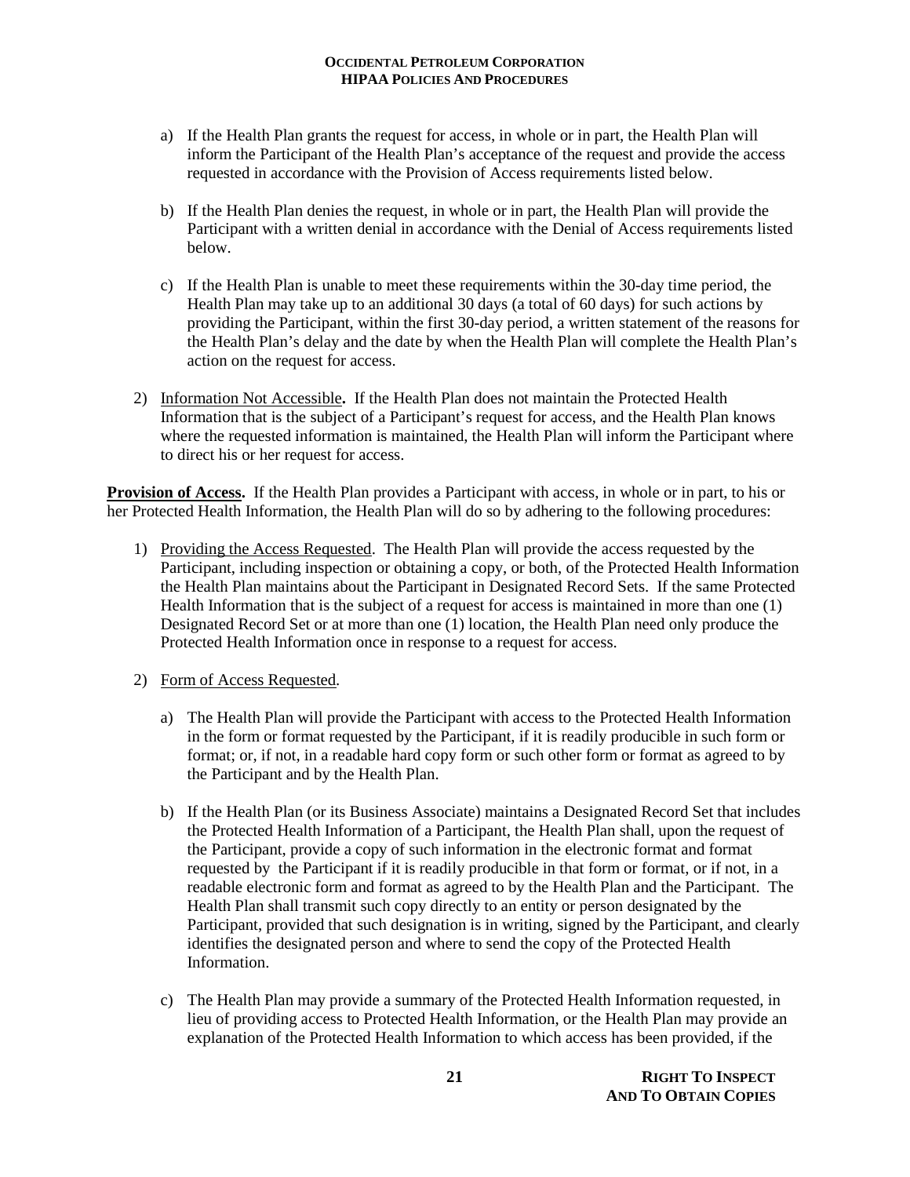a) If the Health Plan grants the request for access, in whole or in part, the Health Plan will inform the Participant of the Health Plan's acceptance of the request and provide the access requested in accordance with the Provision of Access requirements listed below.

b) If the Health Plan denies the request, in whole or in part, the Health Plan will provide the Participant with a written denial in accordance with the Denial of Access requirements listed below.

c) If the Health Plan is unable to meet these requirements within the 30-day time period, the Health Plan may take up to an additional 30 days (a total of 60 days) for such actions by providing the Participant, within the first 30-day period, a written statement of the reasons for the Health Plan's delay and the date by when the Health Plan will complete the Health Plan's action on the request for access.

2) Information Not Accessible**.** If the Health Plan does not maintain the Protected Health Information that is the subject of a Participant's request for access, and the Health Plan knows where the requested information is maintained, the Health Plan will inform the Participant where to direct his or her request for access.

**Provision of Access.** If the Health Plan provides a Participant with access, in whole or in part, to his or her Protected Health Information, the Health Plan will do so by adhering to the following procedures:

1) Providing the Access Requested. The Health Plan will provide the access requested by the Participant, including inspection or obtaining a copy, or both, of the Protected Health Information the Health Plan maintains about the Participant in Designated Record Sets. If the same Protected Health Information that is the subject of a request for access is maintained in more than one (1) Designated Record Set or at more than one (1) location, the Health Plan need only produce the Protected Health Information once in response to a request for access.

2) Form of Access Requested.

a) The Health Plan will provide the Participant with access to the Protected Health Information in the form or format requested by the Participant, if it is readily producible in such form or format; or, if not, in a readable hard copy form or such other form or format as agreed to by the Participant and by the Health Plan.

b) If the Health Plan (or its Business Associate) maintains a Designated Record Set that includes the Protected Health Information of a Participant, the Health Plan shall, upon the request of the Participant, provide a copy of such information in the electronic format and format requested by the Participant if it is readily producible in that form or format, or if not, in a readable electronic form and format as agreed to by the Health Plan and the Participant. The Health Plan shall transmit such copy directly to an entity or person designated by the Participant, provided that such designation is in writing, signed by the Participant, and clearly identifies the designated person and where to send the copy of the Protected Health Information.

c) The Health Plan may provide a summary of the Protected Health Information requested, in lieu of providing access to Protected Health Information, or the Health Plan may provide an explanation of the Protected Health Information to which access has been provided, if the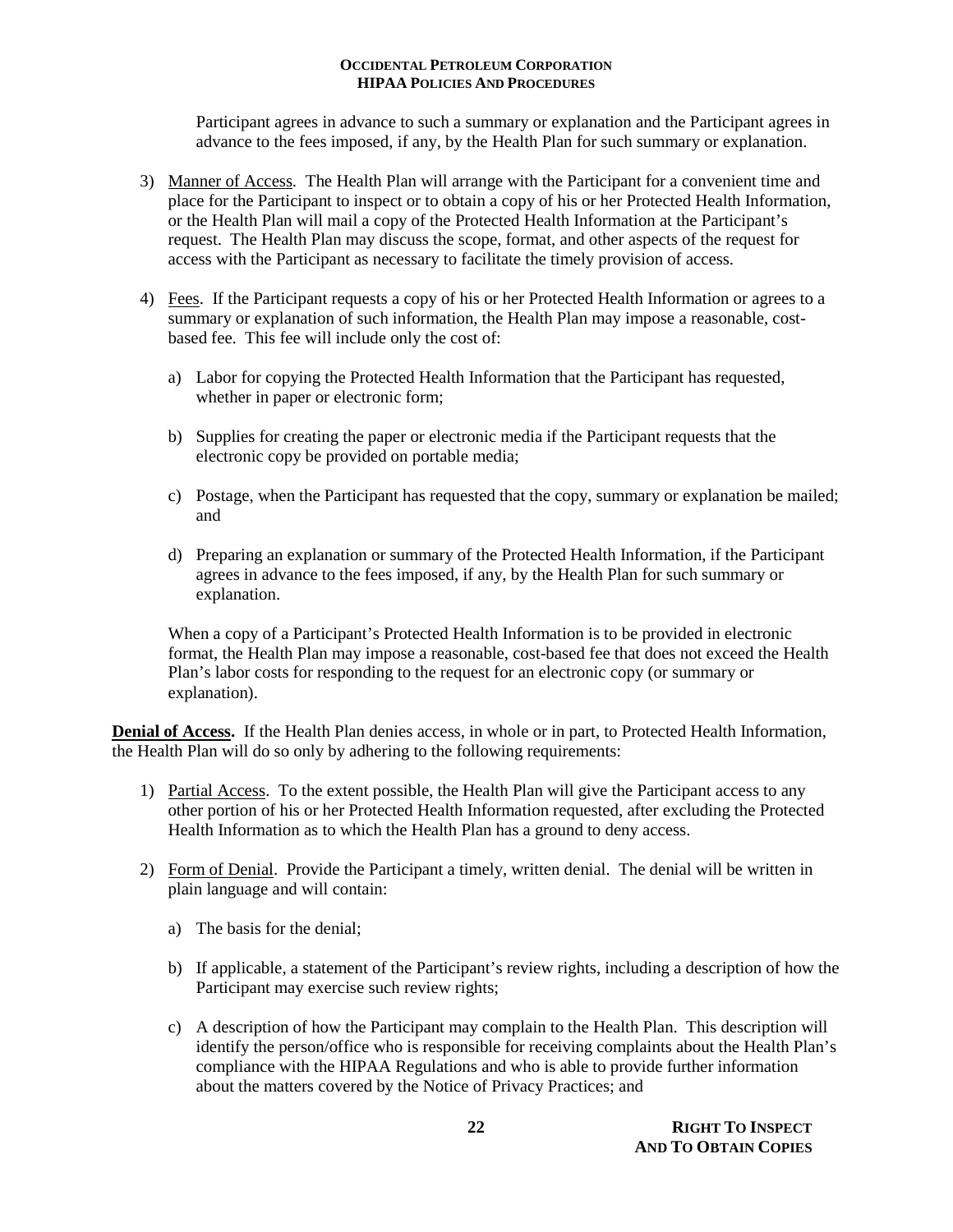Participant agrees in advance to such a summary or explanation and the Participant agrees in advance to the fees imposed, if any, by the Health Plan for such summary or explanation.

3) Manner of Access. The Health Plan will arrange with the Participant for a convenient time and place for the Participant to inspect or to obtain a copy of his or her Protected Health Information, or the Health Plan will mail a copy of the Protected Health Information at the Participant's request. The Health Plan may discuss the scope, format, and other aspects of the request for access with the Participant as necessary to facilitate the timely provision of access.

4) Fees. If the Participant requests a copy of his or her Protected Health Information or agrees to a summary or explanation of such information, the Health Plan may impose a reasonable, cost-based fee. This fee will include only the cost of:

   a) Labor for copying the Protected Health Information that the Participant has requested, whether in paper or electronic form;

   b) Supplies for creating the paper or electronic media if the Participant requests that the electronic copy be provided on portable media;

   c) Postage, when the Participant has requested that the copy, summary or explanation be mailed; and

   d) Preparing an explanation or summary of the Protected Health Information, if the Participant agrees in advance to the fees imposed, if any, by the Health Plan for such summary or explanation.

   When a copy of a Participant's Protected Health Information is to be provided in electronic format, the Health Plan may impose a reasonable, cost-based fee that does not exceed the Health Plan's labor costs for responding to the request for an electronic copy (or summary or explanation).

**Denial of Access.** If the Health Plan denies access, in whole or in part, to Protected Health Information, the Health Plan will do so only by adhering to the following requirements:

1) Partial Access. To the extent possible, the Health Plan will give the Participant access to any other portion of his or her Protected Health Information requested, after excluding the Protected Health Information as to which the Health Plan has a ground to deny access.

2) Form of Denial. Provide the Participant a timely, written denial. The denial will be written in plain language and will contain:

   a) The basis for the denial;

   b) If applicable, a statement of the Participant's review rights, including a description of how the Participant may exercise such review rights;

   c) A description of how the Participant may complain to the Health Plan. This description will identify the person/office who is responsible for receiving complaints about the Health Plan's compliance with the HIPAA Regulations and who is able to provide further information about the matters covered by the Notice of Privacy Practices; and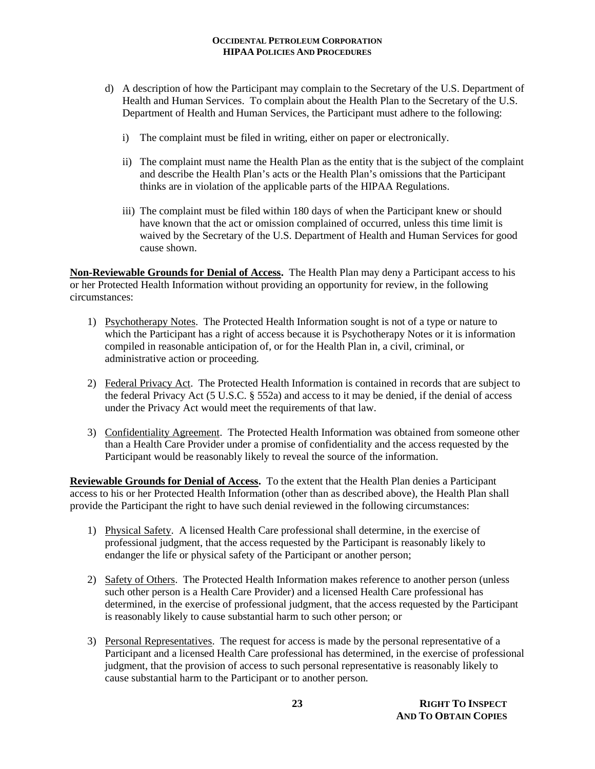d) A description of how the Participant may complain to the Secretary of the U.S. Department of Health and Human Services. To complain about the Health Plan to the Secretary of the U.S. Department of Health and Human Services, the Participant must adhere to the following:

   i) The complaint must be filed in writing, either on paper or electronically.

   ii) The complaint must name the Health Plan as the entity that is the subject of the complaint and describe the Health Plan's acts or the Health Plan's omissions that the Participant thinks are in violation of the applicable parts of the HIPAA Regulations.

   iii) The complaint must be filed within 180 days of when the Participant knew or should have known that the act or omission complained of occurred, unless this time limit is waived by the Secretary of the U.S. Department of Health and Human Services for good cause shown.

**Non-Reviewable Grounds for Denial of Access.** The Health Plan may deny a Participant access to his or her Protected Health Information without providing an opportunity for review, in the following circumstances:

1) Psychotherapy Notes. The Protected Health Information sought is not of a type or nature to which the Participant has a right of access because it is Psychotherapy Notes or it is information compiled in reasonable anticipation of, or for the Health Plan in, a civil, criminal, or administrative action or proceeding.

2) Federal Privacy Act. The Protected Health Information is contained in records that are subject to the federal Privacy Act (5 U.S.C. § 552a) and access to it may be denied, if the denial of access under the Privacy Act would meet the requirements of that law.

3) Confidentiality Agreement. The Protected Health Information was obtained from someone other than a Health Care Provider under a promise of confidentiality and the access requested by the Participant would be reasonably likely to reveal the source of the information.

**Reviewable Grounds for Denial of Access.** To the extent that the Health Plan denies a Participant access to his or her Protected Health Information (other than as described above), the Health Plan shall provide the Participant the right to have such denial reviewed in the following circumstances:

1) Physical Safety. A licensed Health Care professional shall determine, in the exercise of professional judgment, that the access requested by the Participant is reasonably likely to endanger the life or physical safety of the Participant or another person;

2) Safety of Others. The Protected Health Information makes reference to another person (unless such other person is a Health Care Provider) and a licensed Health Care professional has determined, in the exercise of professional judgment, that the access requested by the Participant is reasonably likely to cause substantial harm to such other person; or

3) Personal Representatives. The request for access is made by the personal representative of a Participant and a licensed Health Care professional has determined, in the exercise of professional judgment, that the provision of access to such personal representative is reasonably likely to cause substantial harm to the Participant or to another person.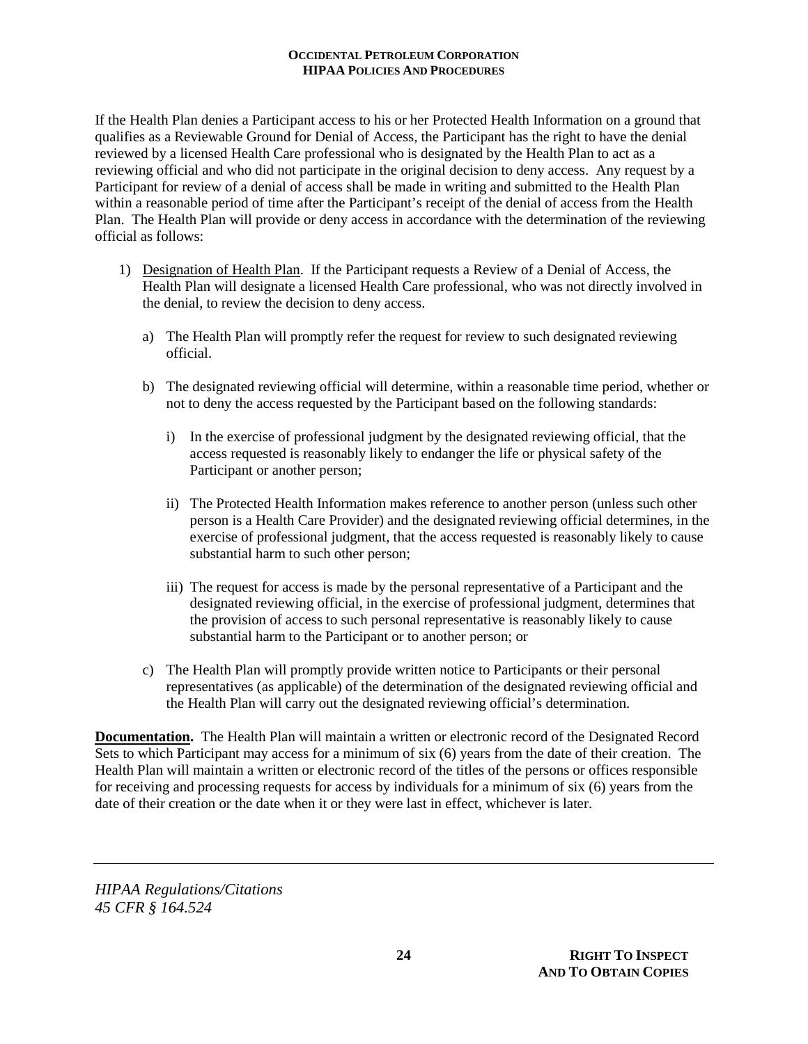If the Health Plan denies a Participant access to his or her Protected Health Information on a ground that qualifies as a Reviewable Ground for Denial of Access, the Participant has the right to have the denial reviewed by a licensed Health Care professional who is designated by the Health Plan to act as a reviewing official and who did not participate in the original decision to deny access. Any request by a Participant for review of a denial of access shall be made in writing and submitted to the Health Plan within a reasonable period of time after the Participant's receipt of the denial of access from the Health Plan. The Health Plan will provide or deny access in accordance with the determination of the reviewing official as follows:

1) Designation of Health Plan. If the Participant requests a Review of a Denial of Access, the Health Plan will designate a licensed Health Care professional, who was not directly involved in the denial, to review the decision to deny access.

   a) The Health Plan will promptly refer the request for review to such designated reviewing official.

   b) The designated reviewing official will determine, within a reasonable time period, whether or not to deny the access requested by the Participant based on the following standards:

      i) In the exercise of professional judgment by the designated reviewing official, that the access requested is reasonably likely to endanger the life or physical safety of the Participant or another person;

      ii) The Protected Health Information makes reference to another person (unless such other person is a Health Care Provider) and the designated reviewing official determines, in the exercise of professional judgment, that the access requested is reasonably likely to cause substantial harm to such other person;

      iii) The request for access is made by the personal representative of a Participant and the designated reviewing official, in the exercise of professional judgment, determines that the provision of access to such personal representative is reasonably likely to cause substantial harm to the Participant or to another person; or

   c) The Health Plan will promptly provide written notice to Participants or their personal representatives (as applicable) of the determination of the designated reviewing official and the Health Plan will carry out the designated reviewing official's determination.

**Documentation.** The Health Plan will maintain a written or electronic record of the Designated Record Sets to which Participant may access for a minimum of six (6) years from the date of their creation. The Health Plan will maintain a written or electronic record of the titles of the persons or offices responsible for receiving and processing requests for access by individuals for a minimum of six (6) years from the date of their creation or the date when it or they were last in effect, whichever is later.

---

*HIPAA Regulations/Citations*
*45 CFR § 164.524*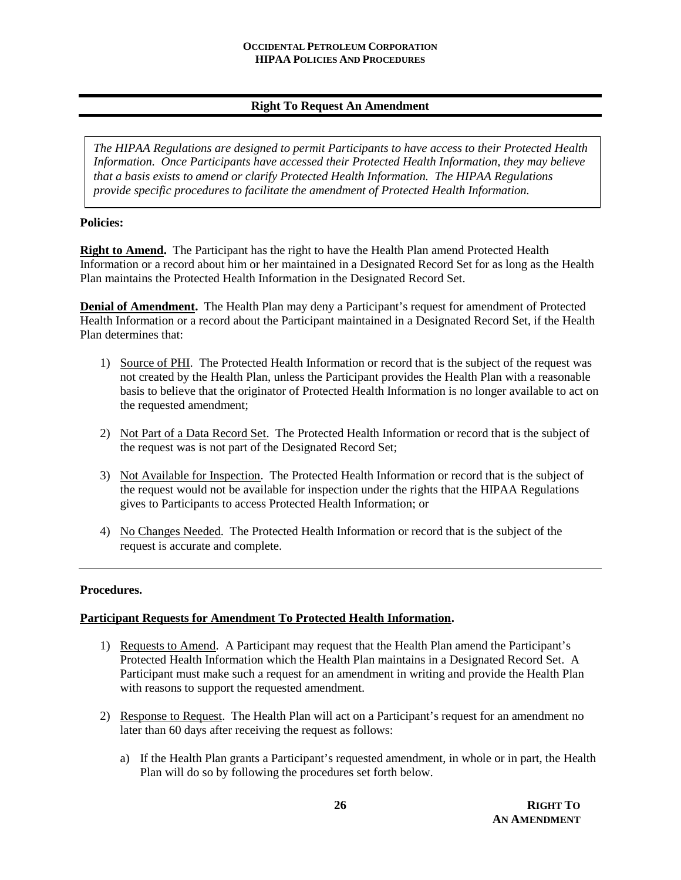## Right To Request An Amendment

*The HIPAA Regulations are designed to permit Participants to have access to their Protected Health Information. Once Participants have accessed their Protected Health Information, they may believe that a basis exists to amend or clarify Protected Health Information. The HIPAA Regulations provide specific procedures to facilitate the amendment of Protected Health Information.*

**Policies:**

**Right to Amend.** The Participant has the right to have the Health Plan amend Protected Health Information or a record about him or her maintained in a Designated Record Set for as long as the Health Plan maintains the Protected Health Information in the Designated Record Set.

**Denial of Amendment.** The Health Plan may deny a Participant's request for amendment of Protected Health Information or a record about the Participant maintained in a Designated Record Set, if the Health Plan determines that:

1) Source of PHI. The Protected Health Information or record that is the subject of the request was not created by the Health Plan, unless the Participant provides the Health Plan with a reasonable basis to believe that the originator of Protected Health Information is no longer available to act on the requested amendment;

2) Not Part of a Data Record Set. The Protected Health Information or record that is the subject of the request was is not part of the Designated Record Set;

3) Not Available for Inspection. The Protected Health Information or record that is the subject of the request would not be available for inspection under the rights that the HIPAA Regulations gives to Participants to access Protected Health Information; or

4) No Changes Needed. The Protected Health Information or record that is the subject of the request is accurate and complete.

---

**Procedures.**

**Participant Requests for Amendment To Protected Health Information.**

1) Requests to Amend. A Participant may request that the Health Plan amend the Participant's Protected Health Information which the Health Plan maintains in a Designated Record Set. A Participant must make such a request for an amendment in writing and provide the Health Plan with reasons to support the requested amendment.

2) Response to Request. The Health Plan will act on a Participant's request for an amendment no later than 60 days after receiving the request as follows:

   a) If the Health Plan grants a Participant's requested amendment, in whole or in part, the Health Plan will do so by following the procedures set forth below.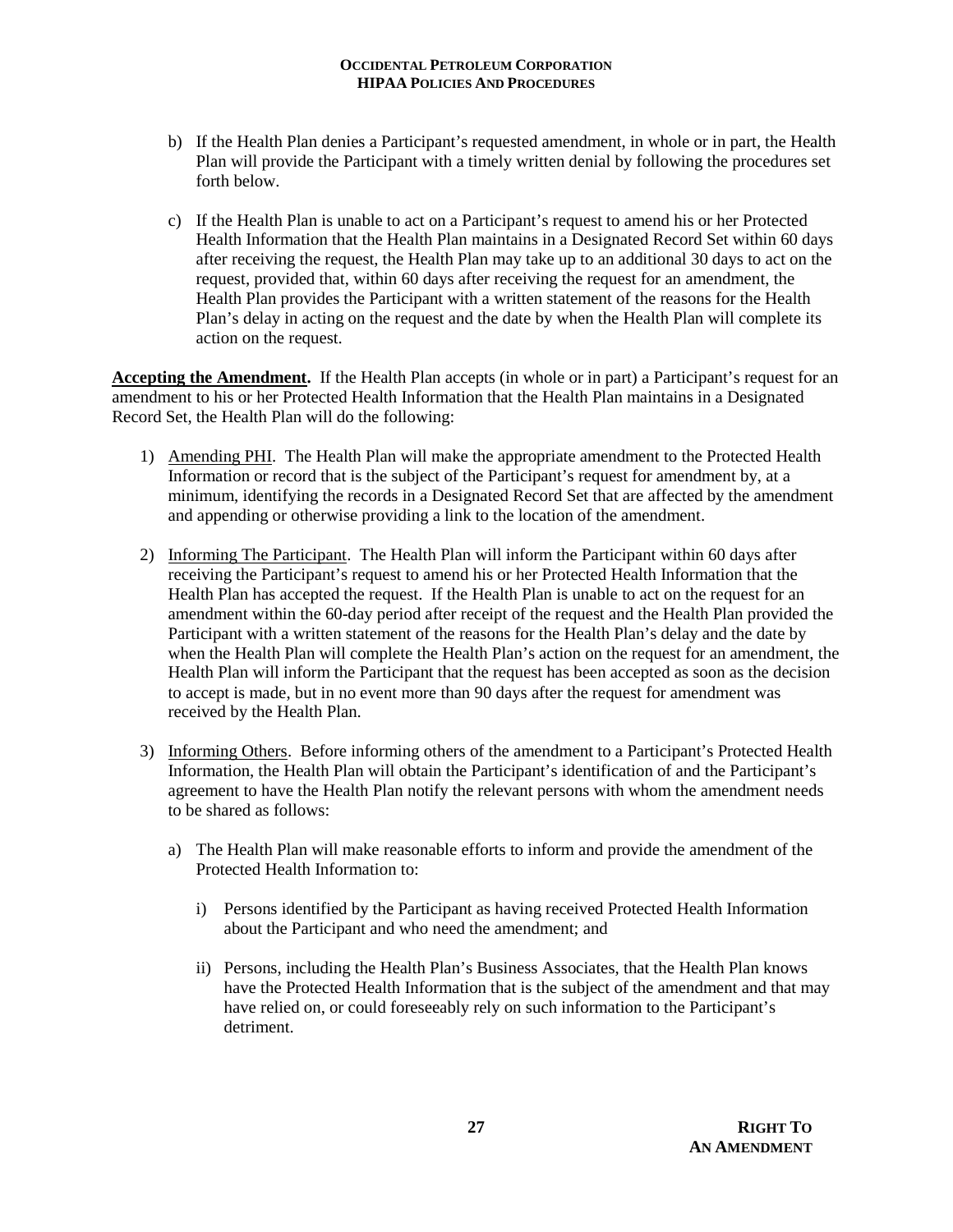b) If the Health Plan denies a Participant's requested amendment, in whole or in part, the Health Plan will provide the Participant with a timely written denial by following the procedures set forth below.

c) If the Health Plan is unable to act on a Participant's request to amend his or her Protected Health Information that the Health Plan maintains in a Designated Record Set within 60 days after receiving the request, the Health Plan may take up to an additional 30 days to act on the request, provided that, within 60 days after receiving the request for an amendment, the Health Plan provides the Participant with a written statement of the reasons for the Health Plan's delay in acting on the request and the date by when the Health Plan will complete its action on the request.

**Accepting the Amendment.** If the Health Plan accepts (in whole or in part) a Participant's request for an amendment to his or her Protected Health Information that the Health Plan maintains in a Designated Record Set, the Health Plan will do the following:

1) Amending PHI. The Health Plan will make the appropriate amendment to the Protected Health Information or record that is the subject of the Participant's request for amendment by, at a minimum, identifying the records in a Designated Record Set that are affected by the amendment and appending or otherwise providing a link to the location of the amendment.

2) Informing The Participant. The Health Plan will inform the Participant within 60 days after receiving the Participant's request to amend his or her Protected Health Information that the Health Plan has accepted the request. If the Health Plan is unable to act on the request for an amendment within the 60-day period after receipt of the request and the Health Plan provided the Participant with a written statement of the reasons for the Health Plan's delay and the date by when the Health Plan will complete the Health Plan's action on the request for an amendment, the Health Plan will inform the Participant that the request has been accepted as soon as the decision to accept is made, but in no event more than 90 days after the request for amendment was received by the Health Plan.

3) Informing Others. Before informing others of the amendment to a Participant's Protected Health Information, the Health Plan will obtain the Participant's identification of and the Participant's agreement to have the Health Plan notify the relevant persons with whom the amendment needs to be shared as follows:

   a) The Health Plan will make reasonable efforts to inform and provide the amendment of the Protected Health Information to:

      i) Persons identified by the Participant as having received Protected Health Information about the Participant and who need the amendment; and

      ii) Persons, including the Health Plan's Business Associates, that the Health Plan knows have the Protected Health Information that is the subject of the amendment and that may have relied on, or could foreseeably rely on such information to the Participant's detriment.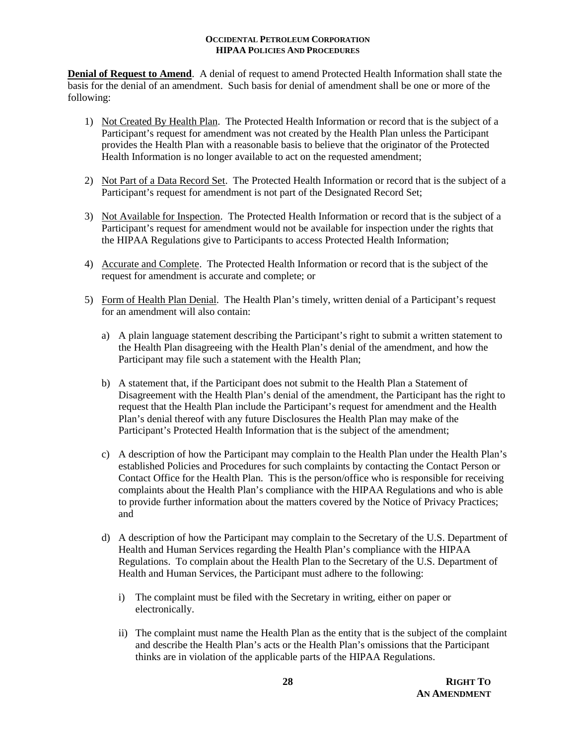**Denial of Request to Amend**. A denial of request to amend Protected Health Information shall state the basis for the denial of an amendment. Such basis for denial of amendment shall be one or more of the following:

1) Not Created By Health Plan. The Protected Health Information or record that is the subject of a Participant's request for amendment was not created by the Health Plan unless the Participant provides the Health Plan with a reasonable basis to believe that the originator of the Protected Health Information is no longer available to act on the requested amendment;

2) Not Part of a Data Record Set. The Protected Health Information or record that is the subject of a Participant's request for amendment is not part of the Designated Record Set;

3) Not Available for Inspection. The Protected Health Information or record that is the subject of a Participant's request for amendment would not be available for inspection under the rights that the HIPAA Regulations give to Participants to access Protected Health Information;

4) Accurate and Complete. The Protected Health Information or record that is the subject of the request for amendment is accurate and complete; or

5) Form of Health Plan Denial. The Health Plan's timely, written denial of a Participant's request for an amendment will also contain:

   a) A plain language statement describing the Participant's right to submit a written statement to the Health Plan disagreeing with the Health Plan's denial of the amendment, and how the Participant may file such a statement with the Health Plan;

   b) A statement that, if the Participant does not submit to the Health Plan a Statement of Disagreement with the Health Plan's denial of the amendment, the Participant has the right to request that the Health Plan include the Participant's request for amendment and the Health Plan's denial thereof with any future Disclosures the Health Plan may make of the Participant's Protected Health Information that is the subject of the amendment;

   c) A description of how the Participant may complain to the Health Plan under the Health Plan's established Policies and Procedures for such complaints by contacting the Contact Person or Contact Office for the Health Plan. This is the person/office who is responsible for receiving complaints about the Health Plan's compliance with the HIPAA Regulations and who is able to provide further information about the matters covered by the Notice of Privacy Practices; and

   d) A description of how the Participant may complain to the Secretary of the U.S. Department of Health and Human Services regarding the Health Plan's compliance with the HIPAA Regulations. To complain about the Health Plan to the Secretary of the U.S. Department of Health and Human Services, the Participant must adhere to the following:

      i) The complaint must be filed with the Secretary in writing, either on paper or electronically.

      ii) The complaint must name the Health Plan as the entity that is the subject of the complaint and describe the Health Plan's acts or the Health Plan's omissions that the Participant thinks are in violation of the applicable parts of the HIPAA Regulations.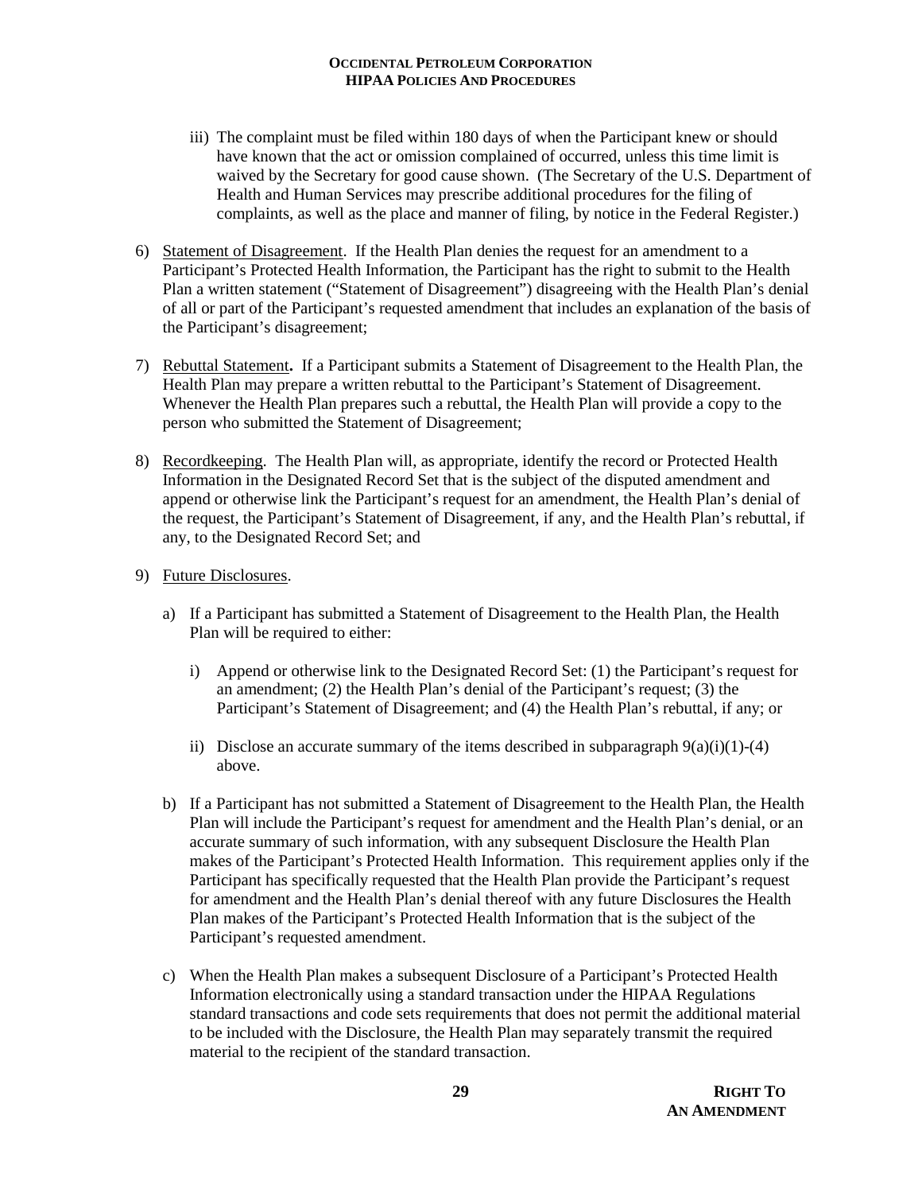iii) The complaint must be filed within 180 days of when the Participant knew or should have known that the act or omission complained of occurred, unless this time limit is waived by the Secretary for good cause shown. (The Secretary of the U.S. Department of Health and Human Services may prescribe additional procedures for the filing of complaints, as well as the place and manner of filing, by notice in the Federal Register.)

6) Statement of Disagreement. If the Health Plan denies the request for an amendment to a Participant's Protected Health Information, the Participant has the right to submit to the Health Plan a written statement ("Statement of Disagreement") disagreeing with the Health Plan's denial of all or part of the Participant's requested amendment that includes an explanation of the basis of the Participant's disagreement;

7) Rebuttal Statement**.** If a Participant submits a Statement of Disagreement to the Health Plan, the Health Plan may prepare a written rebuttal to the Participant's Statement of Disagreement. Whenever the Health Plan prepares such a rebuttal, the Health Plan will provide a copy to the person who submitted the Statement of Disagreement;

8) Recordkeeping. The Health Plan will, as appropriate, identify the record or Protected Health Information in the Designated Record Set that is the subject of the disputed amendment and append or otherwise link the Participant's request for an amendment, the Health Plan's denial of the request, the Participant's Statement of Disagreement, if any, and the Health Plan's rebuttal, if any, to the Designated Record Set; and

9) Future Disclosures.

   a) If a Participant has submitted a Statement of Disagreement to the Health Plan, the Health Plan will be required to either:

      i) Append or otherwise link to the Designated Record Set: (1) the Participant's request for an amendment; (2) the Health Plan's denial of the Participant's request; (3) the Participant's Statement of Disagreement; and (4) the Health Plan's rebuttal, if any; or

      ii) Disclose an accurate summary of the items described in subparagraph 9(a)(i)(1)-(4) above.

   b) If a Participant has not submitted a Statement of Disagreement to the Health Plan, the Health Plan will include the Participant's request for amendment and the Health Plan's denial, or an accurate summary of such information, with any subsequent Disclosure the Health Plan makes of the Participant's Protected Health Information. This requirement applies only if the Participant has specifically requested that the Health Plan provide the Participant's request for amendment and the Health Plan's denial thereof with any future Disclosures the Health Plan makes of the Participant's Protected Health Information that is the subject of the Participant's requested amendment.

   c) When the Health Plan makes a subsequent Disclosure of a Participant's Protected Health Information electronically using a standard transaction under the HIPAA Regulations standard transactions and code sets requirements that does not permit the additional material to be included with the Disclosure, the Health Plan may separately transmit the required material to the recipient of the standard transaction.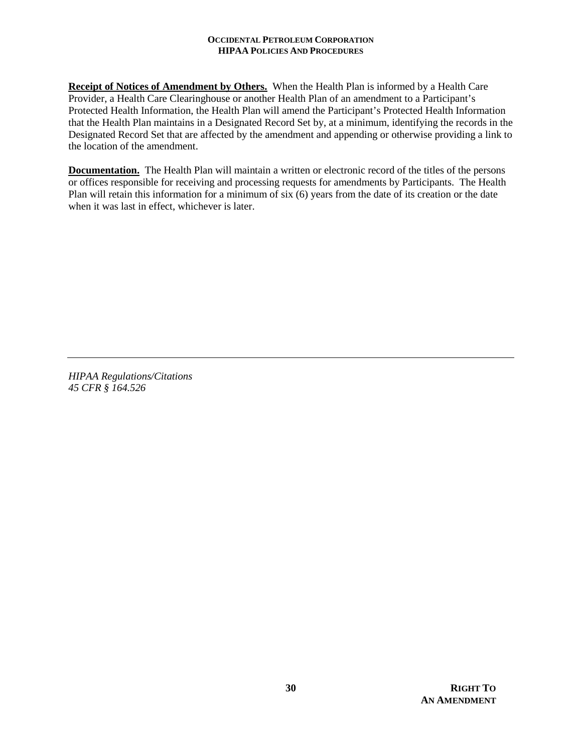**Receipt of Notices of Amendment by Others.** When the Health Plan is informed by a Health Care Provider, a Health Care Clearinghouse or another Health Plan of an amendment to a Participant's Protected Health Information, the Health Plan will amend the Participant's Protected Health Information that the Health Plan maintains in a Designated Record Set by, at a minimum, identifying the records in the Designated Record Set that are affected by the amendment and appending or otherwise providing a link to the location of the amendment.

**Documentation.** The Health Plan will maintain a written or electronic record of the titles of the persons or offices responsible for receiving and processing requests for amendments by Participants. The Health Plan will retain this information for a minimum of six (6) years from the date of its creation or the date when it was last in effect, whichever is later.

---

*HIPAA Regulations/Citations*
*45 CFR § 164.526*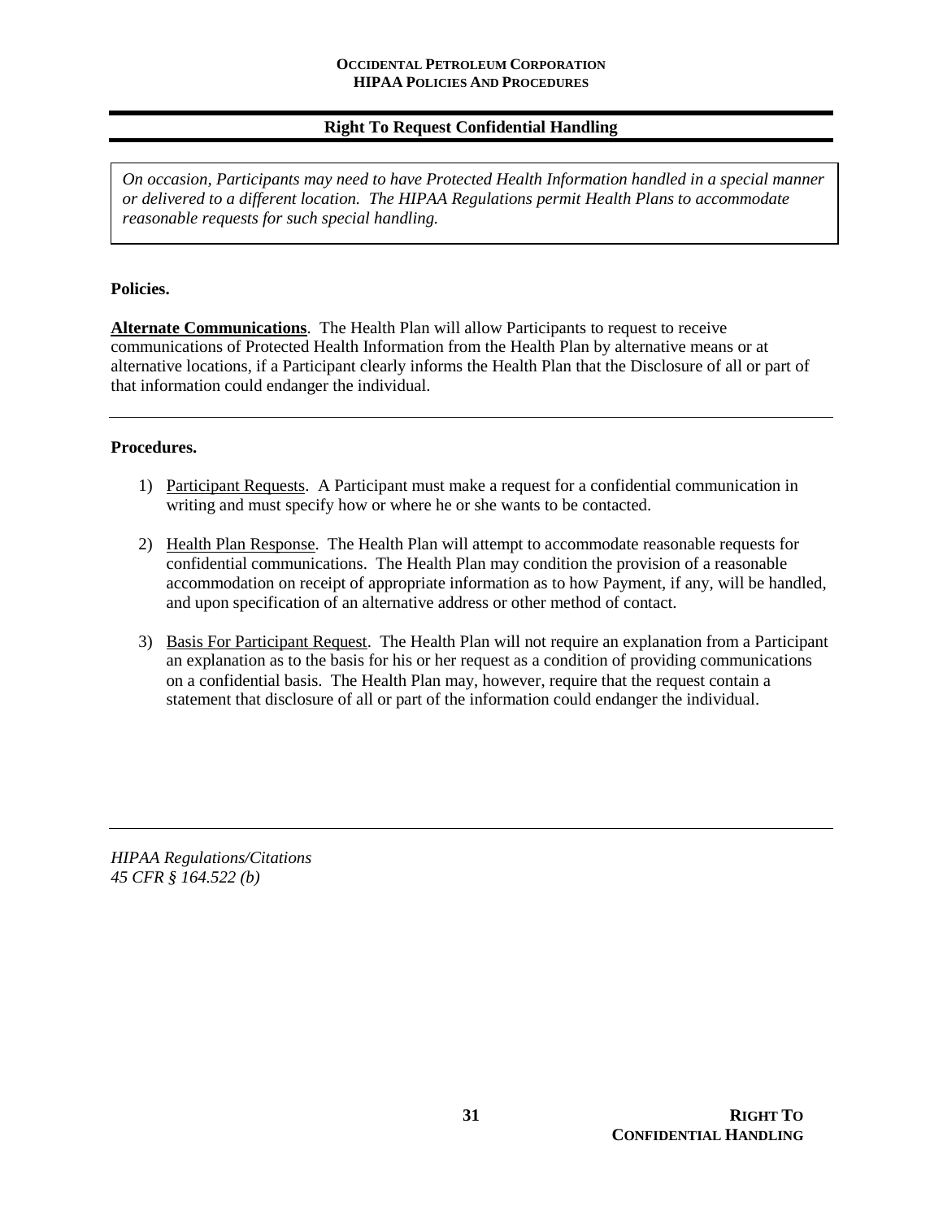## Right To Request Confidential Handling

*On occasion, Participants may need to have Protected Health Information handled in a special manner or delivered to a different location. The HIPAA Regulations permit Health Plans to accommodate reasonable requests for such special handling.*

**Policies.**

**Alternate Communications**. The Health Plan will allow Participants to request to receive communications of Protected Health Information from the Health Plan by alternative means or at alternative locations, if a Participant clearly informs the Health Plan that the Disclosure of all or part of that information could endanger the individual.

---

**Procedures.**

1) Participant Requests. A Participant must make a request for a confidential communication in writing and must specify how or where he or she wants to be contacted.

2) Health Plan Response. The Health Plan will attempt to accommodate reasonable requests for confidential communications. The Health Plan may condition the provision of a reasonable accommodation on receipt of appropriate information as to how Payment, if any, will be handled, and upon specification of an alternative address or other method of contact.

3) Basis For Participant Request. The Health Plan will not require an explanation from a Participant an explanation as to the basis for his or her request as a condition of providing communications on a confidential basis. The Health Plan may, however, require that the request contain a statement that disclosure of all or part of the information could endanger the individual.

---

*HIPAA Regulations/Citations*
*45 CFR § 164.522 (b)*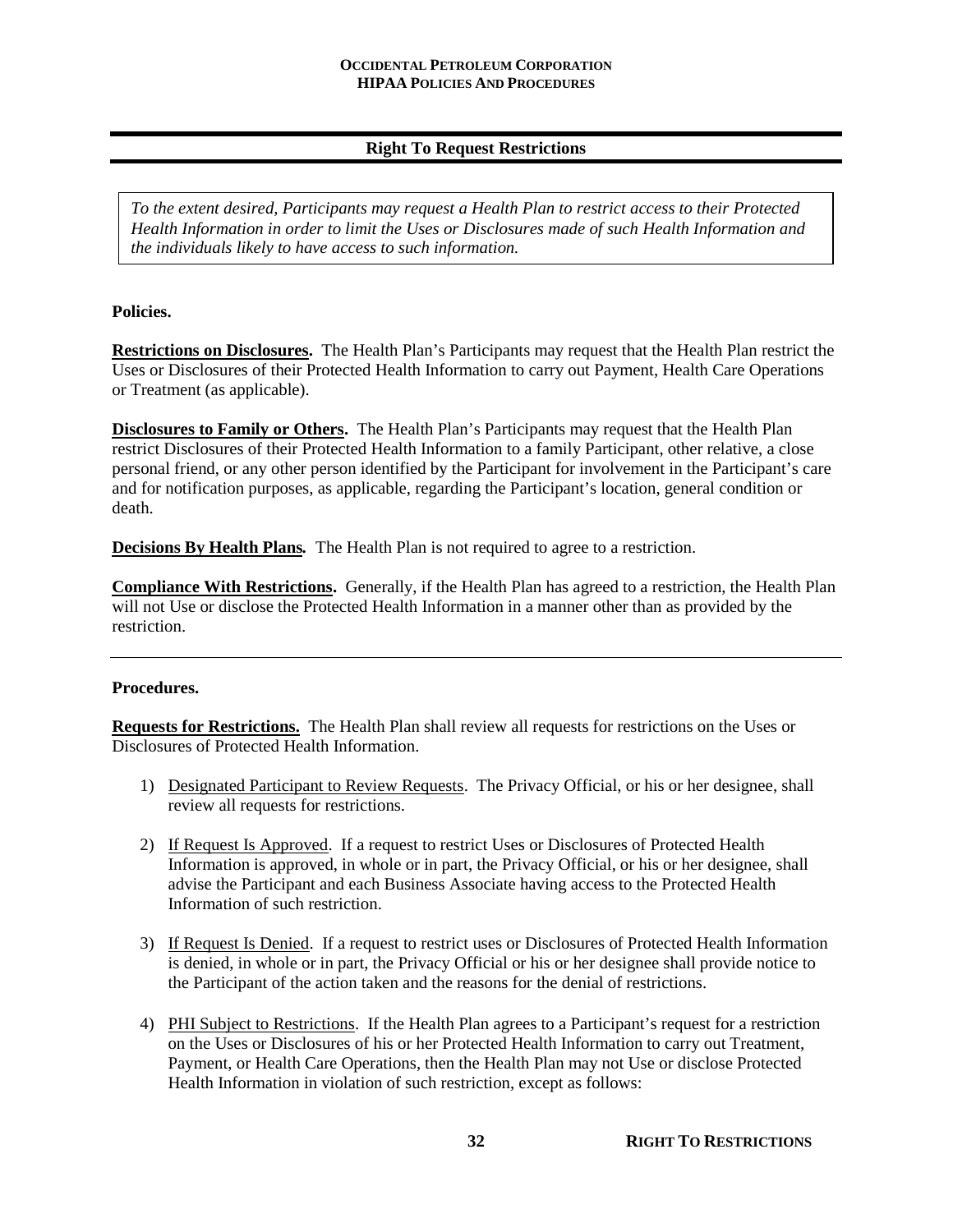## Right To Request Restrictions

*To the extent desired, Participants may request a Health Plan to restrict access to their Protected Health Information in order to limit the Uses or Disclosures made of such Health Information and the individuals likely to have access to such information.*

**Policies.**

**Restrictions on Disclosures.** The Health Plan's Participants may request that the Health Plan restrict the Uses or Disclosures of their Protected Health Information to carry out Payment, Health Care Operations or Treatment (as applicable).

**Disclosures to Family or Others.** The Health Plan's Participants may request that the Health Plan restrict Disclosures of their Protected Health Information to a family Participant, other relative, a close personal friend, or any other person identified by the Participant for involvement in the Participant's care and for notification purposes, as applicable, regarding the Participant's location, general condition or death.

**Decisions By Health Plans.** The Health Plan is not required to agree to a restriction.

**Compliance With Restrictions.** Generally, if the Health Plan has agreed to a restriction, the Health Plan will not Use or disclose the Protected Health Information in a manner other than as provided by the restriction.

---

**Procedures.**

**Requests for Restrictions.** The Health Plan shall review all requests for restrictions on the Uses or Disclosures of Protected Health Information.

1) Designated Participant to Review Requests. The Privacy Official, or his or her designee, shall review all requests for restrictions.

2) If Request Is Approved. If a request to restrict Uses or Disclosures of Protected Health Information is approved, in whole or in part, the Privacy Official, or his or her designee, shall advise the Participant and each Business Associate having access to the Protected Health Information of such restriction.

3) If Request Is Denied. If a request to restrict uses or Disclosures of Protected Health Information is denied, in whole or in part, the Privacy Official or his or her designee shall provide notice to the Participant of the action taken and the reasons for the denial of restrictions.

4) PHI Subject to Restrictions. If the Health Plan agrees to a Participant's request for a restriction on the Uses or Disclosures of his or her Protected Health Information to carry out Treatment, Payment, or Health Care Operations, then the Health Plan may not Use or disclose Protected Health Information in violation of such restriction, except as follows: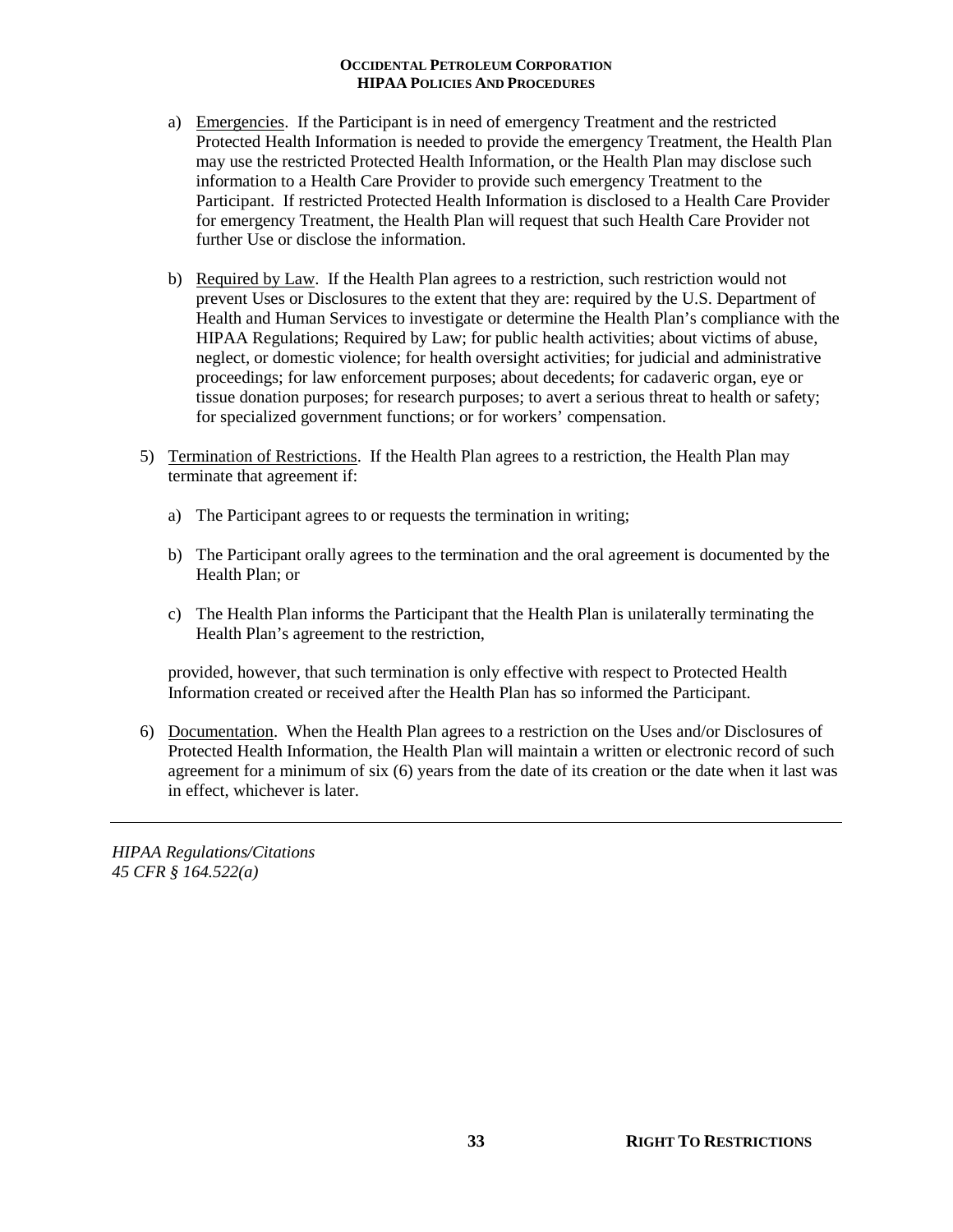a) Emergencies. If the Participant is in need of emergency Treatment and the restricted Protected Health Information is needed to provide the emergency Treatment, the Health Plan may use the restricted Protected Health Information, or the Health Plan may disclose such information to a Health Care Provider to provide such emergency Treatment to the Participant. If restricted Protected Health Information is disclosed to a Health Care Provider for emergency Treatment, the Health Plan will request that such Health Care Provider not further Use or disclose the information.

b) Required by Law. If the Health Plan agrees to a restriction, such restriction would not prevent Uses or Disclosures to the extent that they are: required by the U.S. Department of Health and Human Services to investigate or determine the Health Plan's compliance with the HIPAA Regulations; Required by Law; for public health activities; about victims of abuse, neglect, or domestic violence; for health oversight activities; for judicial and administrative proceedings; for law enforcement purposes; about decedents; for cadaveric organ, eye or tissue donation purposes; for research purposes; to avert a serious threat to health or safety; for specialized government functions; or for workers' compensation.

5) Termination of Restrictions. If the Health Plan agrees to a restriction, the Health Plan may terminate that agreement if:

   a) The Participant agrees to or requests the termination in writing;

   b) The Participant orally agrees to the termination and the oral agreement is documented by the Health Plan; or

   c) The Health Plan informs the Participant that the Health Plan is unilaterally terminating the Health Plan's agreement to the restriction,

   provided, however, that such termination is only effective with respect to Protected Health Information created or received after the Health Plan has so informed the Participant.

6) Documentation. When the Health Plan agrees to a restriction on the Uses and/or Disclosures of Protected Health Information, the Health Plan will maintain a written or electronic record of such agreement for a minimum of six (6) years from the date of its creation or the date when it last was in effect, whichever is later.

---

*HIPAA Regulations/Citations*
*45 CFR § 164.522(a)*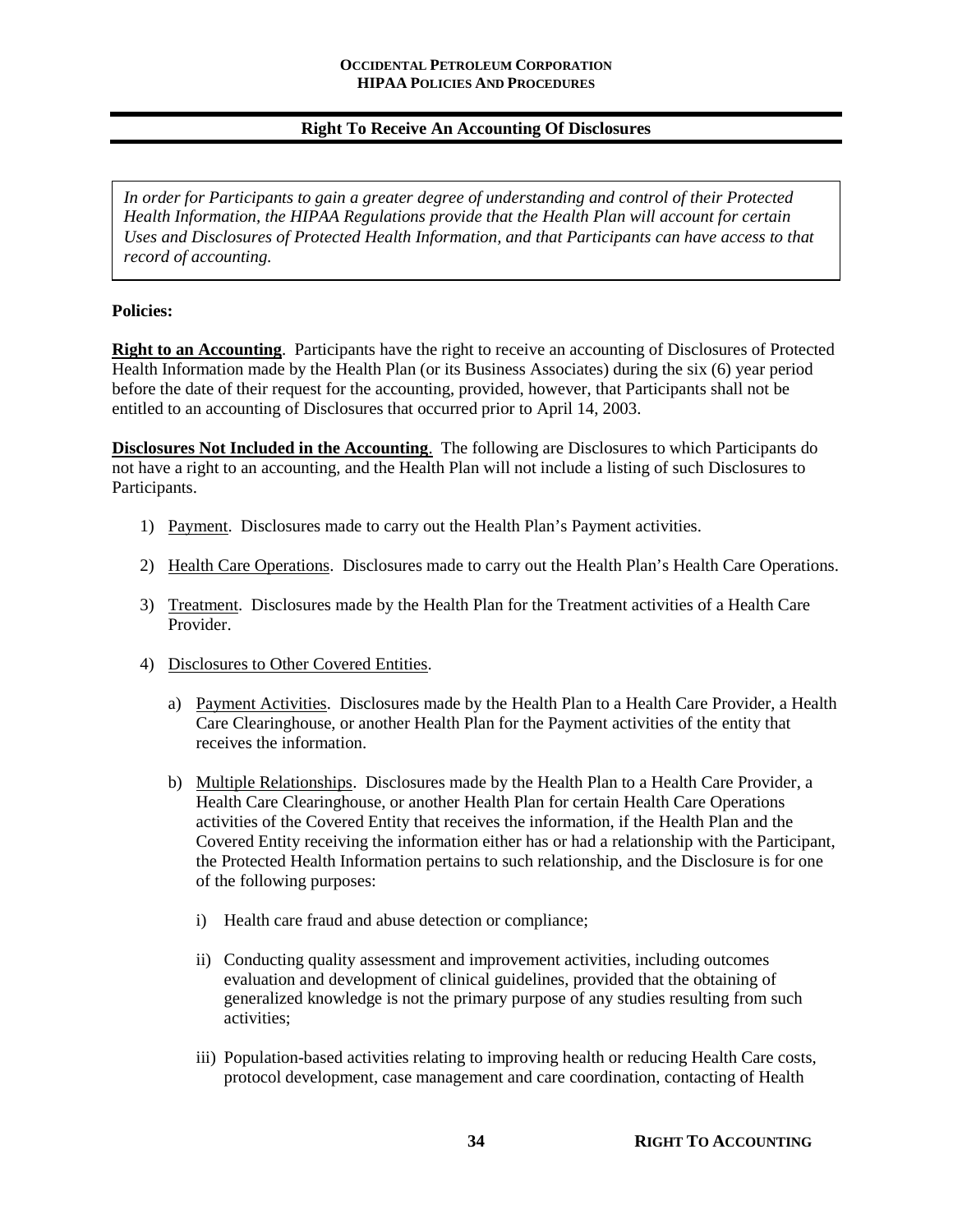## Right To Receive An Accounting Of Disclosures

*In order for Participants to gain a greater degree of understanding and control of their Protected Health Information, the HIPAA Regulations provide that the Health Plan will account for certain Uses and Disclosures of Protected Health Information, and that Participants can have access to that record of accounting.*

**Policies:**

**Right to an Accounting**. Participants have the right to receive an accounting of Disclosures of Protected Health Information made by the Health Plan (or its Business Associates) during the six (6) year period before the date of their request for the accounting, provided, however, that Participants shall not be entitled to an accounting of Disclosures that occurred prior to April 14, 2003.

**Disclosures Not Included in the Accounting**. The following are Disclosures to which Participants do not have a right to an accounting, and the Health Plan will not include a listing of such Disclosures to Participants.

1) Payment. Disclosures made to carry out the Health Plan's Payment activities.

2) Health Care Operations. Disclosures made to carry out the Health Plan's Health Care Operations.

3) Treatment. Disclosures made by the Health Plan for the Treatment activities of a Health Care Provider.

4) Disclosures to Other Covered Entities.

   a) Payment Activities. Disclosures made by the Health Plan to a Health Care Provider, a Health Care Clearinghouse, or another Health Plan for the Payment activities of the entity that receives the information.

   b) Multiple Relationships. Disclosures made by the Health Plan to a Health Care Provider, a Health Care Clearinghouse, or another Health Plan for certain Health Care Operations activities of the Covered Entity that receives the information, if the Health Plan and the Covered Entity receiving the information either has or had a relationship with the Participant, the Protected Health Information pertains to such relationship, and the Disclosure is for one of the following purposes:

      i) Health care fraud and abuse detection or compliance;

      ii) Conducting quality assessment and improvement activities, including outcomes evaluation and development of clinical guidelines, provided that the obtaining of generalized knowledge is not the primary purpose of any studies resulting from such activities;

      iii) Population-based activities relating to improving health or reducing Health Care costs, protocol development, case management and care coordination, contacting of Health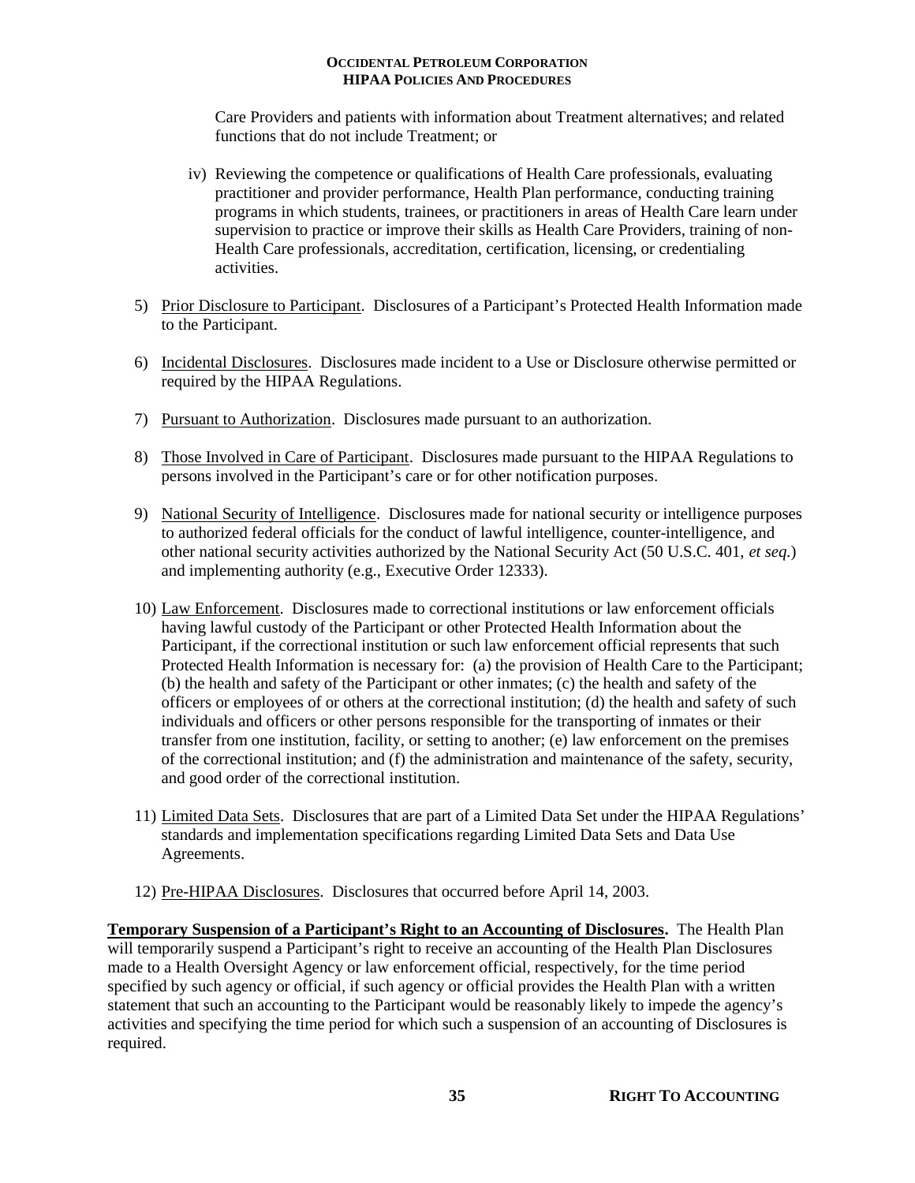Care Providers and patients with information about Treatment alternatives; and related functions that do not include Treatment; or

iv) Reviewing the competence or qualifications of Health Care professionals, evaluating practitioner and provider performance, Health Plan performance, conducting training programs in which students, trainees, or practitioners in areas of Health Care learn under supervision to practice or improve their skills as Health Care Providers, training of non-Health Care professionals, accreditation, certification, licensing, or credentialing activities.

5) Prior Disclosure to Participant. Disclosures of a Participant's Protected Health Information made to the Participant.

6) Incidental Disclosures. Disclosures made incident to a Use or Disclosure otherwise permitted or required by the HIPAA Regulations.

7) Pursuant to Authorization. Disclosures made pursuant to an authorization.

8) Those Involved in Care of Participant. Disclosures made pursuant to the HIPAA Regulations to persons involved in the Participant's care or for other notification purposes.

9) National Security of Intelligence. Disclosures made for national security or intelligence purposes to authorized federal officials for the conduct of lawful intelligence, counter-intelligence, and other national security activities authorized by the National Security Act (50 U.S.C. 401, *et seq.*) and implementing authority (e.g., Executive Order 12333).

10) Law Enforcement. Disclosures made to correctional institutions or law enforcement officials having lawful custody of the Participant or other Protected Health Information about the Participant, if the correctional institution or such law enforcement official represents that such Protected Health Information is necessary for: (a) the provision of Health Care to the Participant; (b) the health and safety of the Participant or other inmates; (c) the health and safety of the officers or employees of or others at the correctional institution; (d) the health and safety of such individuals and officers or other persons responsible for the transporting of inmates or their transfer from one institution, facility, or setting to another; (e) law enforcement on the premises of the correctional institution; and (f) the administration and maintenance of the safety, security, and good order of the correctional institution.

11) Limited Data Sets. Disclosures that are part of a Limited Data Set under the HIPAA Regulations' standards and implementation specifications regarding Limited Data Sets and Data Use Agreements.

12) Pre-HIPAA Disclosures. Disclosures that occurred before April 14, 2003.

**Temporary Suspension of a Participant's Right to an Accounting of Disclosures.** The Health Plan will temporarily suspend a Participant's right to receive an accounting of the Health Plan Disclosures made to a Health Oversight Agency or law enforcement official, respectively, for the time period specified by such agency or official, if such agency or official provides the Health Plan with a written statement that such an accounting to the Participant would be reasonably likely to impede the agency's activities and specifying the time period for which such a suspension of an accounting of Disclosures is required.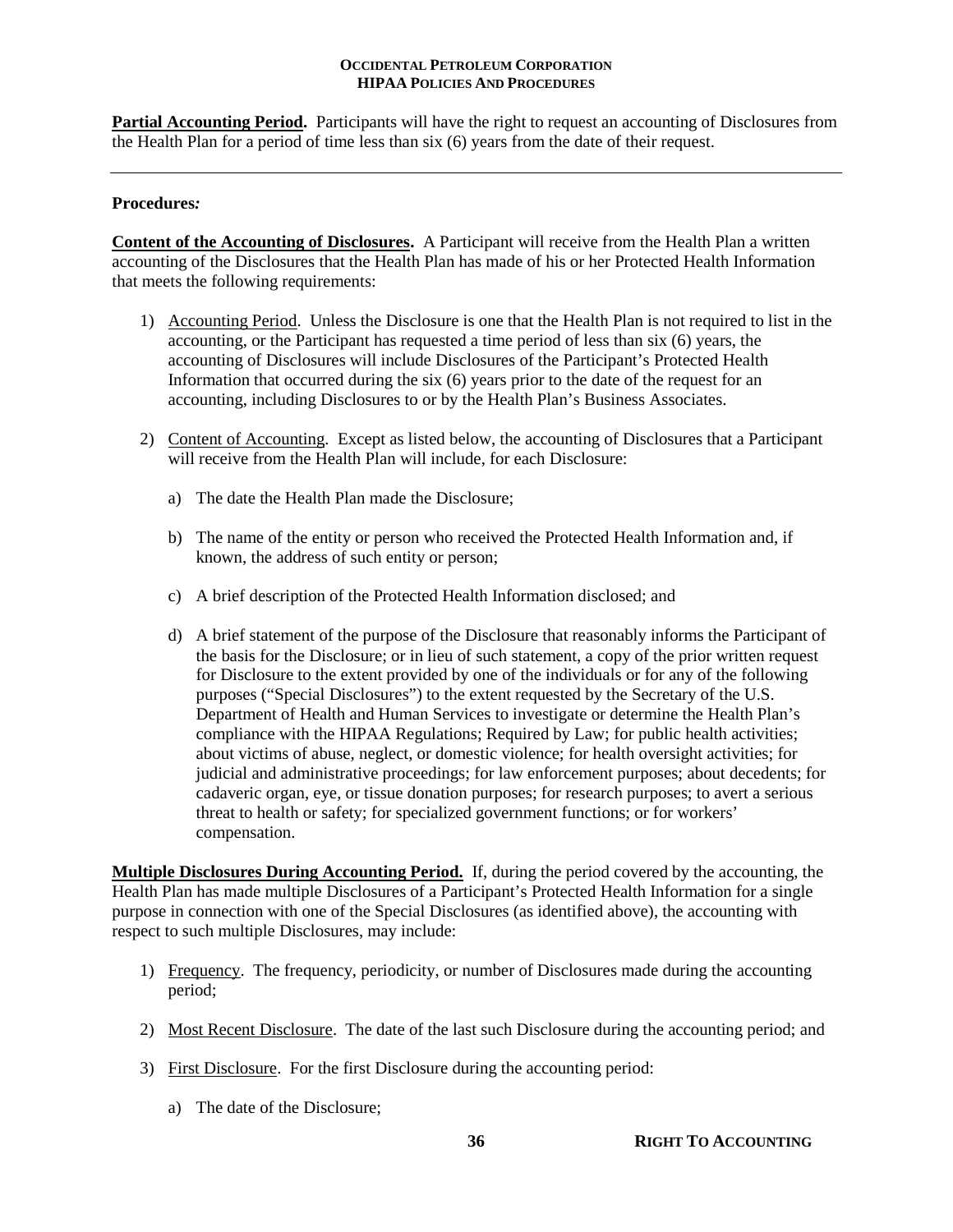**Partial Accounting Period.** Participants will have the right to request an accounting of Disclosures from the Health Plan for a period of time less than six (6) years from the date of their request.

---

**Procedures*:***

**Content of the Accounting of Disclosures.** A Participant will receive from the Health Plan a written accounting of the Disclosures that the Health Plan has made of his or her Protected Health Information that meets the following requirements:

1) Accounting Period. Unless the Disclosure is one that the Health Plan is not required to list in the accounting, or the Participant has requested a time period of less than six (6) years, the accounting of Disclosures will include Disclosures of the Participant's Protected Health Information that occurred during the six (6) years prior to the date of the request for an accounting, including Disclosures to or by the Health Plan's Business Associates.

2) Content of Accounting. Except as listed below, the accounting of Disclosures that a Participant will receive from the Health Plan will include, for each Disclosure:

   a) The date the Health Plan made the Disclosure;

   b) The name of the entity or person who received the Protected Health Information and, if known, the address of such entity or person;

   c) A brief description of the Protected Health Information disclosed; and

   d) A brief statement of the purpose of the Disclosure that reasonably informs the Participant of the basis for the Disclosure; or in lieu of such statement, a copy of the prior written request for Disclosure to the extent provided by one of the individuals or for any of the following purposes ("Special Disclosures") to the extent requested by the Secretary of the U.S. Department of Health and Human Services to investigate or determine the Health Plan's compliance with the HIPAA Regulations; Required by Law; for public health activities; about victims of abuse, neglect, or domestic violence; for health oversight activities; for judicial and administrative proceedings; for law enforcement purposes; about decedents; for cadaveric organ, eye, or tissue donation purposes; for research purposes; to avert a serious threat to health or safety; for specialized government functions; or for workers' compensation.

**Multiple Disclosures During Accounting Period.** If, during the period covered by the accounting, the Health Plan has made multiple Disclosures of a Participant's Protected Health Information for a single purpose in connection with one of the Special Disclosures (as identified above), the accounting with respect to such multiple Disclosures, may include:

1) Frequency. The frequency, periodicity, or number of Disclosures made during the accounting period;

2) Most Recent Disclosure. The date of the last such Disclosure during the accounting period; and

3) First Disclosure. For the first Disclosure during the accounting period:

   a) The date of the Disclosure;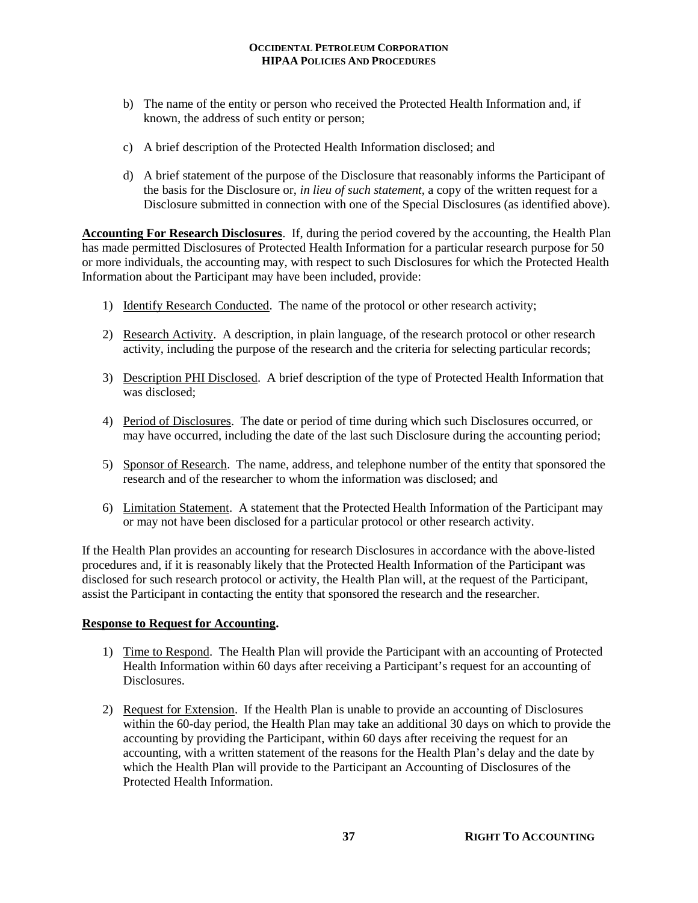b) The name of the entity or person who received the Protected Health Information and, if known, the address of such entity or person;

c) A brief description of the Protected Health Information disclosed; and

d) A brief statement of the purpose of the Disclosure that reasonably informs the Participant of the basis for the Disclosure or, *in lieu of such statement*, a copy of the written request for a Disclosure submitted in connection with one of the Special Disclosures (as identified above).

**Accounting For Research Disclosures**. If, during the period covered by the accounting, the Health Plan has made permitted Disclosures of Protected Health Information for a particular research purpose for 50 or more individuals, the accounting may, with respect to such Disclosures for which the Protected Health Information about the Participant may have been included, provide:

1) Identify Research Conducted. The name of the protocol or other research activity;

2) Research Activity. A description, in plain language, of the research protocol or other research activity, including the purpose of the research and the criteria for selecting particular records;

3) Description PHI Disclosed. A brief description of the type of Protected Health Information that was disclosed;

4) Period of Disclosures. The date or period of time during which such Disclosures occurred, or may have occurred, including the date of the last such Disclosure during the accounting period;

5) Sponsor of Research. The name, address, and telephone number of the entity that sponsored the research and of the researcher to whom the information was disclosed; and

6) Limitation Statement. A statement that the Protected Health Information of the Participant may or may not have been disclosed for a particular protocol or other research activity.

If the Health Plan provides an accounting for research Disclosures in accordance with the above-listed procedures and, if it is reasonably likely that the Protected Health Information of the Participant was disclosed for such research protocol or activity, the Health Plan will, at the request of the Participant, assist the Participant in contacting the entity that sponsored the research and the researcher.

**Response to Request for Accounting.**

1) Time to Respond. The Health Plan will provide the Participant with an accounting of Protected Health Information within 60 days after receiving a Participant's request for an accounting of Disclosures.

2) Request for Extension. If the Health Plan is unable to provide an accounting of Disclosures within the 60-day period, the Health Plan may take an additional 30 days on which to provide the accounting by providing the Participant, within 60 days after receiving the request for an accounting, with a written statement of the reasons for the Health Plan's delay and the date by which the Health Plan will provide to the Participant an Accounting of Disclosures of the Protected Health Information.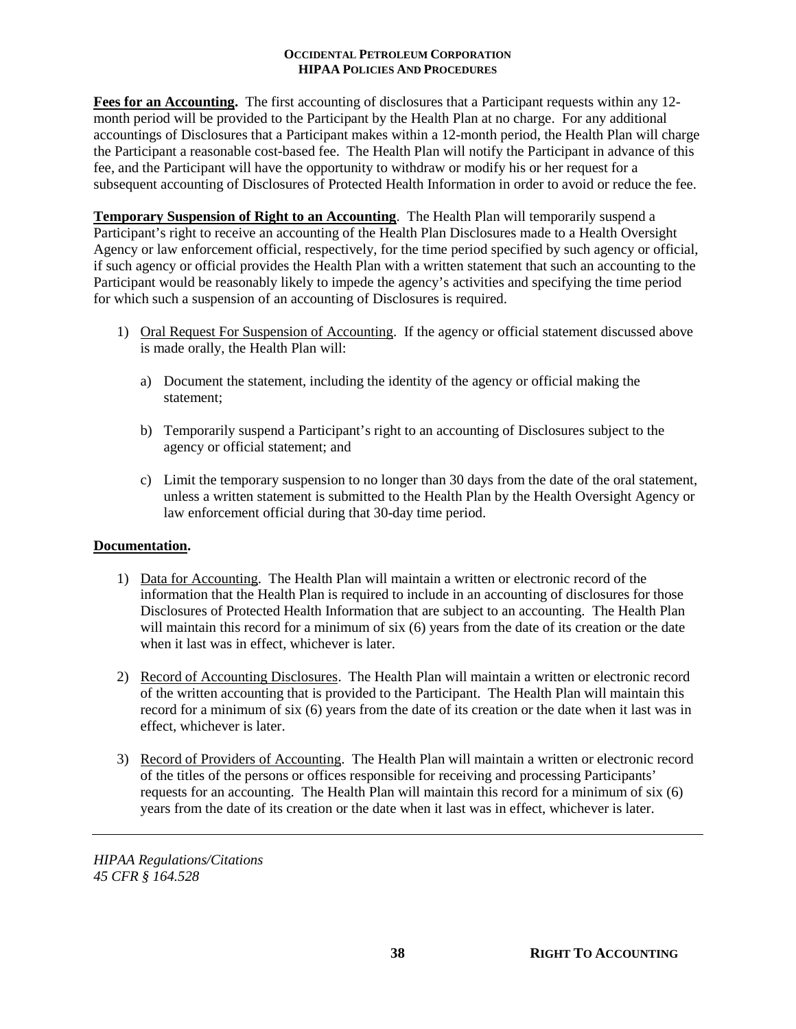**Fees for an Accounting.** The first accounting of disclosures that a Participant requests within any 12-month period will be provided to the Participant by the Health Plan at no charge. For any additional accountings of Disclosures that a Participant makes within a 12-month period, the Health Plan will charge the Participant a reasonable cost-based fee. The Health Plan will notify the Participant in advance of this fee, and the Participant will have the opportunity to withdraw or modify his or her request for a subsequent accounting of Disclosures of Protected Health Information in order to avoid or reduce the fee.

**Temporary Suspension of Right to an Accounting**. The Health Plan will temporarily suspend a Participant's right to receive an accounting of the Health Plan Disclosures made to a Health Oversight Agency or law enforcement official, respectively, for the time period specified by such agency or official, if such agency or official provides the Health Plan with a written statement that such an accounting to the Participant would be reasonably likely to impede the agency's activities and specifying the time period for which such a suspension of an accounting of Disclosures is required.

1) Oral Request For Suspension of Accounting. If the agency or official statement discussed above is made orally, the Health Plan will:

   a) Document the statement, including the identity of the agency or official making the statement;

   b) Temporarily suspend a Participant's right to an accounting of Disclosures subject to the agency or official statement; and

   c) Limit the temporary suspension to no longer than 30 days from the date of the oral statement, unless a written statement is submitted to the Health Plan by the Health Oversight Agency or law enforcement official during that 30-day time period.

**Documentation.**

1) Data for Accounting. The Health Plan will maintain a written or electronic record of the information that the Health Plan is required to include in an accounting of disclosures for those Disclosures of Protected Health Information that are subject to an accounting. The Health Plan will maintain this record for a minimum of six (6) years from the date of its creation or the date when it last was in effect, whichever is later.

2) Record of Accounting Disclosures. The Health Plan will maintain a written or electronic record of the written accounting that is provided to the Participant. The Health Plan will maintain this record for a minimum of six (6) years from the date of its creation or the date when it last was in effect, whichever is later.

3) Record of Providers of Accounting. The Health Plan will maintain a written or electronic record of the titles of the persons or offices responsible for receiving and processing Participants' requests for an accounting. The Health Plan will maintain this record for a minimum of six (6) years from the date of its creation or the date when it last was in effect, whichever is later.

---

*HIPAA Regulations/Citations*
*45 CFR § 164.528*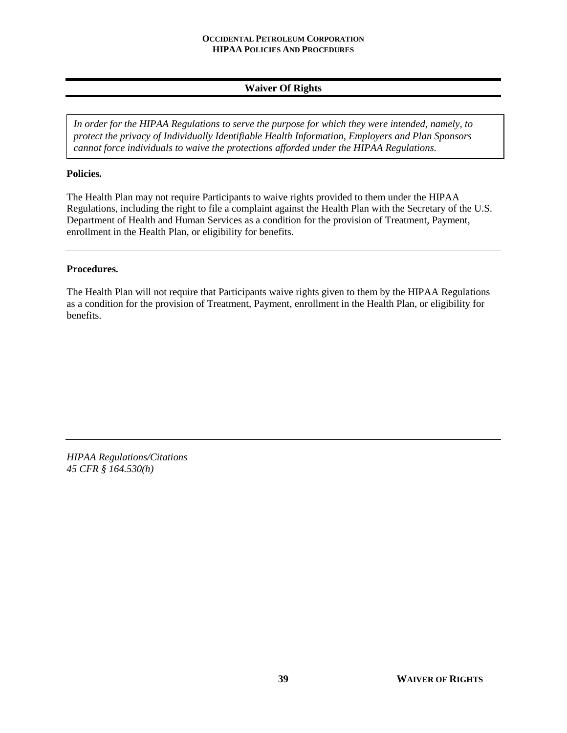## Waiver Of Rights

*In order for the HIPAA Regulations to serve the purpose for which they were intended, namely, to protect the privacy of Individually Identifiable Health Information, Employers and Plan Sponsors cannot force individuals to waive the protections afforded under the HIPAA Regulations.*

**Policies.**

The Health Plan may not require Participants to waive rights provided to them under the HIPAA Regulations, including the right to file a complaint against the Health Plan with the Secretary of the U.S. Department of Health and Human Services as a condition for the provision of Treatment, Payment, enrollment in the Health Plan, or eligibility for benefits.

---

**Procedures.**

The Health Plan will not require that Participants waive rights given to them by the HIPAA Regulations as a condition for the provision of Treatment, Payment, enrollment in the Health Plan, or eligibility for benefits.

---

*HIPAA Regulations/Citations*
*45 CFR § 164.530(h)*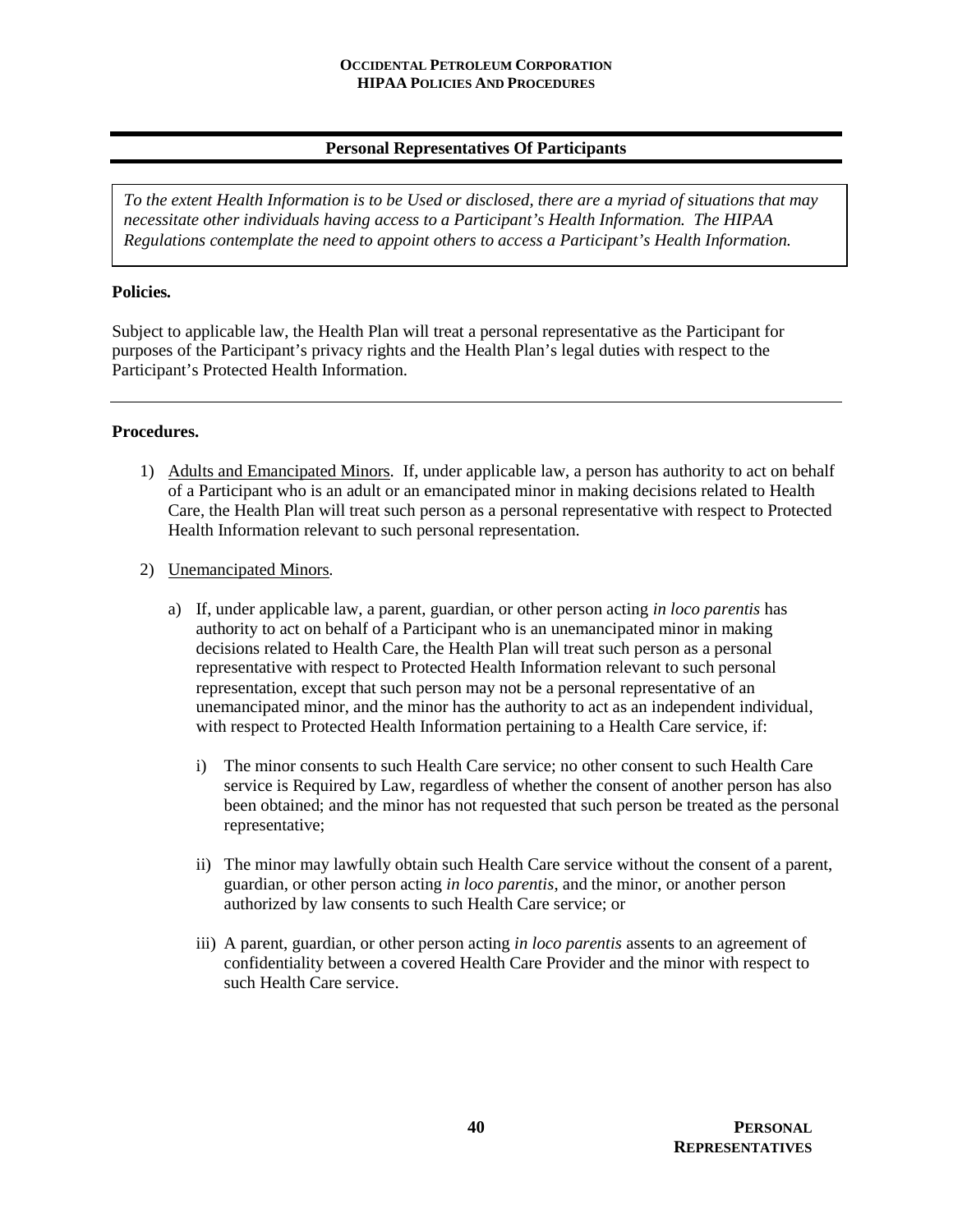## Personal Representatives Of Participants

*To the extent Health Information is to be Used or disclosed, there are a myriad of situations that may necessitate other individuals having access to a Participant's Health Information. The HIPAA Regulations contemplate the need to appoint others to access a Participant's Health Information.*

**Policies.**

Subject to applicable law, the Health Plan will treat a personal representative as the Participant for purposes of the Participant's privacy rights and the Health Plan's legal duties with respect to the Participant's Protected Health Information.

---

**Procedures.**

1) Adults and Emancipated Minors. If, under applicable law, a person has authority to act on behalf of a Participant who is an adult or an emancipated minor in making decisions related to Health Care, the Health Plan will treat such person as a personal representative with respect to Protected Health Information relevant to such personal representation.

2) Unemancipated Minors.

   a) If, under applicable law, a parent, guardian, or other person acting *in loco parentis* has authority to act on behalf of a Participant who is an unemancipated minor in making decisions related to Health Care, the Health Plan will treat such person as a personal representative with respect to Protected Health Information relevant to such personal representation, except that such person may not be a personal representative of an unemancipated minor, and the minor has the authority to act as an independent individual, with respect to Protected Health Information pertaining to a Health Care service, if:

      i) The minor consents to such Health Care service; no other consent to such Health Care service is Required by Law, regardless of whether the consent of another person has also been obtained; and the minor has not requested that such person be treated as the personal representative;

      ii) The minor may lawfully obtain such Health Care service without the consent of a parent, guardian, or other person acting *in loco parentis*, and the minor, or another person authorized by law consents to such Health Care service; or

      iii) A parent, guardian, or other person acting *in loco parentis* assents to an agreement of confidentiality between a covered Health Care Provider and the minor with respect to such Health Care service.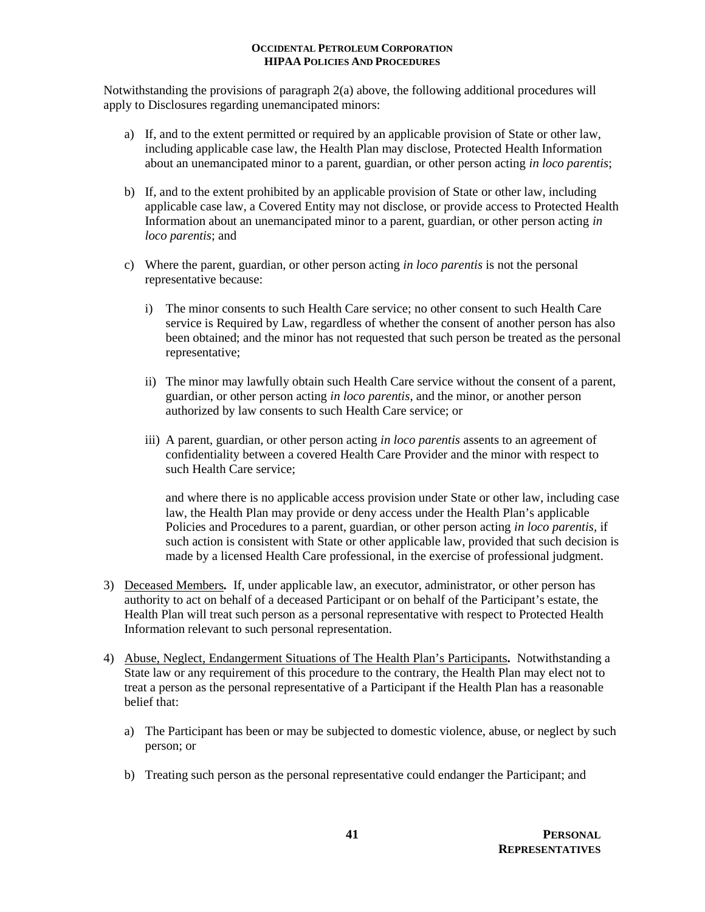Notwithstanding the provisions of paragraph 2(a) above, the following additional procedures will apply to Disclosures regarding unemancipated minors:

a) If, and to the extent permitted or required by an applicable provision of State or other law, including applicable case law, the Health Plan may disclose, Protected Health Information about an unemancipated minor to a parent, guardian, or other person acting *in loco parentis*;

b) If, and to the extent prohibited by an applicable provision of State or other law, including applicable case law, a Covered Entity may not disclose, or provide access to Protected Health Information about an unemancipated minor to a parent, guardian, or other person acting *in loco parentis*; and

c) Where the parent, guardian, or other person acting *in loco parentis* is not the personal representative because:

   i) The minor consents to such Health Care service; no other consent to such Health Care service is Required by Law, regardless of whether the consent of another person has also been obtained; and the minor has not requested that such person be treated as the personal representative;

   ii) The minor may lawfully obtain such Health Care service without the consent of a parent, guardian, or other person acting *in loco parentis*, and the minor, or another person authorized by law consents to such Health Care service; or

   iii) A parent, guardian, or other person acting *in loco parentis* assents to an agreement of confidentiality between a covered Health Care Provider and the minor with respect to such Health Care service;

   and where there is no applicable access provision under State or other law, including case law, the Health Plan may provide or deny access under the Health Plan's applicable Policies and Procedures to a parent, guardian, or other person acting *in loco parentis*, if such action is consistent with State or other applicable law, provided that such decision is made by a licensed Health Care professional, in the exercise of professional judgment.

3) <u>Deceased Members</u>**.** If, under applicable law, an executor, administrator, or other person has authority to act on behalf of a deceased Participant or on behalf of the Participant's estate, the Health Plan will treat such person as a personal representative with respect to Protected Health Information relevant to such personal representation.

4) <u>Abuse, Neglect, Endangerment Situations of The Health Plan's Participants</u>**.** Notwithstanding a State law or any requirement of this procedure to the contrary, the Health Plan may elect not to treat a person as the personal representative of a Participant if the Health Plan has a reasonable belief that:

   a) The Participant has been or may be subjected to domestic violence, abuse, or neglect by such person; or

   b) Treating such person as the personal representative could endanger the Participant; and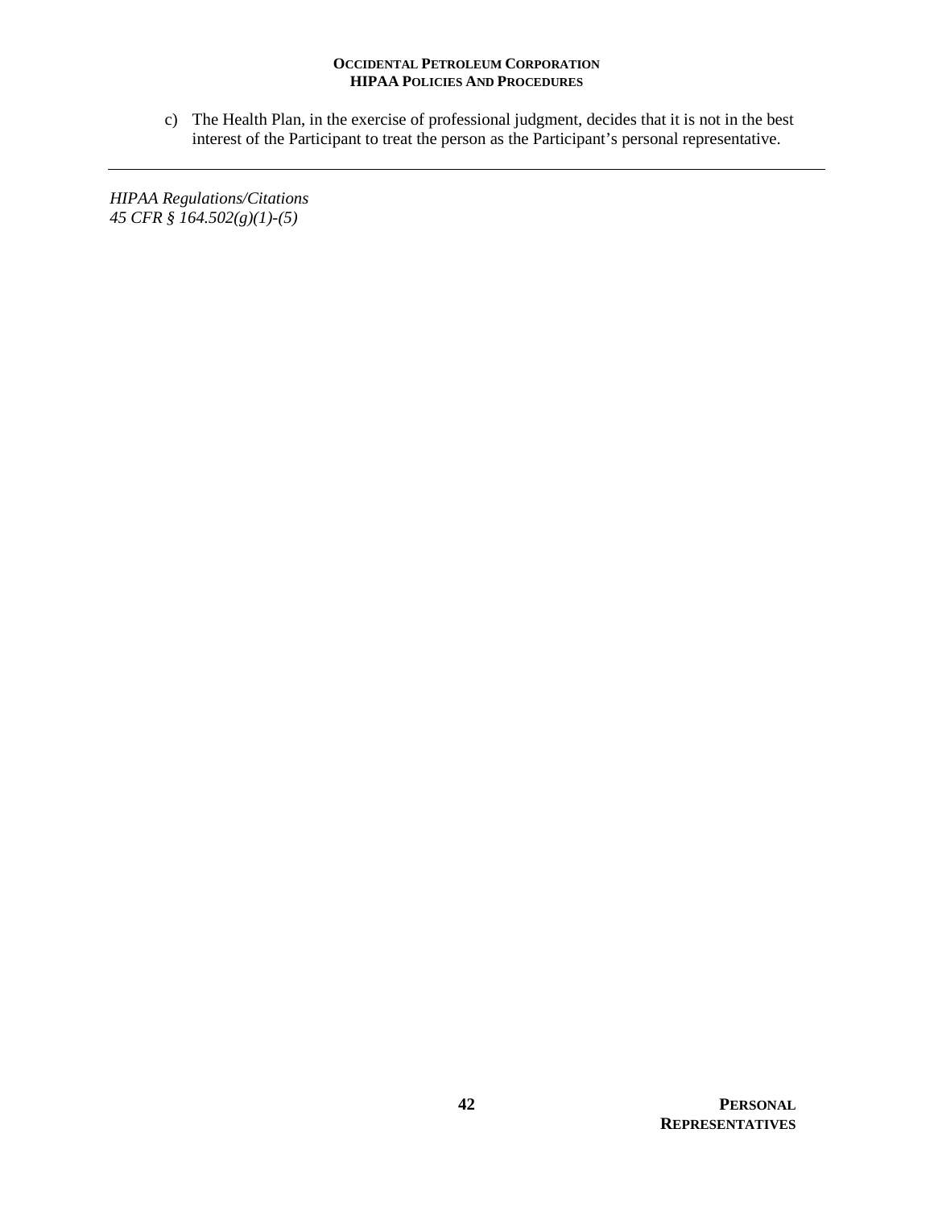c) The Health Plan, in the exercise of professional judgment, decides that it is not in the best interest of the Participant to treat the person as the Participant's personal representative.

---

*HIPAA Regulations/Citations*
*45 CFR § 164.502(g)(1)-(5)*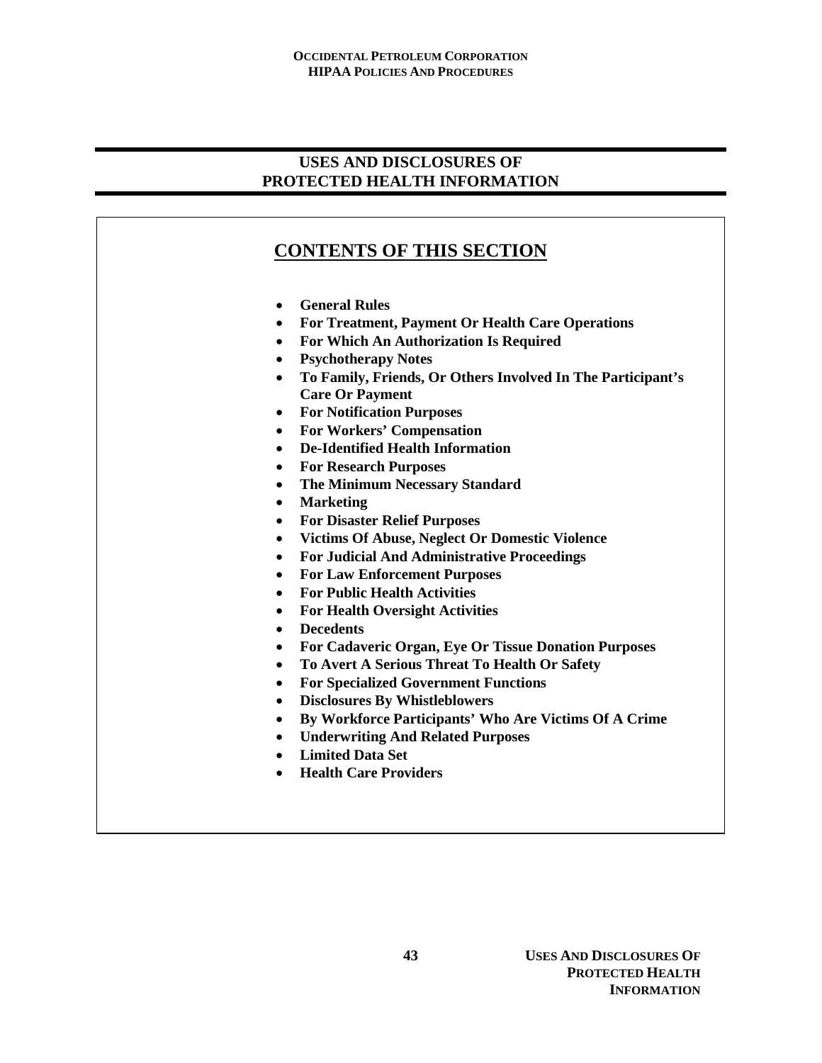# USES AND DISCLOSURES OF PROTECTED HEALTH INFORMATION

## CONTENTS OF THIS SECTION

- **General Rules**
- **For Treatment, Payment Or Health Care Operations**
- **For Which An Authorization Is Required**
- **Psychotherapy Notes**
- **To Family, Friends, Or Others Involved In The Participant's Care Or Payment**
- **For Notification Purposes**
- **For Workers' Compensation**
- **De-Identified Health Information**
- **For Research Purposes**
- **The Minimum Necessary Standard**
- **Marketing**
- **For Disaster Relief Purposes**
- **Victims Of Abuse, Neglect Or Domestic Violence**
- **For Judicial And Administrative Proceedings**
- **For Law Enforcement Purposes**
- **For Public Health Activities**
- **For Health Oversight Activities**
- **Decedents**
- **For Cadaveric Organ, Eye Or Tissue Donation Purposes**
- **To Avert A Serious Threat To Health Or Safety**
- **For Specialized Government Functions**
- **Disclosures By Whistleblowers**
- **By Workforce Participants' Who Are Victims Of A Crime**
- **Underwriting And Related Purposes**
- **Limited Data Set**
- **Health Care Providers**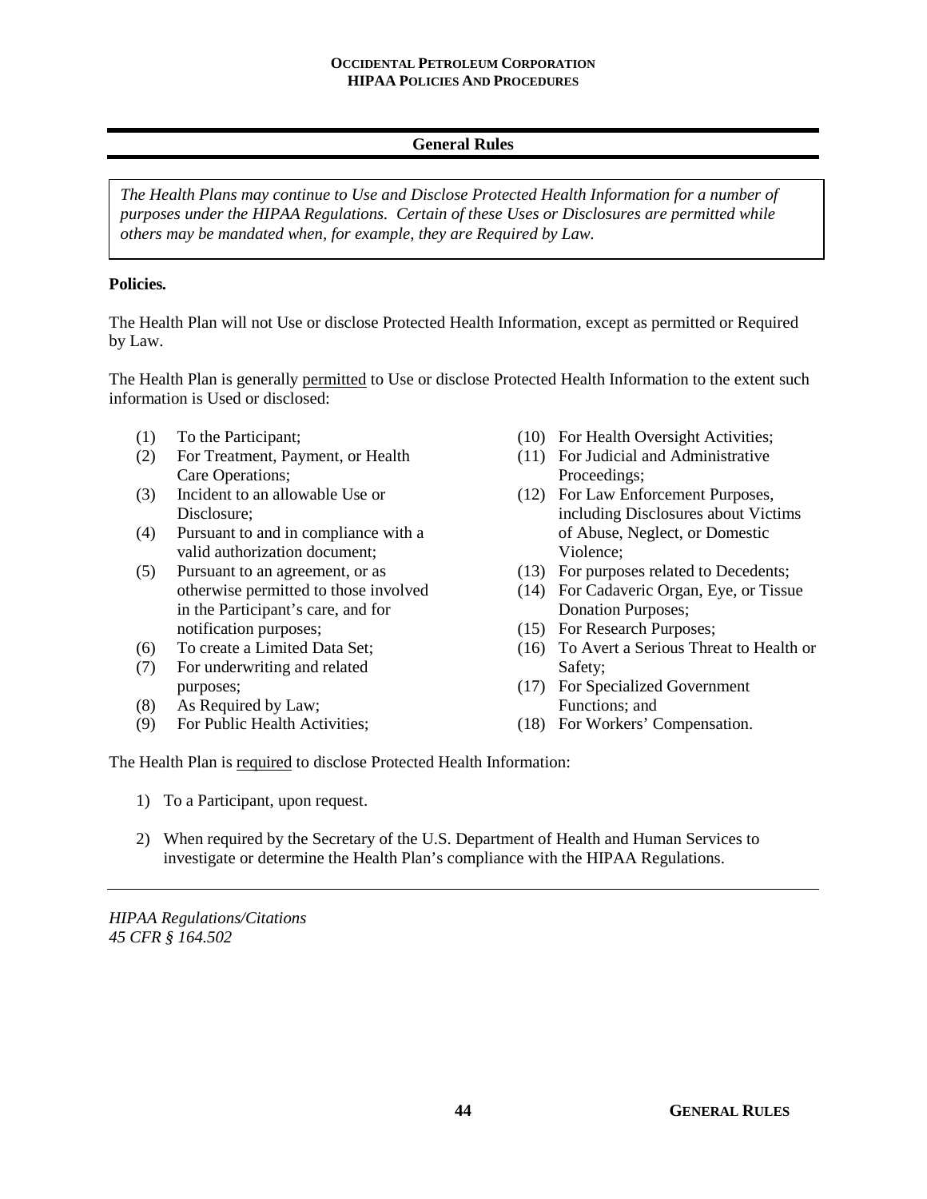## General Rules

*The Health Plans may continue to Use and Disclose Protected Health Information for a number of purposes under the HIPAA Regulations. Certain of these Uses or Disclosures are permitted while others may be mandated when, for example, they are Required by Law.*

**Policies.**

The Health Plan will not Use or disclose Protected Health Information, except as permitted or Required by Law.

The Health Plan is generally <u>permitted</u> to Use or disclose Protected Health Information to the extent such information is Used or disclosed:

(1) To the Participant;
(2) For Treatment, Payment, or Health Care Operations;
(3) Incident to an allowable Use or Disclosure;
(4) Pursuant to and in compliance with a valid authorization document;
(5) Pursuant to an agreement, or as otherwise permitted to those involved in the Participant's care, and for notification purposes;
(6) To create a Limited Data Set;
(7) For underwriting and related purposes;
(8) As Required by Law;
(9) For Public Health Activities;
(10) For Health Oversight Activities;
(11) For Judicial and Administrative Proceedings;
(12) For Law Enforcement Purposes, including Disclosures about Victims of Abuse, Neglect, or Domestic Violence;
(13) For purposes related to Decedents;
(14) For Cadaveric Organ, Eye, or Tissue Donation Purposes;
(15) For Research Purposes;
(16) To Avert a Serious Threat to Health or Safety;
(17) For Specialized Government Functions; and
(18) For Workers' Compensation.

The Health Plan is <u>required</u> to disclose Protected Health Information:

1) To a Participant, upon request.

2) When required by the Secretary of the U.S. Department of Health and Human Services to investigate or determine the Health Plan's compliance with the HIPAA Regulations.

---

*HIPAA Regulations/Citations*
*45 CFR § 164.502*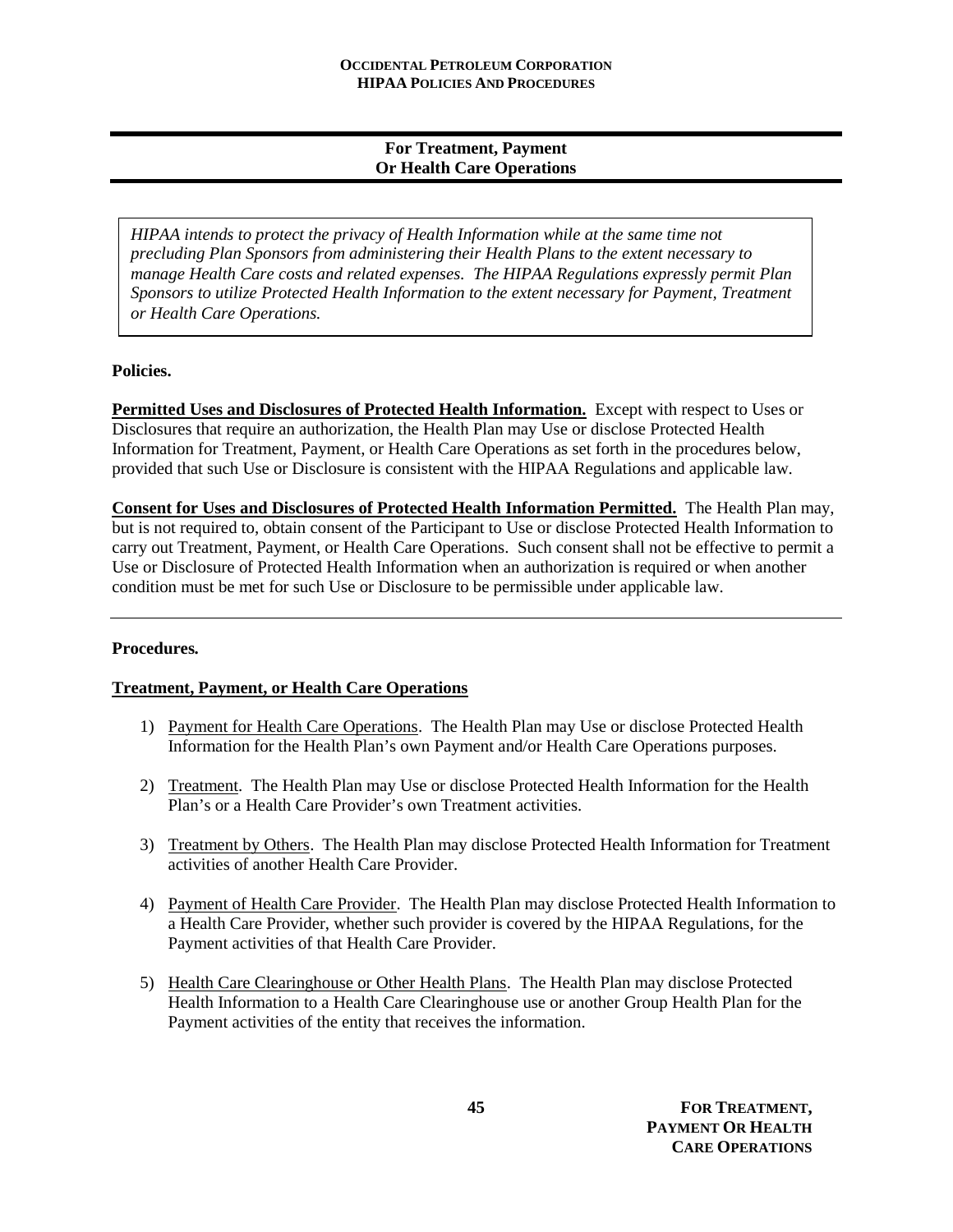## For Treatment, Payment Or Health Care Operations

*HIPAA intends to protect the privacy of Health Information while at the same time not precluding Plan Sponsors from administering their Health Plans to the extent necessary to manage Health Care costs and related expenses. The HIPAA Regulations expressly permit Plan Sponsors to utilize Protected Health Information to the extent necessary for Payment, Treatment or Health Care Operations.*

**Policies.**

**Permitted Uses and Disclosures of Protected Health Information.** Except with respect to Uses or Disclosures that require an authorization, the Health Plan may Use or disclose Protected Health Information for Treatment, Payment, or Health Care Operations as set forth in the procedures below, provided that such Use or Disclosure is consistent with the HIPAA Regulations and applicable law.

**Consent for Uses and Disclosures of Protected Health Information Permitted.** The Health Plan may, but is not required to, obtain consent of the Participant to Use or disclose Protected Health Information to carry out Treatment, Payment, or Health Care Operations. Such consent shall not be effective to permit a Use or Disclosure of Protected Health Information when an authorization is required or when another condition must be met for such Use or Disclosure to be permissible under applicable law.

---

**Procedures.**

**Treatment, Payment, or Health Care Operations**

1) Payment for Health Care Operations. The Health Plan may Use or disclose Protected Health Information for the Health Plan's own Payment and/or Health Care Operations purposes.

2) Treatment. The Health Plan may Use or disclose Protected Health Information for the Health Plan's or a Health Care Provider's own Treatment activities.

3) Treatment by Others. The Health Plan may disclose Protected Health Information for Treatment activities of another Health Care Provider.

4) Payment of Health Care Provider. The Health Plan may disclose Protected Health Information to a Health Care Provider, whether such provider is covered by the HIPAA Regulations, for the Payment activities of that Health Care Provider.

5) Health Care Clearinghouse or Other Health Plans. The Health Plan may disclose Protected Health Information to a Health Care Clearinghouse use or another Group Health Plan for the Payment activities of the entity that receives the information.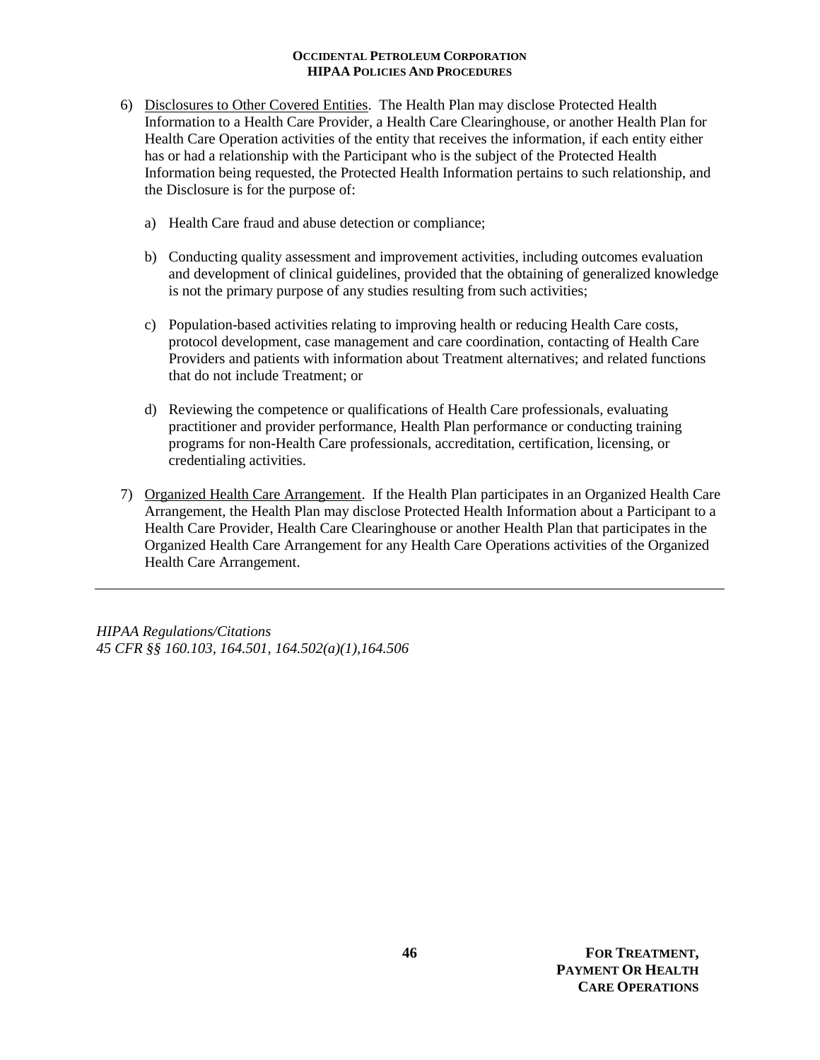6) Disclosures to Other Covered Entities. The Health Plan may disclose Protected Health Information to a Health Care Provider, a Health Care Clearinghouse, or another Health Plan for Health Care Operation activities of the entity that receives the information, if each entity either has or had a relationship with the Participant who is the subject of the Protected Health Information being requested, the Protected Health Information pertains to such relationship, and the Disclosure is for the purpose of:

   a) Health Care fraud and abuse detection or compliance;

   b) Conducting quality assessment and improvement activities, including outcomes evaluation and development of clinical guidelines, provided that the obtaining of generalized knowledge is not the primary purpose of any studies resulting from such activities;

   c) Population-based activities relating to improving health or reducing Health Care costs, protocol development, case management and care coordination, contacting of Health Care Providers and patients with information about Treatment alternatives; and related functions that do not include Treatment; or

   d) Reviewing the competence or qualifications of Health Care professionals, evaluating practitioner and provider performance, Health Plan performance or conducting training programs for non-Health Care professionals, accreditation, certification, licensing, or credentialing activities.

7) Organized Health Care Arrangement. If the Health Plan participates in an Organized Health Care Arrangement, the Health Plan may disclose Protected Health Information about a Participant to a Health Care Provider, Health Care Clearinghouse or another Health Plan that participates in the Organized Health Care Arrangement for any Health Care Operations activities of the Organized Health Care Arrangement.

---

*HIPAA Regulations/Citations*
*45 CFR §§ 160.103, 164.501, 164.502(a)(1),164.506*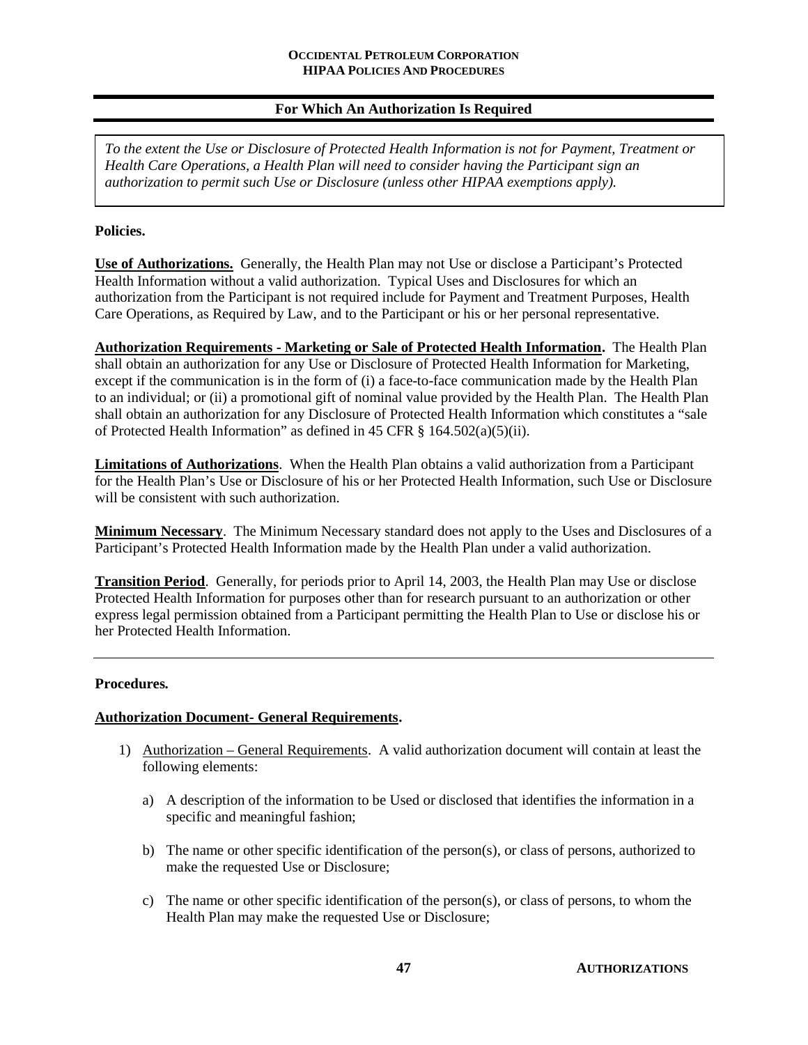## For Which An Authorization Is Required

*To the extent the Use or Disclosure of Protected Health Information is not for Payment, Treatment or Health Care Operations, a Health Plan will need to consider having the Participant sign an authorization to permit such Use or Disclosure (unless other HIPAA exemptions apply).*

**Policies.**

**Use of Authorizations.** Generally, the Health Plan may not Use or disclose a Participant's Protected Health Information without a valid authorization. Typical Uses and Disclosures for which an authorization from the Participant is not required include for Payment and Treatment Purposes, Health Care Operations, as Required by Law, and to the Participant or his or her personal representative.

**Authorization Requirements - Marketing or Sale of Protected Health Information.** The Health Plan shall obtain an authorization for any Use or Disclosure of Protected Health Information for Marketing, except if the communication is in the form of (i) a face-to-face communication made by the Health Plan to an individual; or (ii) a promotional gift of nominal value provided by the Health Plan. The Health Plan shall obtain an authorization for any Disclosure of Protected Health Information which constitutes a "sale of Protected Health Information" as defined in 45 CFR § 164.502(a)(5)(ii).

**Limitations of Authorizations**. When the Health Plan obtains a valid authorization from a Participant for the Health Plan's Use or Disclosure of his or her Protected Health Information, such Use or Disclosure will be consistent with such authorization.

**Minimum Necessary**. The Minimum Necessary standard does not apply to the Uses and Disclosures of a Participant's Protected Health Information made by the Health Plan under a valid authorization.

**Transition Period**. Generally, for periods prior to April 14, 2003, the Health Plan may Use or disclose Protected Health Information for purposes other than for research pursuant to an authorization or other express legal permission obtained from a Participant permitting the Health Plan to Use or disclose his or her Protected Health Information.

---

**Procedures.**

**Authorization Document- General Requirements.**

1) Authorization – General Requirements. A valid authorization document will contain at least the following elements:

   a) A description of the information to be Used or disclosed that identifies the information in a specific and meaningful fashion;

   b) The name or other specific identification of the person(s), or class of persons, authorized to make the requested Use or Disclosure;

   c) The name or other specific identification of the person(s), or class of persons, to whom the Health Plan may make the requested Use or Disclosure;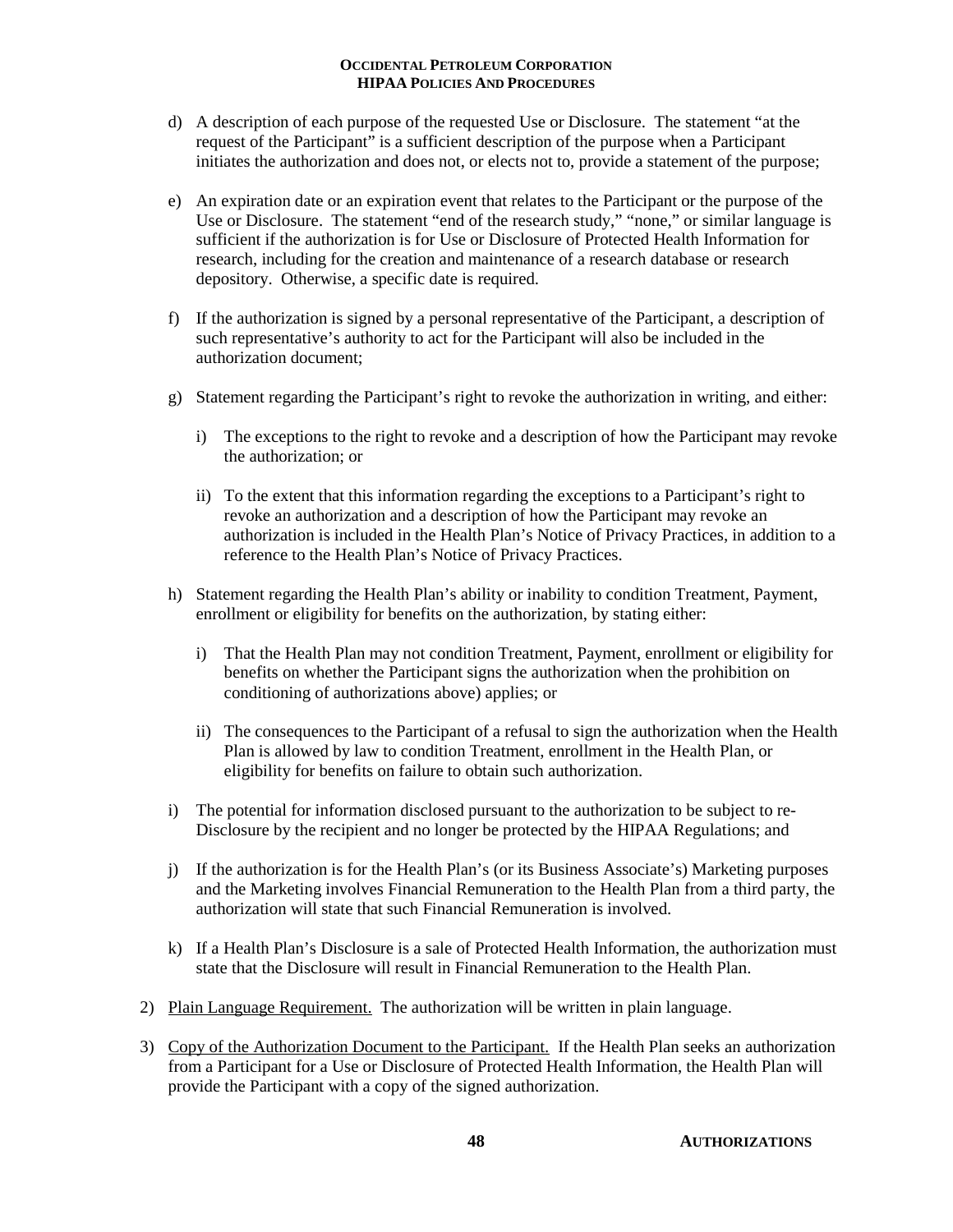d) A description of each purpose of the requested Use or Disclosure. The statement "at the request of the Participant" is a sufficient description of the purpose when a Participant initiates the authorization and does not, or elects not to, provide a statement of the purpose;

e) An expiration date or an expiration event that relates to the Participant or the purpose of the Use or Disclosure. The statement "end of the research study," "none," or similar language is sufficient if the authorization is for Use or Disclosure of Protected Health Information for research, including for the creation and maintenance of a research database or research depository. Otherwise, a specific date is required.

f) If the authorization is signed by a personal representative of the Participant, a description of such representative's authority to act for the Participant will also be included in the authorization document;

g) Statement regarding the Participant's right to revoke the authorization in writing, and either:

   i) The exceptions to the right to revoke and a description of how the Participant may revoke the authorization; or

   ii) To the extent that this information regarding the exceptions to a Participant's right to revoke an authorization and a description of how the Participant may revoke an authorization is included in the Health Plan's Notice of Privacy Practices, in addition to a reference to the Health Plan's Notice of Privacy Practices.

h) Statement regarding the Health Plan's ability or inability to condition Treatment, Payment, enrollment or eligibility for benefits on the authorization, by stating either:

   i) That the Health Plan may not condition Treatment, Payment, enrollment or eligibility for benefits on whether the Participant signs the authorization when the prohibition on conditioning of authorizations above) applies; or

   ii) The consequences to the Participant of a refusal to sign the authorization when the Health Plan is allowed by law to condition Treatment, enrollment in the Health Plan, or eligibility for benefits on failure to obtain such authorization.

i) The potential for information disclosed pursuant to the authorization to be subject to re-Disclosure by the recipient and no longer be protected by the HIPAA Regulations; and

j) If the authorization is for the Health Plan's (or its Business Associate's) Marketing purposes and the Marketing involves Financial Remuneration to the Health Plan from a third party, the authorization will state that such Financial Remuneration is involved.

k) If a Health Plan's Disclosure is a sale of Protected Health Information, the authorization must state that the Disclosure will result in Financial Remuneration to the Health Plan.

2) Plain Language Requirement. The authorization will be written in plain language.

3) Copy of the Authorization Document to the Participant. If the Health Plan seeks an authorization from a Participant for a Use or Disclosure of Protected Health Information, the Health Plan will provide the Participant with a copy of the signed authorization.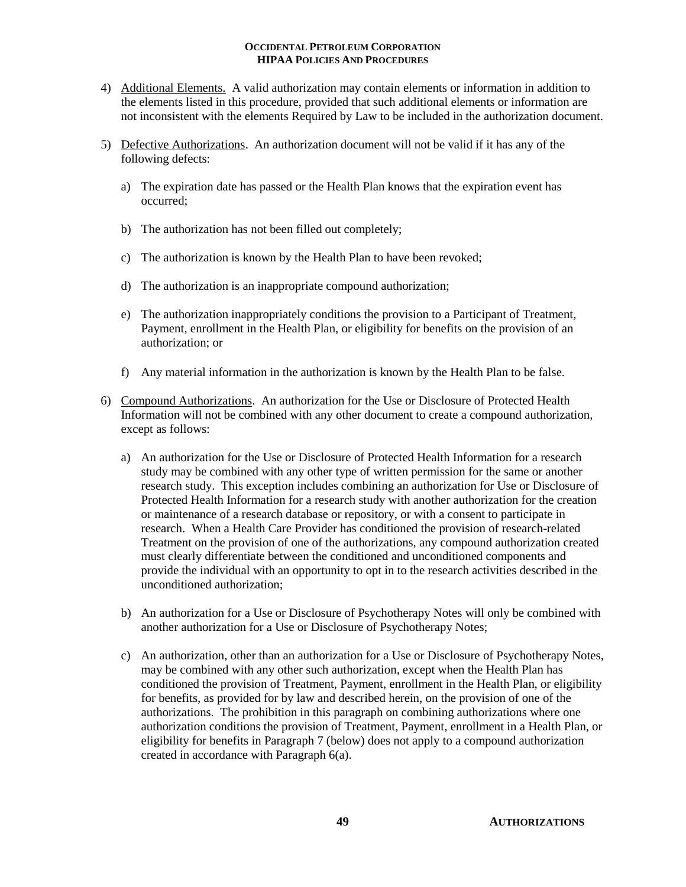4) Additional Elements. A valid authorization may contain elements or information in addition to the elements listed in this procedure, provided that such additional elements or information are not inconsistent with the elements Required by Law to be included in the authorization document.

5) Defective Authorizations. An authorization document will not be valid if it has any of the following defects:

   a) The expiration date has passed or the Health Plan knows that the expiration event has occurred;

   b) The authorization has not been filled out completely;

   c) The authorization is known by the Health Plan to have been revoked;

   d) The authorization is an inappropriate compound authorization;

   e) The authorization inappropriately conditions the provision to a Participant of Treatment, Payment, enrollment in the Health Plan, or eligibility for benefits on the provision of an authorization; or

   f) Any material information in the authorization is known by the Health Plan to be false.

6) Compound Authorizations. An authorization for the Use or Disclosure of Protected Health Information will not be combined with any other document to create a compound authorization, except as follows:

   a) An authorization for the Use or Disclosure of Protected Health Information for a research study may be combined with any other type of written permission for the same or another research study. This exception includes combining an authorization for Use or Disclosure of Protected Health Information for a research study with another authorization for the creation or maintenance of a research database or repository, or with a consent to participate in research. When a Health Care Provider has conditioned the provision of research-related Treatment on the provision of one of the authorizations, any compound authorization created must clearly differentiate between the conditioned and unconditioned components and provide the individual with an opportunity to opt in to the research activities described in the unconditioned authorization;

   b) An authorization for a Use or Disclosure of Psychotherapy Notes will only be combined with another authorization for a Use or Disclosure of Psychotherapy Notes;

   c) An authorization, other than an authorization for a Use or Disclosure of Psychotherapy Notes, may be combined with any other such authorization, except when the Health Plan has conditioned the provision of Treatment, Payment, enrollment in the Health Plan, or eligibility for benefits, as provided for by law and described herein, on the provision of one of the authorizations. The prohibition in this paragraph on combining authorizations where one authorization conditions the provision of Treatment, Payment, enrollment in a Health Plan, or eligibility for benefits in Paragraph 7 (below) does not apply to a compound authorization created in accordance with Paragraph 6(a).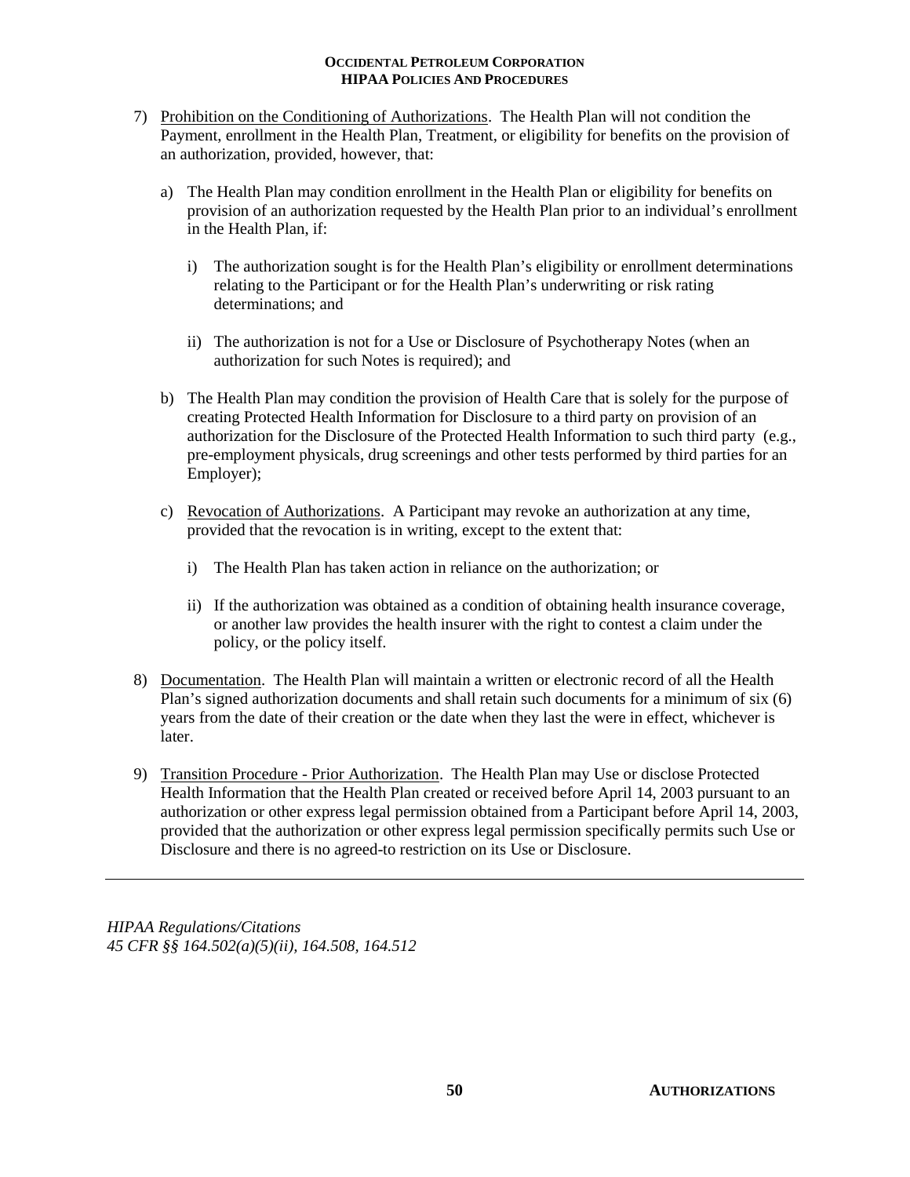7) <u>Prohibition on the Conditioning of Authorizations</u>. The Health Plan will not condition the Payment, enrollment in the Health Plan, Treatment, or eligibility for benefits on the provision of an authorization, provided, however, that:

   a) The Health Plan may condition enrollment in the Health Plan or eligibility for benefits on provision of an authorization requested by the Health Plan prior to an individual's enrollment in the Health Plan, if:

      i) The authorization sought is for the Health Plan's eligibility or enrollment determinations relating to the Participant or for the Health Plan's underwriting or risk rating determinations; and

      ii) The authorization is not for a Use or Disclosure of Psychotherapy Notes (when an authorization for such Notes is required); and

   b) The Health Plan may condition the provision of Health Care that is solely for the purpose of creating Protected Health Information for Disclosure to a third party on provision of an authorization for the Disclosure of the Protected Health Information to such third party (e.g., pre-employment physicals, drug screenings and other tests performed by third parties for an Employer);

   c) <u>Revocation of Authorizations</u>. A Participant may revoke an authorization at any time, provided that the revocation is in writing, except to the extent that:

      i) The Health Plan has taken action in reliance on the authorization; or

      ii) If the authorization was obtained as a condition of obtaining health insurance coverage, or another law provides the health insurer with the right to contest a claim under the policy, or the policy itself.

8) <u>Documentation</u>. The Health Plan will maintain a written or electronic record of all the Health Plan's signed authorization documents and shall retain such documents for a minimum of six (6) years from the date of their creation or the date when they last the were in effect, whichever is later.

9) <u>Transition Procedure - Prior Authorization</u>. The Health Plan may Use or disclose Protected Health Information that the Health Plan created or received before April 14, 2003 pursuant to an authorization or other express legal permission obtained from a Participant before April 14, 2003, provided that the authorization or other express legal permission specifically permits such Use or Disclosure and there is no agreed-to restriction on its Use or Disclosure.

---

*HIPAA Regulations/Citations*
*45 CFR §§ 164.502(a)(5)(ii), 164.508, 164.512*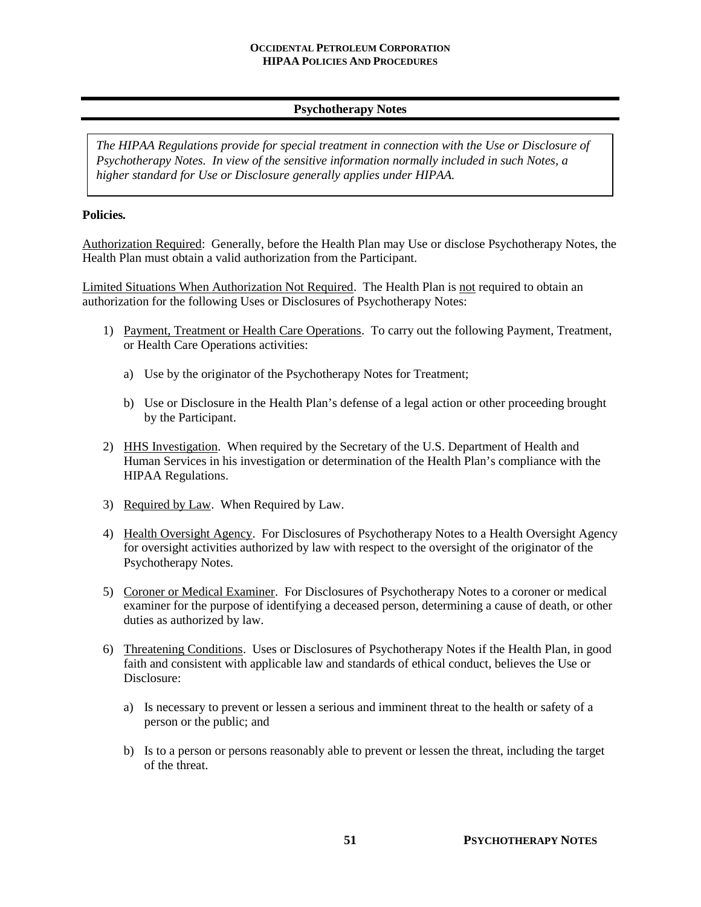## Psychotherapy Notes

*The HIPAA Regulations provide for special treatment in connection with the Use or Disclosure of Psychotherapy Notes. In view of the sensitive information normally included in such Notes, a higher standard for Use or Disclosure generally applies under HIPAA.*

**Policies.**

Authorization Required: Generally, before the Health Plan may Use or disclose Psychotherapy Notes, the Health Plan must obtain a valid authorization from the Participant.

Limited Situations When Authorization Not Required. The Health Plan is not required to obtain an authorization for the following Uses or Disclosures of Psychotherapy Notes:

1) Payment, Treatment or Health Care Operations. To carry out the following Payment, Treatment, or Health Care Operations activities:

   a) Use by the originator of the Psychotherapy Notes for Treatment;

   b) Use or Disclosure in the Health Plan's defense of a legal action or other proceeding brought by the Participant.

2) HHS Investigation. When required by the Secretary of the U.S. Department of Health and Human Services in his investigation or determination of the Health Plan's compliance with the HIPAA Regulations.

3) Required by Law. When Required by Law.

4) Health Oversight Agency. For Disclosures of Psychotherapy Notes to a Health Oversight Agency for oversight activities authorized by law with respect to the oversight of the originator of the Psychotherapy Notes.

5) Coroner or Medical Examiner. For Disclosures of Psychotherapy Notes to a coroner or medical examiner for the purpose of identifying a deceased person, determining a cause of death, or other duties as authorized by law.

6) Threatening Conditions. Uses or Disclosures of Psychotherapy Notes if the Health Plan, in good faith and consistent with applicable law and standards of ethical conduct, believes the Use or Disclosure:

   a) Is necessary to prevent or lessen a serious and imminent threat to the health or safety of a person or the public; and

   b) Is to a person or persons reasonably able to prevent or lessen the threat, including the target of the threat.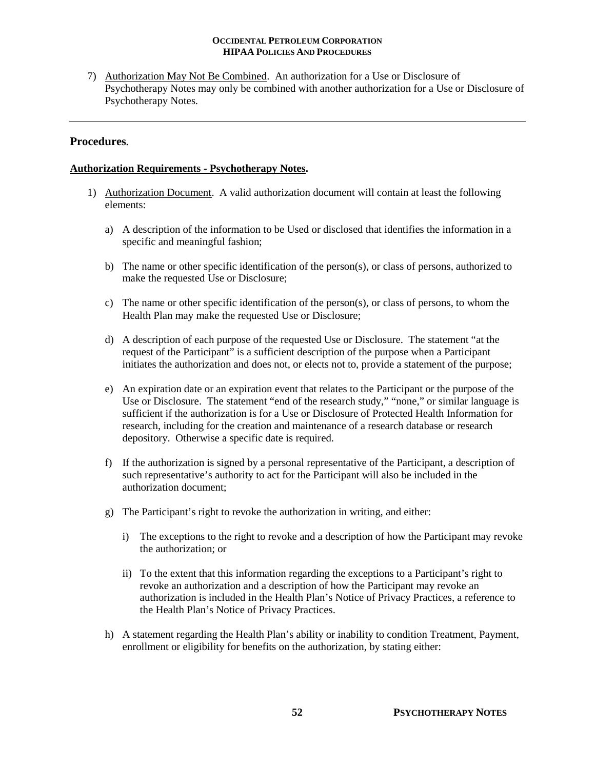7) <u>Authorization May Not Be Combined</u>. An authorization for a Use or Disclosure of Psychotherapy Notes may only be combined with another authorization for a Use or Disclosure of Psychotherapy Notes.

---

## Procedures.

**<u>Authorization Requirements - Psychotherapy Notes</u>.**

1) <u>Authorization Document</u>. A valid authorization document will contain at least the following elements:

   a) A description of the information to be Used or disclosed that identifies the information in a specific and meaningful fashion;

   b) The name or other specific identification of the person(s), or class of persons, authorized to make the requested Use or Disclosure;

   c) The name or other specific identification of the person(s), or class of persons, to whom the Health Plan may make the requested Use or Disclosure;

   d) A description of each purpose of the requested Use or Disclosure. The statement "at the request of the Participant" is a sufficient description of the purpose when a Participant initiates the authorization and does not, or elects not to, provide a statement of the purpose;

   e) An expiration date or an expiration event that relates to the Participant or the purpose of the Use or Disclosure. The statement "end of the research study," "none," or similar language is sufficient if the authorization is for a Use or Disclosure of Protected Health Information for research, including for the creation and maintenance of a research database or research depository. Otherwise a specific date is required.

   f) If the authorization is signed by a personal representative of the Participant, a description of such representative's authority to act for the Participant will also be included in the authorization document;

   g) The Participant's right to revoke the authorization in writing, and either:

      i) The exceptions to the right to revoke and a description of how the Participant may revoke the authorization; or

      ii) To the extent that this information regarding the exceptions to a Participant's right to revoke an authorization and a description of how the Participant may revoke an authorization is included in the Health Plan's Notice of Privacy Practices, a reference to the Health Plan's Notice of Privacy Practices.

   h) A statement regarding the Health Plan's ability or inability to condition Treatment, Payment, enrollment or eligibility for benefits on the authorization, by stating either: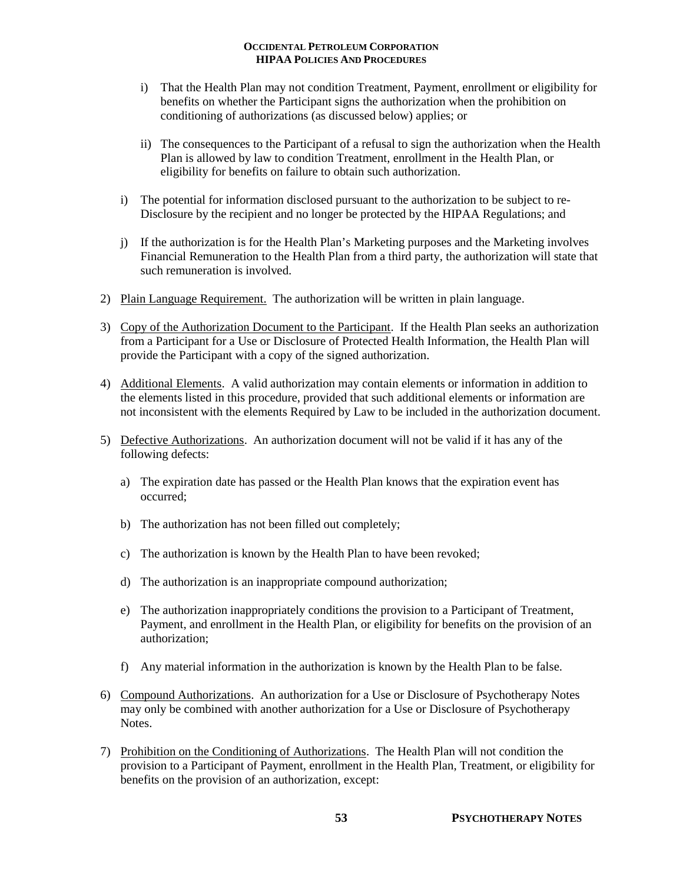i) That the Health Plan may not condition Treatment, Payment, enrollment or eligibility for benefits on whether the Participant signs the authorization when the prohibition on conditioning of authorizations (as discussed below) applies; or

ii) The consequences to the Participant of a refusal to sign the authorization when the Health Plan is allowed by law to condition Treatment, enrollment in the Health Plan, or eligibility for benefits on failure to obtain such authorization.

i) The potential for information disclosed pursuant to the authorization to be subject to re-Disclosure by the recipient and no longer be protected by the HIPAA Regulations; and

j) If the authorization is for the Health Plan's Marketing purposes and the Marketing involves Financial Remuneration to the Health Plan from a third party, the authorization will state that such remuneration is involved.

2) Plain Language Requirement. The authorization will be written in plain language.

3) Copy of the Authorization Document to the Participant. If the Health Plan seeks an authorization from a Participant for a Use or Disclosure of Protected Health Information, the Health Plan will provide the Participant with a copy of the signed authorization.

4) Additional Elements. A valid authorization may contain elements or information in addition to the elements listed in this procedure, provided that such additional elements or information are not inconsistent with the elements Required by Law to be included in the authorization document.

5) Defective Authorizations. An authorization document will not be valid if it has any of the following defects:

   a) The expiration date has passed or the Health Plan knows that the expiration event has occurred;

   b) The authorization has not been filled out completely;

   c) The authorization is known by the Health Plan to have been revoked;

   d) The authorization is an inappropriate compound authorization;

   e) The authorization inappropriately conditions the provision to a Participant of Treatment, Payment, and enrollment in the Health Plan, or eligibility for benefits on the provision of an authorization;

   f) Any material information in the authorization is known by the Health Plan to be false.

6) Compound Authorizations. An authorization for a Use or Disclosure of Psychotherapy Notes may only be combined with another authorization for a Use or Disclosure of Psychotherapy Notes.

7) Prohibition on the Conditioning of Authorizations. The Health Plan will not condition the provision to a Participant of Payment, enrollment in the Health Plan, Treatment, or eligibility for benefits on the provision of an authorization, except: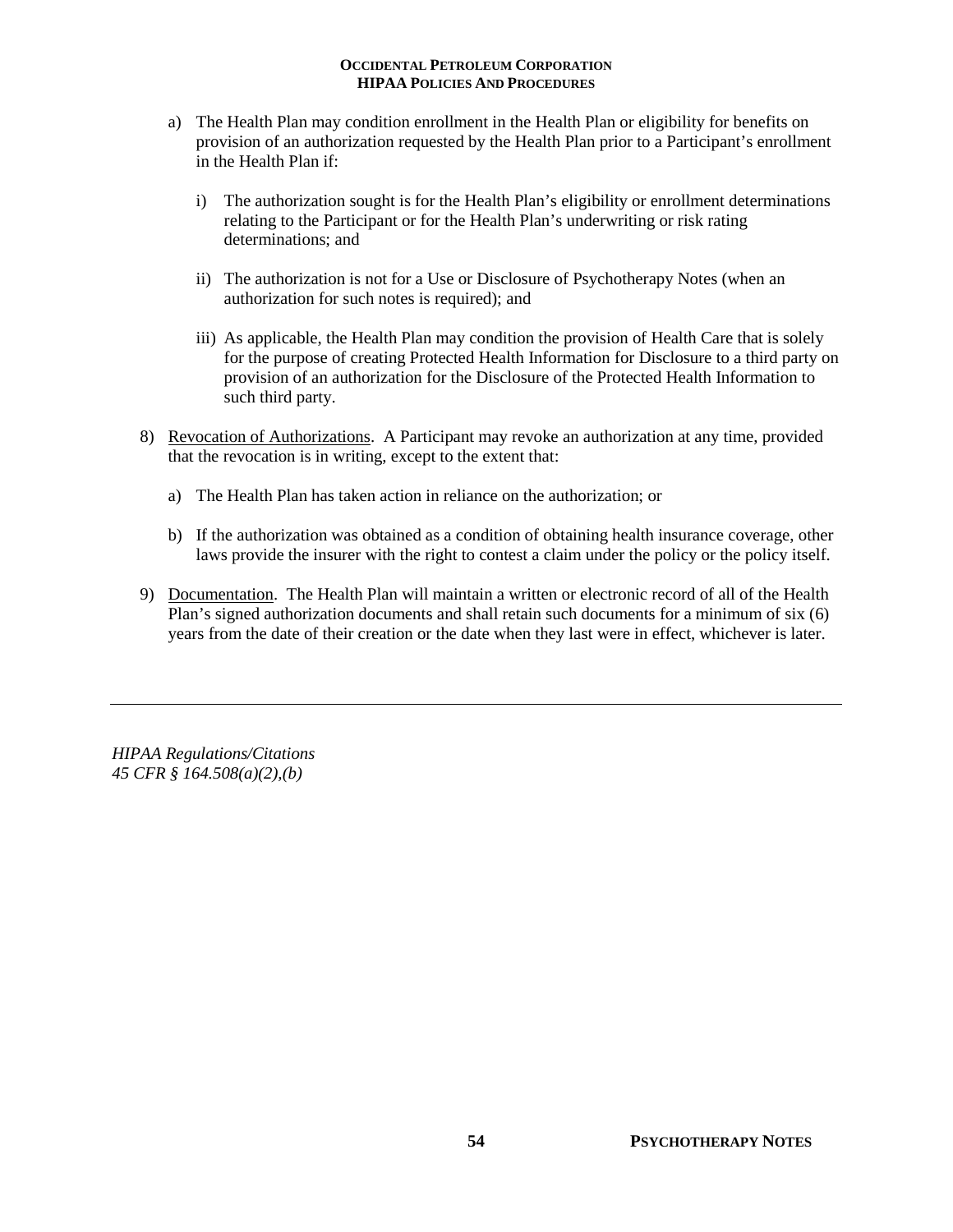a) The Health Plan may condition enrollment in the Health Plan or eligibility for benefits on provision of an authorization requested by the Health Plan prior to a Participant's enrollment in the Health Plan if:

   i) The authorization sought is for the Health Plan's eligibility or enrollment determinations relating to the Participant or for the Health Plan's underwriting or risk rating determinations; and

   ii) The authorization is not for a Use or Disclosure of Psychotherapy Notes (when an authorization for such notes is required); and

   iii) As applicable, the Health Plan may condition the provision of Health Care that is solely for the purpose of creating Protected Health Information for Disclosure to a third party on provision of an authorization for the Disclosure of the Protected Health Information to such third party.

8) <u>Revocation of Authorizations</u>. A Participant may revoke an authorization at any time, provided that the revocation is in writing, except to the extent that:

   a) The Health Plan has taken action in reliance on the authorization; or

   b) If the authorization was obtained as a condition of obtaining health insurance coverage, other laws provide the insurer with the right to contest a claim under the policy or the policy itself.

9) <u>Documentation</u>. The Health Plan will maintain a written or electronic record of all of the Health Plan's signed authorization documents and shall retain such documents for a minimum of six (6) years from the date of their creation or the date when they last were in effect, whichever is later.

---

*HIPAA Regulations/Citations*
*45 CFR § 164.508(a)(2),(b)*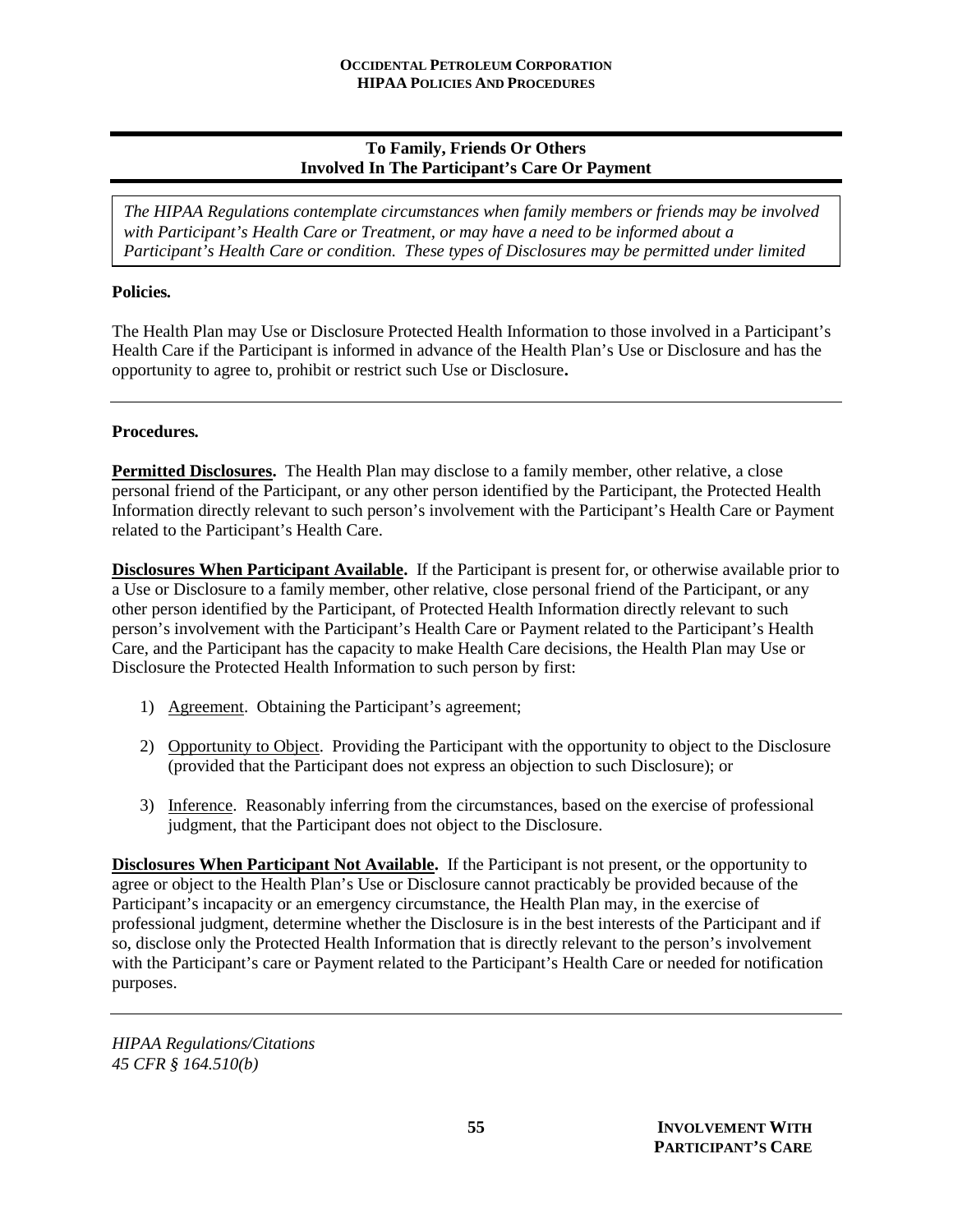## To Family, Friends Or Others Involved In The Participant's Care Or Payment

*The HIPAA Regulations contemplate circumstances when family members or friends may be involved with Participant's Health Care or Treatment, or may have a need to be informed about a Participant's Health Care or condition. These types of Disclosures may be permitted under limited*

**Policies.**

The Health Plan may Use or Disclosure Protected Health Information to those involved in a Participant's Health Care if the Participant is informed in advance of the Health Plan's Use or Disclosure and has the opportunity to agree to, prohibit or restrict such Use or Disclosure**.**

---

**Procedures.**

**Permitted Disclosures.** The Health Plan may disclose to a family member, other relative, a close personal friend of the Participant, or any other person identified by the Participant, the Protected Health Information directly relevant to such person's involvement with the Participant's Health Care or Payment related to the Participant's Health Care.

**Disclosures When Participant Available.** If the Participant is present for, or otherwise available prior to a Use or Disclosure to a family member, other relative, close personal friend of the Participant, or any other person identified by the Participant, of Protected Health Information directly relevant to such person's involvement with the Participant's Health Care or Payment related to the Participant's Health Care, and the Participant has the capacity to make Health Care decisions, the Health Plan may Use or Disclosure the Protected Health Information to such person by first:

1) Agreement. Obtaining the Participant's agreement;
2) Opportunity to Object. Providing the Participant with the opportunity to object to the Disclosure (provided that the Participant does not express an objection to such Disclosure); or
3) Inference. Reasonably inferring from the circumstances, based on the exercise of professional judgment, that the Participant does not object to the Disclosure.

**Disclosures When Participant Not Available.** If the Participant is not present, or the opportunity to agree or object to the Health Plan's Use or Disclosure cannot practicably be provided because of the Participant's incapacity or an emergency circumstance, the Health Plan may, in the exercise of professional judgment, determine whether the Disclosure is in the best interests of the Participant and if so, disclose only the Protected Health Information that is directly relevant to the person's involvement with the Participant's care or Payment related to the Participant's Health Care or needed for notification purposes.

---

*HIPAA Regulations/Citations*
*45 CFR § 164.510(b)*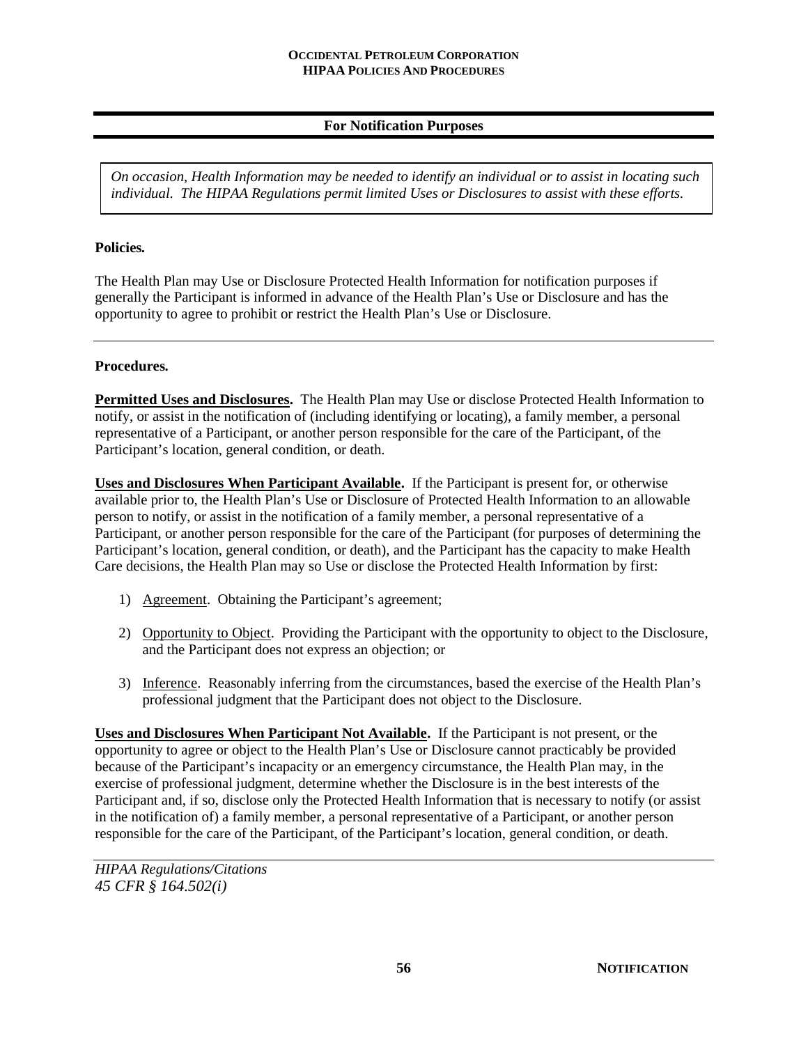## For Notification Purposes

*On occasion, Health Information may be needed to identify an individual or to assist in locating such individual. The HIPAA Regulations permit limited Uses or Disclosures to assist with these efforts.*

**Policies.**

The Health Plan may Use or Disclosure Protected Health Information for notification purposes if generally the Participant is informed in advance of the Health Plan's Use or Disclosure and has the opportunity to agree to prohibit or restrict the Health Plan's Use or Disclosure.

---

**Procedures.**

**Permitted Uses and Disclosures.** The Health Plan may Use or disclose Protected Health Information to notify, or assist in the notification of (including identifying or locating), a family member, a personal representative of a Participant, or another person responsible for the care of the Participant, of the Participant's location, general condition, or death.

**Uses and Disclosures When Participant Available.** If the Participant is present for, or otherwise available prior to, the Health Plan's Use or Disclosure of Protected Health Information to an allowable person to notify, or assist in the notification of a family member, a personal representative of a Participant, or another person responsible for the care of the Participant (for purposes of determining the Participant's location, general condition, or death), and the Participant has the capacity to make Health Care decisions, the Health Plan may so Use or disclose the Protected Health Information by first:

1) Agreement. Obtaining the Participant's agreement;

2) Opportunity to Object. Providing the Participant with the opportunity to object to the Disclosure, and the Participant does not express an objection; or

3) Inference. Reasonably inferring from the circumstances, based the exercise of the Health Plan's professional judgment that the Participant does not object to the Disclosure.

**Uses and Disclosures When Participant Not Available.** If the Participant is not present, or the opportunity to agree or object to the Health Plan's Use or Disclosure cannot practicably be provided because of the Participant's incapacity or an emergency circumstance, the Health Plan may, in the exercise of professional judgment, determine whether the Disclosure is in the best interests of the Participant and, if so, disclose only the Protected Health Information that is necessary to notify (or assist in the notification of) a family member, a personal representative of a Participant, or another person responsible for the care of the Participant, of the Participant's location, general condition, or death.

---

*HIPAA Regulations/Citations*
*45 CFR § 164.502(i)*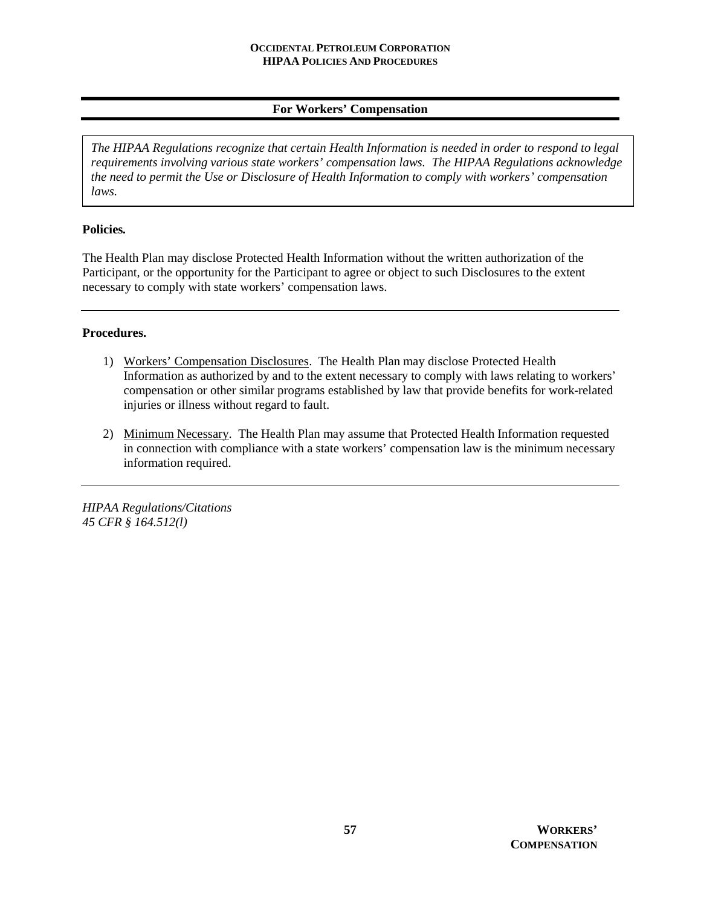## For Workers' Compensation

*The HIPAA Regulations recognize that certain Health Information is needed in order to respond to legal requirements involving various state workers' compensation laws. The HIPAA Regulations acknowledge the need to permit the Use or Disclosure of Health Information to comply with workers' compensation laws.*

**Policies.**

The Health Plan may disclose Protected Health Information without the written authorization of the Participant, or the opportunity for the Participant to agree or object to such Disclosures to the extent necessary to comply with state workers' compensation laws.

---

**Procedures.**

1) Workers' Compensation Disclosures. The Health Plan may disclose Protected Health Information as authorized by and to the extent necessary to comply with laws relating to workers' compensation or other similar programs established by law that provide benefits for work-related injuries or illness without regard to fault.

2) Minimum Necessary. The Health Plan may assume that Protected Health Information requested in connection with compliance with a state workers' compensation law is the minimum necessary information required.

---

*HIPAA Regulations/Citations*
*45 CFR § 164.512(l)*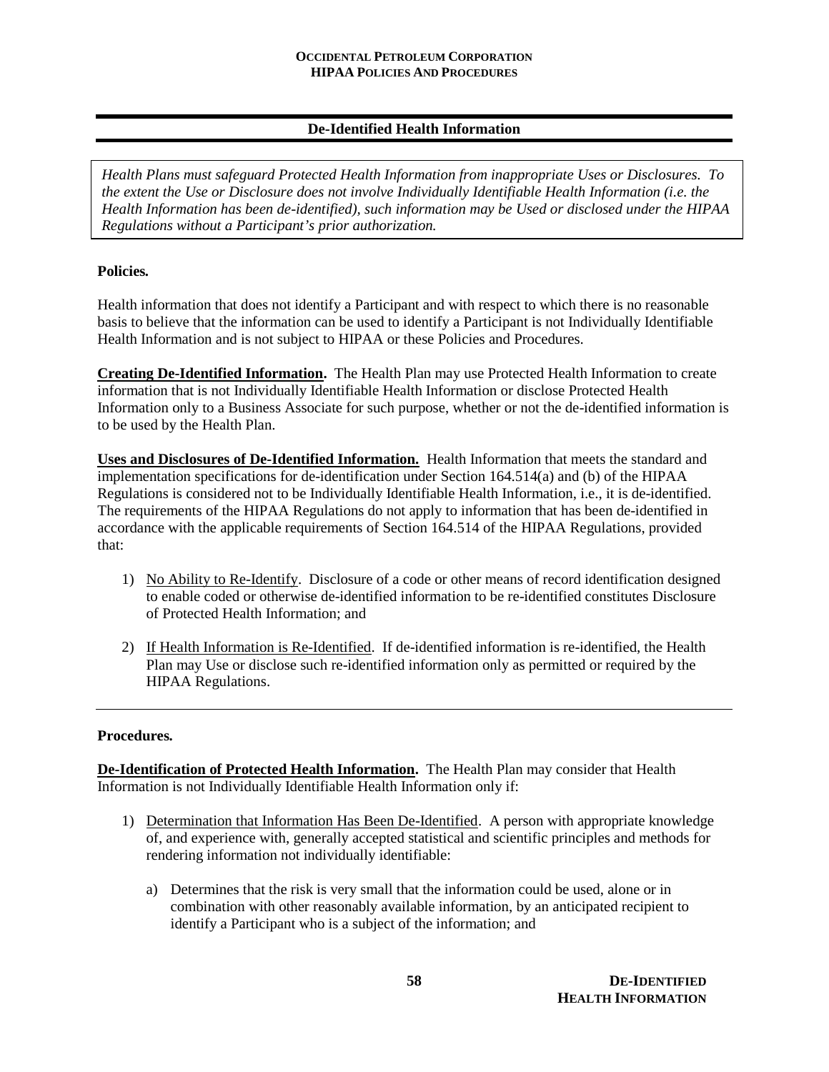## De-Identified Health Information

*Health Plans must safeguard Protected Health Information from inappropriate Uses or Disclosures. To the extent the Use or Disclosure does not involve Individually Identifiable Health Information (i.e. the Health Information has been de-identified), such information may be Used or disclosed under the HIPAA Regulations without a Participant's prior authorization.*

**Policies.**

Health information that does not identify a Participant and with respect to which there is no reasonable basis to believe that the information can be used to identify a Participant is not Individually Identifiable Health Information and is not subject to HIPAA or these Policies and Procedures.

**Creating De-Identified Information.** The Health Plan may use Protected Health Information to create information that is not Individually Identifiable Health Information or disclose Protected Health Information only to a Business Associate for such purpose, whether or not the de-identified information is to be used by the Health Plan.

**Uses and Disclosures of De-Identified Information.** Health Information that meets the standard and implementation specifications for de-identification under Section 164.514(a) and (b) of the HIPAA Regulations is considered not to be Individually Identifiable Health Information, i.e., it is de-identified. The requirements of the HIPAA Regulations do not apply to information that has been de-identified in accordance with the applicable requirements of Section 164.514 of the HIPAA Regulations, provided that:

1) No Ability to Re-Identify. Disclosure of a code or other means of record identification designed to enable coded or otherwise de-identified information to be re-identified constitutes Disclosure of Protected Health Information; and

2) If Health Information is Re-Identified. If de-identified information is re-identified, the Health Plan may Use or disclose such re-identified information only as permitted or required by the HIPAA Regulations.

---

**Procedures.**

**De-Identification of Protected Health Information.** The Health Plan may consider that Health Information is not Individually Identifiable Health Information only if:

1) Determination that Information Has Been De-Identified. A person with appropriate knowledge of, and experience with, generally accepted statistical and scientific principles and methods for rendering information not individually identifiable:

   a) Determines that the risk is very small that the information could be used, alone or in combination with other reasonably available information, by an anticipated recipient to identify a Participant who is a subject of the information; and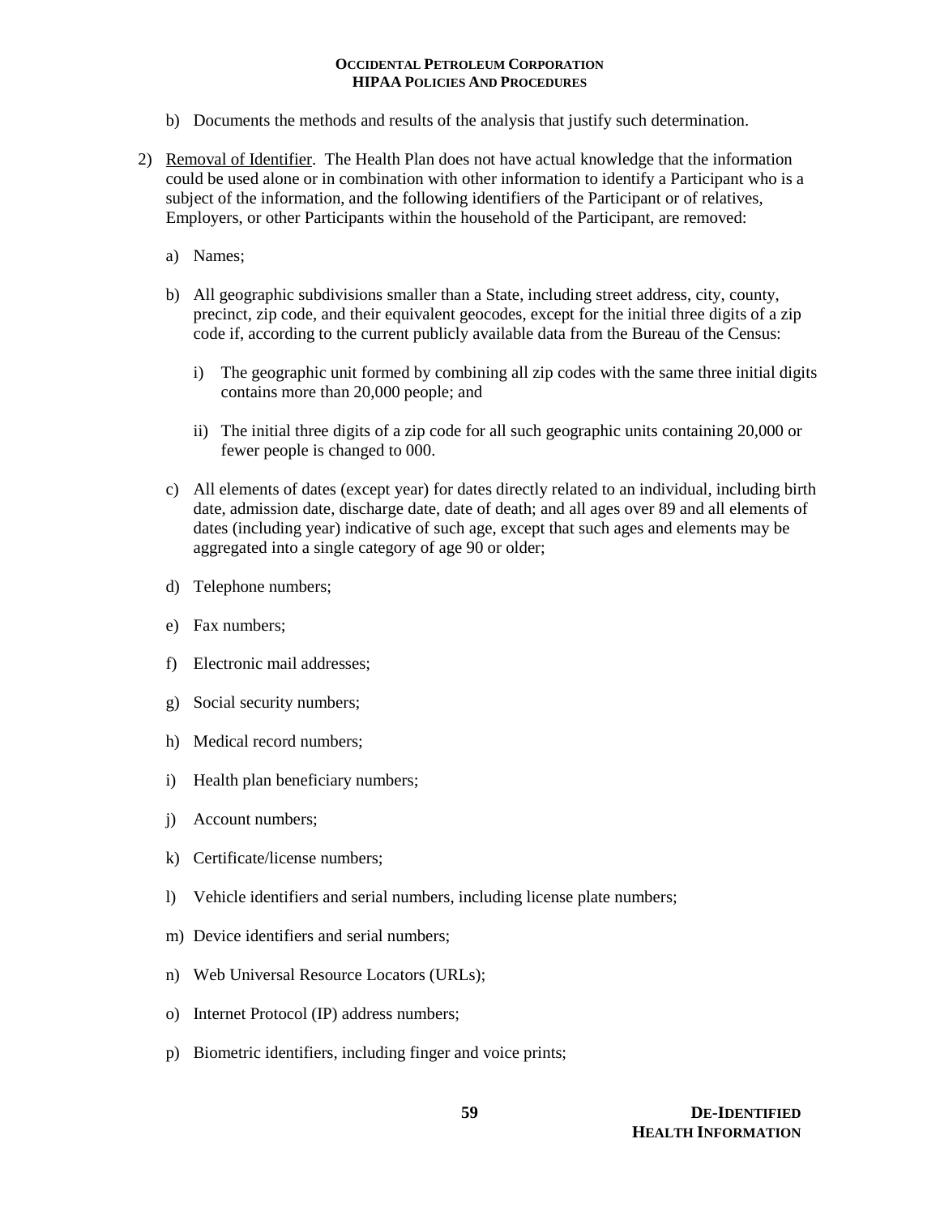b) Documents the methods and results of the analysis that justify such determination.

2) Removal of Identifier. The Health Plan does not have actual knowledge that the information could be used alone or in combination with other information to identify a Participant who is a subject of the information, and the following identifiers of the Participant or of relatives, Employers, or other Participants within the household of the Participant, are removed:

   a) Names;

   b) All geographic subdivisions smaller than a State, including street address, city, county, precinct, zip code, and their equivalent geocodes, except for the initial three digits of a zip code if, according to the current publicly available data from the Bureau of the Census:

      i) The geographic unit formed by combining all zip codes with the same three initial digits contains more than 20,000 people; and

      ii) The initial three digits of a zip code for all such geographic units containing 20,000 or fewer people is changed to 000.

   c) All elements of dates (except year) for dates directly related to an individual, including birth date, admission date, discharge date, date of death; and all ages over 89 and all elements of dates (including year) indicative of such age, except that such ages and elements may be aggregated into a single category of age 90 or older;

   d) Telephone numbers;

   e) Fax numbers;

   f) Electronic mail addresses;

   g) Social security numbers;

   h) Medical record numbers;

   i) Health plan beneficiary numbers;

   j) Account numbers;

   k) Certificate/license numbers;

   l) Vehicle identifiers and serial numbers, including license plate numbers;

   m) Device identifiers and serial numbers;

   n) Web Universal Resource Locators (URLs);

   o) Internet Protocol (IP) address numbers;

   p) Biometric identifiers, including finger and voice prints;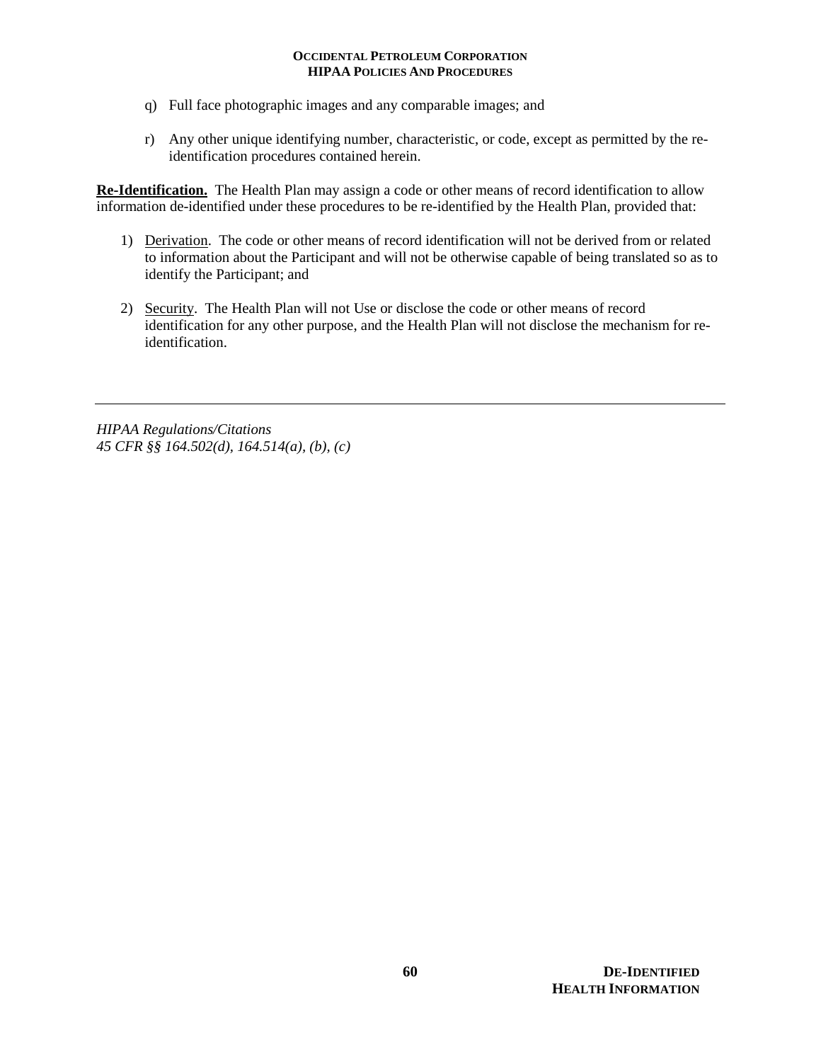q) Full face photographic images and any comparable images; and

r) Any other unique identifying number, characteristic, or code, except as permitted by the re-identification procedures contained herein.

**Re-Identification.** The Health Plan may assign a code or other means of record identification to allow information de-identified under these procedures to be re-identified by the Health Plan, provided that:

1) Derivation. The code or other means of record identification will not be derived from or related to information about the Participant and will not be otherwise capable of being translated so as to identify the Participant; and

2) Security. The Health Plan will not Use or disclose the code or other means of record identification for any other purpose, and the Health Plan will not disclose the mechanism for re-identification.

---

*HIPAA Regulations/Citations*
*45 CFR §§ 164.502(d), 164.514(a), (b), (c)*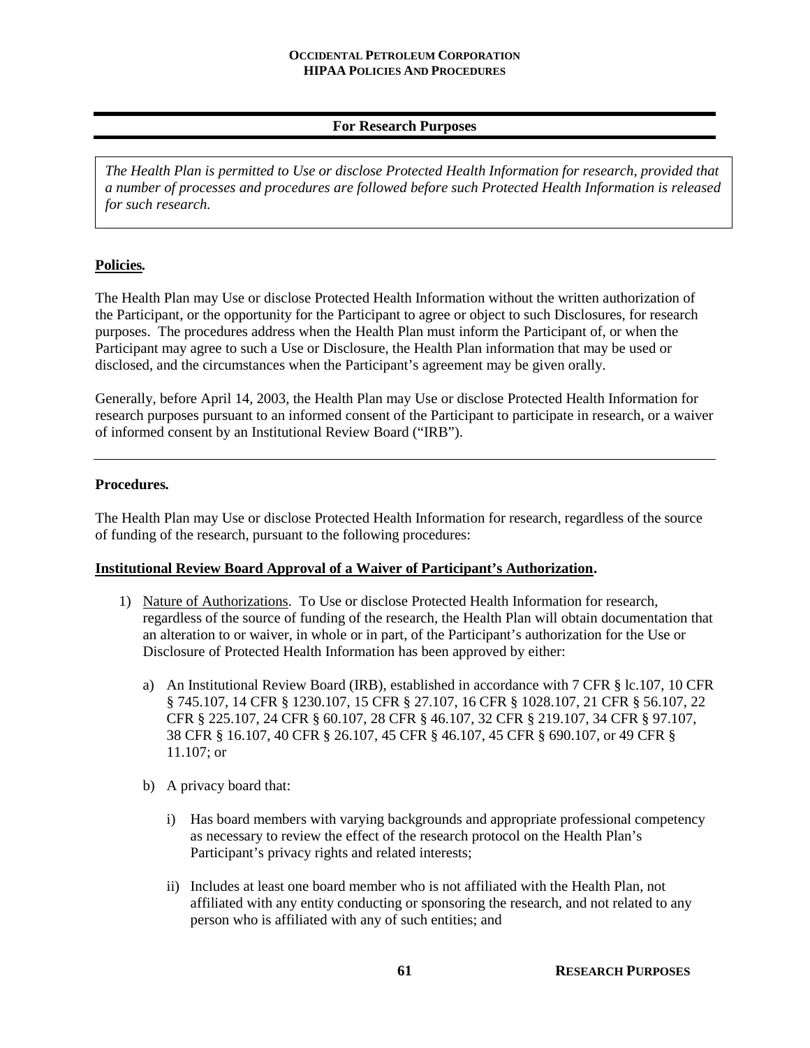## For Research Purposes

*The Health Plan is permitted to Use or disclose Protected Health Information for research, provided that a number of processes and procedures are followed before such Protected Health Information is released for such research.*

**Policies.**

The Health Plan may Use or disclose Protected Health Information without the written authorization of the Participant, or the opportunity for the Participant to agree or object to such Disclosures, for research purposes. The procedures address when the Health Plan must inform the Participant of, or when the Participant may agree to such a Use or Disclosure, the Health Plan information that may be used or disclosed, and the circumstances when the Participant's agreement may be given orally.

Generally, before April 14, 2003, the Health Plan may Use or disclose Protected Health Information for research purposes pursuant to an informed consent of the Participant to participate in research, or a waiver of informed consent by an Institutional Review Board ("IRB").

---

**Procedures.**

The Health Plan may Use or disclose Protected Health Information for research, regardless of the source of funding of the research, pursuant to the following procedures:

**Institutional Review Board Approval of a Waiver of Participant's Authorization.**

1) Nature of Authorizations. To Use or disclose Protected Health Information for research, regardless of the source of funding of the research, the Health Plan will obtain documentation that an alteration to or waiver, in whole or in part, of the Participant's authorization for the Use or Disclosure of Protected Health Information has been approved by either:

   a) An Institutional Review Board (IRB), established in accordance with 7 CFR § lc.107, 10 CFR § 745.107, 14 CFR § 1230.107, 15 CFR § 27.107, 16 CFR § 1028.107, 21 CFR § 56.107, 22 CFR § 225.107, 24 CFR § 60.107, 28 CFR § 46.107, 32 CFR § 219.107, 34 CFR § 97.107, 38 CFR § 16.107, 40 CFR § 26.107, 45 CFR § 46.107, 45 CFR § 690.107, or 49 CFR § 11.107; or

   b) A privacy board that:

      i) Has board members with varying backgrounds and appropriate professional competency as necessary to review the effect of the research protocol on the Health Plan's Participant's privacy rights and related interests;

      ii) Includes at least one board member who is not affiliated with the Health Plan, not affiliated with any entity conducting or sponsoring the research, and not related to any person who is affiliated with any of such entities; and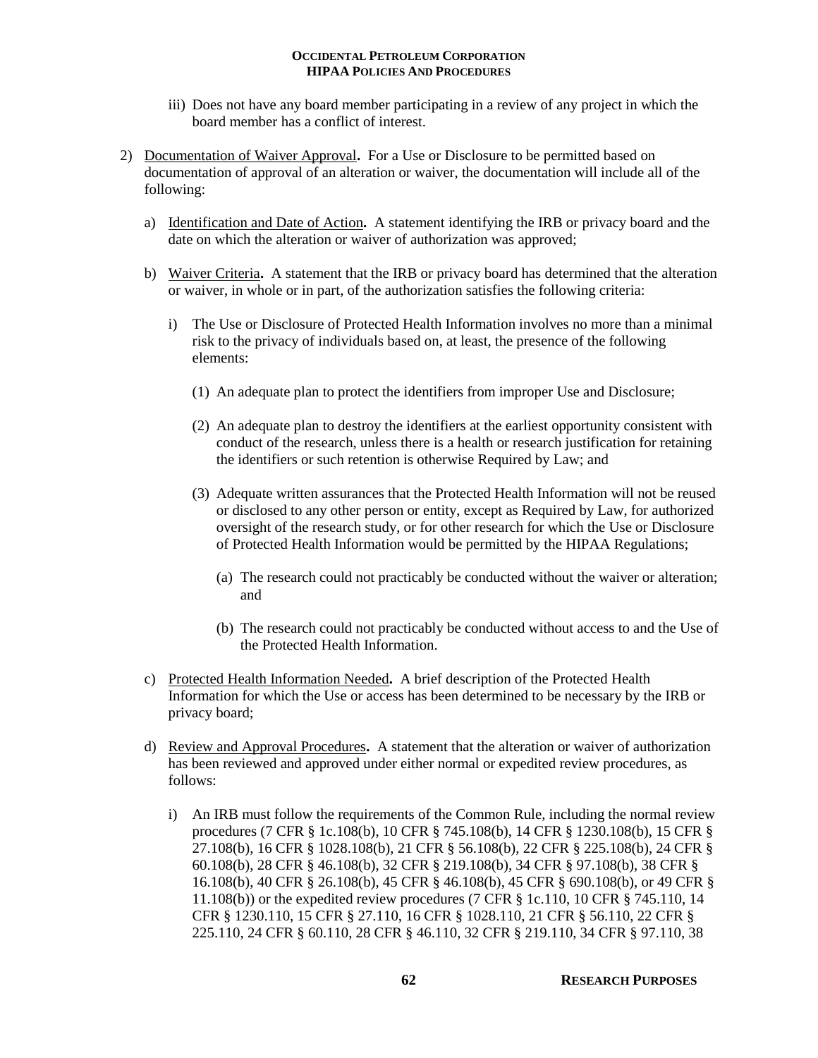iii) Does not have any board member participating in a review of any project in which the board member has a conflict of interest.

2) Documentation of Waiver Approval**.** For a Use or Disclosure to be permitted based on documentation of approval of an alteration or waiver, the documentation will include all of the following:

   a) Identification and Date of Action**.** A statement identifying the IRB or privacy board and the date on which the alteration or waiver of authorization was approved;

   b) Waiver Criteria**.** A statement that the IRB or privacy board has determined that the alteration or waiver, in whole or in part, of the authorization satisfies the following criteria:

      i) The Use or Disclosure of Protected Health Information involves no more than a minimal risk to the privacy of individuals based on, at least, the presence of the following elements:

         (1) An adequate plan to protect the identifiers from improper Use and Disclosure;

         (2) An adequate plan to destroy the identifiers at the earliest opportunity consistent with conduct of the research, unless there is a health or research justification for retaining the identifiers or such retention is otherwise Required by Law; and

         (3) Adequate written assurances that the Protected Health Information will not be reused or disclosed to any other person or entity, except as Required by Law, for authorized oversight of the research study, or for other research for which the Use or Disclosure of Protected Health Information would be permitted by the HIPAA Regulations;

            (a) The research could not practicably be conducted without the waiver or alteration; and

            (b) The research could not practicably be conducted without access to and the Use of the Protected Health Information.

   c) Protected Health Information Needed**.** A brief description of the Protected Health Information for which the Use or access has been determined to be necessary by the IRB or privacy board;

   d) Review and Approval Procedures**.** A statement that the alteration or waiver of authorization has been reviewed and approved under either normal or expedited review procedures, as follows:

      i) An IRB must follow the requirements of the Common Rule, including the normal review procedures (7 CFR § 1c.108(b), 10 CFR § 745.108(b), 14 CFR § 1230.108(b), 15 CFR § 27.108(b), 16 CFR § 1028.108(b), 21 CFR § 56.108(b), 22 CFR § 225.108(b), 24 CFR § 60.108(b), 28 CFR § 46.108(b), 32 CFR § 219.108(b), 34 CFR § 97.108(b), 38 CFR § 16.108(b), 40 CFR § 26.108(b), 45 CFR § 46.108(b), 45 CFR § 690.108(b), or 49 CFR § 11.108(b)) or the expedited review procedures (7 CFR § 1c.110, 10 CFR § 745.110, 14 CFR § 1230.110, 15 CFR § 27.110, 16 CFR § 1028.110, 21 CFR § 56.110, 22 CFR § 225.110, 24 CFR § 60.110, 28 CFR § 46.110, 32 CFR § 219.110, 34 CFR § 97.110, 38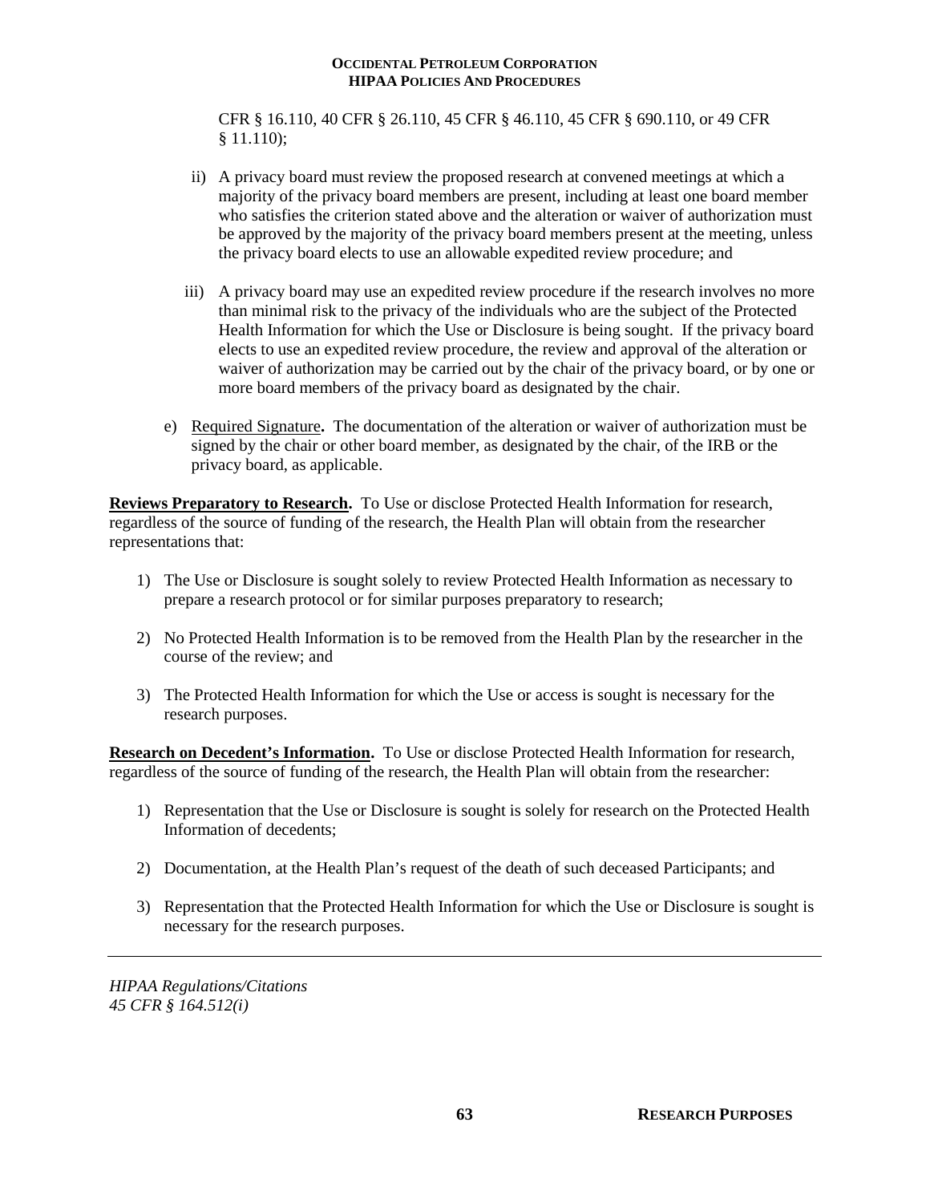CFR § 16.110, 40 CFR § 26.110, 45 CFR § 46.110, 45 CFR § 690.110, or 49 CFR § 11.110);

ii) A privacy board must review the proposed research at convened meetings at which a majority of the privacy board members are present, including at least one board member who satisfies the criterion stated above and the alteration or waiver of authorization must be approved by the majority of the privacy board members present at the meeting, unless the privacy board elects to use an allowable expedited review procedure; and

iii) A privacy board may use an expedited review procedure if the research involves no more than minimal risk to the privacy of the individuals who are the subject of the Protected Health Information for which the Use or Disclosure is being sought. If the privacy board elects to use an expedited review procedure, the review and approval of the alteration or waiver of authorization may be carried out by the chair of the privacy board, or by one or more board members of the privacy board as designated by the chair.

e) <u>Required Signature</u>**.** The documentation of the alteration or waiver of authorization must be signed by the chair or other board member, as designated by the chair, of the IRB or the privacy board, as applicable.

**<u>Reviews Preparatory to Research</u>.** To Use or disclose Protected Health Information for research, regardless of the source of funding of the research, the Health Plan will obtain from the researcher representations that:

1) The Use or Disclosure is sought solely to review Protected Health Information as necessary to prepare a research protocol or for similar purposes preparatory to research;

2) No Protected Health Information is to be removed from the Health Plan by the researcher in the course of the review; and

3) The Protected Health Information for which the Use or access is sought is necessary for the research purposes.

**<u>Research on Decedent's Information</u>.** To Use or disclose Protected Health Information for research, regardless of the source of funding of the research, the Health Plan will obtain from the researcher:

1) Representation that the Use or Disclosure is sought is solely for research on the Protected Health Information of decedents;

2) Documentation, at the Health Plan's request of the death of such deceased Participants; and

3) Representation that the Protected Health Information for which the Use or Disclosure is sought is necessary for the research purposes.

---

*HIPAA Regulations/Citations*
*45 CFR § 164.512(i)*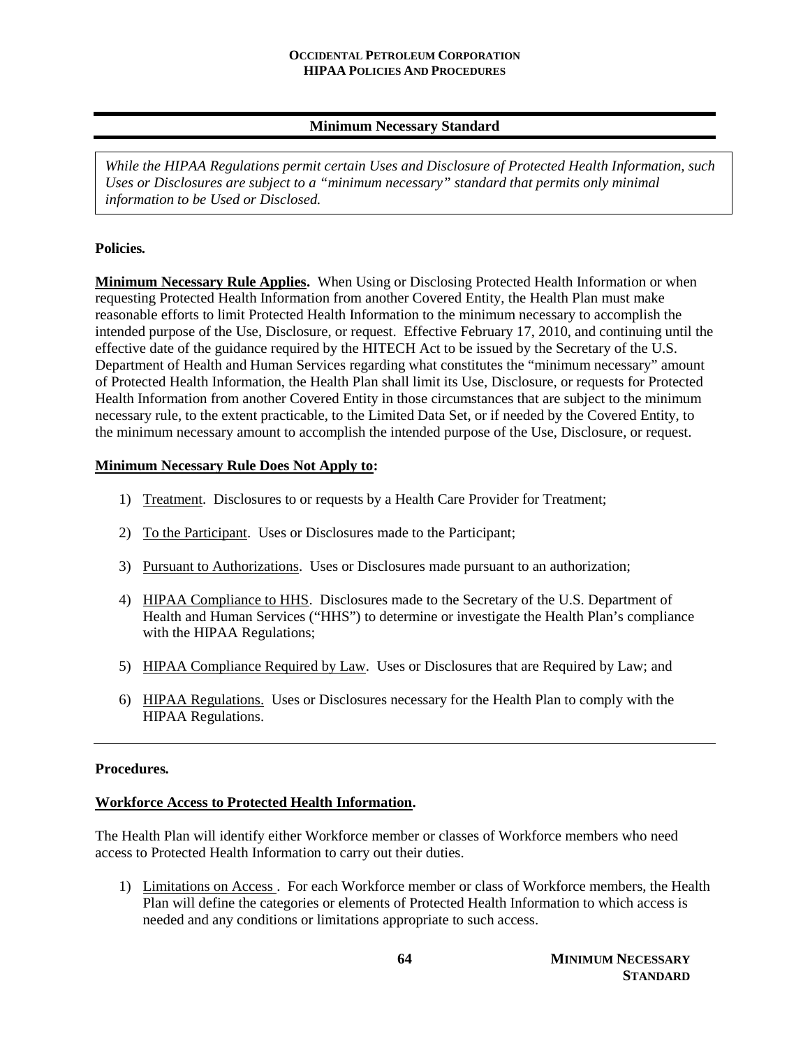## Minimum Necessary Standard

*While the HIPAA Regulations permit certain Uses and Disclosure of Protected Health Information, such Uses or Disclosures are subject to a "minimum necessary" standard that permits only minimal information to be Used or Disclosed.*

**Policies.**

**Minimum Necessary Rule Applies.** When Using or Disclosing Protected Health Information or when requesting Protected Health Information from another Covered Entity, the Health Plan must make reasonable efforts to limit Protected Health Information to the minimum necessary to accomplish the intended purpose of the Use, Disclosure, or request. Effective February 17, 2010, and continuing until the effective date of the guidance required by the HITECH Act to be issued by the Secretary of the U.S. Department of Health and Human Services regarding what constitutes the "minimum necessary" amount of Protected Health Information, the Health Plan shall limit its Use, Disclosure, or requests for Protected Health Information from another Covered Entity in those circumstances that are subject to the minimum necessary rule, to the extent practicable, to the Limited Data Set, or if needed by the Covered Entity, to the minimum necessary amount to accomplish the intended purpose of the Use, Disclosure, or request.

**Minimum Necessary Rule Does Not Apply to:**

1) Treatment. Disclosures to or requests by a Health Care Provider for Treatment;
2) To the Participant. Uses or Disclosures made to the Participant;
3) Pursuant to Authorizations. Uses or Disclosures made pursuant to an authorization;
4) HIPAA Compliance to HHS. Disclosures made to the Secretary of the U.S. Department of Health and Human Services ("HHS") to determine or investigate the Health Plan's compliance with the HIPAA Regulations;
5) HIPAA Compliance Required by Law. Uses or Disclosures that are Required by Law; and
6) HIPAA Regulations. Uses or Disclosures necessary for the Health Plan to comply with the HIPAA Regulations.

---

**Procedures.**

**Workforce Access to Protected Health Information.**

The Health Plan will identify either Workforce member or classes of Workforce members who need access to Protected Health Information to carry out their duties.

1) Limitations on Access . For each Workforce member or class of Workforce members, the Health Plan will define the categories or elements of Protected Health Information to which access is needed and any conditions or limitations appropriate to such access.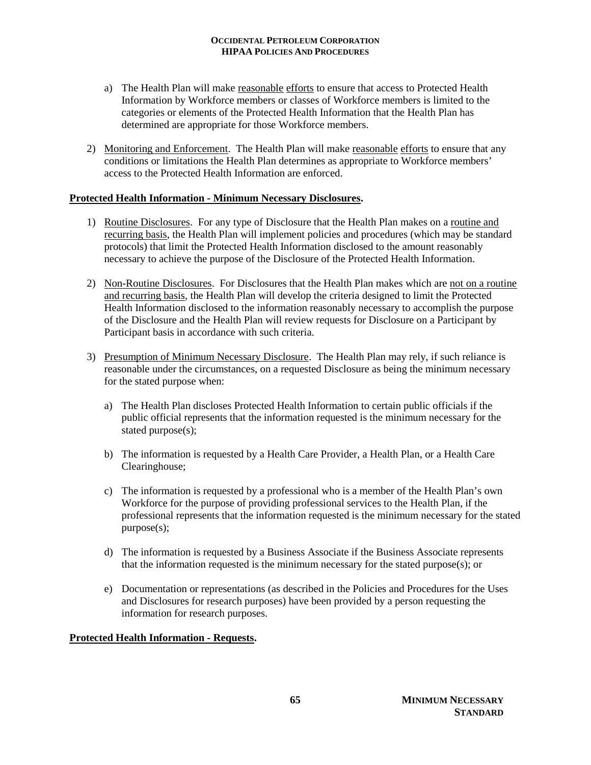a) The Health Plan will make <u>reasonable</u> <u>efforts</u> to ensure that access to Protected Health Information by Workforce members or classes of Workforce members is limited to the categories or elements of the Protected Health Information that the Health Plan has determined are appropriate for those Workforce members.

2) <u>Monitoring and Enforcement</u>. The Health Plan will make <u>reasonable</u> <u>efforts</u> to ensure that any conditions or limitations the Health Plan determines as appropriate to Workforce members' access to the Protected Health Information are enforced.

**<u>Protected Health Information - Minimum Necessary Disclosures</u>.**

1) <u>Routine Disclosures</u>. For any type of Disclosure that the Health Plan makes on a <u>routine and recurring basis</u>, the Health Plan will implement policies and procedures (which may be standard protocols) that limit the Protected Health Information disclosed to the amount reasonably necessary to achieve the purpose of the Disclosure of the Protected Health Information.

2) <u>Non-Routine Disclosures</u>. For Disclosures that the Health Plan makes which are <u>not on a routine and recurring basis</u>, the Health Plan will develop the criteria designed to limit the Protected Health Information disclosed to the information reasonably necessary to accomplish the purpose of the Disclosure and the Health Plan will review requests for Disclosure on a Participant by Participant basis in accordance with such criteria.

3) <u>Presumption of Minimum Necessary Disclosure</u>. The Health Plan may rely, if such reliance is reasonable under the circumstances, on a requested Disclosure as being the minimum necessary for the stated purpose when:

   a) The Health Plan discloses Protected Health Information to certain public officials if the public official represents that the information requested is the minimum necessary for the stated purpose(s);

   b) The information is requested by a Health Care Provider, a Health Plan, or a Health Care Clearinghouse;

   c) The information is requested by a professional who is a member of the Health Plan's own Workforce for the purpose of providing professional services to the Health Plan, if the professional represents that the information requested is the minimum necessary for the stated purpose(s);

   d) The information is requested by a Business Associate if the Business Associate represents that the information requested is the minimum necessary for the stated purpose(s); or

   e) Documentation or representations (as described in the Policies and Procedures for the Uses and Disclosures for research purposes) have been provided by a person requesting the information for research purposes.

**<u>Protected Health Information - Requests</u>.**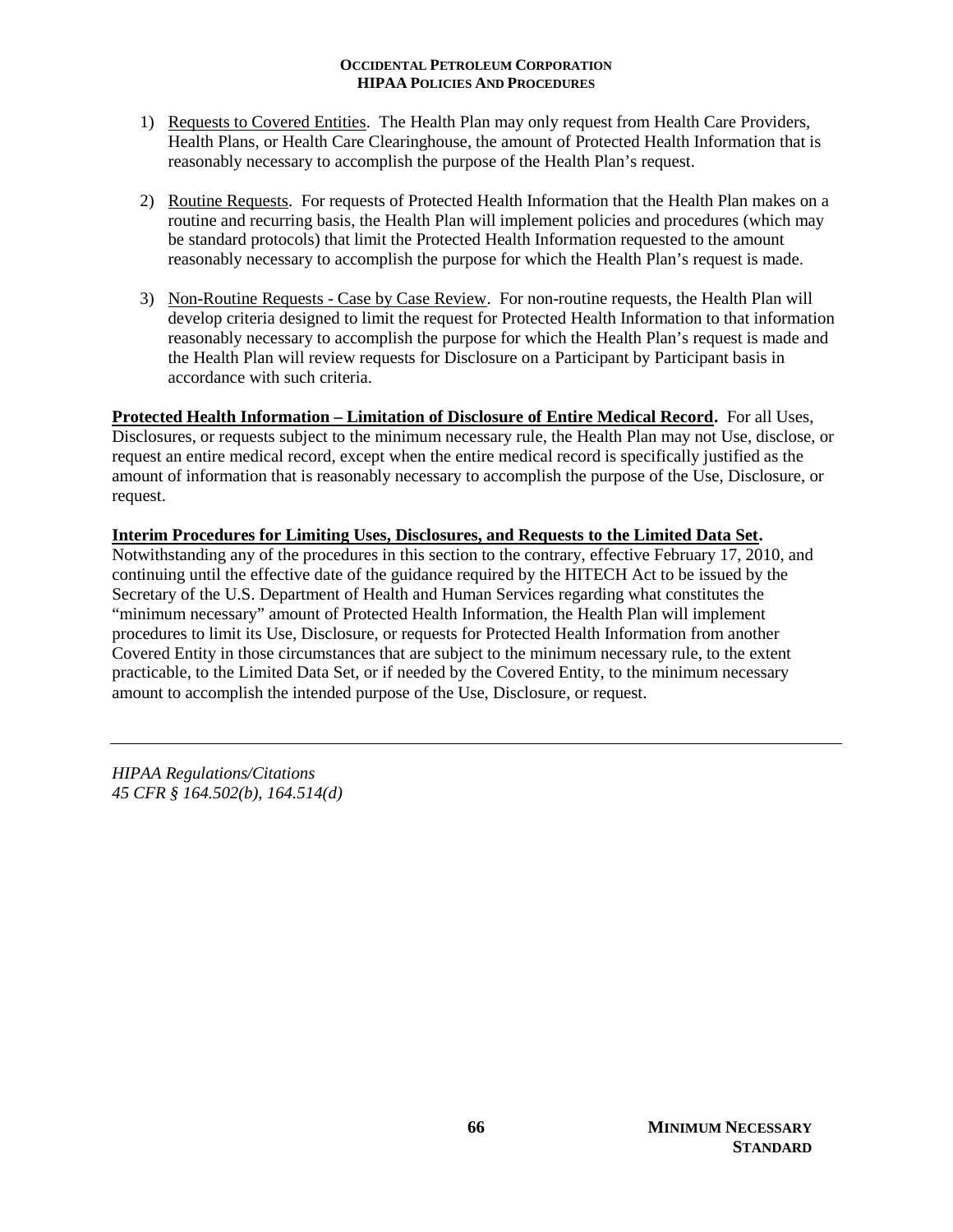1) Requests to Covered Entities. The Health Plan may only request from Health Care Providers, Health Plans, or Health Care Clearinghouse, the amount of Protected Health Information that is reasonably necessary to accomplish the purpose of the Health Plan's request.

2) Routine Requests. For requests of Protected Health Information that the Health Plan makes on a routine and recurring basis, the Health Plan will implement policies and procedures (which may be standard protocols) that limit the Protected Health Information requested to the amount reasonably necessary to accomplish the purpose for which the Health Plan's request is made.

3) Non-Routine Requests - Case by Case Review. For non-routine requests, the Health Plan will develop criteria designed to limit the request for Protected Health Information to that information reasonably necessary to accomplish the purpose for which the Health Plan's request is made and the Health Plan will review requests for Disclosure on a Participant by Participant basis in accordance with such criteria.

**Protected Health Information – Limitation of Disclosure of Entire Medical Record.** For all Uses, Disclosures, or requests subject to the minimum necessary rule, the Health Plan may not Use, disclose, or request an entire medical record, except when the entire medical record is specifically justified as the amount of information that is reasonably necessary to accomplish the purpose of the Use, Disclosure, or request.

**Interim Procedures for Limiting Uses, Disclosures, and Requests to the Limited Data Set.** Notwithstanding any of the procedures in this section to the contrary, effective February 17, 2010, and continuing until the effective date of the guidance required by the HITECH Act to be issued by the Secretary of the U.S. Department of Health and Human Services regarding what constitutes the "minimum necessary" amount of Protected Health Information, the Health Plan will implement procedures to limit its Use, Disclosure, or requests for Protected Health Information from another Covered Entity in those circumstances that are subject to the minimum necessary rule, to the extent practicable, to the Limited Data Set, or if needed by the Covered Entity, to the minimum necessary amount to accomplish the intended purpose of the Use, Disclosure, or request.

---

*HIPAA Regulations/Citations*
*45 CFR § 164.502(b), 164.514(d)*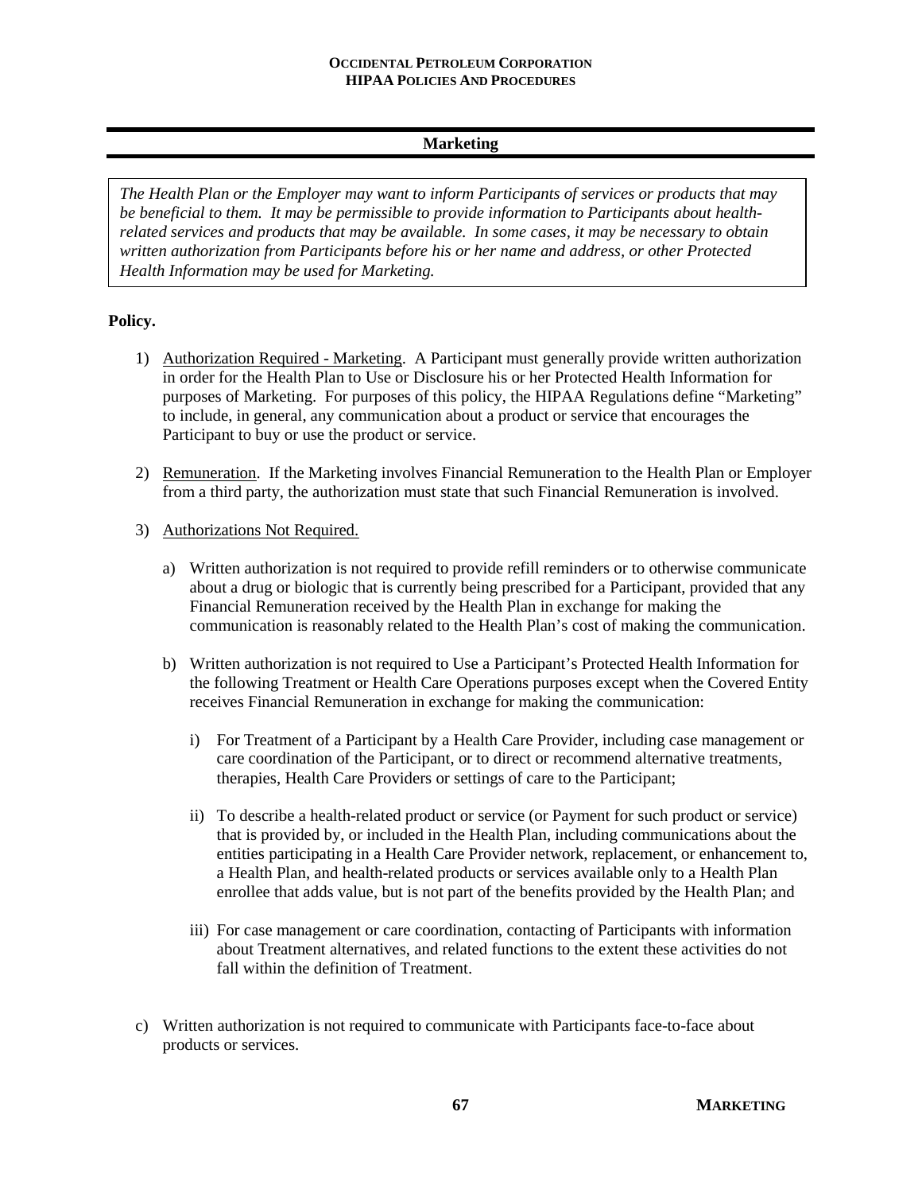## Marketing

*The Health Plan or the Employer may want to inform Participants of services or products that may be beneficial to them. It may be permissible to provide information to Participants about health-related services and products that may be available. In some cases, it may be necessary to obtain written authorization from Participants before his or her name and address, or other Protected Health Information may be used for Marketing.*

**Policy.**

1) Authorization Required - Marketing. A Participant must generally provide written authorization in order for the Health Plan to Use or Disclosure his or her Protected Health Information for purposes of Marketing. For purposes of this policy, the HIPAA Regulations define "Marketing" to include, in general, any communication about a product or service that encourages the Participant to buy or use the product or service.

2) Remuneration. If the Marketing involves Financial Remuneration to the Health Plan or Employer from a third party, the authorization must state that such Financial Remuneration is involved.

3) Authorizations Not Required.

   a) Written authorization is not required to provide refill reminders or to otherwise communicate about a drug or biologic that is currently being prescribed for a Participant, provided that any Financial Remuneration received by the Health Plan in exchange for making the communication is reasonably related to the Health Plan's cost of making the communication.

   b) Written authorization is not required to Use a Participant's Protected Health Information for the following Treatment or Health Care Operations purposes except when the Covered Entity receives Financial Remuneration in exchange for making the communication:

      i) For Treatment of a Participant by a Health Care Provider, including case management or care coordination of the Participant, or to direct or recommend alternative treatments, therapies, Health Care Providers or settings of care to the Participant;

      ii) To describe a health-related product or service (or Payment for such product or service) that is provided by, or included in the Health Plan, including communications about the entities participating in a Health Care Provider network, replacement, or enhancement to, a Health Plan, and health-related products or services available only to a Health Plan enrollee that adds value, but is not part of the benefits provided by the Health Plan; and

      iii) For case management or care coordination, contacting of Participants with information about Treatment alternatives, and related functions to the extent these activities do not fall within the definition of Treatment.

c) Written authorization is not required to communicate with Participants face-to-face about products or services.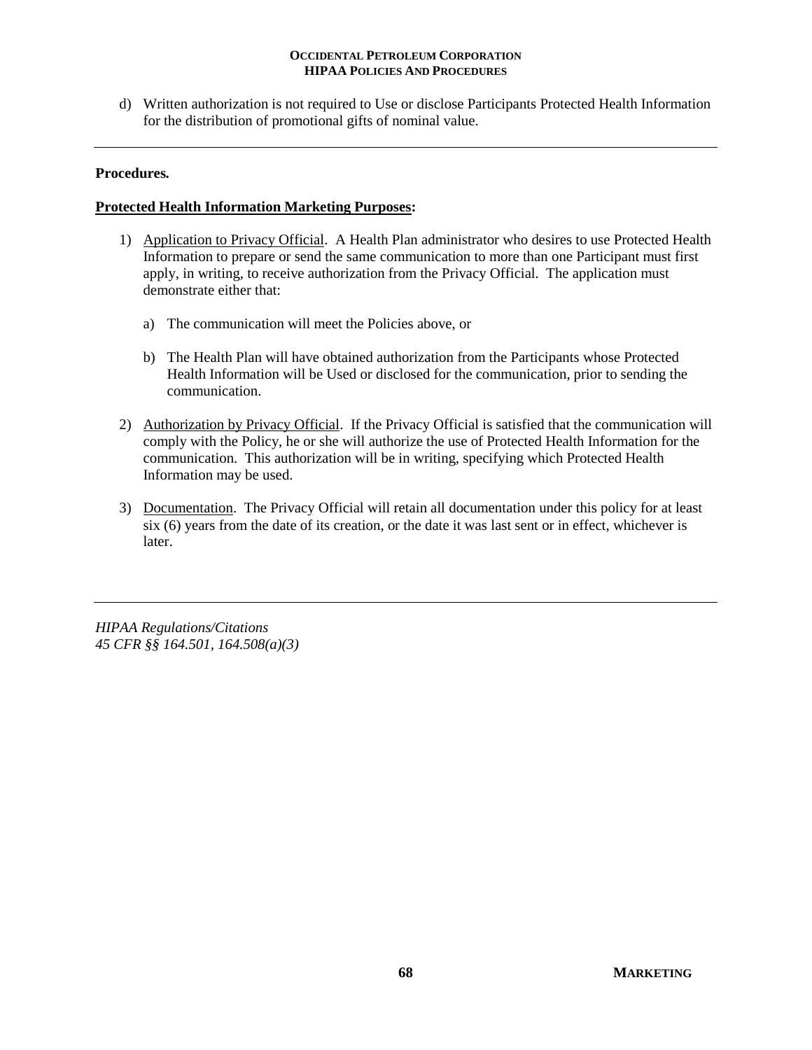d) Written authorization is not required to Use or disclose Participants Protected Health Information for the distribution of promotional gifts of nominal value.

---

**Procedures.**

**Protected Health Information Marketing Purposes:**

1) Application to Privacy Official. A Health Plan administrator who desires to use Protected Health Information to prepare or send the same communication to more than one Participant must first apply, in writing, to receive authorization from the Privacy Official. The application must demonstrate either that:

   a) The communication will meet the Policies above, or

   b) The Health Plan will have obtained authorization from the Participants whose Protected Health Information will be Used or disclosed for the communication, prior to sending the communication.

2) Authorization by Privacy Official. If the Privacy Official is satisfied that the communication will comply with the Policy, he or she will authorize the use of Protected Health Information for the communication. This authorization will be in writing, specifying which Protected Health Information may be used.

3) Documentation. The Privacy Official will retain all documentation under this policy for at least six (6) years from the date of its creation, or the date it was last sent or in effect, whichever is later.

---

*HIPAA Regulations/Citations*
*45 CFR §§ 164.501, 164.508(a)(3)*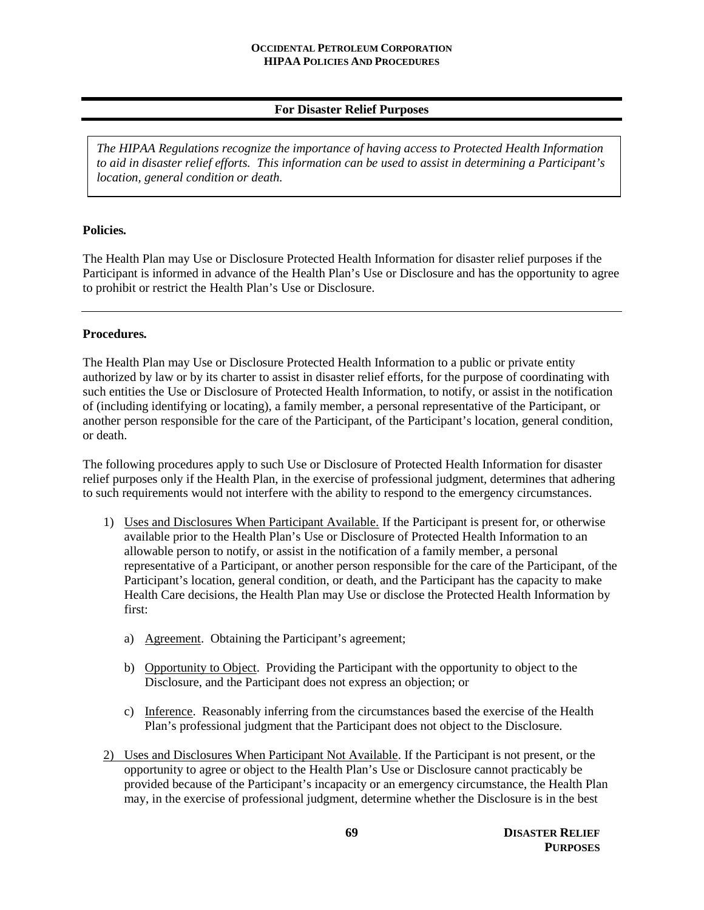## For Disaster Relief Purposes

*The HIPAA Regulations recognize the importance of having access to Protected Health Information to aid in disaster relief efforts. This information can be used to assist in determining a Participant's location, general condition or death.*

**Policies.**

The Health Plan may Use or Disclosure Protected Health Information for disaster relief purposes if the Participant is informed in advance of the Health Plan's Use or Disclosure and has the opportunity to agree to prohibit or restrict the Health Plan's Use or Disclosure.

---

**Procedures.**

The Health Plan may Use or Disclosure Protected Health Information to a public or private entity authorized by law or by its charter to assist in disaster relief efforts, for the purpose of coordinating with such entities the Use or Disclosure of Protected Health Information, to notify, or assist in the notification of (including identifying or locating), a family member, a personal representative of the Participant, or another person responsible for the care of the Participant, of the Participant's location, general condition, or death.

The following procedures apply to such Use or Disclosure of Protected Health Information for disaster relief purposes only if the Health Plan, in the exercise of professional judgment, determines that adhering to such requirements would not interfere with the ability to respond to the emergency circumstances.

1) Uses and Disclosures When Participant Available. If the Participant is present for, or otherwise available prior to the Health Plan's Use or Disclosure of Protected Health Information to an allowable person to notify, or assist in the notification of a family member, a personal representative of a Participant, or another person responsible for the care of the Participant, of the Participant's location, general condition, or death, and the Participant has the capacity to make Health Care decisions, the Health Plan may Use or disclose the Protected Health Information by first:

    a) Agreement. Obtaining the Participant's agreement;

    b) Opportunity to Object. Providing the Participant with the opportunity to object to the Disclosure, and the Participant does not express an objection; or

    c) Inference. Reasonably inferring from the circumstances based the exercise of the Health Plan's professional judgment that the Participant does not object to the Disclosure.

2) Uses and Disclosures When Participant Not Available. If the Participant is not present, or the opportunity to agree or object to the Health Plan's Use or Disclosure cannot practicably be provided because of the Participant's incapacity or an emergency circumstance, the Health Plan may, in the exercise of professional judgment, determine whether the Disclosure is in the best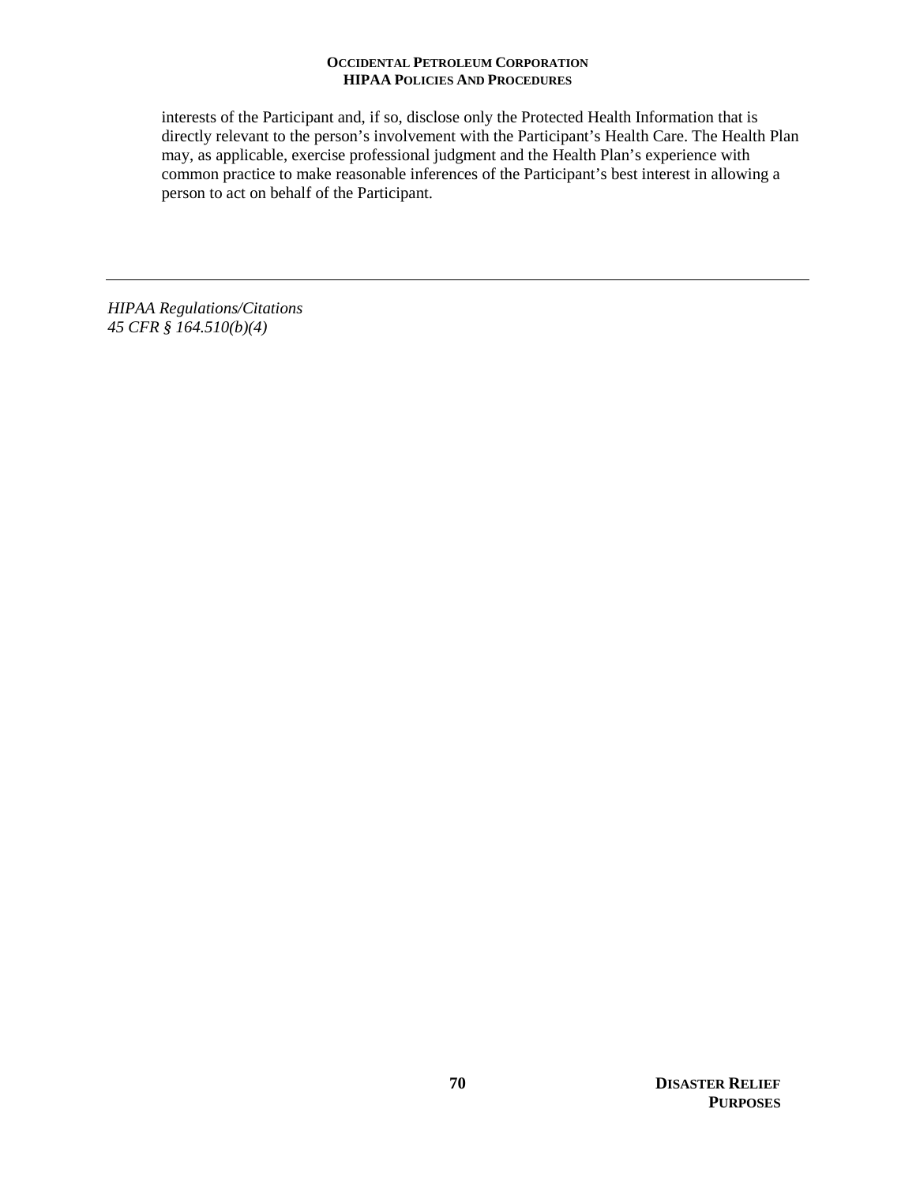interests of the Participant and, if so, disclose only the Protected Health Information that is directly relevant to the person's involvement with the Participant's Health Care. The Health Plan may, as applicable, exercise professional judgment and the Health Plan's experience with common practice to make reasonable inferences of the Participant's best interest in allowing a person to act on behalf of the Participant.

---

*HIPAA Regulations/Citations*
*45 CFR § 164.510(b)(4)*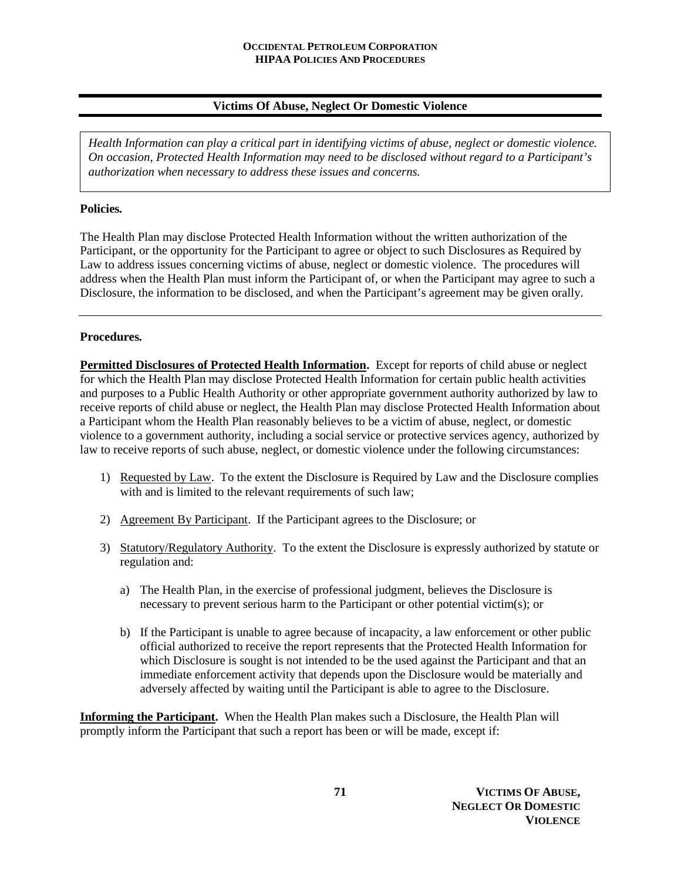## Victims Of Abuse, Neglect Or Domestic Violence

*Health Information can play a critical part in identifying victims of abuse, neglect or domestic violence. On occasion, Protected Health Information may need to be disclosed without regard to a Participant's authorization when necessary to address these issues and concerns.*

**Policies.**

The Health Plan may disclose Protected Health Information without the written authorization of the Participant, or the opportunity for the Participant to agree or object to such Disclosures as Required by Law to address issues concerning victims of abuse, neglect or domestic violence. The procedures will address when the Health Plan must inform the Participant of, or when the Participant may agree to such a Disclosure, the information to be disclosed, and when the Participant's agreement may be given orally.

---

**Procedures.**

**Permitted Disclosures of Protected Health Information.** Except for reports of child abuse or neglect for which the Health Plan may disclose Protected Health Information for certain public health activities and purposes to a Public Health Authority or other appropriate government authority authorized by law to receive reports of child abuse or neglect, the Health Plan may disclose Protected Health Information about a Participant whom the Health Plan reasonably believes to be a victim of abuse, neglect, or domestic violence to a government authority, including a social service or protective services agency, authorized by law to receive reports of such abuse, neglect, or domestic violence under the following circumstances:

1) Requested by Law. To the extent the Disclosure is Required by Law and the Disclosure complies with and is limited to the relevant requirements of such law;

2) Agreement By Participant. If the Participant agrees to the Disclosure; or

3) Statutory/Regulatory Authority. To the extent the Disclosure is expressly authorized by statute or regulation and:

   a) The Health Plan, in the exercise of professional judgment, believes the Disclosure is necessary to prevent serious harm to the Participant or other potential victim(s); or

   b) If the Participant is unable to agree because of incapacity, a law enforcement or other public official authorized to receive the report represents that the Protected Health Information for which Disclosure is sought is not intended to be the used against the Participant and that an immediate enforcement activity that depends upon the Disclosure would be materially and adversely affected by waiting until the Participant is able to agree to the Disclosure.

**Informing the Participant.** When the Health Plan makes such a Disclosure, the Health Plan will promptly inform the Participant that such a report has been or will be made, except if: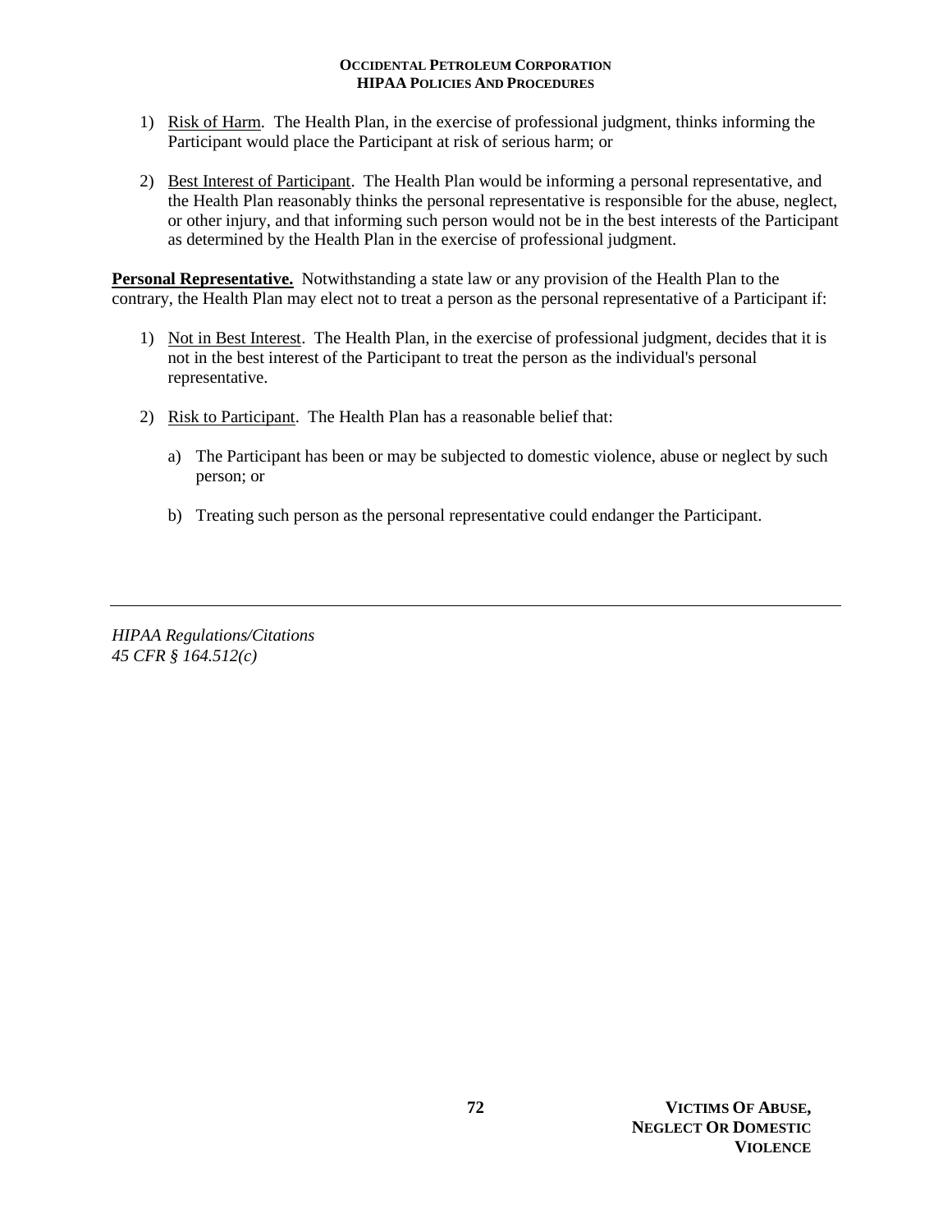1) Risk of Harm. The Health Plan, in the exercise of professional judgment, thinks informing the Participant would place the Participant at risk of serious harm; or

2) Best Interest of Participant. The Health Plan would be informing a personal representative, and the Health Plan reasonably thinks the personal representative is responsible for the abuse, neglect, or other injury, and that informing such person would not be in the best interests of the Participant as determined by the Health Plan in the exercise of professional judgment.

**Personal Representative.** Notwithstanding a state law or any provision of the Health Plan to the contrary, the Health Plan may elect not to treat a person as the personal representative of a Participant if:

1) Not in Best Interest. The Health Plan, in the exercise of professional judgment, decides that it is not in the best interest of the Participant to treat the person as the individual's personal representative.

2) Risk to Participant. The Health Plan has a reasonable belief that:

   a) The Participant has been or may be subjected to domestic violence, abuse or neglect by such person; or

   b) Treating such person as the personal representative could endanger the Participant.

---

*HIPAA Regulations/Citations*
*45 CFR § 164.512(c)*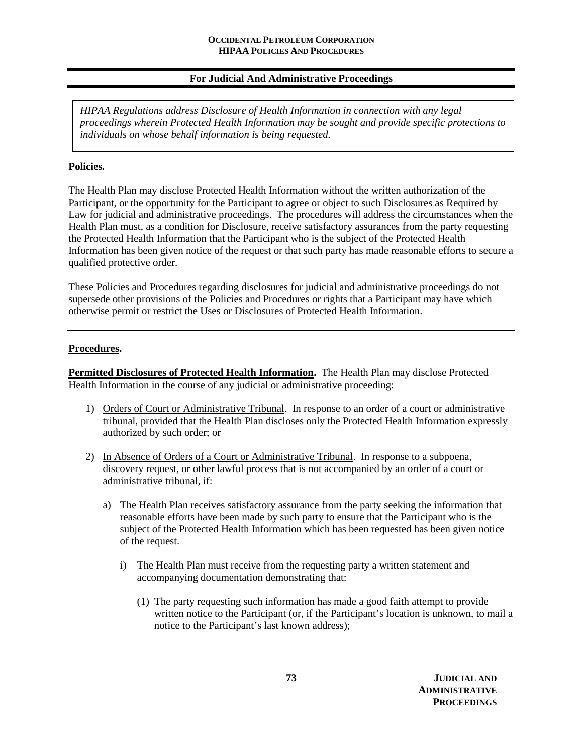## For Judicial And Administrative Proceedings

*HIPAA Regulations address Disclosure of Health Information in connection with any legal proceedings wherein Protected Health Information may be sought and provide specific protections to individuals on whose behalf information is being requested.*

**Policies.**

The Health Plan may disclose Protected Health Information without the written authorization of the Participant, or the opportunity for the Participant to agree or object to such Disclosures as Required by Law for judicial and administrative proceedings. The procedures will address the circumstances when the Health Plan must, as a condition for Disclosure, receive satisfactory assurances from the party requesting the Protected Health Information that the Participant who is the subject of the Protected Health Information has been given notice of the request or that such party has made reasonable efforts to secure a qualified protective order.

These Policies and Procedures regarding disclosures for judicial and administrative proceedings do not supersede other provisions of the Policies and Procedures or rights that a Participant may have which otherwise permit or restrict the Uses or Disclosures of Protected Health Information.

---

**Procedures.**

**Permitted Disclosures of Protected Health Information.** The Health Plan may disclose Protected Health Information in the course of any judicial or administrative proceeding:

1) Orders of Court or Administrative Tribunal. In response to an order of a court or administrative tribunal, provided that the Health Plan discloses only the Protected Health Information expressly authorized by such order; or

2) In Absence of Orders of a Court or Administrative Tribunal. In response to a subpoena, discovery request, or other lawful process that is not accompanied by an order of a court or administrative tribunal, if:

   a) The Health Plan receives satisfactory assurance from the party seeking the information that reasonable efforts have been made by such party to ensure that the Participant who is the subject of the Protected Health Information which has been requested has been given notice of the request.

      i) The Health Plan must receive from the requesting party a written statement and accompanying documentation demonstrating that:

         (1) The party requesting such information has made a good faith attempt to provide written notice to the Participant (or, if the Participant's location is unknown, to mail a notice to the Participant's last known address);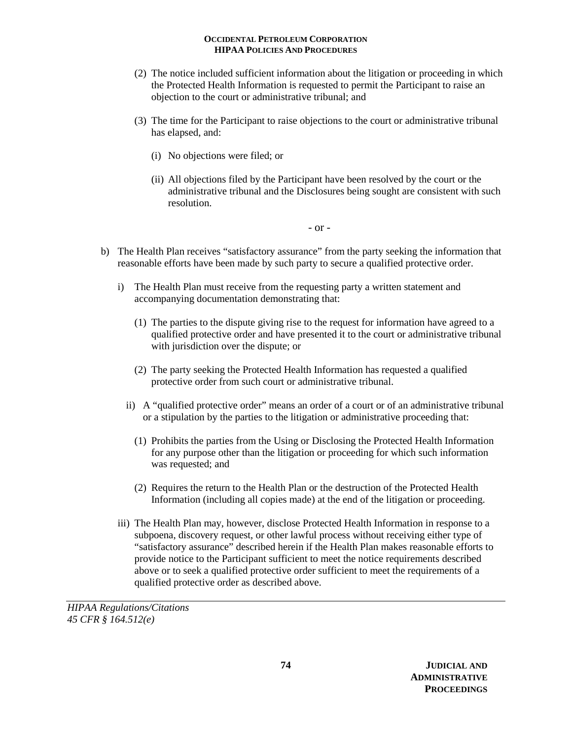(2) The notice included sufficient information about the litigation or proceeding in which the Protected Health Information is requested to permit the Participant to raise an objection to the court or administrative tribunal; and

(3) The time for the Participant to raise objections to the court or administrative tribunal has elapsed, and:

(i) No objections were filed; or

(ii) All objections filed by the Participant have been resolved by the court or the administrative tribunal and the Disclosures being sought are consistent with such resolution.

- or -

b) The Health Plan receives "satisfactory assurance" from the party seeking the information that reasonable efforts have been made by such party to secure a qualified protective order.

i) The Health Plan must receive from the requesting party a written statement and accompanying documentation demonstrating that:

(1) The parties to the dispute giving rise to the request for information have agreed to a qualified protective order and have presented it to the court or administrative tribunal with jurisdiction over the dispute; or

(2) The party seeking the Protected Health Information has requested a qualified protective order from such court or administrative tribunal.

ii) A "qualified protective order" means an order of a court or of an administrative tribunal or a stipulation by the parties to the litigation or administrative proceeding that:

(1) Prohibits the parties from the Using or Disclosing the Protected Health Information for any purpose other than the litigation or proceeding for which such information was requested; and

(2) Requires the return to the Health Plan or the destruction of the Protected Health Information (including all copies made) at the end of the litigation or proceeding.

iii) The Health Plan may, however, disclose Protected Health Information in response to a subpoena, discovery request, or other lawful process without receiving either type of "satisfactory assurance" described herein if the Health Plan makes reasonable efforts to provide notice to the Participant sufficient to meet the notice requirements described above or to seek a qualified protective order sufficient to meet the requirements of a qualified protective order as described above.

---

*HIPAA Regulations/Citations*
*45 CFR § 164.512(e)*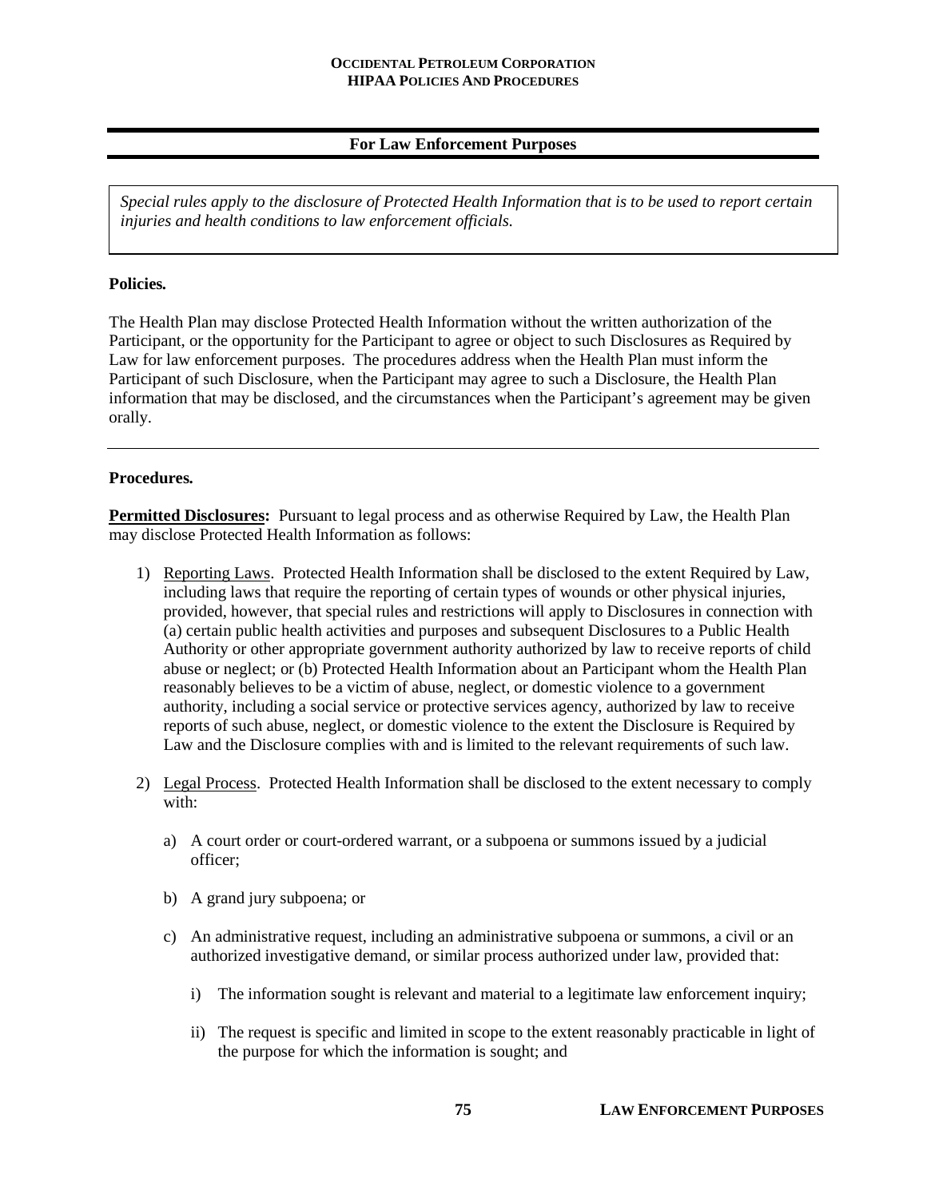## For Law Enforcement Purposes

*Special rules apply to the disclosure of Protected Health Information that is to be used to report certain injuries and health conditions to law enforcement officials.*

**Policies.**

The Health Plan may disclose Protected Health Information without the written authorization of the Participant, or the opportunity for the Participant to agree or object to such Disclosures as Required by Law for law enforcement purposes. The procedures address when the Health Plan must inform the Participant of such Disclosure, when the Participant may agree to such a Disclosure, the Health Plan information that may be disclosed, and the circumstances when the Participant's agreement may be given orally.

---

**Procedures.**

**Permitted Disclosures:** Pursuant to legal process and as otherwise Required by Law, the Health Plan may disclose Protected Health Information as follows:

1) Reporting Laws. Protected Health Information shall be disclosed to the extent Required by Law, including laws that require the reporting of certain types of wounds or other physical injuries, provided, however, that special rules and restrictions will apply to Disclosures in connection with (a) certain public health activities and purposes and subsequent Disclosures to a Public Health Authority or other appropriate government authority authorized by law to receive reports of child abuse or neglect; or (b) Protected Health Information about an Participant whom the Health Plan reasonably believes to be a victim of abuse, neglect, or domestic violence to a government authority, including a social service or protective services agency, authorized by law to receive reports of such abuse, neglect, or domestic violence to the extent the Disclosure is Required by Law and the Disclosure complies with and is limited to the relevant requirements of such law.

2) Legal Process. Protected Health Information shall be disclosed to the extent necessary to comply with:

   a) A court order or court-ordered warrant, or a subpoena or summons issued by a judicial officer;

   b) A grand jury subpoena; or

   c) An administrative request, including an administrative subpoena or summons, a civil or an authorized investigative demand, or similar process authorized under law, provided that:

      i) The information sought is relevant and material to a legitimate law enforcement inquiry;

      ii) The request is specific and limited in scope to the extent reasonably practicable in light of the purpose for which the information is sought; and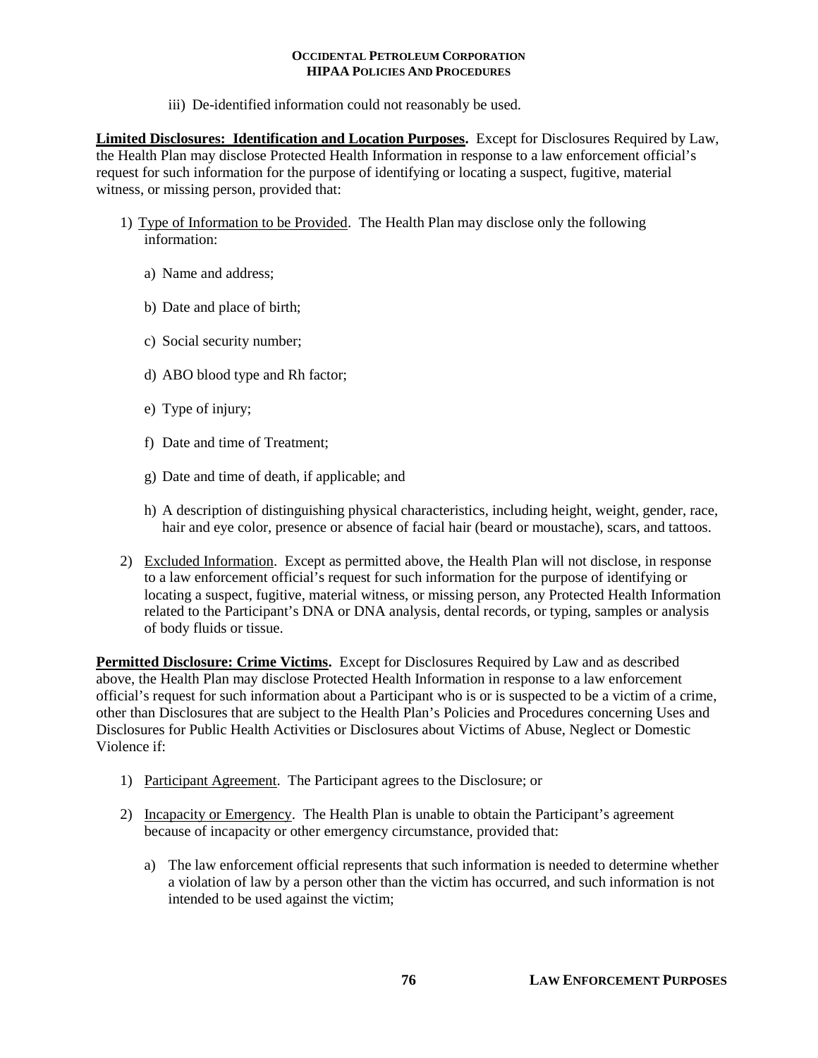iii) De-identified information could not reasonably be used.

**Limited Disclosures: Identification and Location Purposes.** Except for Disclosures Required by Law, the Health Plan may disclose Protected Health Information in response to a law enforcement official's request for such information for the purpose of identifying or locating a suspect, fugitive, material witness, or missing person, provided that:

1) Type of Information to be Provided. The Health Plan may disclose only the following information:

   a) Name and address;

   b) Date and place of birth;

   c) Social security number;

   d) ABO blood type and Rh factor;

   e) Type of injury;

   f) Date and time of Treatment;

   g) Date and time of death, if applicable; and

   h) A description of distinguishing physical characteristics, including height, weight, gender, race, hair and eye color, presence or absence of facial hair (beard or moustache), scars, and tattoos.

2) Excluded Information. Except as permitted above, the Health Plan will not disclose, in response to a law enforcement official's request for such information for the purpose of identifying or locating a suspect, fugitive, material witness, or missing person, any Protected Health Information related to the Participant's DNA or DNA analysis, dental records, or typing, samples or analysis of body fluids or tissue.

**Permitted Disclosure: Crime Victims.** Except for Disclosures Required by Law and as described above, the Health Plan may disclose Protected Health Information in response to a law enforcement official's request for such information about a Participant who is or is suspected to be a victim of a crime, other than Disclosures that are subject to the Health Plan's Policies and Procedures concerning Uses and Disclosures for Public Health Activities or Disclosures about Victims of Abuse, Neglect or Domestic Violence if:

1) Participant Agreement. The Participant agrees to the Disclosure; or

2) Incapacity or Emergency. The Health Plan is unable to obtain the Participant's agreement because of incapacity or other emergency circumstance, provided that:

   a) The law enforcement official represents that such information is needed to determine whether a violation of law by a person other than the victim has occurred, and such information is not intended to be used against the victim;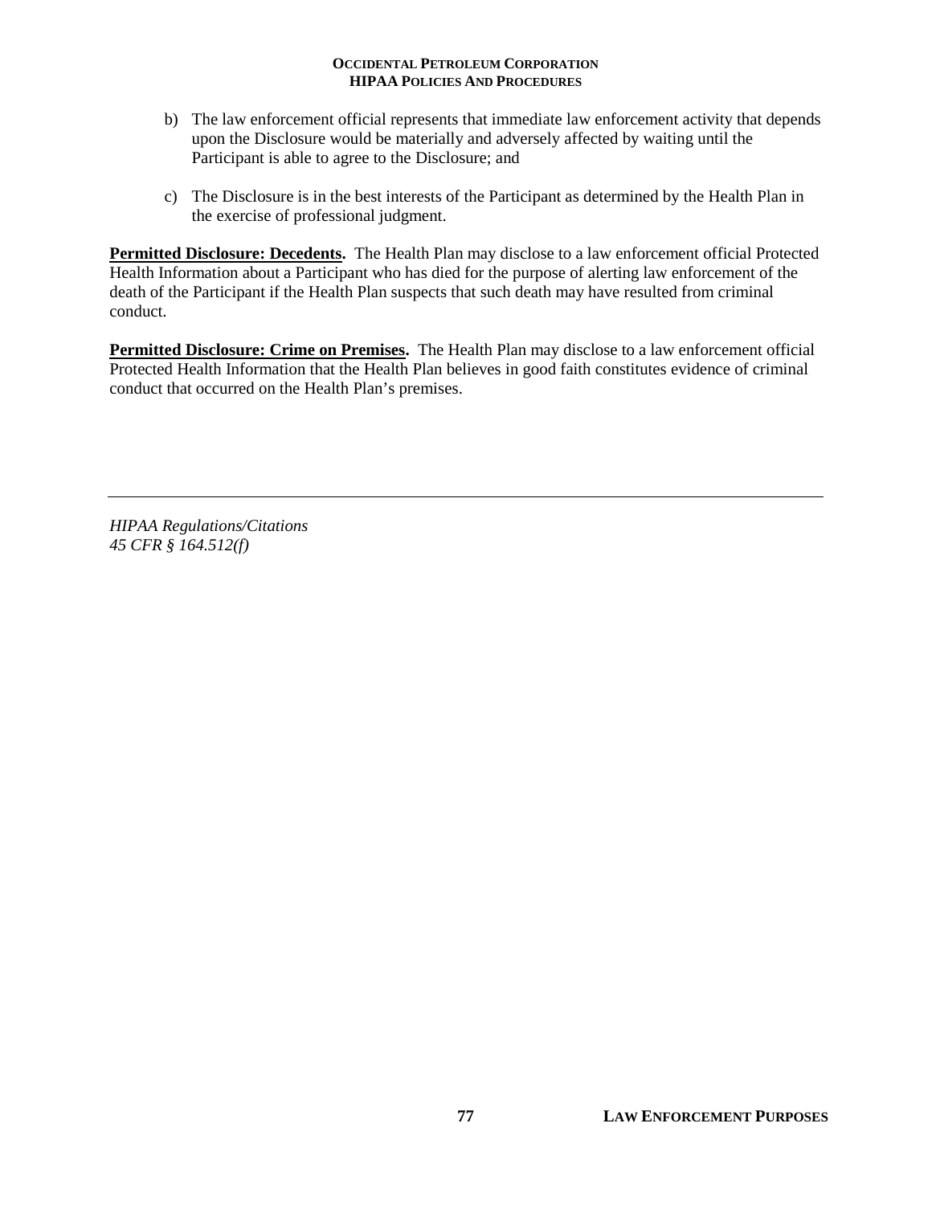b) The law enforcement official represents that immediate law enforcement activity that depends upon the Disclosure would be materially and adversely affected by waiting until the Participant is able to agree to the Disclosure; and

c) The Disclosure is in the best interests of the Participant as determined by the Health Plan in the exercise of professional judgment.

**Permitted Disclosure: Decedents.** The Health Plan may disclose to a law enforcement official Protected Health Information about a Participant who has died for the purpose of alerting law enforcement of the death of the Participant if the Health Plan suspects that such death may have resulted from criminal conduct.

**Permitted Disclosure: Crime on Premises.** The Health Plan may disclose to a law enforcement official Protected Health Information that the Health Plan believes in good faith constitutes evidence of criminal conduct that occurred on the Health Plan's premises.

---

*HIPAA Regulations/Citations*
*45 CFR § 164.512(f)*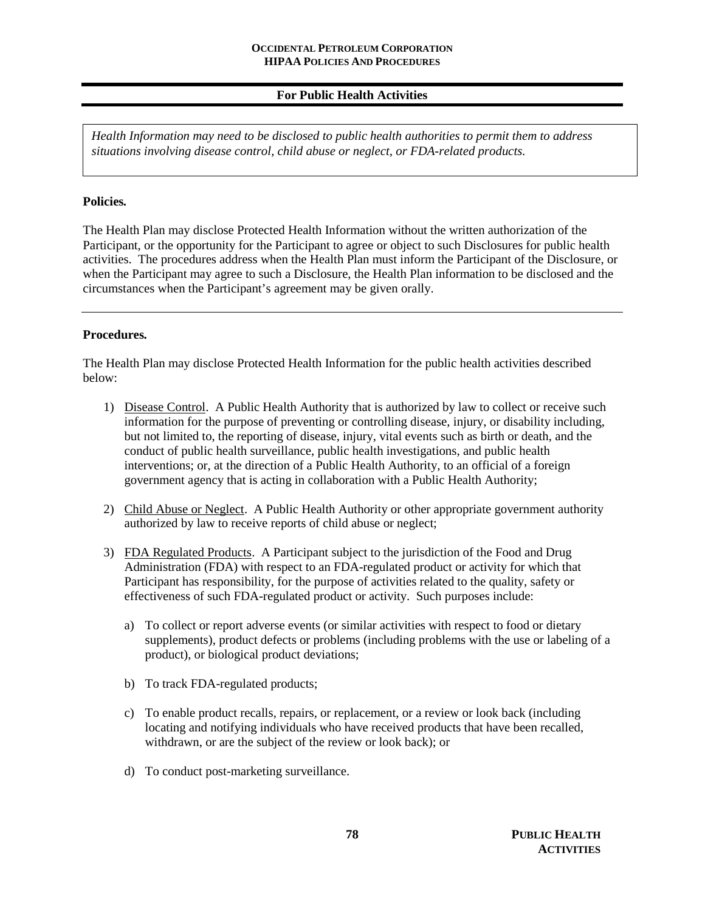## For Public Health Activities

*Health Information may need to be disclosed to public health authorities to permit them to address situations involving disease control, child abuse or neglect, or FDA-related products.*

**Policies.**

The Health Plan may disclose Protected Health Information without the written authorization of the Participant, or the opportunity for the Participant to agree or object to such Disclosures for public health activities. The procedures address when the Health Plan must inform the Participant of the Disclosure, or when the Participant may agree to such a Disclosure, the Health Plan information to be disclosed and the circumstances when the Participant's agreement may be given orally.

---

**Procedures.**

The Health Plan may disclose Protected Health Information for the public health activities described below:

1) Disease Control. A Public Health Authority that is authorized by law to collect or receive such information for the purpose of preventing or controlling disease, injury, or disability including, but not limited to, the reporting of disease, injury, vital events such as birth or death, and the conduct of public health surveillance, public health investigations, and public health interventions; or, at the direction of a Public Health Authority, to an official of a foreign government agency that is acting in collaboration with a Public Health Authority;

2) Child Abuse or Neglect. A Public Health Authority or other appropriate government authority authorized by law to receive reports of child abuse or neglect;

3) FDA Regulated Products. A Participant subject to the jurisdiction of the Food and Drug Administration (FDA) with respect to an FDA-regulated product or activity for which that Participant has responsibility, for the purpose of activities related to the quality, safety or effectiveness of such FDA-regulated product or activity. Such purposes include:

   a) To collect or report adverse events (or similar activities with respect to food or dietary supplements), product defects or problems (including problems with the use or labeling of a product), or biological product deviations;

   b) To track FDA-regulated products;

   c) To enable product recalls, repairs, or replacement, or a review or look back (including locating and notifying individuals who have received products that have been recalled, withdrawn, or are the subject of the review or look back); or

   d) To conduct post-marketing surveillance.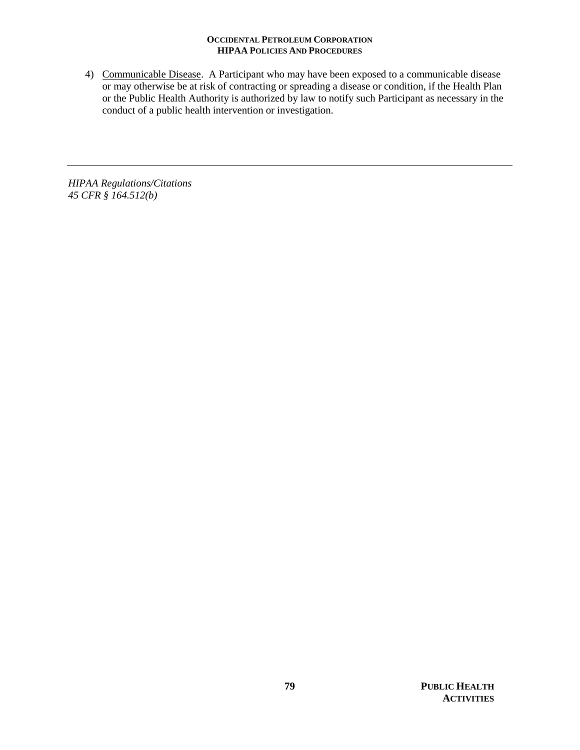4) Communicable Disease. A Participant who may have been exposed to a communicable disease or may otherwise be at risk of contracting or spreading a disease or condition, if the Health Plan or the Public Health Authority is authorized by law to notify such Participant as necessary in the conduct of a public health intervention or investigation.

---

*HIPAA Regulations/Citations*
*45 CFR § 164.512(b)*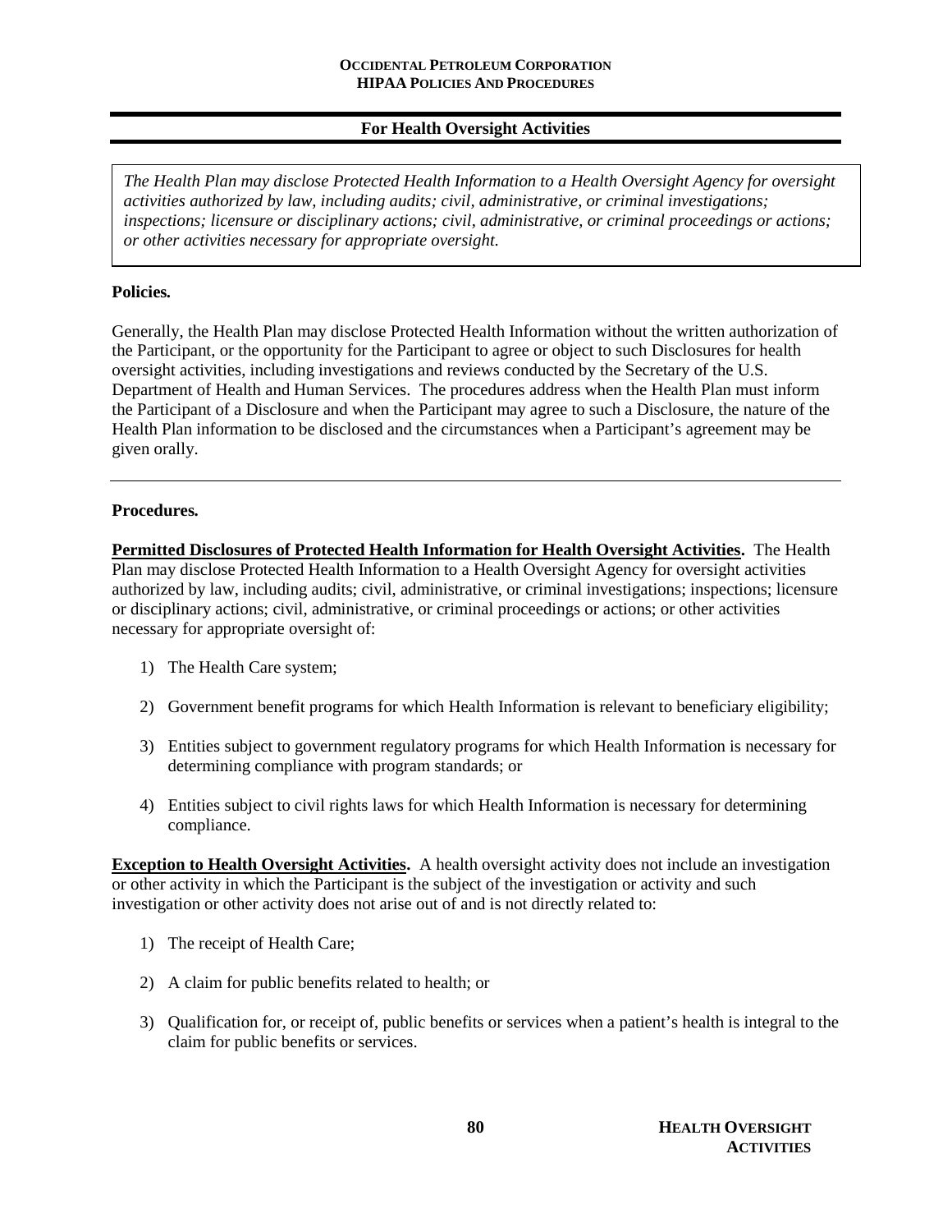## For Health Oversight Activities

*The Health Plan may disclose Protected Health Information to a Health Oversight Agency for oversight activities authorized by law, including audits; civil, administrative, or criminal investigations; inspections; licensure or disciplinary actions; civil, administrative, or criminal proceedings or actions; or other activities necessary for appropriate oversight.*

**Policies.**

Generally, the Health Plan may disclose Protected Health Information without the written authorization of the Participant, or the opportunity for the Participant to agree or object to such Disclosures for health oversight activities, including investigations and reviews conducted by the Secretary of the U.S. Department of Health and Human Services. The procedures address when the Health Plan must inform the Participant of a Disclosure and when the Participant may agree to such a Disclosure, the nature of the Health Plan information to be disclosed and the circumstances when a Participant's agreement may be given orally.

---

**Procedures.**

**Permitted Disclosures of Protected Health Information for Health Oversight Activities.** The Health Plan may disclose Protected Health Information to a Health Oversight Agency for oversight activities authorized by law, including audits; civil, administrative, or criminal investigations; inspections; licensure or disciplinary actions; civil, administrative, or criminal proceedings or actions; or other activities necessary for appropriate oversight of:

1) The Health Care system;
2) Government benefit programs for which Health Information is relevant to beneficiary eligibility;
3) Entities subject to government regulatory programs for which Health Information is necessary for determining compliance with program standards; or
4) Entities subject to civil rights laws for which Health Information is necessary for determining compliance.

**Exception to Health Oversight Activities.** A health oversight activity does not include an investigation or other activity in which the Participant is the subject of the investigation or activity and such investigation or other activity does not arise out of and is not directly related to:

1) The receipt of Health Care;
2) A claim for public benefits related to health; or
3) Qualification for, or receipt of, public benefits or services when a patient's health is integral to the claim for public benefits or services.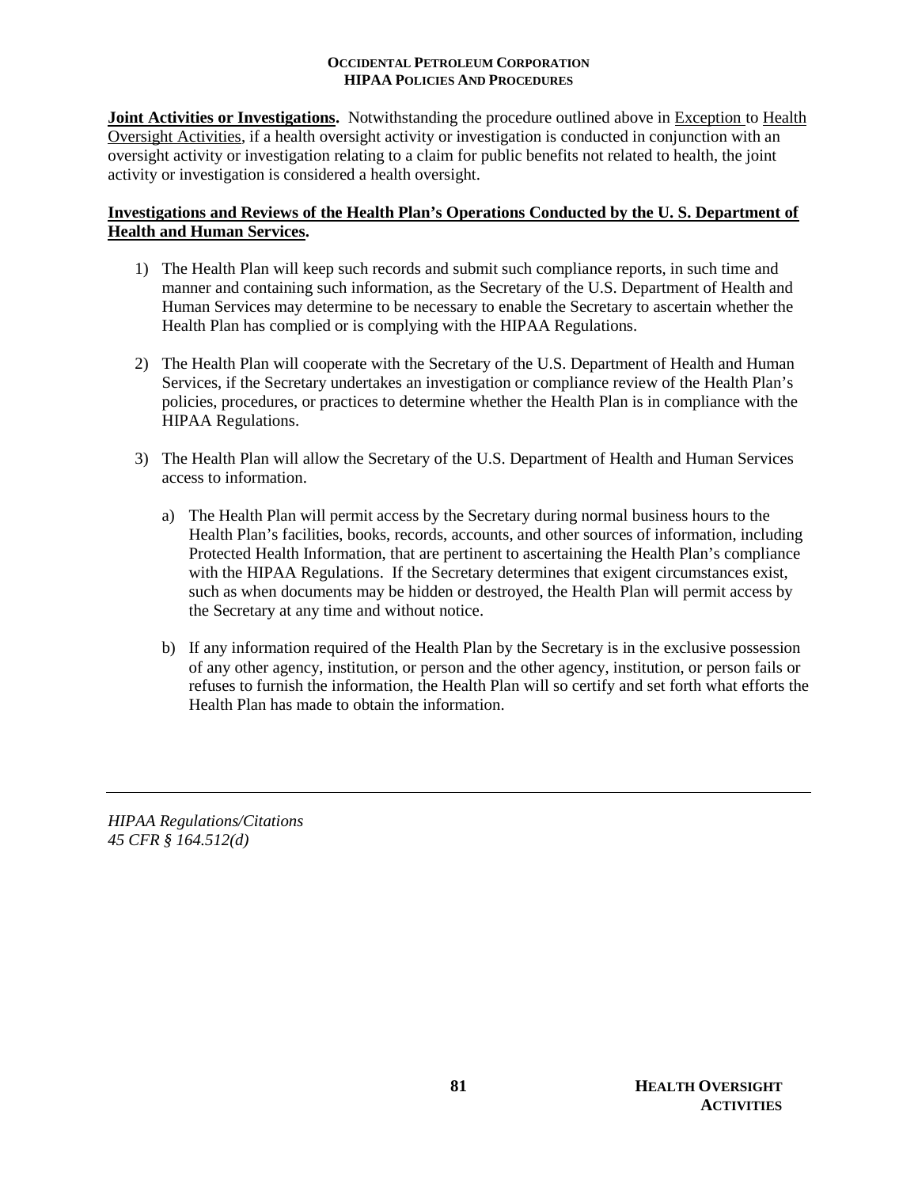**Joint Activities or Investigations.** Notwithstanding the procedure outlined above in Exception to Health Oversight Activities, if a health oversight activity or investigation is conducted in conjunction with an oversight activity or investigation relating to a claim for public benefits not related to health, the joint activity or investigation is considered a health oversight.

**Investigations and Reviews of the Health Plan's Operations Conducted by the U. S. Department of Health and Human Services.**

1) The Health Plan will keep such records and submit such compliance reports, in such time and manner and containing such information, as the Secretary of the U.S. Department of Health and Human Services may determine to be necessary to enable the Secretary to ascertain whether the Health Plan has complied or is complying with the HIPAA Regulations.

2) The Health Plan will cooperate with the Secretary of the U.S. Department of Health and Human Services, if the Secretary undertakes an investigation or compliance review of the Health Plan's policies, procedures, or practices to determine whether the Health Plan is in compliance with the HIPAA Regulations.

3) The Health Plan will allow the Secretary of the U.S. Department of Health and Human Services access to information.

   a) The Health Plan will permit access by the Secretary during normal business hours to the Health Plan's facilities, books, records, accounts, and other sources of information, including Protected Health Information, that are pertinent to ascertaining the Health Plan's compliance with the HIPAA Regulations. If the Secretary determines that exigent circumstances exist, such as when documents may be hidden or destroyed, the Health Plan will permit access by the Secretary at any time and without notice.

   b) If any information required of the Health Plan by the Secretary is in the exclusive possession of any other agency, institution, or person and the other agency, institution, or person fails or refuses to furnish the information, the Health Plan will so certify and set forth what efforts the Health Plan has made to obtain the information.

---

*HIPAA Regulations/Citations*
*45 CFR § 164.512(d)*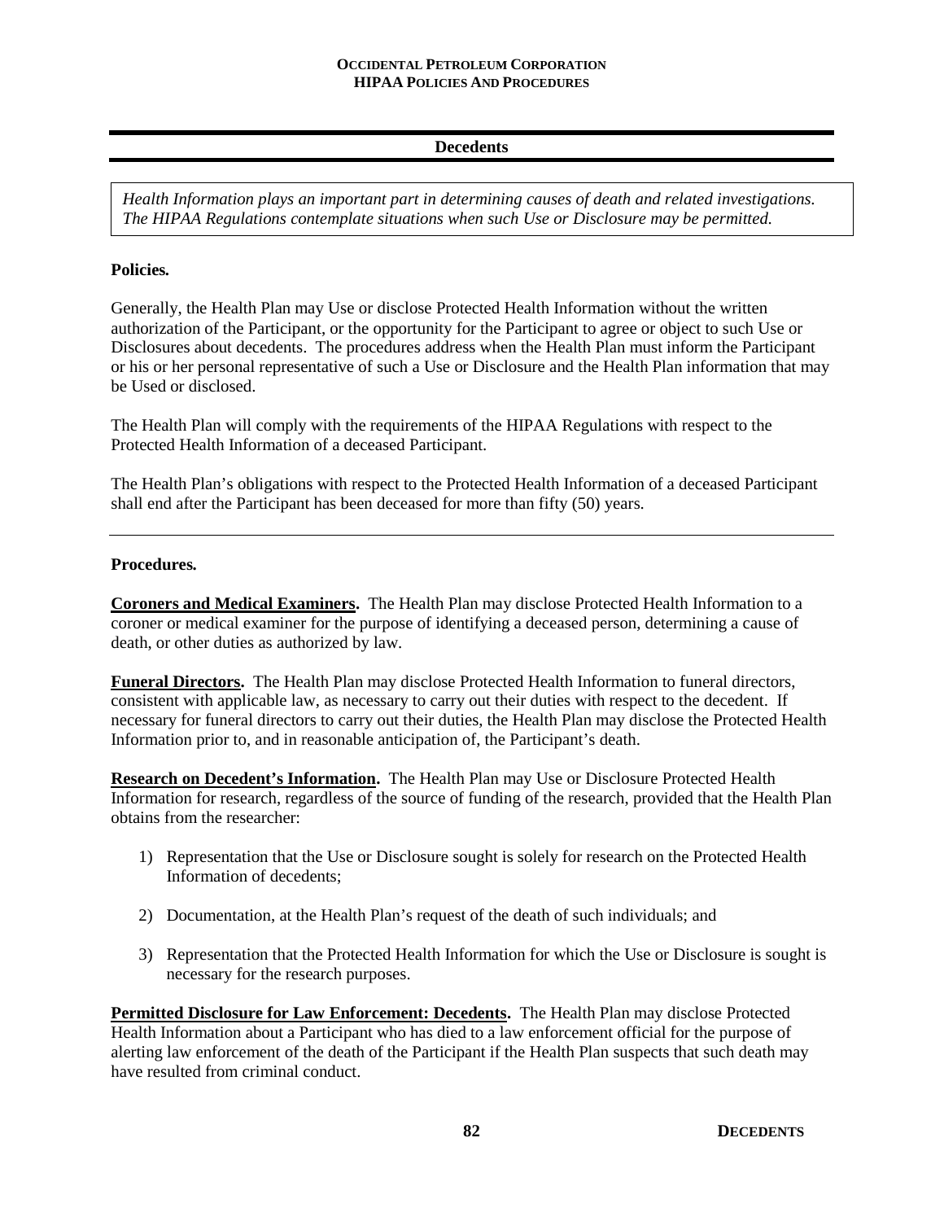## Decedents

*Health Information plays an important part in determining causes of death and related investigations. The HIPAA Regulations contemplate situations when such Use or Disclosure may be permitted.*

**Policies.**

Generally, the Health Plan may Use or disclose Protected Health Information without the written authorization of the Participant, or the opportunity for the Participant to agree or object to such Use or Disclosures about decedents. The procedures address when the Health Plan must inform the Participant or his or her personal representative of such a Use or Disclosure and the Health Plan information that may be Used or disclosed.

The Health Plan will comply with the requirements of the HIPAA Regulations with respect to the Protected Health Information of a deceased Participant.

The Health Plan's obligations with respect to the Protected Health Information of a deceased Participant shall end after the Participant has been deceased for more than fifty (50) years.

---

**Procedures.**

**Coroners and Medical Examiners.** The Health Plan may disclose Protected Health Information to a coroner or medical examiner for the purpose of identifying a deceased person, determining a cause of death, or other duties as authorized by law.

**Funeral Directors.** The Health Plan may disclose Protected Health Information to funeral directors, consistent with applicable law, as necessary to carry out their duties with respect to the decedent. If necessary for funeral directors to carry out their duties, the Health Plan may disclose the Protected Health Information prior to, and in reasonable anticipation of, the Participant's death.

**Research on Decedent's Information.** The Health Plan may Use or Disclosure Protected Health Information for research, regardless of the source of funding of the research, provided that the Health Plan obtains from the researcher:

1) Representation that the Use or Disclosure sought is solely for research on the Protected Health Information of decedents;

2) Documentation, at the Health Plan's request of the death of such individuals; and

3) Representation that the Protected Health Information for which the Use or Disclosure is sought is necessary for the research purposes.

**Permitted Disclosure for Law Enforcement: Decedents.** The Health Plan may disclose Protected Health Information about a Participant who has died to a law enforcement official for the purpose of alerting law enforcement of the death of the Participant if the Health Plan suspects that such death may have resulted from criminal conduct.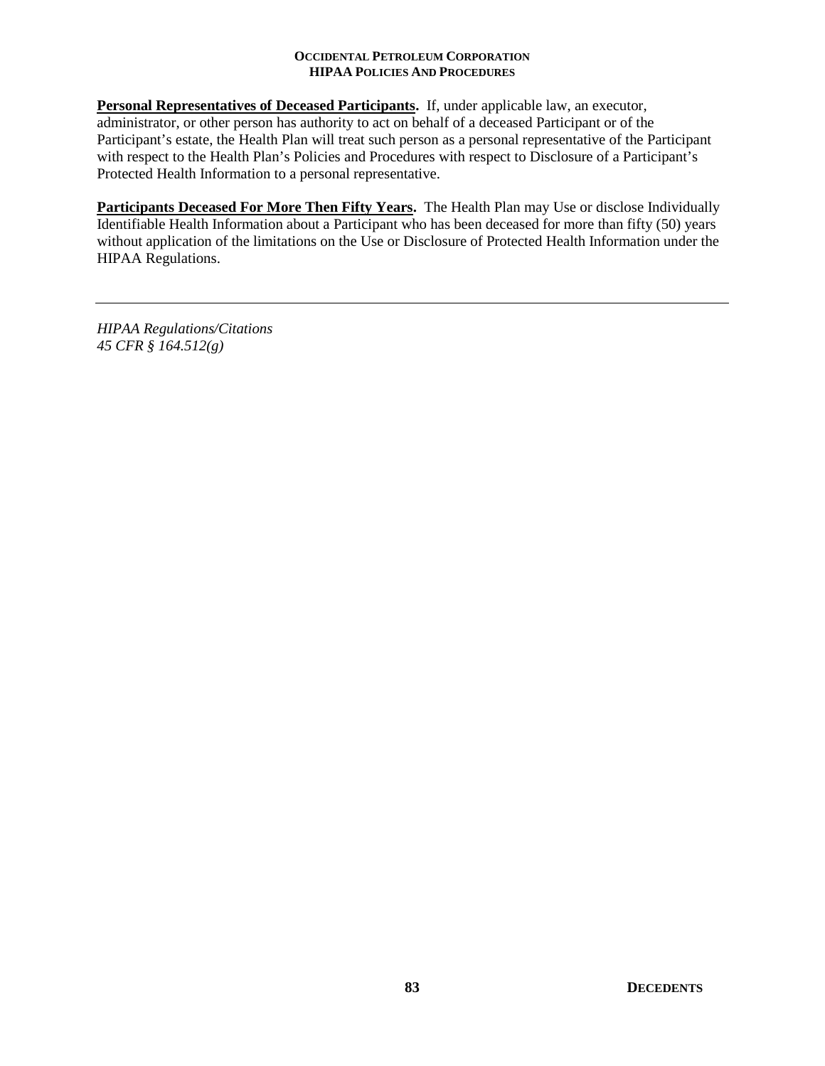**<u>Personal Representatives of Deceased Participants</u>.** If, under applicable law, an executor, administrator, or other person has authority to act on behalf of a deceased Participant or of the Participant's estate, the Health Plan will treat such person as a personal representative of the Participant with respect to the Health Plan's Policies and Procedures with respect to Disclosure of a Participant's Protected Health Information to a personal representative.

**<u>Participants Deceased For More Then Fifty Years</u>.** The Health Plan may Use or disclose Individually Identifiable Health Information about a Participant who has been deceased for more than fifty (50) years without application of the limitations on the Use or Disclosure of Protected Health Information under the HIPAA Regulations.

---

*HIPAA Regulations/Citations*
*45 CFR § 164.512(g)*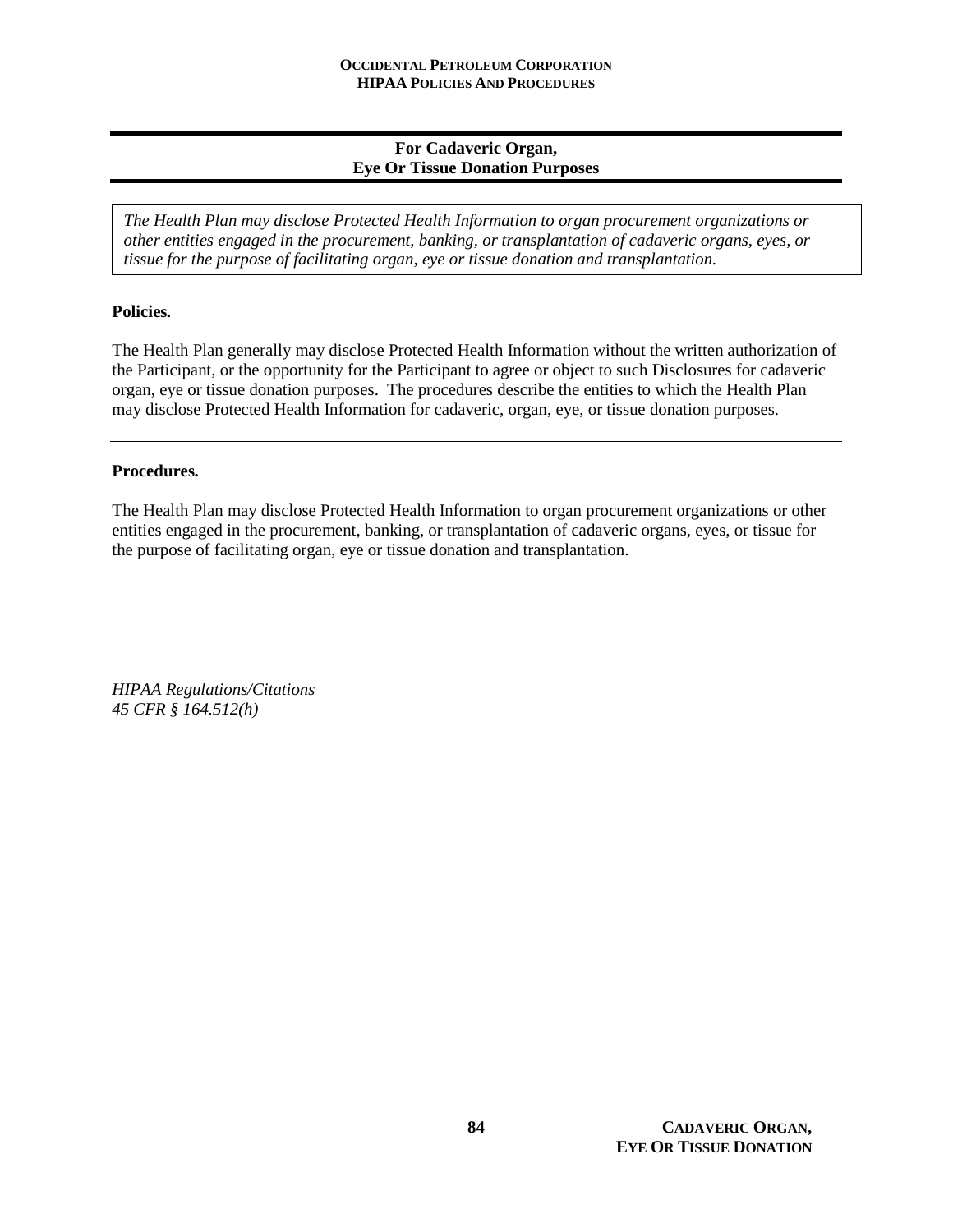## For Cadaveric Organ, Eye Or Tissue Donation Purposes

*The Health Plan may disclose Protected Health Information to organ procurement organizations or other entities engaged in the procurement, banking, or transplantation of cadaveric organs, eyes, or tissue for the purpose of facilitating organ, eye or tissue donation and transplantation.*

**Policies.**

The Health Plan generally may disclose Protected Health Information without the written authorization of the Participant, or the opportunity for the Participant to agree or object to such Disclosures for cadaveric organ, eye or tissue donation purposes. The procedures describe the entities to which the Health Plan may disclose Protected Health Information for cadaveric, organ, eye, or tissue donation purposes.

---

**Procedures.**

The Health Plan may disclose Protected Health Information to organ procurement organizations or other entities engaged in the procurement, banking, or transplantation of cadaveric organs, eyes, or tissue for the purpose of facilitating organ, eye or tissue donation and transplantation.

---

*HIPAA Regulations/Citations*
*45 CFR § 164.512(h)*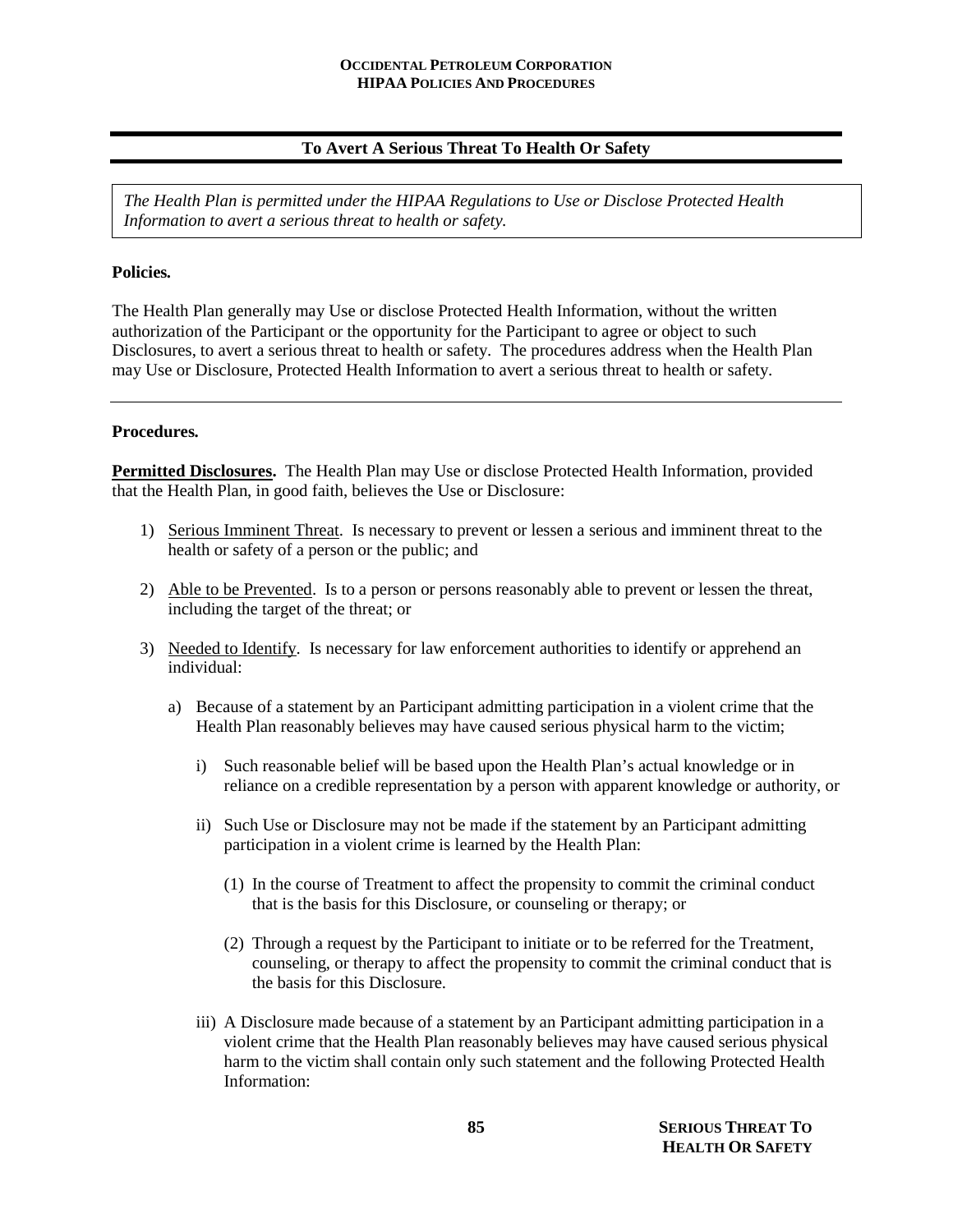## To Avert A Serious Threat To Health Or Safety

*The Health Plan is permitted under the HIPAA Regulations to Use or Disclose Protected Health Information to avert a serious threat to health or safety.*

**Policies.**

The Health Plan generally may Use or disclose Protected Health Information, without the written authorization of the Participant or the opportunity for the Participant to agree or object to such Disclosures, to avert a serious threat to health or safety. The procedures address when the Health Plan may Use or Disclosure, Protected Health Information to avert a serious threat to health or safety.

---

**Procedures.**

**Permitted Disclosures.** The Health Plan may Use or disclose Protected Health Information, provided that the Health Plan, in good faith, believes the Use or Disclosure:

1) Serious Imminent Threat. Is necessary to prevent or lessen a serious and imminent threat to the health or safety of a person or the public; and

2) Able to be Prevented. Is to a person or persons reasonably able to prevent or lessen the threat, including the target of the threat; or

3) Needed to Identify. Is necessary for law enforcement authorities to identify or apprehend an individual:

   a) Because of a statement by an Participant admitting participation in a violent crime that the Health Plan reasonably believes may have caused serious physical harm to the victim;

      i) Such reasonable belief will be based upon the Health Plan's actual knowledge or in reliance on a credible representation by a person with apparent knowledge or authority, or

      ii) Such Use or Disclosure may not be made if the statement by an Participant admitting participation in a violent crime is learned by the Health Plan:

         (1) In the course of Treatment to affect the propensity to commit the criminal conduct that is the basis for this Disclosure, or counseling or therapy; or

         (2) Through a request by the Participant to initiate or to be referred for the Treatment, counseling, or therapy to affect the propensity to commit the criminal conduct that is the basis for this Disclosure.

      iii) A Disclosure made because of a statement by an Participant admitting participation in a violent crime that the Health Plan reasonably believes may have caused serious physical harm to the victim shall contain only such statement and the following Protected Health Information: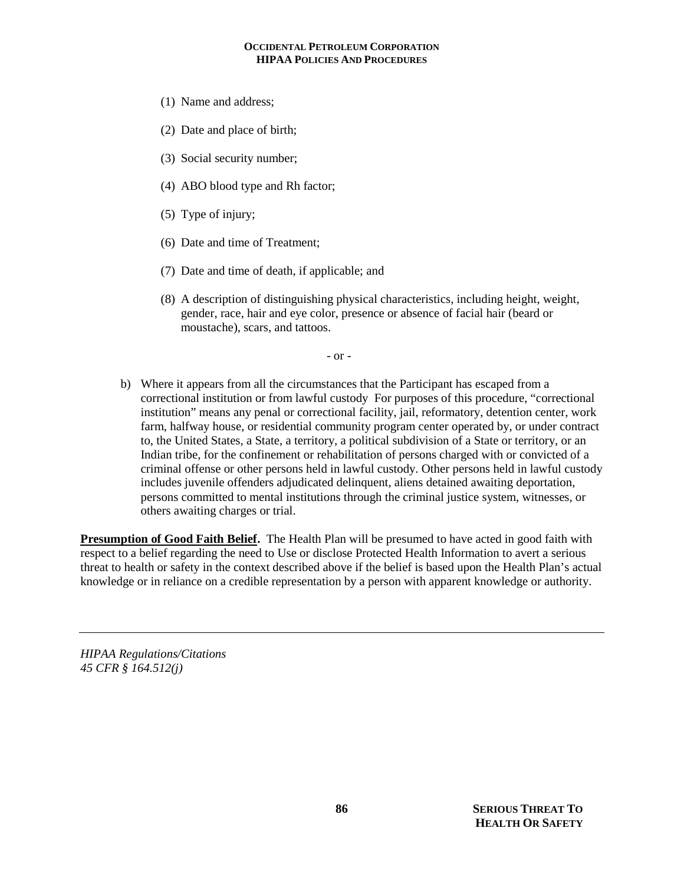(1) Name and address;

(2) Date and place of birth;

(3) Social security number;

(4) ABO blood type and Rh factor;

(5) Type of injury;

(6) Date and time of Treatment;

(7) Date and time of death, if applicable; and

(8) A description of distinguishing physical characteristics, including height, weight, gender, race, hair and eye color, presence or absence of facial hair (beard or moustache), scars, and tattoos.

- or -

b) Where it appears from all the circumstances that the Participant has escaped from a correctional institution or from lawful custody For purposes of this procedure, "correctional institution" means any penal or correctional facility, jail, reformatory, detention center, work farm, halfway house, or residential community program center operated by, or under contract to, the United States, a State, a territory, a political subdivision of a State or territory, or an Indian tribe, for the confinement or rehabilitation of persons charged with or convicted of a criminal offense or other persons held in lawful custody. Other persons held in lawful custody includes juvenile offenders adjudicated delinquent, aliens detained awaiting deportation, persons committed to mental institutions through the criminal justice system, witnesses, or others awaiting charges or trial.

**Presumption of Good Faith Belief.** The Health Plan will be presumed to have acted in good faith with respect to a belief regarding the need to Use or disclose Protected Health Information to avert a serious threat to health or safety in the context described above if the belief is based upon the Health Plan's actual knowledge or in reliance on a credible representation by a person with apparent knowledge or authority.

---

*HIPAA Regulations/Citations*
*45 CFR § 164.512(j)*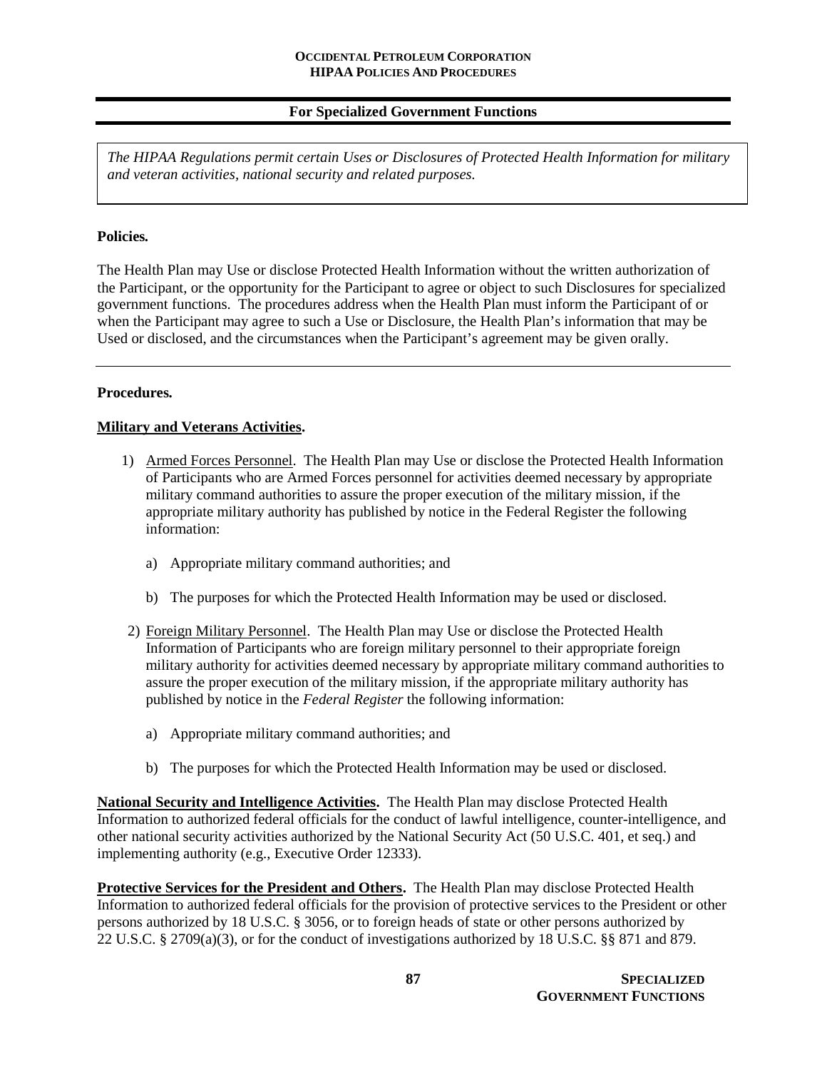## For Specialized Government Functions

*The HIPAA Regulations permit certain Uses or Disclosures of Protected Health Information for military and veteran activities, national security and related purposes.*

**Policies.**

The Health Plan may Use or disclose Protected Health Information without the written authorization of the Participant, or the opportunity for the Participant to agree or object to such Disclosures for specialized government functions. The procedures address when the Health Plan must inform the Participant of or when the Participant may agree to such a Use or Disclosure, the Health Plan's information that may be Used or disclosed, and the circumstances when the Participant's agreement may be given orally.

---

**Procedures.**

**Military and Veterans Activities.**

1) Armed Forces Personnel. The Health Plan may Use or disclose the Protected Health Information of Participants who are Armed Forces personnel for activities deemed necessary by appropriate military command authorities to assure the proper execution of the military mission, if the appropriate military authority has published by notice in the Federal Register the following information:

   a) Appropriate military command authorities; and

   b) The purposes for which the Protected Health Information may be used or disclosed.

2) Foreign Military Personnel. The Health Plan may Use or disclose the Protected Health Information of Participants who are foreign military personnel to their appropriate foreign military authority for activities deemed necessary by appropriate military command authorities to assure the proper execution of the military mission, if the appropriate military authority has published by notice in the *Federal Register* the following information:

   a) Appropriate military command authorities; and

   b) The purposes for which the Protected Health Information may be used or disclosed.

**National Security and Intelligence Activities.** The Health Plan may disclose Protected Health Information to authorized federal officials for the conduct of lawful intelligence, counter-intelligence, and other national security activities authorized by the National Security Act (50 U.S.C. 401, et seq.) and implementing authority (e.g., Executive Order 12333).

**Protective Services for the President and Others.** The Health Plan may disclose Protected Health Information to authorized federal officials for the provision of protective services to the President or other persons authorized by 18 U.S.C. § 3056, or to foreign heads of state or other persons authorized by 22 U.S.C. § 2709(a)(3), or for the conduct of investigations authorized by 18 U.S.C. §§ 871 and 879.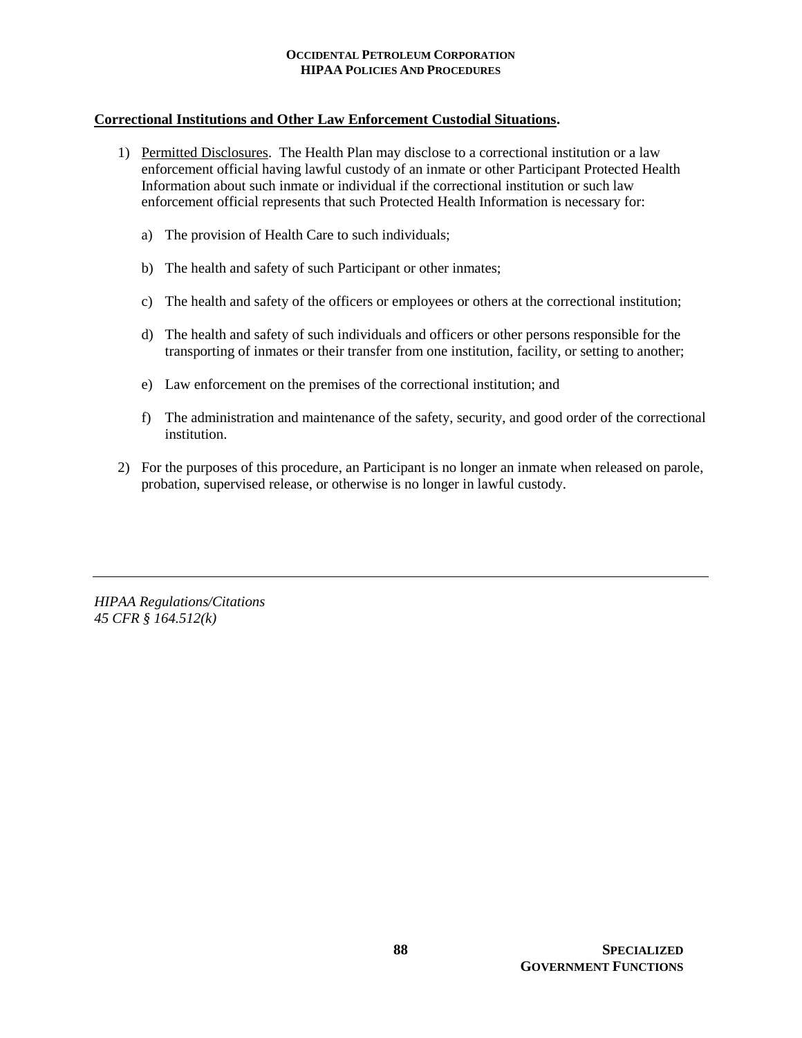**<u>Correctional Institutions and Other Law Enforcement Custodial Situations</u>.**

1) <u>Permitted Disclosures</u>. The Health Plan may disclose to a correctional institution or a law enforcement official having lawful custody of an inmate or other Participant Protected Health Information about such inmate or individual if the correctional institution or such law enforcement official represents that such Protected Health Information is necessary for:

   a) The provision of Health Care to such individuals;

   b) The health and safety of such Participant or other inmates;

   c) The health and safety of the officers or employees or others at the correctional institution;

   d) The health and safety of such individuals and officers or other persons responsible for the transporting of inmates or their transfer from one institution, facility, or setting to another;

   e) Law enforcement on the premises of the correctional institution; and

   f) The administration and maintenance of the safety, security, and good order of the correctional institution.

2) For the purposes of this procedure, an Participant is no longer an inmate when released on parole, probation, supervised release, or otherwise is no longer in lawful custody.

---

*HIPAA Regulations/Citations*
*45 CFR § 164.512(k)*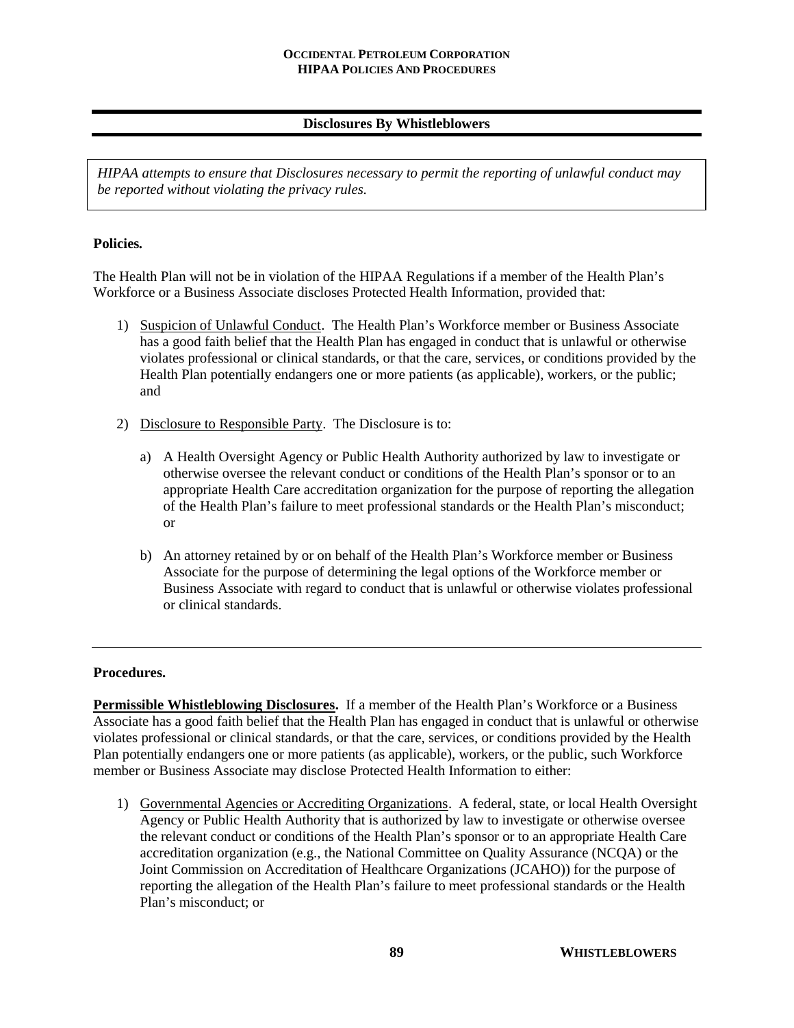## Disclosures By Whistleblowers

*HIPAA attempts to ensure that Disclosures necessary to permit the reporting of unlawful conduct may be reported without violating the privacy rules.*

**Policies.**

The Health Plan will not be in violation of the HIPAA Regulations if a member of the Health Plan's Workforce or a Business Associate discloses Protected Health Information, provided that:

1) Suspicion of Unlawful Conduct. The Health Plan's Workforce member or Business Associate has a good faith belief that the Health Plan has engaged in conduct that is unlawful or otherwise violates professional or clinical standards, or that the care, services, or conditions provided by the Health Plan potentially endangers one or more patients (as applicable), workers, or the public; and

2) Disclosure to Responsible Party. The Disclosure is to:

   a) A Health Oversight Agency or Public Health Authority authorized by law to investigate or otherwise oversee the relevant conduct or conditions of the Health Plan's sponsor or to an appropriate Health Care accreditation organization for the purpose of reporting the allegation of the Health Plan's failure to meet professional standards or the Health Plan's misconduct; or

   b) An attorney retained by or on behalf of the Health Plan's Workforce member or Business Associate for the purpose of determining the legal options of the Workforce member or Business Associate with regard to conduct that is unlawful or otherwise violates professional or clinical standards.

---

**Procedures.**

**Permissible Whistleblowing Disclosures.** If a member of the Health Plan's Workforce or a Business Associate has a good faith belief that the Health Plan has engaged in conduct that is unlawful or otherwise violates professional or clinical standards, or that the care, services, or conditions provided by the Health Plan potentially endangers one or more patients (as applicable), workers, or the public, such Workforce member or Business Associate may disclose Protected Health Information to either:

1) Governmental Agencies or Accrediting Organizations. A federal, state, or local Health Oversight Agency or Public Health Authority that is authorized by law to investigate or otherwise oversee the relevant conduct or conditions of the Health Plan's sponsor or to an appropriate Health Care accreditation organization (e.g., the National Committee on Quality Assurance (NCQA) or the Joint Commission on Accreditation of Healthcare Organizations (JCAHO)) for the purpose of reporting the allegation of the Health Plan's failure to meet professional standards or the Health Plan's misconduct; or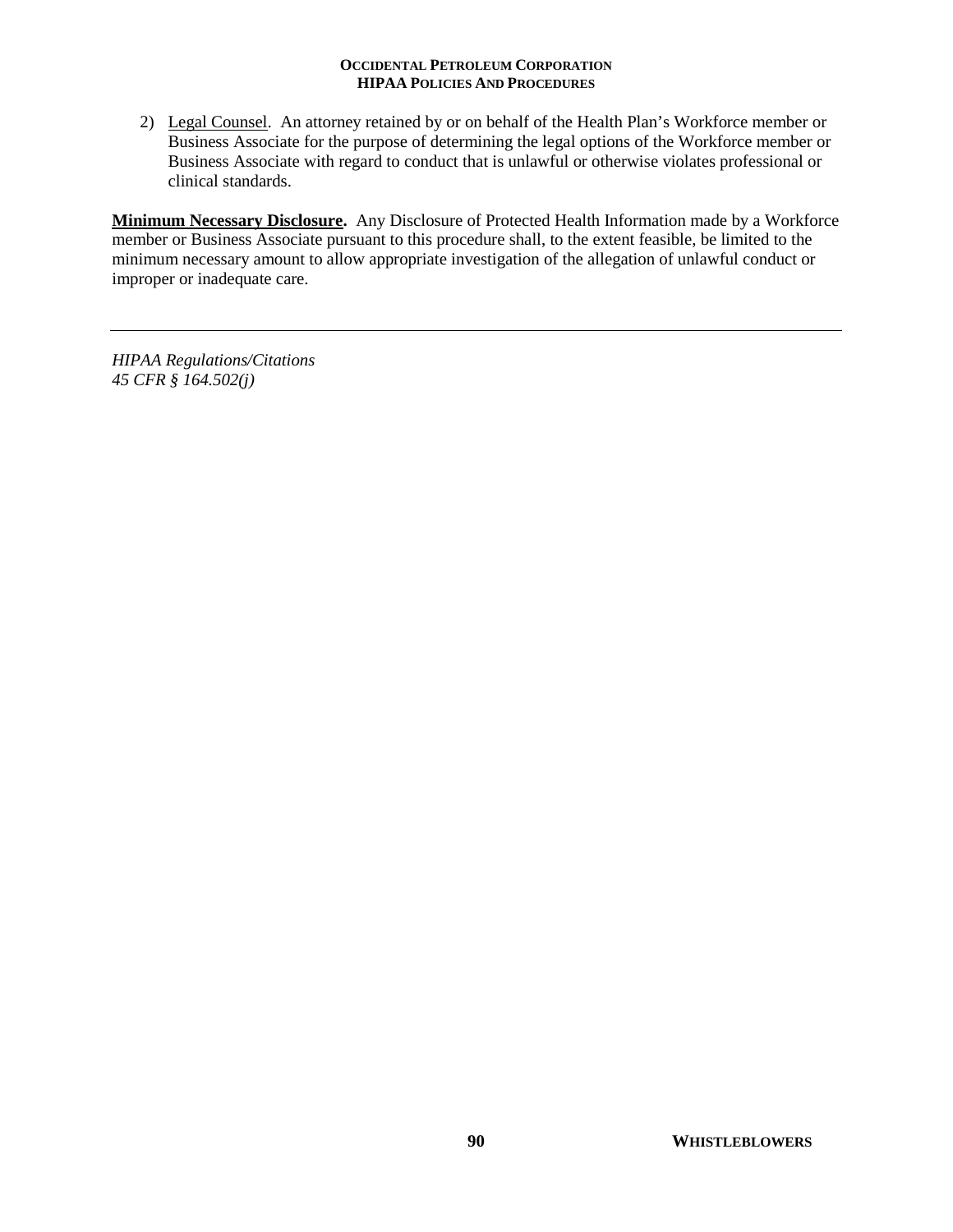2) <u>Legal Counsel</u>. An attorney retained by or on behalf of the Health Plan's Workforce member or Business Associate for the purpose of determining the legal options of the Workforce member or Business Associate with regard to conduct that is unlawful or otherwise violates professional or clinical standards.

**<u>Minimum Necessary Disclosure</u>.** Any Disclosure of Protected Health Information made by a Workforce member or Business Associate pursuant to this procedure shall, to the extent feasible, be limited to the minimum necessary amount to allow appropriate investigation of the allegation of unlawful conduct or improper or inadequate care.

---

*HIPAA Regulations/Citations*
*45 CFR § 164.502(j)*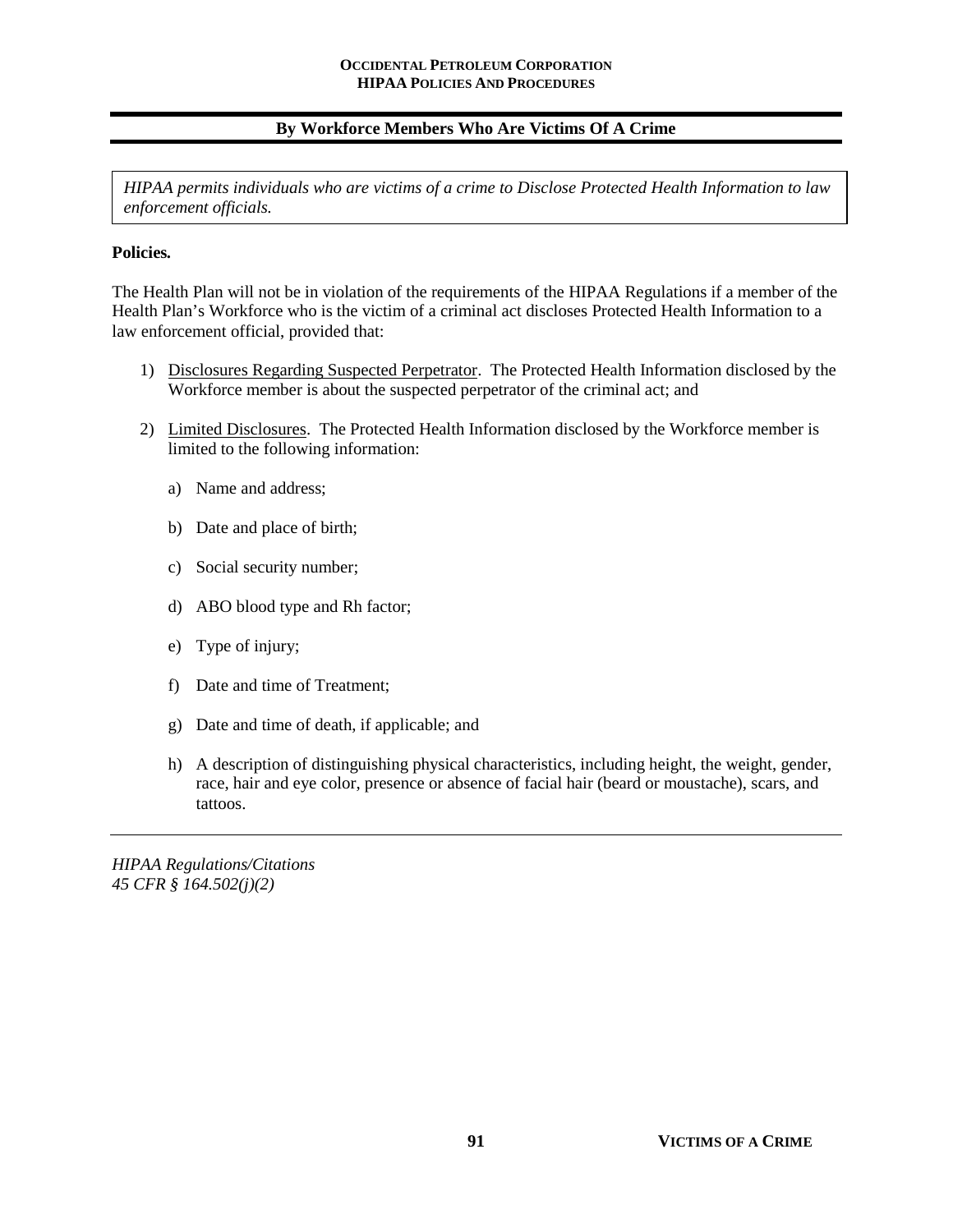## By Workforce Members Who Are Victims Of A Crime

*HIPAA permits individuals who are victims of a crime to Disclose Protected Health Information to law enforcement officials.*

**Policies.**

The Health Plan will not be in violation of the requirements of the HIPAA Regulations if a member of the Health Plan's Workforce who is the victim of a criminal act discloses Protected Health Information to a law enforcement official, provided that:

1) Disclosures Regarding Suspected Perpetrator. The Protected Health Information disclosed by the Workforce member is about the suspected perpetrator of the criminal act; and

2) Limited Disclosures. The Protected Health Information disclosed by the Workforce member is limited to the following information:

   a) Name and address;

   b) Date and place of birth;

   c) Social security number;

   d) ABO blood type and Rh factor;

   e) Type of injury;

   f) Date and time of Treatment;

   g) Date and time of death, if applicable; and

   h) A description of distinguishing physical characteristics, including height, the weight, gender, race, hair and eye color, presence or absence of facial hair (beard or moustache), scars, and tattoos.

---

*HIPAA Regulations/Citations*
*45 CFR § 164.502(j)(2)*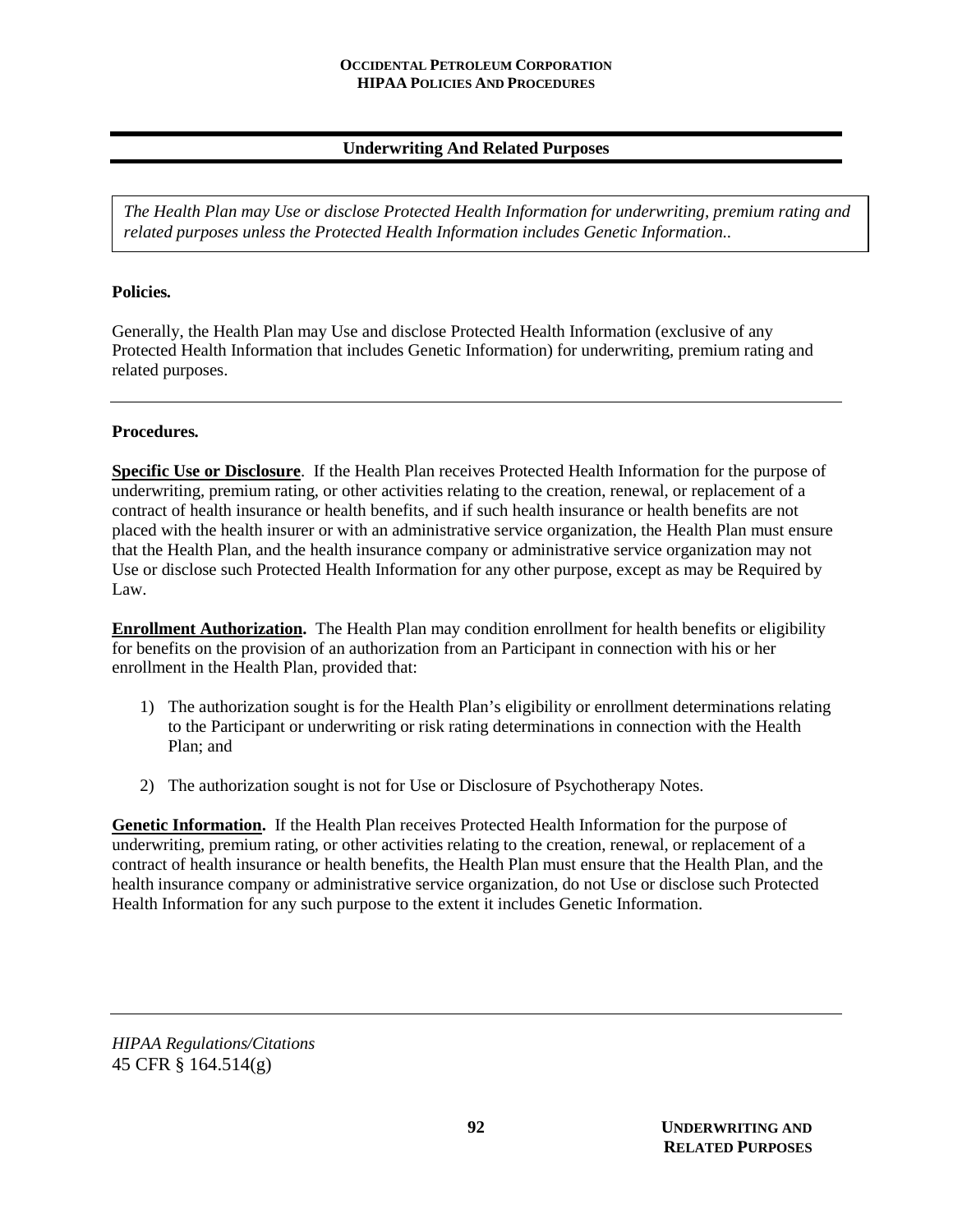## Underwriting And Related Purposes

*The Health Plan may Use or disclose Protected Health Information for underwriting, premium rating and related purposes unless the Protected Health Information includes Genetic Information..*

**Policies.**

Generally, the Health Plan may Use and disclose Protected Health Information (exclusive of any Protected Health Information that includes Genetic Information) for underwriting, premium rating and related purposes.

---

**Procedures.**

**Specific Use or Disclosure**. If the Health Plan receives Protected Health Information for the purpose of underwriting, premium rating, or other activities relating to the creation, renewal, or replacement of a contract of health insurance or health benefits, and if such health insurance or health benefits are not placed with the health insurer or with an administrative service organization, the Health Plan must ensure that the Health Plan, and the health insurance company or administrative service organization may not Use or disclose such Protected Health Information for any other purpose, except as may be Required by Law.

**Enrollment Authorization.** The Health Plan may condition enrollment for health benefits or eligibility for benefits on the provision of an authorization from an Participant in connection with his or her enrollment in the Health Plan, provided that:

1) The authorization sought is for the Health Plan's eligibility or enrollment determinations relating to the Participant or underwriting or risk rating determinations in connection with the Health Plan; and

2) The authorization sought is not for Use or Disclosure of Psychotherapy Notes.

**Genetic Information.** If the Health Plan receives Protected Health Information for the purpose of underwriting, premium rating, or other activities relating to the creation, renewal, or replacement of a contract of health insurance or health benefits, the Health Plan must ensure that the Health Plan, and the health insurance company or administrative service organization, do not Use or disclose such Protected Health Information for any such purpose to the extent it includes Genetic Information.

---

*HIPAA Regulations/Citations*
45 CFR § 164.514(g)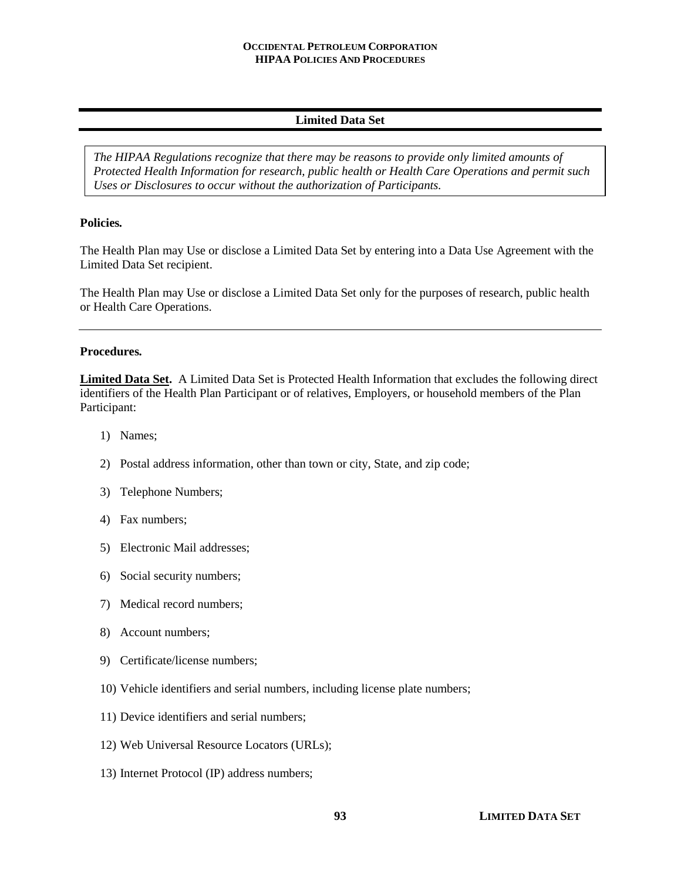## Limited Data Set

*The HIPAA Regulations recognize that there may be reasons to provide only limited amounts of Protected Health Information for research, public health or Health Care Operations and permit such Uses or Disclosures to occur without the authorization of Participants.*

**Policies.**

The Health Plan may Use or disclose a Limited Data Set by entering into a Data Use Agreement with the Limited Data Set recipient.

The Health Plan may Use or disclose a Limited Data Set only for the purposes of research, public health or Health Care Operations.

---

**Procedures.**

**Limited Data Set.** A Limited Data Set is Protected Health Information that excludes the following direct identifiers of the Health Plan Participant or of relatives, Employers, or household members of the Plan Participant:

1) Names;
2) Postal address information, other than town or city, State, and zip code;
3) Telephone Numbers;
4) Fax numbers;
5) Electronic Mail addresses;
6) Social security numbers;
7) Medical record numbers;
8) Account numbers;
9) Certificate/license numbers;
10) Vehicle identifiers and serial numbers, including license plate numbers;
11) Device identifiers and serial numbers;
12) Web Universal Resource Locators (URLs);
13) Internet Protocol (IP) address numbers;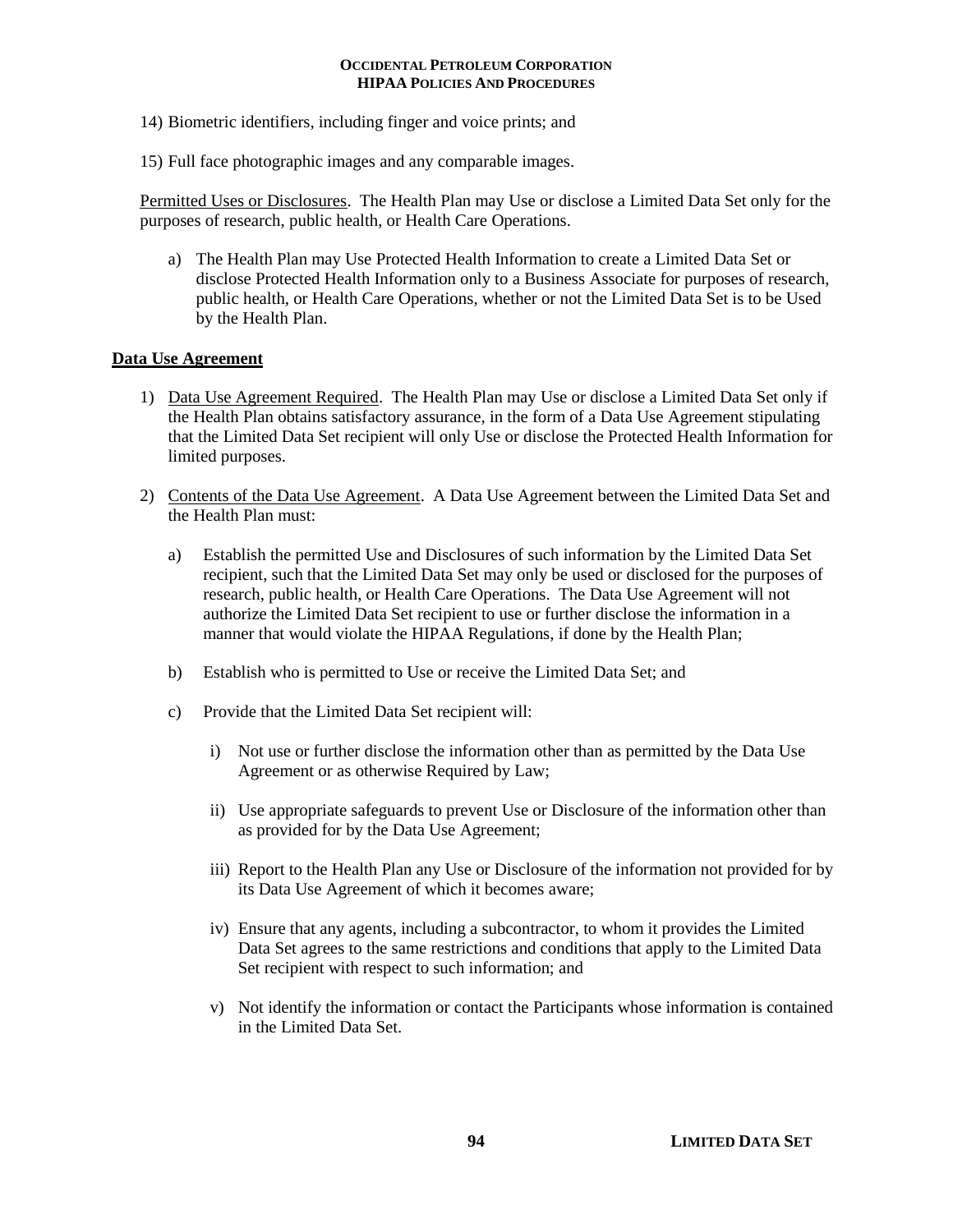14) Biometric identifiers, including finger and voice prints; and

15) Full face photographic images and any comparable images.

<u>Permitted Uses or Disclosures</u>. The Health Plan may Use or disclose a Limited Data Set only for the purposes of research, public health, or Health Care Operations.

a) The Health Plan may Use Protected Health Information to create a Limited Data Set or disclose Protected Health Information only to a Business Associate for purposes of research, public health, or Health Care Operations, whether or not the Limited Data Set is to be Used by the Health Plan.

**<u>Data Use Agreement</u>**

1) <u>Data Use Agreement Required</u>. The Health Plan may Use or disclose a Limited Data Set only if the Health Plan obtains satisfactory assurance, in the form of a Data Use Agreement stipulating that the Limited Data Set recipient will only Use or disclose the Protected Health Information for limited purposes.

2) <u>Contents of the Data Use Agreement</u>. A Data Use Agreement between the Limited Data Set and the Health Plan must:

   a) Establish the permitted Use and Disclosures of such information by the Limited Data Set recipient, such that the Limited Data Set may only be used or disclosed for the purposes of research, public health, or Health Care Operations. The Data Use Agreement will not authorize the Limited Data Set recipient to use or further disclose the information in a manner that would violate the HIPAA Regulations, if done by the Health Plan;

   b) Establish who is permitted to Use or receive the Limited Data Set; and

   c) Provide that the Limited Data Set recipient will:

      i) Not use or further disclose the information other than as permitted by the Data Use Agreement or as otherwise Required by Law;

      ii) Use appropriate safeguards to prevent Use or Disclosure of the information other than as provided for by the Data Use Agreement;

      iii) Report to the Health Plan any Use or Disclosure of the information not provided for by its Data Use Agreement of which it becomes aware;

      iv) Ensure that any agents, including a subcontractor, to whom it provides the Limited Data Set agrees to the same restrictions and conditions that apply to the Limited Data Set recipient with respect to such information; and

      v) Not identify the information or contact the Participants whose information is contained in the Limited Data Set.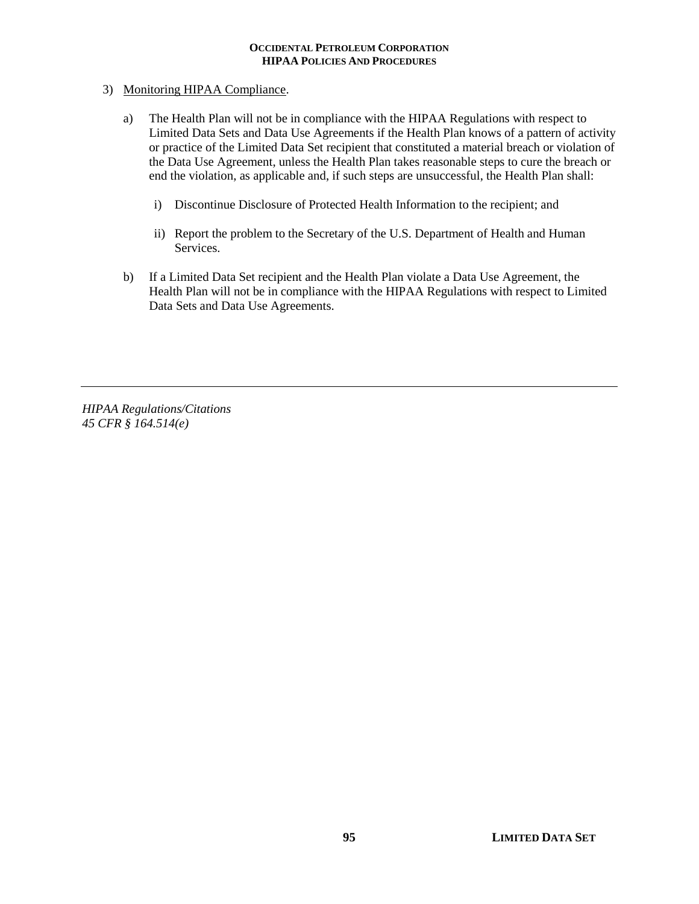3) <u>Monitoring HIPAA Compliance</u>.

   a) The Health Plan will not be in compliance with the HIPAA Regulations with respect to Limited Data Sets and Data Use Agreements if the Health Plan knows of a pattern of activity or practice of the Limited Data Set recipient that constituted a material breach or violation of the Data Use Agreement, unless the Health Plan takes reasonable steps to cure the breach or end the violation, as applicable and, if such steps are unsuccessful, the Health Plan shall:

      i) Discontinue Disclosure of Protected Health Information to the recipient; and

      ii) Report the problem to the Secretary of the U.S. Department of Health and Human Services.

   b) If a Limited Data Set recipient and the Health Plan violate a Data Use Agreement, the Health Plan will not be in compliance with the HIPAA Regulations with respect to Limited Data Sets and Data Use Agreements.

---

*HIPAA Regulations/Citations*
*45 CFR § 164.514(e)*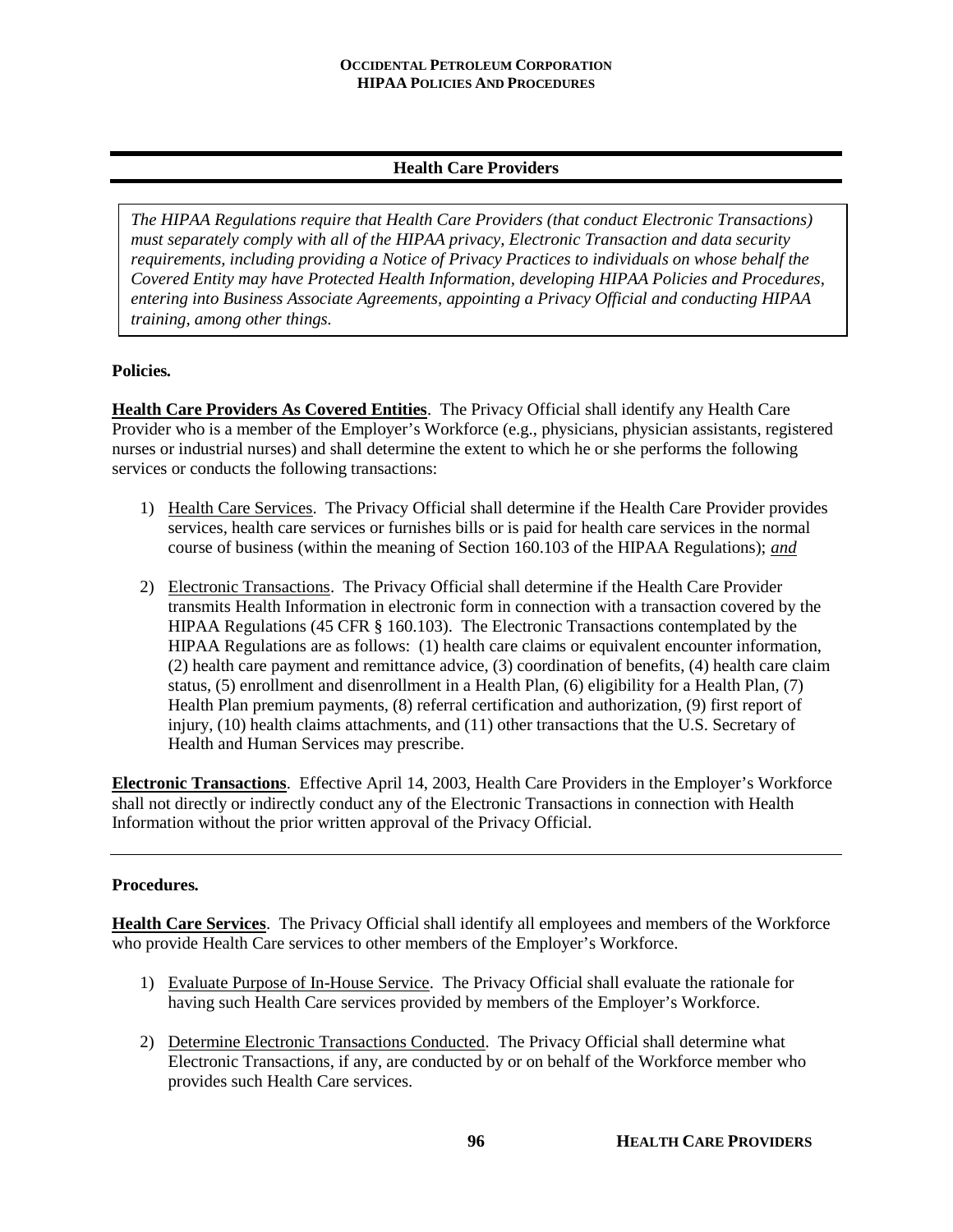## Health Care Providers

*The HIPAA Regulations require that Health Care Providers (that conduct Electronic Transactions) must separately comply with all of the HIPAA privacy, Electronic Transaction and data security requirements, including providing a Notice of Privacy Practices to individuals on whose behalf the Covered Entity may have Protected Health Information, developing HIPAA Policies and Procedures, entering into Business Associate Agreements, appointing a Privacy Official and conducting HIPAA training, among other things.*

**Policies.**

**Health Care Providers As Covered Entities**. The Privacy Official shall identify any Health Care Provider who is a member of the Employer's Workforce (e.g., physicians, physician assistants, registered nurses or industrial nurses) and shall determine the extent to which he or she performs the following services or conducts the following transactions:

1) Health Care Services. The Privacy Official shall determine if the Health Care Provider provides services, health care services or furnishes bills or is paid for health care services in the normal course of business (within the meaning of Section 160.103 of the HIPAA Regulations); ***and***

2) Electronic Transactions. The Privacy Official shall determine if the Health Care Provider transmits Health Information in electronic form in connection with a transaction covered by the HIPAA Regulations (45 CFR § 160.103). The Electronic Transactions contemplated by the HIPAA Regulations are as follows: (1) health care claims or equivalent encounter information, (2) health care payment and remittance advice, (3) coordination of benefits, (4) health care claim status, (5) enrollment and disenrollment in a Health Plan, (6) eligibility for a Health Plan, (7) Health Plan premium payments, (8) referral certification and authorization, (9) first report of injury, (10) health claims attachments, and (11) other transactions that the U.S. Secretary of Health and Human Services may prescribe.

**Electronic Transactions**. Effective April 14, 2003, Health Care Providers in the Employer's Workforce shall not directly or indirectly conduct any of the Electronic Transactions in connection with Health Information without the prior written approval of the Privacy Official.

---

**Procedures.**

**Health Care Services**. The Privacy Official shall identify all employees and members of the Workforce who provide Health Care services to other members of the Employer's Workforce.

1) Evaluate Purpose of In-House Service. The Privacy Official shall evaluate the rationale for having such Health Care services provided by members of the Employer's Workforce.

2) Determine Electronic Transactions Conducted. The Privacy Official shall determine what Electronic Transactions, if any, are conducted by or on behalf of the Workforce member who provides such Health Care services.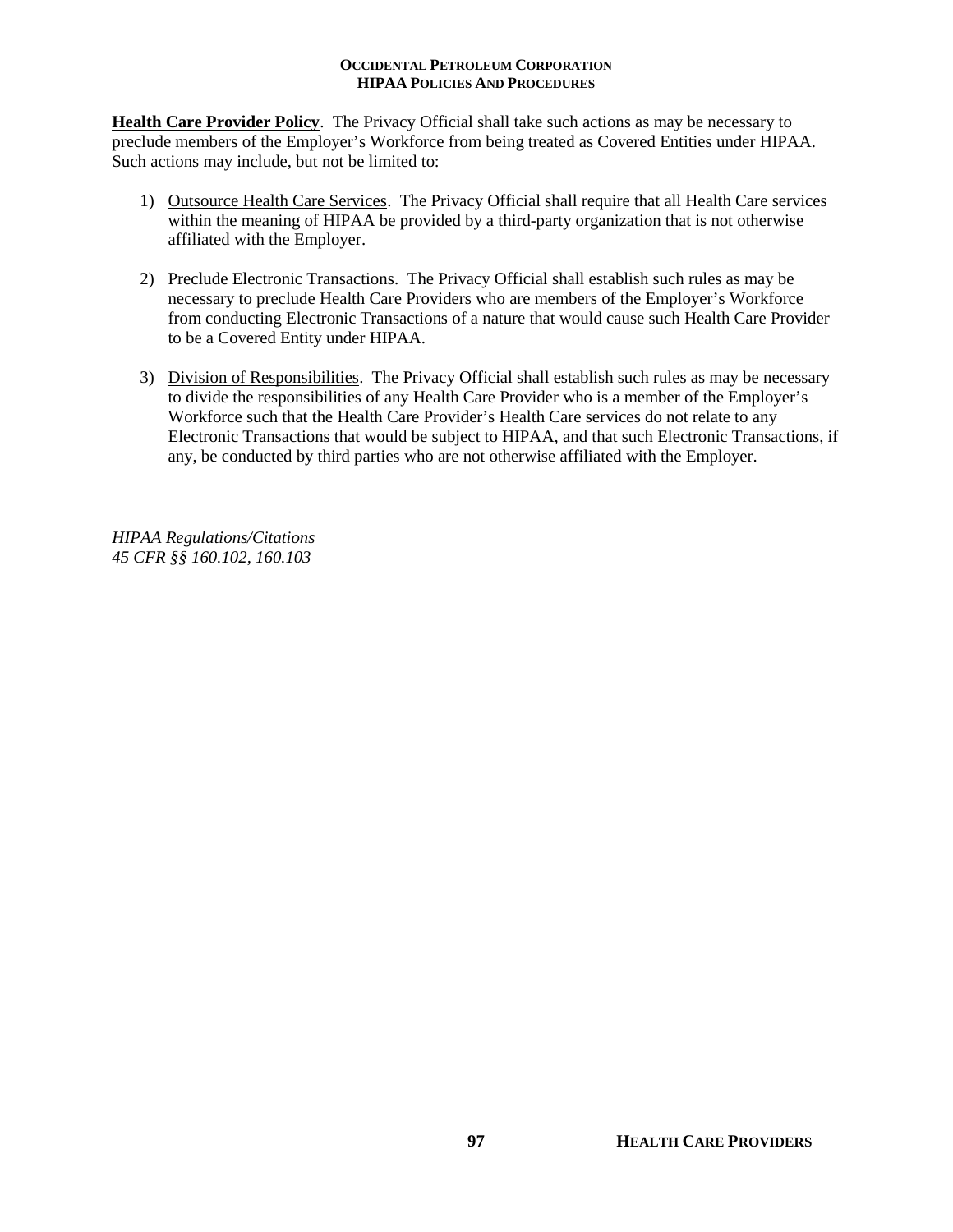**Health Care Provider Policy**. The Privacy Official shall take such actions as may be necessary to preclude members of the Employer's Workforce from being treated as Covered Entities under HIPAA. Such actions may include, but not be limited to:

1) Outsource Health Care Services. The Privacy Official shall require that all Health Care services within the meaning of HIPAA be provided by a third-party organization that is not otherwise affiliated with the Employer.

2) Preclude Electronic Transactions. The Privacy Official shall establish such rules as may be necessary to preclude Health Care Providers who are members of the Employer's Workforce from conducting Electronic Transactions of a nature that would cause such Health Care Provider to be a Covered Entity under HIPAA.

3) Division of Responsibilities. The Privacy Official shall establish such rules as may be necessary to divide the responsibilities of any Health Care Provider who is a member of the Employer's Workforce such that the Health Care Provider's Health Care services do not relate to any Electronic Transactions that would be subject to HIPAA, and that such Electronic Transactions, if any, be conducted by third parties who are not otherwise affiliated with the Employer.

---

*HIPAA Regulations/Citations*
*45 CFR §§ 160.102, 160.103*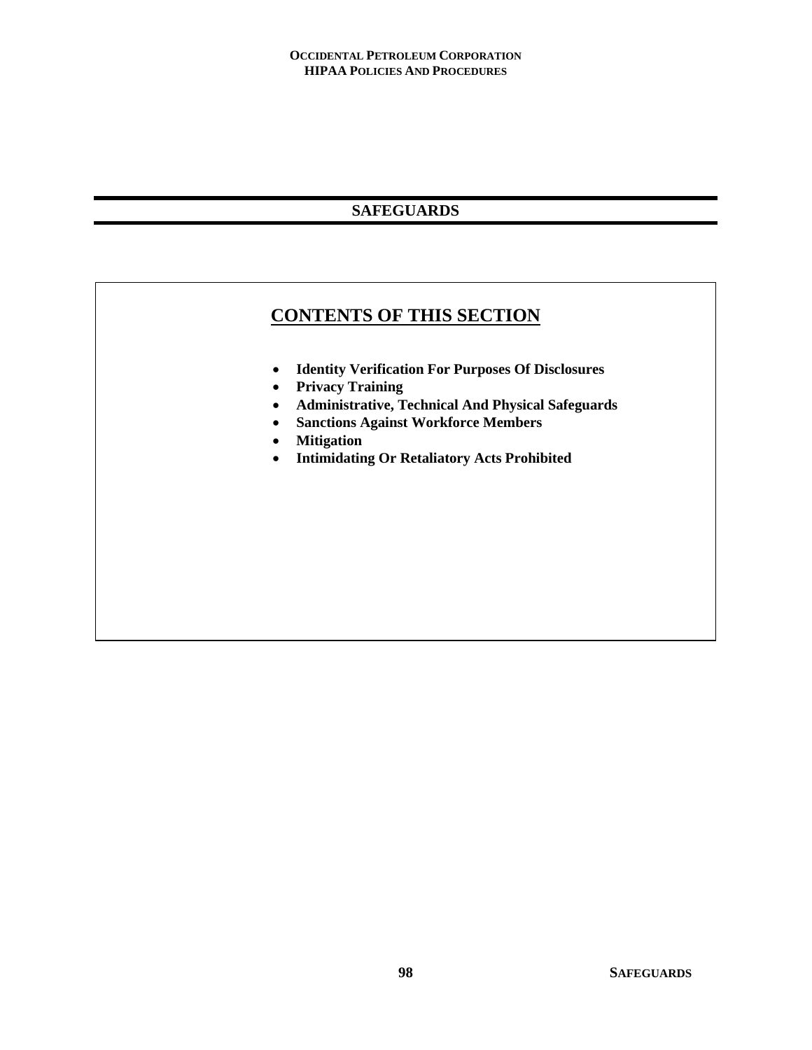# SAFEGUARDS

## CONTENTS OF THIS SECTION

- **Identity Verification For Purposes Of Disclosures**
- **Privacy Training**
- **Administrative, Technical And Physical Safeguards**
- **Sanctions Against Workforce Members**
- **Mitigation**
- **Intimidating Or Retaliatory Acts Prohibited**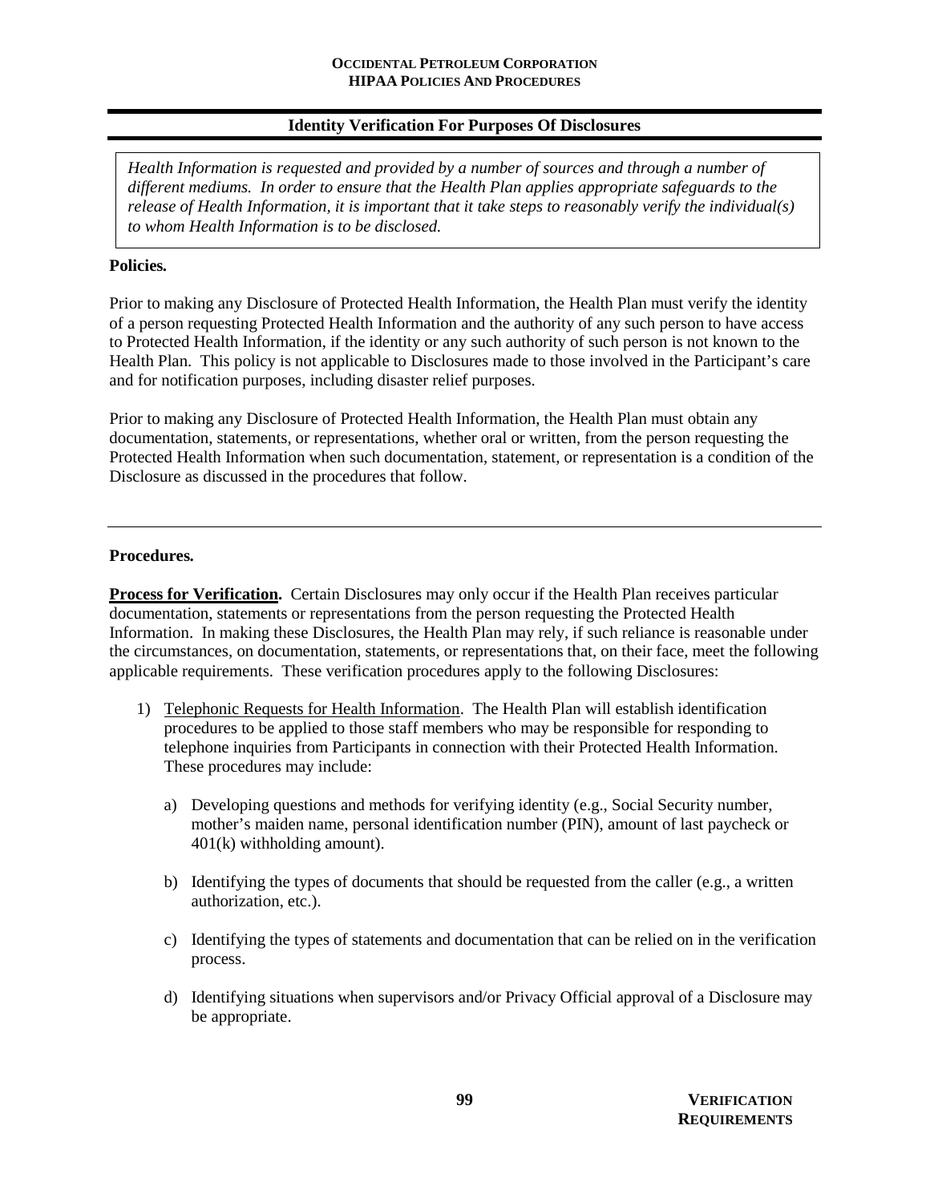## Identity Verification For Purposes Of Disclosures

*Health Information is requested and provided by a number of sources and through a number of different mediums. In order to ensure that the Health Plan applies appropriate safeguards to the release of Health Information, it is important that it take steps to reasonably verify the individual(s) to whom Health Information is to be disclosed.*

**Policies.**

Prior to making any Disclosure of Protected Health Information, the Health Plan must verify the identity of a person requesting Protected Health Information and the authority of any such person to have access to Protected Health Information, if the identity or any such authority of such person is not known to the Health Plan. This policy is not applicable to Disclosures made to those involved in the Participant's care and for notification purposes, including disaster relief purposes.

Prior to making any Disclosure of Protected Health Information, the Health Plan must obtain any documentation, statements, or representations, whether oral or written, from the person requesting the Protected Health Information when such documentation, statement, or representation is a condition of the Disclosure as discussed in the procedures that follow.

---

**Procedures.**

**<u>Process for Verification</u>.** Certain Disclosures may only occur if the Health Plan receives particular documentation, statements or representations from the person requesting the Protected Health Information. In making these Disclosures, the Health Plan may rely, if such reliance is reasonable under the circumstances, on documentation, statements, or representations that, on their face, meet the following applicable requirements. These verification procedures apply to the following Disclosures:

1) <u>Telephonic Requests for Health Information</u>. The Health Plan will establish identification procedures to be applied to those staff members who may be responsible for responding to telephone inquiries from Participants in connection with their Protected Health Information. These procedures may include:

   a) Developing questions and methods for verifying identity (e.g., Social Security number, mother's maiden name, personal identification number (PIN), amount of last paycheck or 401(k) withholding amount).

   b) Identifying the types of documents that should be requested from the caller (e.g., a written authorization, etc.).

   c) Identifying the types of statements and documentation that can be relied on in the verification process.

   d) Identifying situations when supervisors and/or Privacy Official approval of a Disclosure may be appropriate.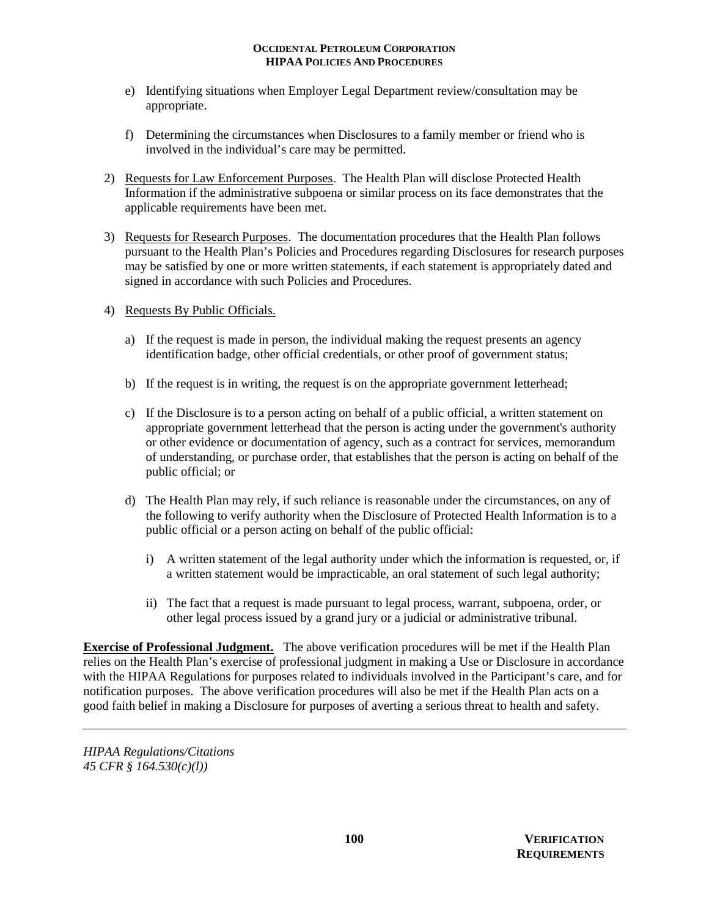e) Identifying situations when Employer Legal Department review/consultation may be appropriate.

   f) Determining the circumstances when Disclosures to a family member or friend who is involved in the individual's care may be permitted.

2) Requests for Law Enforcement Purposes. The Health Plan will disclose Protected Health Information if the administrative subpoena or similar process on its face demonstrates that the applicable requirements have been met.

3) Requests for Research Purposes. The documentation procedures that the Health Plan follows pursuant to the Health Plan's Policies and Procedures regarding Disclosures for research purposes may be satisfied by one or more written statements, if each statement is appropriately dated and signed in accordance with such Policies and Procedures.

4) Requests By Public Officials.

   a) If the request is made in person, the individual making the request presents an agency identification badge, other official credentials, or other proof of government status;

   b) If the request is in writing, the request is on the appropriate government letterhead;

   c) If the Disclosure is to a person acting on behalf of a public official, a written statement on appropriate government letterhead that the person is acting under the government's authority or other evidence or documentation of agency, such as a contract for services, memorandum of understanding, or purchase order, that establishes that the person is acting on behalf of the public official; or

   d) The Health Plan may rely, if such reliance is reasonable under the circumstances, on any of the following to verify authority when the Disclosure of Protected Health Information is to a public official or a person acting on behalf of the public official:

      i) A written statement of the legal authority under which the information is requested, or, if a written statement would be impracticable, an oral statement of such legal authority;

      ii) The fact that a request is made pursuant to legal process, warrant, subpoena, order, or other legal process issued by a grand jury or a judicial or administrative tribunal.

**Exercise of Professional Judgment.** The above verification procedures will be met if the Health Plan relies on the Health Plan's exercise of professional judgment in making a Use or Disclosure in accordance with the HIPAA Regulations for purposes related to individuals involved in the Participant's care, and for notification purposes. The above verification procedures will also be met if the Health Plan acts on a good faith belief in making a Disclosure for purposes of averting a serious threat to health and safety.

---

*HIPAA Regulations/Citations*
*45 CFR § 164.530(c)(l))*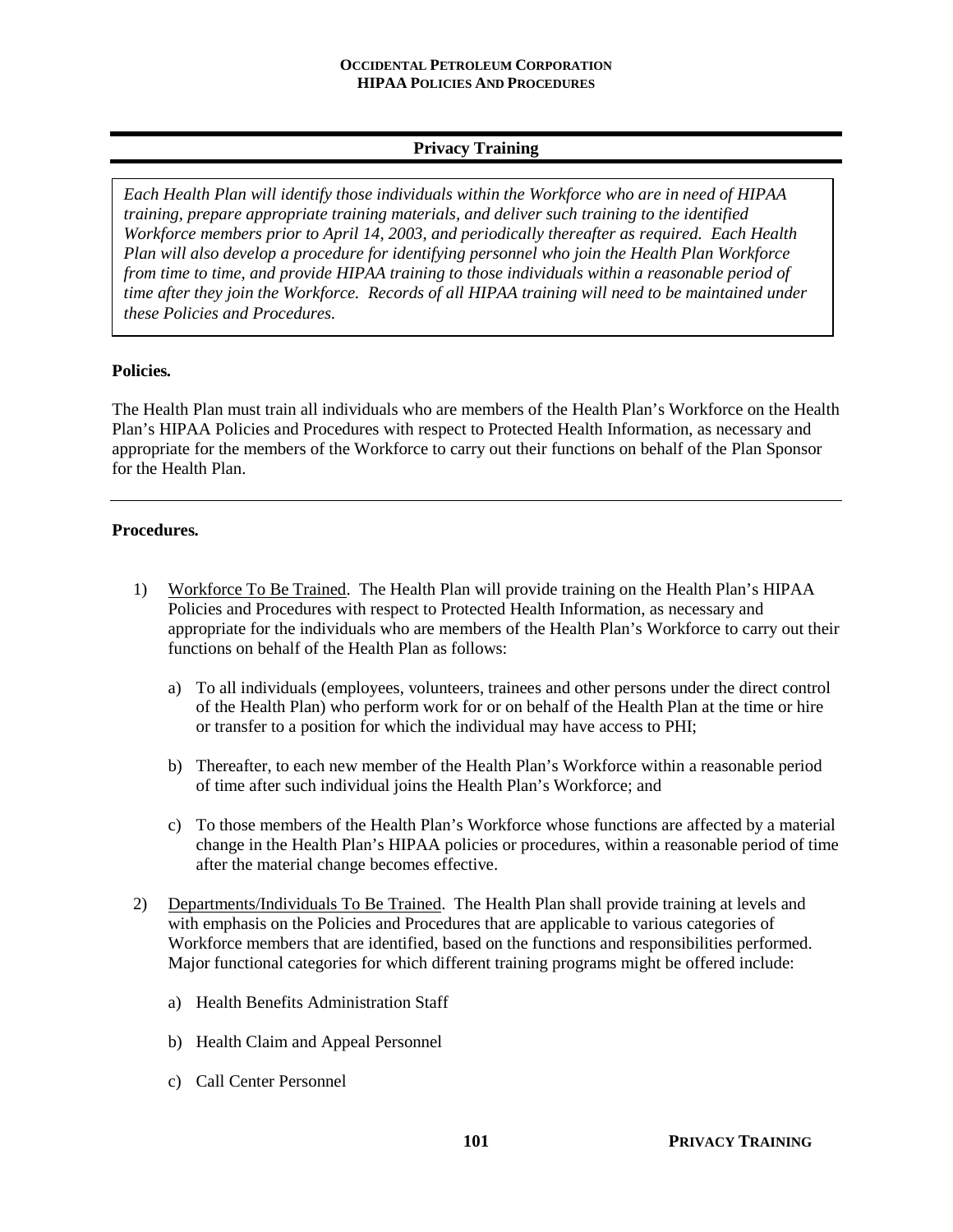## Privacy Training

*Each Health Plan will identify those individuals within the Workforce who are in need of HIPAA training, prepare appropriate training materials, and deliver such training to the identified Workforce members prior to April 14, 2003, and periodically thereafter as required. Each Health Plan will also develop a procedure for identifying personnel who join the Health Plan Workforce from time to time, and provide HIPAA training to those individuals within a reasonable period of time after they join the Workforce. Records of all HIPAA training will need to be maintained under these Policies and Procedures.*

**Policies.**

The Health Plan must train all individuals who are members of the Health Plan's Workforce on the Health Plan's HIPAA Policies and Procedures with respect to Protected Health Information, as necessary and appropriate for the members of the Workforce to carry out their functions on behalf of the Plan Sponsor for the Health Plan.

---

**Procedures.**

1) Workforce To Be Trained. The Health Plan will provide training on the Health Plan's HIPAA Policies and Procedures with respect to Protected Health Information, as necessary and appropriate for the individuals who are members of the Health Plan's Workforce to carry out their functions on behalf of the Health Plan as follows:

   a) To all individuals (employees, volunteers, trainees and other persons under the direct control of the Health Plan) who perform work for or on behalf of the Health Plan at the time or hire or transfer to a position for which the individual may have access to PHI;

   b) Thereafter, to each new member of the Health Plan's Workforce within a reasonable period of time after such individual joins the Health Plan's Workforce; and

   c) To those members of the Health Plan's Workforce whose functions are affected by a material change in the Health Plan's HIPAA policies or procedures, within a reasonable period of time after the material change becomes effective.

2) Departments/Individuals To Be Trained. The Health Plan shall provide training at levels and with emphasis on the Policies and Procedures that are applicable to various categories of Workforce members that are identified, based on the functions and responsibilities performed. Major functional categories for which different training programs might be offered include:

   a) Health Benefits Administration Staff

   b) Health Claim and Appeal Personnel

   c) Call Center Personnel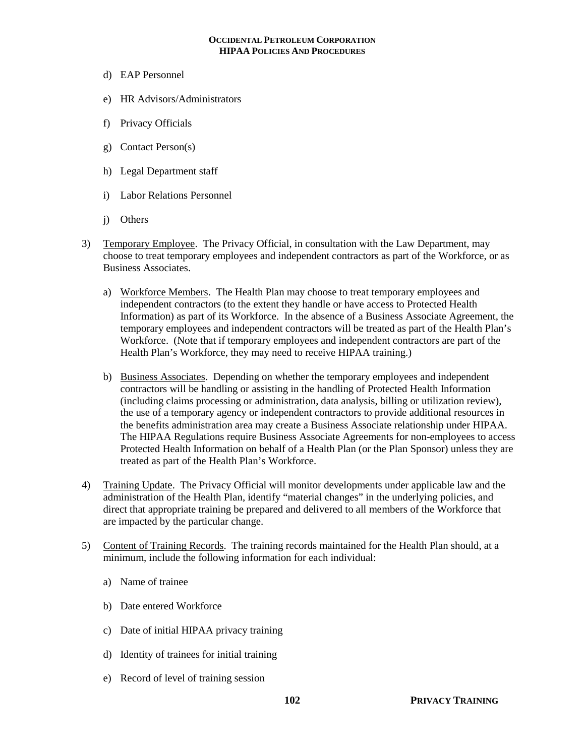d) EAP Personnel

e) HR Advisors/Administrators

f) Privacy Officials

g) Contact Person(s)

h) Legal Department staff

i) Labor Relations Personnel

j) Others

3) Temporary Employee. The Privacy Official, in consultation with the Law Department, may choose to treat temporary employees and independent contractors as part of the Workforce, or as Business Associates.

   a) Workforce Members. The Health Plan may choose to treat temporary employees and independent contractors (to the extent they handle or have access to Protected Health Information) as part of its Workforce. In the absence of a Business Associate Agreement, the temporary employees and independent contractors will be treated as part of the Health Plan's Workforce. (Note that if temporary employees and independent contractors are part of the Health Plan's Workforce, they may need to receive HIPAA training.)

   b) Business Associates. Depending on whether the temporary employees and independent contractors will be handling or assisting in the handling of Protected Health Information (including claims processing or administration, data analysis, billing or utilization review), the use of a temporary agency or independent contractors to provide additional resources in the benefits administration area may create a Business Associate relationship under HIPAA. The HIPAA Regulations require Business Associate Agreements for non-employees to access Protected Health Information on behalf of a Health Plan (or the Plan Sponsor) unless they are treated as part of the Health Plan's Workforce.

4) Training Update. The Privacy Official will monitor developments under applicable law and the administration of the Health Plan, identify "material changes" in the underlying policies, and direct that appropriate training be prepared and delivered to all members of the Workforce that are impacted by the particular change.

5) Content of Training Records. The training records maintained for the Health Plan should, at a minimum, include the following information for each individual:

   a) Name of trainee

   b) Date entered Workforce

   c) Date of initial HIPAA privacy training

   d) Identity of trainees for initial training

   e) Record of level of training session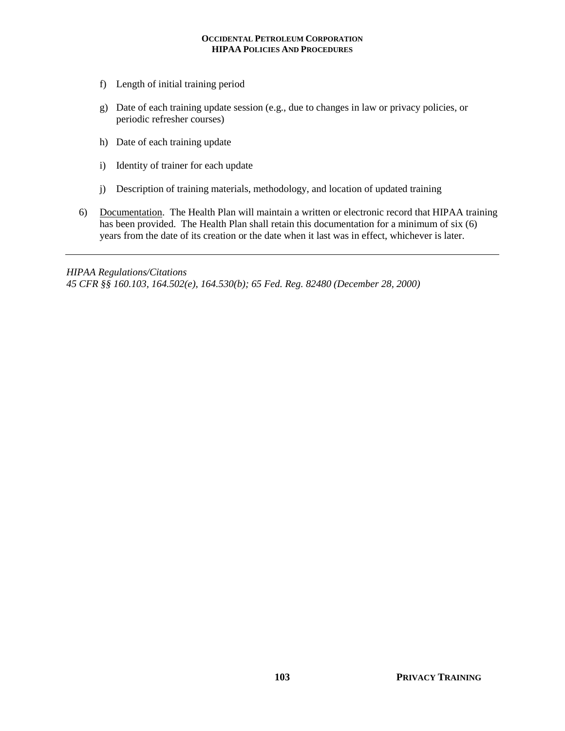f) Length of initial training period

g) Date of each training update session (e.g., due to changes in law or privacy policies, or periodic refresher courses)

h) Date of each training update

i) Identity of trainer for each update

j) Description of training materials, methodology, and location of updated training

6) Documentation. The Health Plan will maintain a written or electronic record that HIPAA training has been provided. The Health Plan shall retain this documentation for a minimum of six (6) years from the date of its creation or the date when it last was in effect, whichever is later.

---

*HIPAA Regulations/Citations*
*45 CFR §§ 160.103, 164.502(e), 164.530(b); 65 Fed. Reg. 82480 (December 28, 2000)*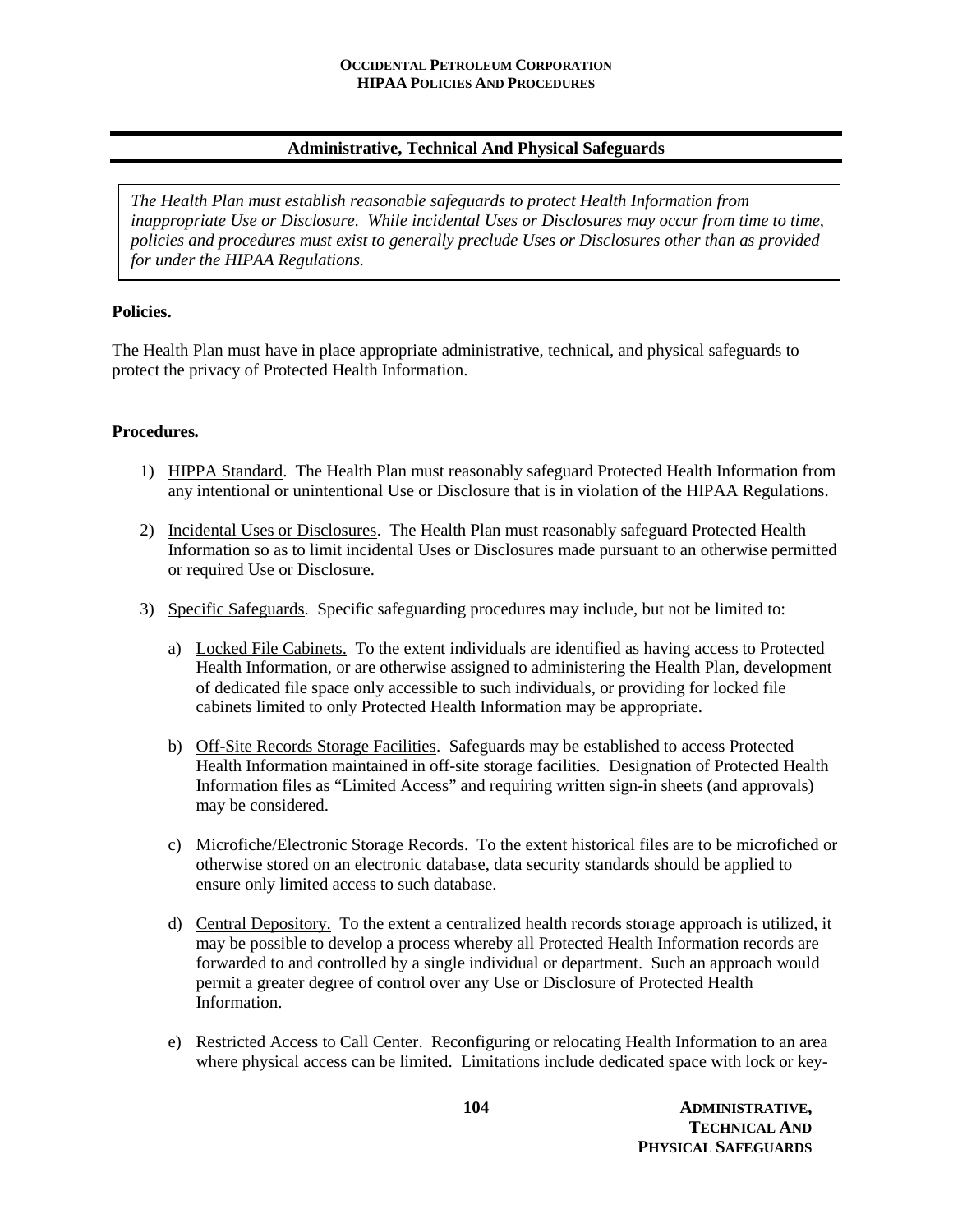## Administrative, Technical And Physical Safeguards

*The Health Plan must establish reasonable safeguards to protect Health Information from inappropriate Use or Disclosure. While incidental Uses or Disclosures may occur from time to time, policies and procedures must exist to generally preclude Uses or Disclosures other than as provided for under the HIPAA Regulations.*

**Policies.**

The Health Plan must have in place appropriate administrative, technical, and physical safeguards to protect the privacy of Protected Health Information.

---

**Procedures.**

1) HIPPA Standard. The Health Plan must reasonably safeguard Protected Health Information from any intentional or unintentional Use or Disclosure that is in violation of the HIPAA Regulations.

2) Incidental Uses or Disclosures. The Health Plan must reasonably safeguard Protected Health Information so as to limit incidental Uses or Disclosures made pursuant to an otherwise permitted or required Use or Disclosure.

3) Specific Safeguards. Specific safeguarding procedures may include, but not be limited to:

   a) Locked File Cabinets. To the extent individuals are identified as having access to Protected Health Information, or are otherwise assigned to administering the Health Plan, development of dedicated file space only accessible to such individuals, or providing for locked file cabinets limited to only Protected Health Information may be appropriate.

   b) Off-Site Records Storage Facilities. Safeguards may be established to access Protected Health Information maintained in off-site storage facilities. Designation of Protected Health Information files as "Limited Access" and requiring written sign-in sheets (and approvals) may be considered.

   c) Microfiche/Electronic Storage Records. To the extent historical files are to be microfiched or otherwise stored on an electronic database, data security standards should be applied to ensure only limited access to such database.

   d) Central Depository. To the extent a centralized health records storage approach is utilized, it may be possible to develop a process whereby all Protected Health Information records are forwarded to and controlled by a single individual or department. Such an approach would permit a greater degree of control over any Use or Disclosure of Protected Health Information.

   e) Restricted Access to Call Center. Reconfiguring or relocating Health Information to an area where physical access can be limited. Limitations include dedicated space with lock or key-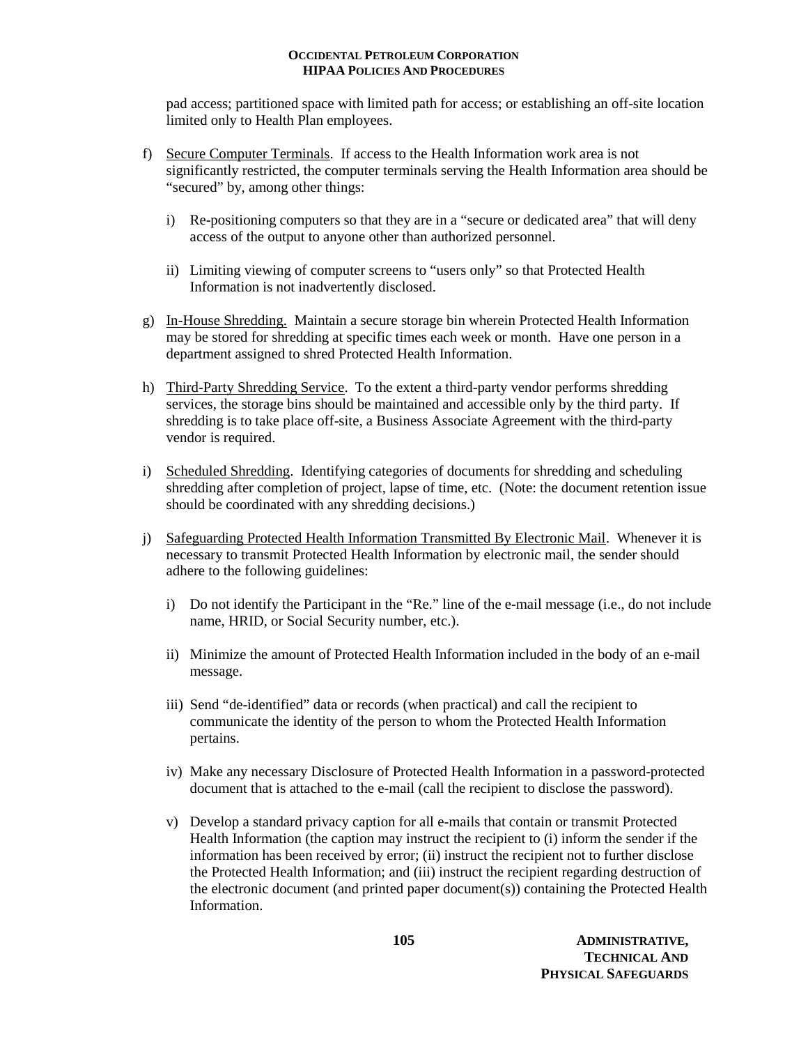pad access; partitioned space with limited path for access; or establishing an off-site location limited only to Health Plan employees.

f) <u>Secure Computer Terminals</u>. If access to the Health Information work area is not significantly restricted, the computer terminals serving the Health Information area should be "secured" by, among other things:

   i) Re-positioning computers so that they are in a "secure or dedicated area" that will deny access of the output to anyone other than authorized personnel.

   ii) Limiting viewing of computer screens to "users only" so that Protected Health Information is not inadvertently disclosed.

g) <u>In-House Shredding.</u> Maintain a secure storage bin wherein Protected Health Information may be stored for shredding at specific times each week or month. Have one person in a department assigned to shred Protected Health Information.

h) <u>Third-Party Shredding Service</u>. To the extent a third-party vendor performs shredding services, the storage bins should be maintained and accessible only by the third party. If shredding is to take place off-site, a Business Associate Agreement with the third-party vendor is required.

i) <u>Scheduled Shredding</u>. Identifying categories of documents for shredding and scheduling shredding after completion of project, lapse of time, etc. (Note: the document retention issue should be coordinated with any shredding decisions.)

j) <u>Safeguarding Protected Health Information Transmitted By Electronic Mail</u>. Whenever it is necessary to transmit Protected Health Information by electronic mail, the sender should adhere to the following guidelines:

   i) Do not identify the Participant in the "Re." line of the e-mail message (i.e., do not include name, HRID, or Social Security number, etc.).

   ii) Minimize the amount of Protected Health Information included in the body of an e-mail message.

   iii) Send "de-identified" data or records (when practical) and call the recipient to communicate the identity of the person to whom the Protected Health Information pertains.

   iv) Make any necessary Disclosure of Protected Health Information in a password-protected document that is attached to the e-mail (call the recipient to disclose the password).

   v) Develop a standard privacy caption for all e-mails that contain or transmit Protected Health Information (the caption may instruct the recipient to (i) inform the sender if the information has been received by error; (ii) instruct the recipient not to further disclose the Protected Health Information; and (iii) instruct the recipient regarding destruction of the electronic document (and printed paper document(s)) containing the Protected Health Information.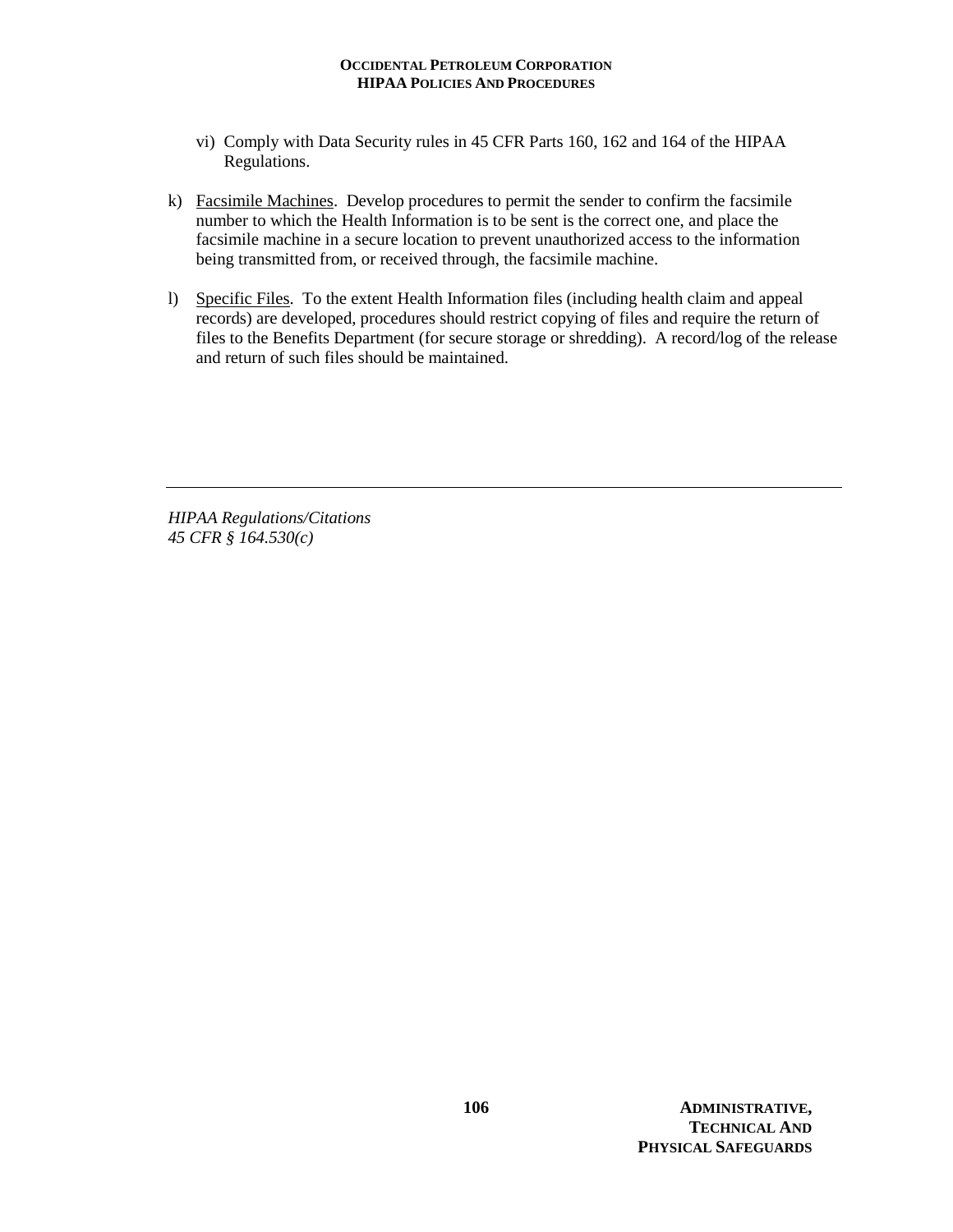vi) Comply with Data Security rules in 45 CFR Parts 160, 162 and 164 of the HIPAA Regulations.

k) Facsimile Machines. Develop procedures to permit the sender to confirm the facsimile number to which the Health Information is to be sent is the correct one, and place the facsimile machine in a secure location to prevent unauthorized access to the information being transmitted from, or received through, the facsimile machine.

l) Specific Files. To the extent Health Information files (including health claim and appeal records) are developed, procedures should restrict copying of files and require the return of files to the Benefits Department (for secure storage or shredding). A record/log of the release and return of such files should be maintained.

---

*HIPAA Regulations/Citations*
*45 CFR § 164.530(c)*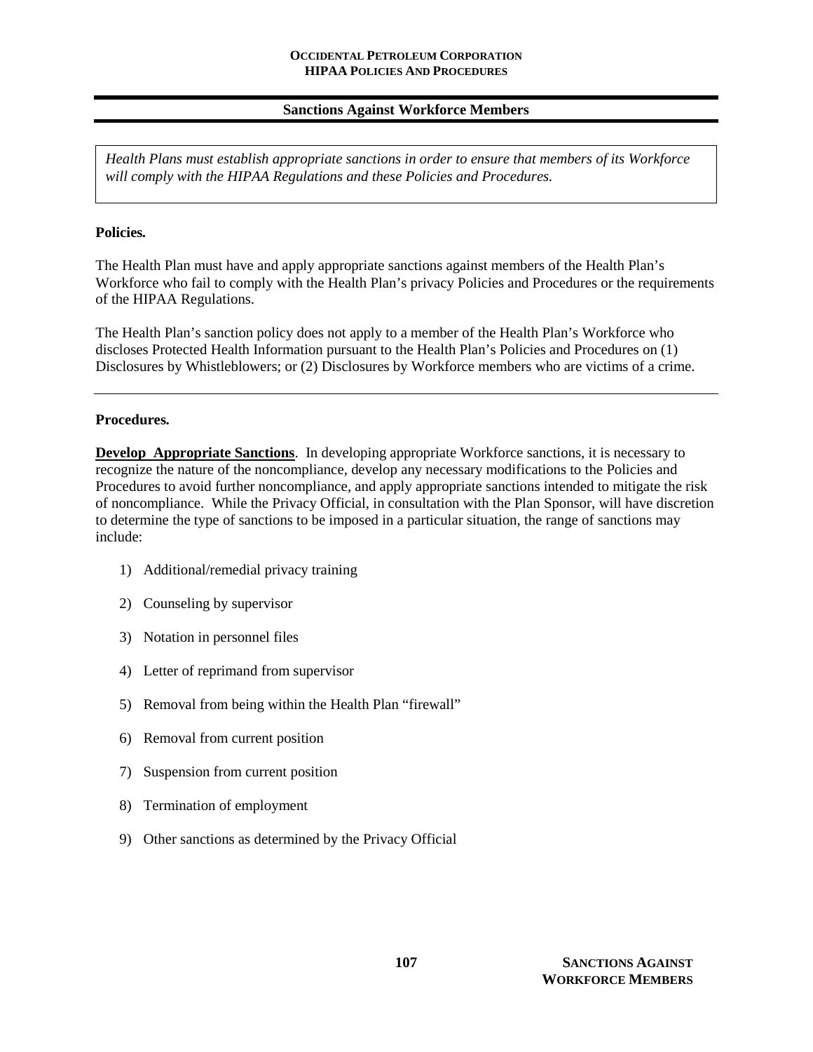## Sanctions Against Workforce Members

*Health Plans must establish appropriate sanctions in order to ensure that members of its Workforce will comply with the HIPAA Regulations and these Policies and Procedures.*

**Policies.**

The Health Plan must have and apply appropriate sanctions against members of the Health Plan's Workforce who fail to comply with the Health Plan's privacy Policies and Procedures or the requirements of the HIPAA Regulations.

The Health Plan's sanction policy does not apply to a member of the Health Plan's Workforce who discloses Protected Health Information pursuant to the Health Plan's Policies and Procedures on (1) Disclosures by Whistleblowers; or (2) Disclosures by Workforce members who are victims of a crime.

---

**Procedures.**

**Develop Appropriate Sanctions**. In developing appropriate Workforce sanctions, it is necessary to recognize the nature of the noncompliance, develop any necessary modifications to the Policies and Procedures to avoid further noncompliance, and apply appropriate sanctions intended to mitigate the risk of noncompliance. While the Privacy Official, in consultation with the Plan Sponsor, will have discretion to determine the type of sanctions to be imposed in a particular situation, the range of sanctions may include:

1) Additional/remedial privacy training
2) Counseling by supervisor
3) Notation in personnel files
4) Letter of reprimand from supervisor
5) Removal from being within the Health Plan "firewall"
6) Removal from current position
7) Suspension from current position
8) Termination of employment
9) Other sanctions as determined by the Privacy Official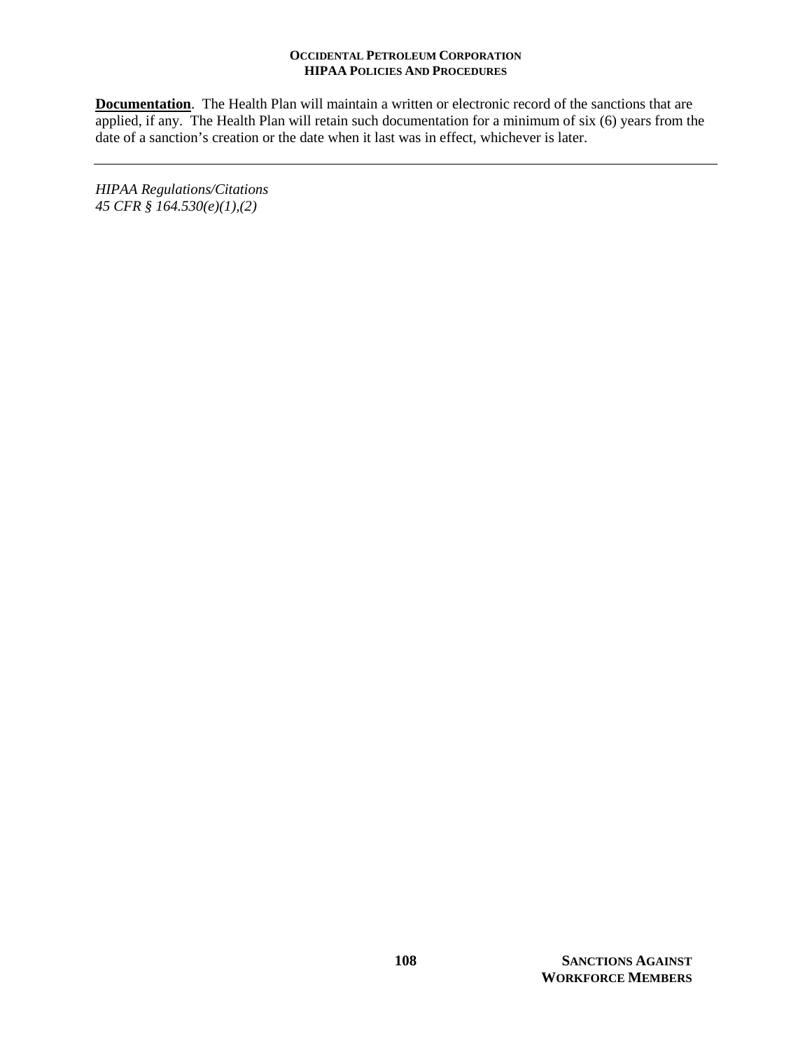**Documentation**. The Health Plan will maintain a written or electronic record of the sanctions that are applied, if any. The Health Plan will retain such documentation for a minimum of six (6) years from the date of a sanction's creation or the date when it last was in effect, whichever is later.

---

*HIPAA Regulations/Citations*
*45 CFR § 164.530(e)(1),(2)*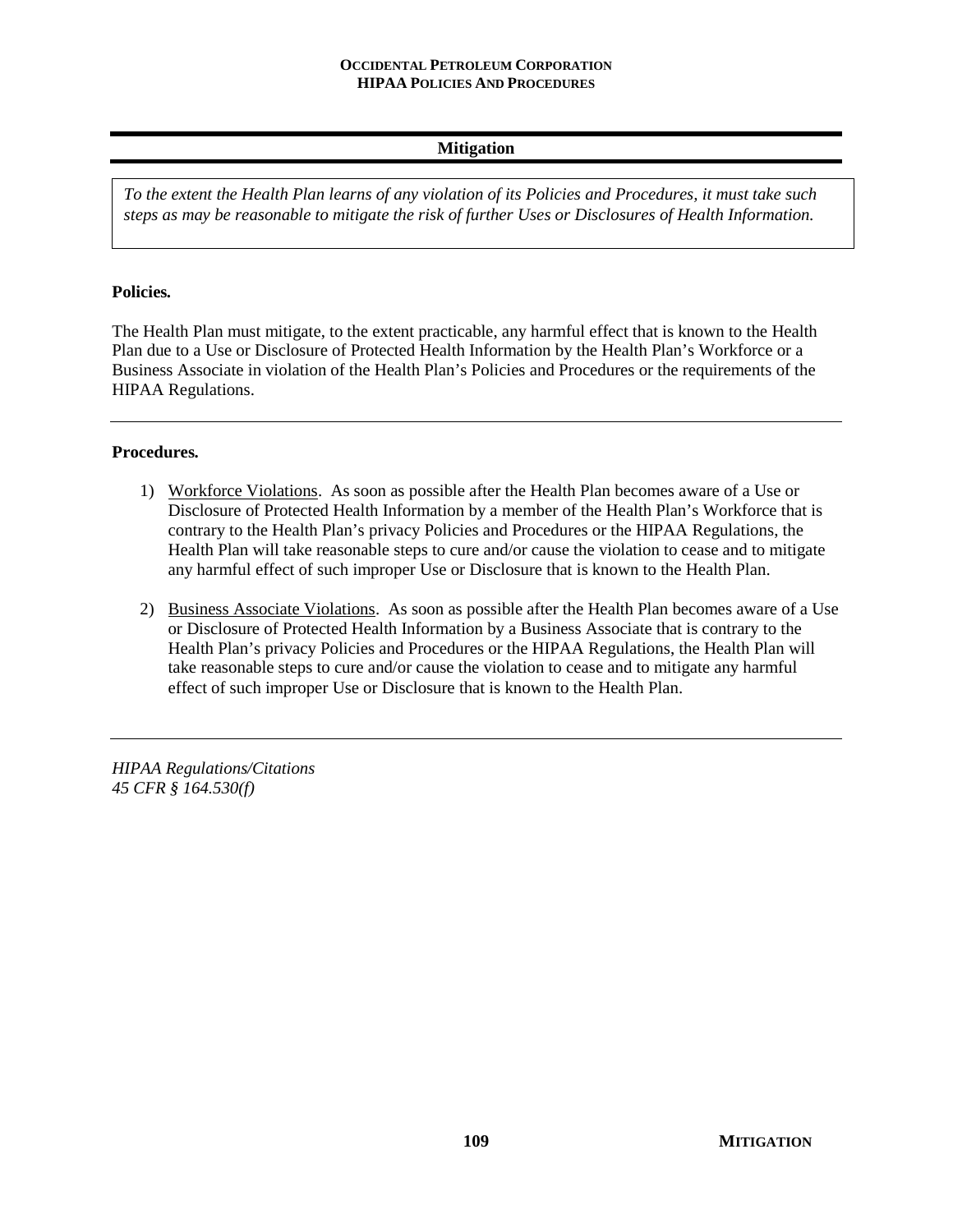## Mitigation

*To the extent the Health Plan learns of any violation of its Policies and Procedures, it must take such steps as may be reasonable to mitigate the risk of further Uses or Disclosures of Health Information.*

**Policies.**

The Health Plan must mitigate, to the extent practicable, any harmful effect that is known to the Health Plan due to a Use or Disclosure of Protected Health Information by the Health Plan's Workforce or a Business Associate in violation of the Health Plan's Policies and Procedures or the requirements of the HIPAA Regulations.

---

**Procedures.**

1) <u>Workforce Violations</u>. As soon as possible after the Health Plan becomes aware of a Use or Disclosure of Protected Health Information by a member of the Health Plan's Workforce that is contrary to the Health Plan's privacy Policies and Procedures or the HIPAA Regulations, the Health Plan will take reasonable steps to cure and/or cause the violation to cease and to mitigate any harmful effect of such improper Use or Disclosure that is known to the Health Plan.

2) <u>Business Associate Violations</u>. As soon as possible after the Health Plan becomes aware of a Use or Disclosure of Protected Health Information by a Business Associate that is contrary to the Health Plan's privacy Policies and Procedures or the HIPAA Regulations, the Health Plan will take reasonable steps to cure and/or cause the violation to cease and to mitigate any harmful effect of such improper Use or Disclosure that is known to the Health Plan.

---

*HIPAA Regulations/Citations*
*45 CFR § 164.530(f)*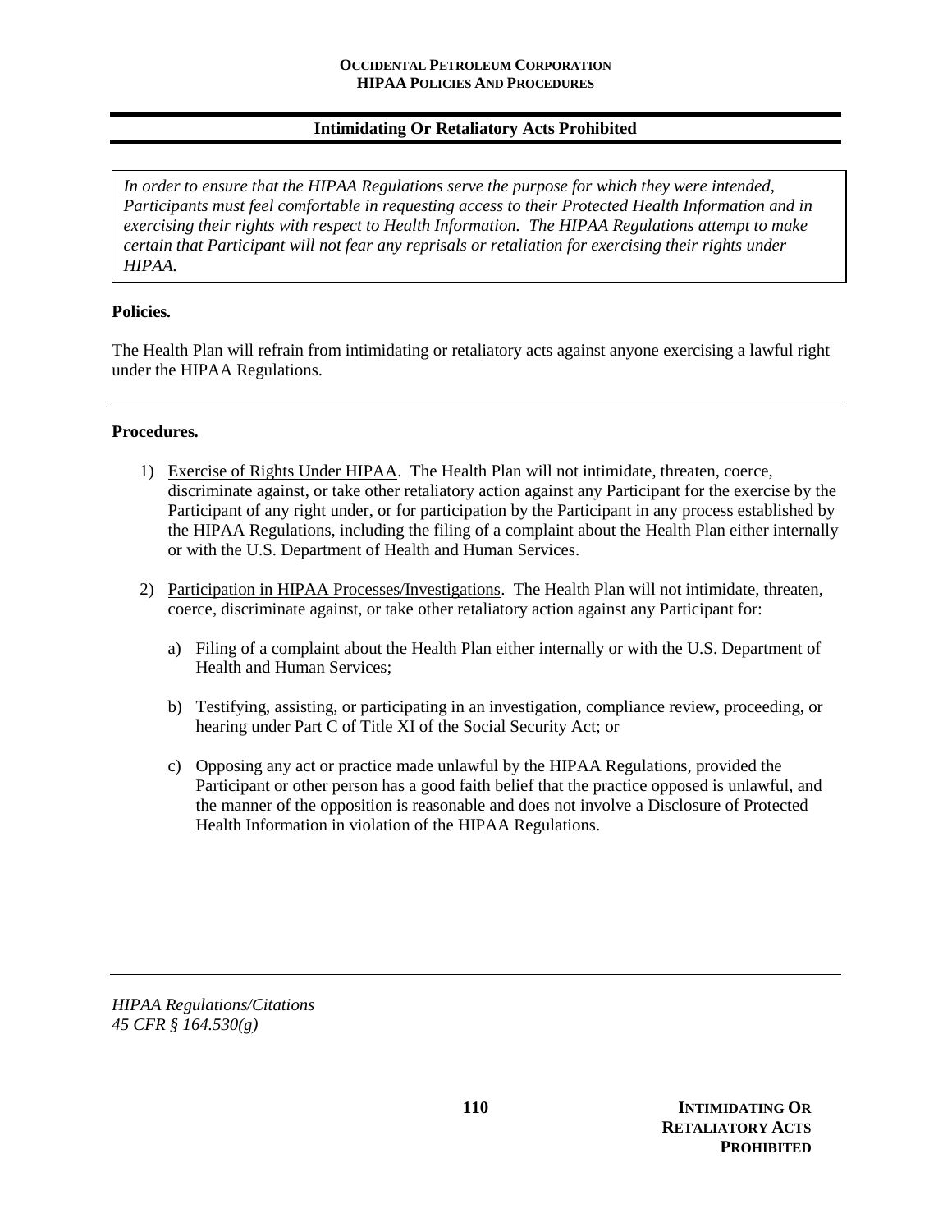## Intimidating Or Retaliatory Acts Prohibited

*In order to ensure that the HIPAA Regulations serve the purpose for which they were intended, Participants must feel comfortable in requesting access to their Protected Health Information and in exercising their rights with respect to Health Information. The HIPAA Regulations attempt to make certain that Participant will not fear any reprisals or retaliation for exercising their rights under HIPAA.*

**Policies.**

The Health Plan will refrain from intimidating or retaliatory acts against anyone exercising a lawful right under the HIPAA Regulations.

---

**Procedures.**

1) Exercise of Rights Under HIPAA. The Health Plan will not intimidate, threaten, coerce, discriminate against, or take other retaliatory action against any Participant for the exercise by the Participant of any right under, or for participation by the Participant in any process established by the HIPAA Regulations, including the filing of a complaint about the Health Plan either internally or with the U.S. Department of Health and Human Services.

2) Participation in HIPAA Processes/Investigations. The Health Plan will not intimidate, threaten, coerce, discriminate against, or take other retaliatory action against any Participant for:

   a) Filing of a complaint about the Health Plan either internally or with the U.S. Department of Health and Human Services;

   b) Testifying, assisting, or participating in an investigation, compliance review, proceeding, or hearing under Part C of Title XI of the Social Security Act; or

   c) Opposing any act or practice made unlawful by the HIPAA Regulations, provided the Participant or other person has a good faith belief that the practice opposed is unlawful, and the manner of the opposition is reasonable and does not involve a Disclosure of Protected Health Information in violation of the HIPAA Regulations.

---

*HIPAA Regulations/Citations*
*45 CFR § 164.530(g)*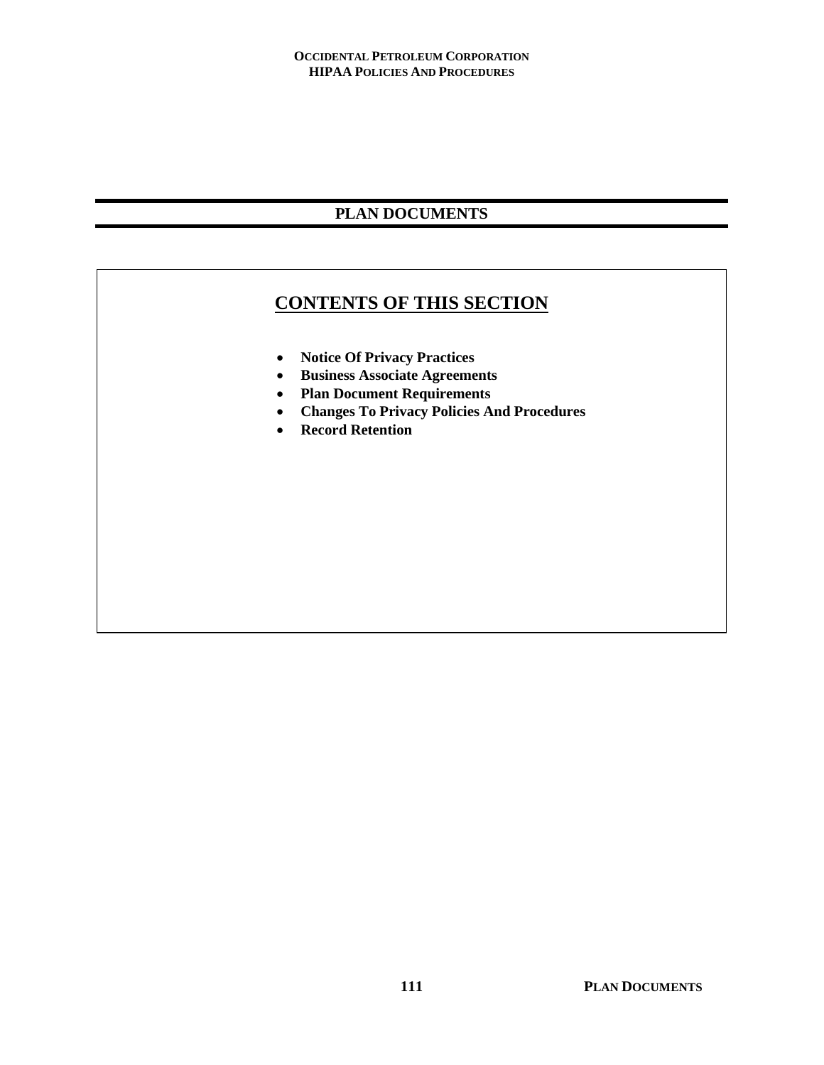# PLAN DOCUMENTS

## CONTENTS OF THIS SECTION

- **Notice Of Privacy Practices**
- **Business Associate Agreements**
- **Plan Document Requirements**
- **Changes To Privacy Policies And Procedures**
- **Record Retention**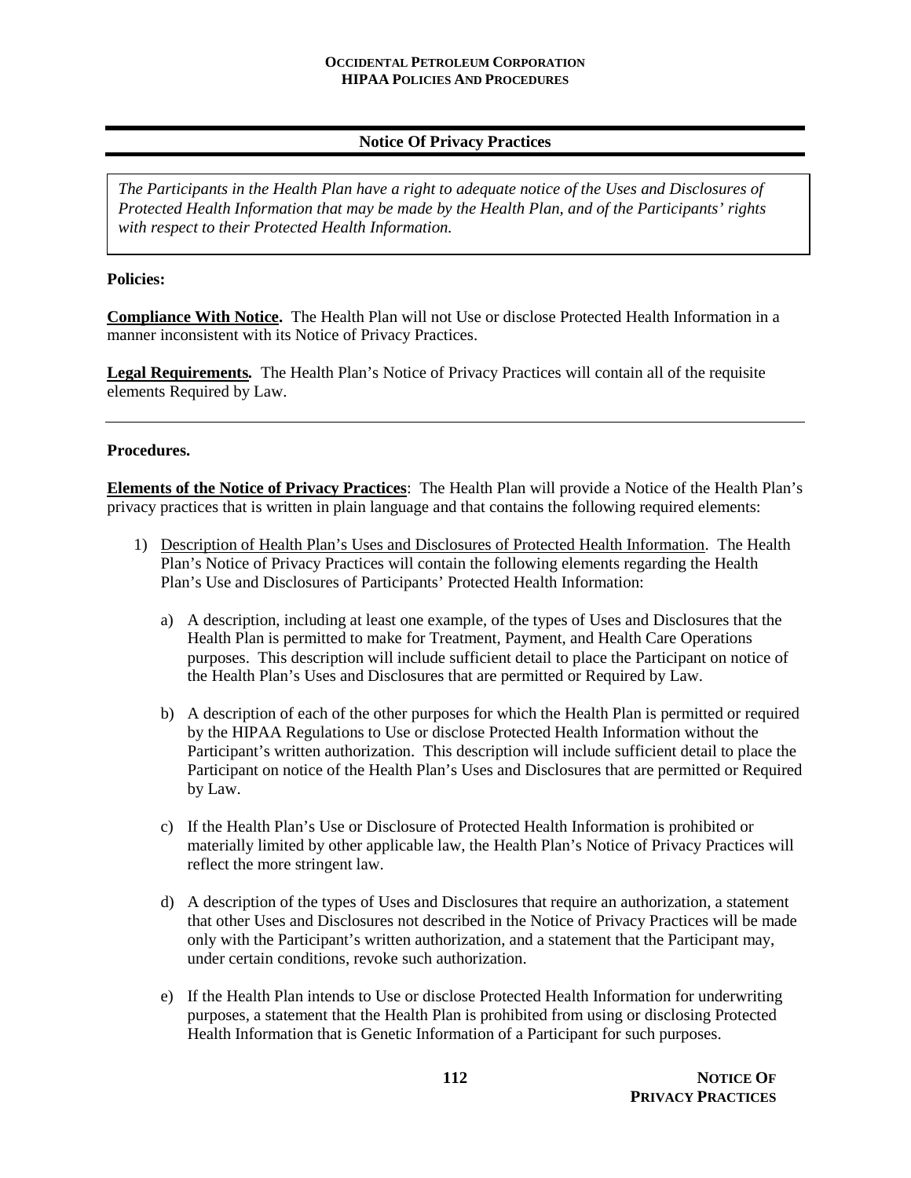## Notice Of Privacy Practices

*The Participants in the Health Plan have a right to adequate notice of the Uses and Disclosures of Protected Health Information that may be made by the Health Plan, and of the Participants' rights with respect to their Protected Health Information.*

**Policies:**

**Compliance With Notice.** The Health Plan will not Use or disclose Protected Health Information in a manner inconsistent with its Notice of Privacy Practices.

**Legal Requirements.** The Health Plan's Notice of Privacy Practices will contain all of the requisite elements Required by Law.

---

**Procedures.**

**Elements of the Notice of Privacy Practices**: The Health Plan will provide a Notice of the Health Plan's privacy practices that is written in plain language and that contains the following required elements:

1) Description of Health Plan's Uses and Disclosures of Protected Health Information. The Health Plan's Notice of Privacy Practices will contain the following elements regarding the Health Plan's Use and Disclosures of Participants' Protected Health Information:

   a) A description, including at least one example, of the types of Uses and Disclosures that the Health Plan is permitted to make for Treatment, Payment, and Health Care Operations purposes. This description will include sufficient detail to place the Participant on notice of the Health Plan's Uses and Disclosures that are permitted or Required by Law.

   b) A description of each of the other purposes for which the Health Plan is permitted or required by the HIPAA Regulations to Use or disclose Protected Health Information without the Participant's written authorization. This description will include sufficient detail to place the Participant on notice of the Health Plan's Uses and Disclosures that are permitted or Required by Law.

   c) If the Health Plan's Use or Disclosure of Protected Health Information is prohibited or materially limited by other applicable law, the Health Plan's Notice of Privacy Practices will reflect the more stringent law.

   d) A description of the types of Uses and Disclosures that require an authorization, a statement that other Uses and Disclosures not described in the Notice of Privacy Practices will be made only with the Participant's written authorization, and a statement that the Participant may, under certain conditions, revoke such authorization.

   e) If the Health Plan intends to Use or disclose Protected Health Information for underwriting purposes, a statement that the Health Plan is prohibited from using or disclosing Protected Health Information that is Genetic Information of a Participant for such purposes.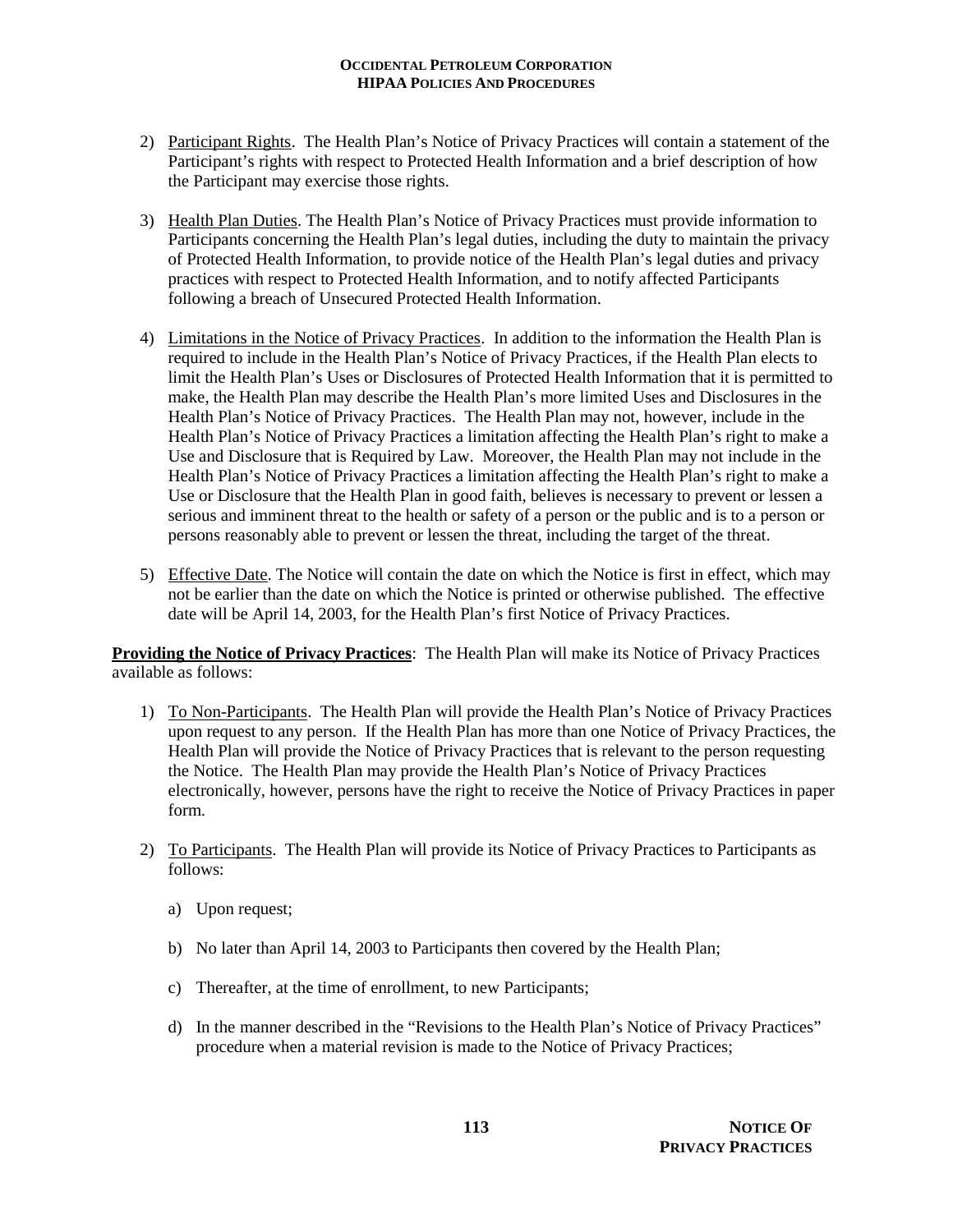2) Participant Rights. The Health Plan's Notice of Privacy Practices will contain a statement of the Participant's rights with respect to Protected Health Information and a brief description of how the Participant may exercise those rights.

3) Health Plan Duties. The Health Plan's Notice of Privacy Practices must provide information to Participants concerning the Health Plan's legal duties, including the duty to maintain the privacy of Protected Health Information, to provide notice of the Health Plan's legal duties and privacy practices with respect to Protected Health Information, and to notify affected Participants following a breach of Unsecured Protected Health Information.

4) Limitations in the Notice of Privacy Practices. In addition to the information the Health Plan is required to include in the Health Plan's Notice of Privacy Practices, if the Health Plan elects to limit the Health Plan's Uses or Disclosures of Protected Health Information that it is permitted to make, the Health Plan may describe the Health Plan's more limited Uses and Disclosures in the Health Plan's Notice of Privacy Practices. The Health Plan may not, however, include in the Health Plan's Notice of Privacy Practices a limitation affecting the Health Plan's right to make a Use and Disclosure that is Required by Law. Moreover, the Health Plan may not include in the Health Plan's Notice of Privacy Practices a limitation affecting the Health Plan's right to make a Use or Disclosure that the Health Plan in good faith, believes is necessary to prevent or lessen a serious and imminent threat to the health or safety of a person or the public and is to a person or persons reasonably able to prevent or lessen the threat, including the target of the threat.

5) Effective Date. The Notice will contain the date on which the Notice is first in effect, which may not be earlier than the date on which the Notice is printed or otherwise published. The effective date will be April 14, 2003, for the Health Plan's first Notice of Privacy Practices.

**Providing the Notice of Privacy Practices**: The Health Plan will make its Notice of Privacy Practices available as follows:

1) To Non-Participants. The Health Plan will provide the Health Plan's Notice of Privacy Practices upon request to any person. If the Health Plan has more than one Notice of Privacy Practices, the Health Plan will provide the Notice of Privacy Practices that is relevant to the person requesting the Notice. The Health Plan may provide the Health Plan's Notice of Privacy Practices electronically, however, persons have the right to receive the Notice of Privacy Practices in paper form.

2) To Participants. The Health Plan will provide its Notice of Privacy Practices to Participants as follows:

    a) Upon request;

    b) No later than April 14, 2003 to Participants then covered by the Health Plan;

    c) Thereafter, at the time of enrollment, to new Participants;

    d) In the manner described in the "Revisions to the Health Plan's Notice of Privacy Practices" procedure when a material revision is made to the Notice of Privacy Practices;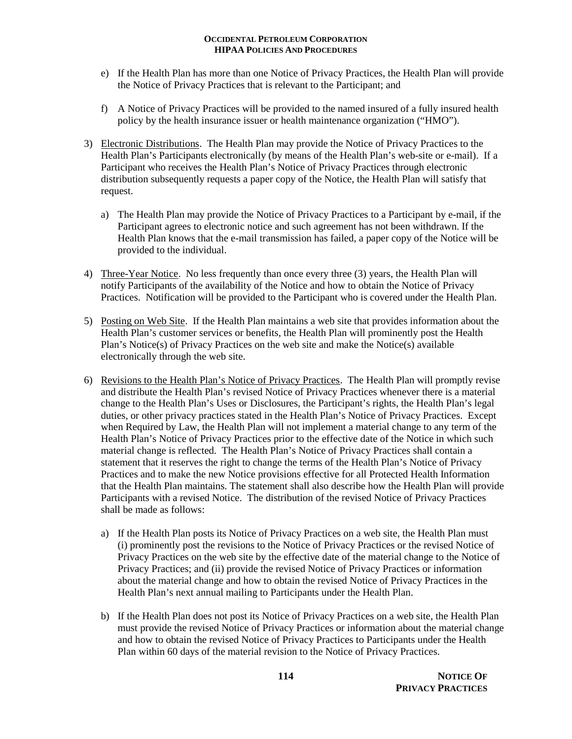e) If the Health Plan has more than one Notice of Privacy Practices, the Health Plan will provide the Notice of Privacy Practices that is relevant to the Participant; and

f) A Notice of Privacy Practices will be provided to the named insured of a fully insured health policy by the health insurance issuer or health maintenance organization ("HMO").

3) Electronic Distributions. The Health Plan may provide the Notice of Privacy Practices to the Health Plan's Participants electronically (by means of the Health Plan's web-site or e-mail). If a Participant who receives the Health Plan's Notice of Privacy Practices through electronic distribution subsequently requests a paper copy of the Notice, the Health Plan will satisfy that request.

   a) The Health Plan may provide the Notice of Privacy Practices to a Participant by e-mail, if the Participant agrees to electronic notice and such agreement has not been withdrawn. If the Health Plan knows that the e-mail transmission has failed, a paper copy of the Notice will be provided to the individual.

4) Three-Year Notice. No less frequently than once every three (3) years, the Health Plan will notify Participants of the availability of the Notice and how to obtain the Notice of Privacy Practices. Notification will be provided to the Participant who is covered under the Health Plan.

5) Posting on Web Site. If the Health Plan maintains a web site that provides information about the Health Plan's customer services or benefits, the Health Plan will prominently post the Health Plan's Notice(s) of Privacy Practices on the web site and make the Notice(s) available electronically through the web site.

6) Revisions to the Health Plan's Notice of Privacy Practices. The Health Plan will promptly revise and distribute the Health Plan's revised Notice of Privacy Practices whenever there is a material change to the Health Plan's Uses or Disclosures, the Participant's rights, the Health Plan's legal duties, or other privacy practices stated in the Health Plan's Notice of Privacy Practices. Except when Required by Law, the Health Plan will not implement a material change to any term of the Health Plan's Notice of Privacy Practices prior to the effective date of the Notice in which such material change is reflected. The Health Plan's Notice of Privacy Practices shall contain a statement that it reserves the right to change the terms of the Health Plan's Notice of Privacy Practices and to make the new Notice provisions effective for all Protected Health Information that the Health Plan maintains. The statement shall also describe how the Health Plan will provide Participants with a revised Notice. The distribution of the revised Notice of Privacy Practices shall be made as follows:

   a) If the Health Plan posts its Notice of Privacy Practices on a web site, the Health Plan must (i) prominently post the revisions to the Notice of Privacy Practices or the revised Notice of Privacy Practices on the web site by the effective date of the material change to the Notice of Privacy Practices; and (ii) provide the revised Notice of Privacy Practices or information about the material change and how to obtain the revised Notice of Privacy Practices in the Health Plan's next annual mailing to Participants under the Health Plan.

   b) If the Health Plan does not post its Notice of Privacy Practices on a web site, the Health Plan must provide the revised Notice of Privacy Practices or information about the material change and how to obtain the revised Notice of Privacy Practices to Participants under the Health Plan within 60 days of the material revision to the Notice of Privacy Practices.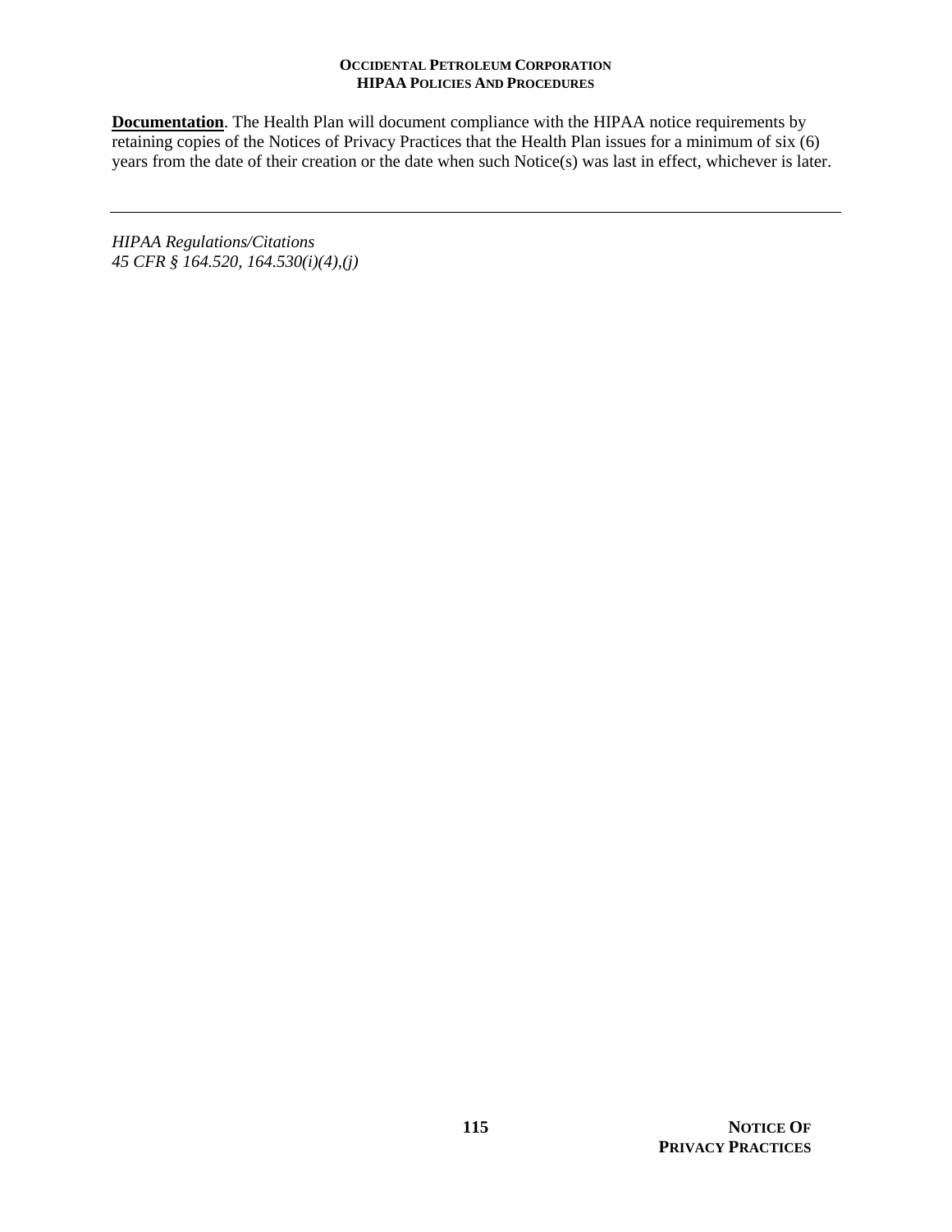**<u>Documentation</u>**. The Health Plan will document compliance with the HIPAA notice requirements by retaining copies of the Notices of Privacy Practices that the Health Plan issues for a minimum of six (6) years from the date of their creation or the date when such Notice(s) was last in effect, whichever is later.

---

*HIPAA Regulations/Citations*
*45 CFR § 164.520, 164.530(i)(4),(j)*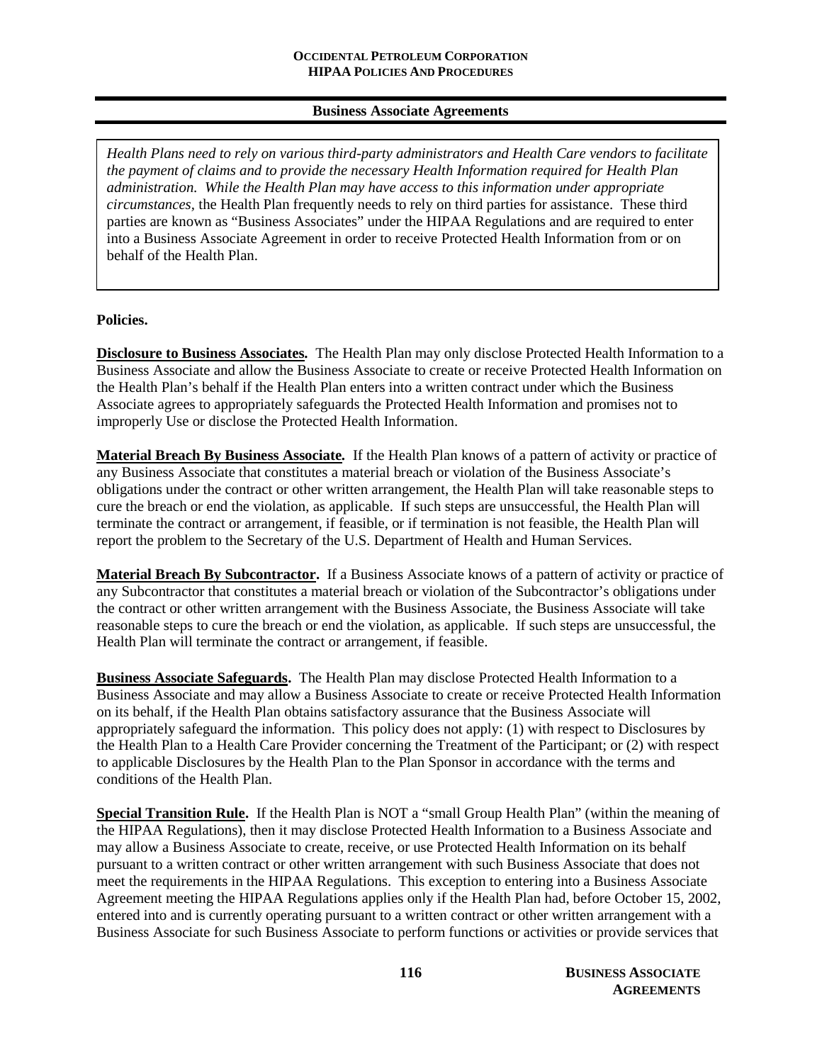## Business Associate Agreements

*Health Plans need to rely on various third-party administrators and Health Care vendors to facilitate the payment of claims and to provide the necessary Health Information required for Health Plan administration. While the Health Plan may have access to this information under appropriate circumstances,* the Health Plan frequently needs to rely on third parties for assistance. These third parties are known as "Business Associates" under the HIPAA Regulations and are required to enter into a Business Associate Agreement in order to receive Protected Health Information from or on behalf of the Health Plan.

**Policies.**

**Disclosure to Business Associates.** The Health Plan may only disclose Protected Health Information to a Business Associate and allow the Business Associate to create or receive Protected Health Information on the Health Plan's behalf if the Health Plan enters into a written contract under which the Business Associate agrees to appropriately safeguards the Protected Health Information and promises not to improperly Use or disclose the Protected Health Information.

**Material Breach By Business Associate.** If the Health Plan knows of a pattern of activity or practice of any Business Associate that constitutes a material breach or violation of the Business Associate's obligations under the contract or other written arrangement, the Health Plan will take reasonable steps to cure the breach or end the violation, as applicable. If such steps are unsuccessful, the Health Plan will terminate the contract or arrangement, if feasible, or if termination is not feasible, the Health Plan will report the problem to the Secretary of the U.S. Department of Health and Human Services.

**Material Breach By Subcontractor.** If a Business Associate knows of a pattern of activity or practice of any Subcontractor that constitutes a material breach or violation of the Subcontractor's obligations under the contract or other written arrangement with the Business Associate, the Business Associate will take reasonable steps to cure the breach or end the violation, as applicable. If such steps are unsuccessful, the Health Plan will terminate the contract or arrangement, if feasible.

**Business Associate Safeguards.** The Health Plan may disclose Protected Health Information to a Business Associate and may allow a Business Associate to create or receive Protected Health Information on its behalf, if the Health Plan obtains satisfactory assurance that the Business Associate will appropriately safeguard the information. This policy does not apply: (1) with respect to Disclosures by the Health Plan to a Health Care Provider concerning the Treatment of the Participant; or (2) with respect to applicable Disclosures by the Health Plan to the Plan Sponsor in accordance with the terms and conditions of the Health Plan.

**Special Transition Rule.** If the Health Plan is NOT a "small Group Health Plan" (within the meaning of the HIPAA Regulations), then it may disclose Protected Health Information to a Business Associate and may allow a Business Associate to create, receive, or use Protected Health Information on its behalf pursuant to a written contract or other written arrangement with such Business Associate that does not meet the requirements in the HIPAA Regulations. This exception to entering into a Business Associate Agreement meeting the HIPAA Regulations applies only if the Health Plan had, before October 15, 2002, entered into and is currently operating pursuant to a written contract or other written arrangement with a Business Associate for such Business Associate to perform functions or activities or provide services that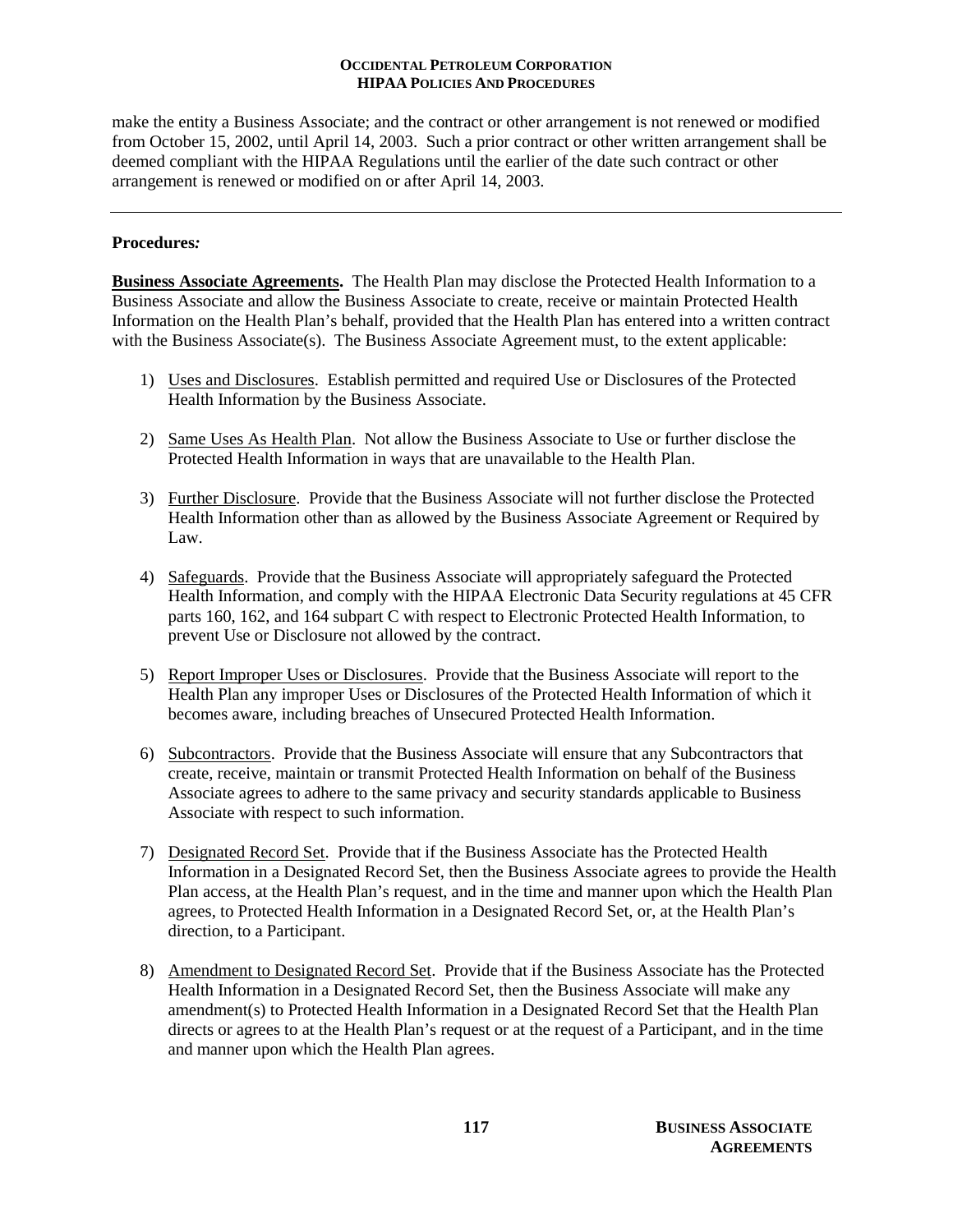make the entity a Business Associate; and the contract or other arrangement is not renewed or modified from October 15, 2002, until April 14, 2003. Such a prior contract or other written arrangement shall be deemed compliant with the HIPAA Regulations until the earlier of the date such contract or other arrangement is renewed or modified on or after April 14, 2003.

---

**Procedures*:***

**Business Associate Agreements.** The Health Plan may disclose the Protected Health Information to a Business Associate and allow the Business Associate to create, receive or maintain Protected Health Information on the Health Plan's behalf, provided that the Health Plan has entered into a written contract with the Business Associate(s). The Business Associate Agreement must, to the extent applicable:

1) Uses and Disclosures. Establish permitted and required Use or Disclosures of the Protected Health Information by the Business Associate.

2) Same Uses As Health Plan. Not allow the Business Associate to Use or further disclose the Protected Health Information in ways that are unavailable to the Health Plan.

3) Further Disclosure. Provide that the Business Associate will not further disclose the Protected Health Information other than as allowed by the Business Associate Agreement or Required by Law.

4) Safeguards. Provide that the Business Associate will appropriately safeguard the Protected Health Information, and comply with the HIPAA Electronic Data Security regulations at 45 CFR parts 160, 162, and 164 subpart C with respect to Electronic Protected Health Information, to prevent Use or Disclosure not allowed by the contract.

5) Report Improper Uses or Disclosures. Provide that the Business Associate will report to the Health Plan any improper Uses or Disclosures of the Protected Health Information of which it becomes aware, including breaches of Unsecured Protected Health Information.

6) Subcontractors. Provide that the Business Associate will ensure that any Subcontractors that create, receive, maintain or transmit Protected Health Information on behalf of the Business Associate agrees to adhere to the same privacy and security standards applicable to Business Associate with respect to such information.

7) Designated Record Set. Provide that if the Business Associate has the Protected Health Information in a Designated Record Set, then the Business Associate agrees to provide the Health Plan access, at the Health Plan's request, and in the time and manner upon which the Health Plan agrees, to Protected Health Information in a Designated Record Set, or, at the Health Plan's direction, to a Participant.

8) Amendment to Designated Record Set. Provide that if the Business Associate has the Protected Health Information in a Designated Record Set, then the Business Associate will make any amendment(s) to Protected Health Information in a Designated Record Set that the Health Plan directs or agrees to at the Health Plan's request or at the request of a Participant, and in the time and manner upon which the Health Plan agrees.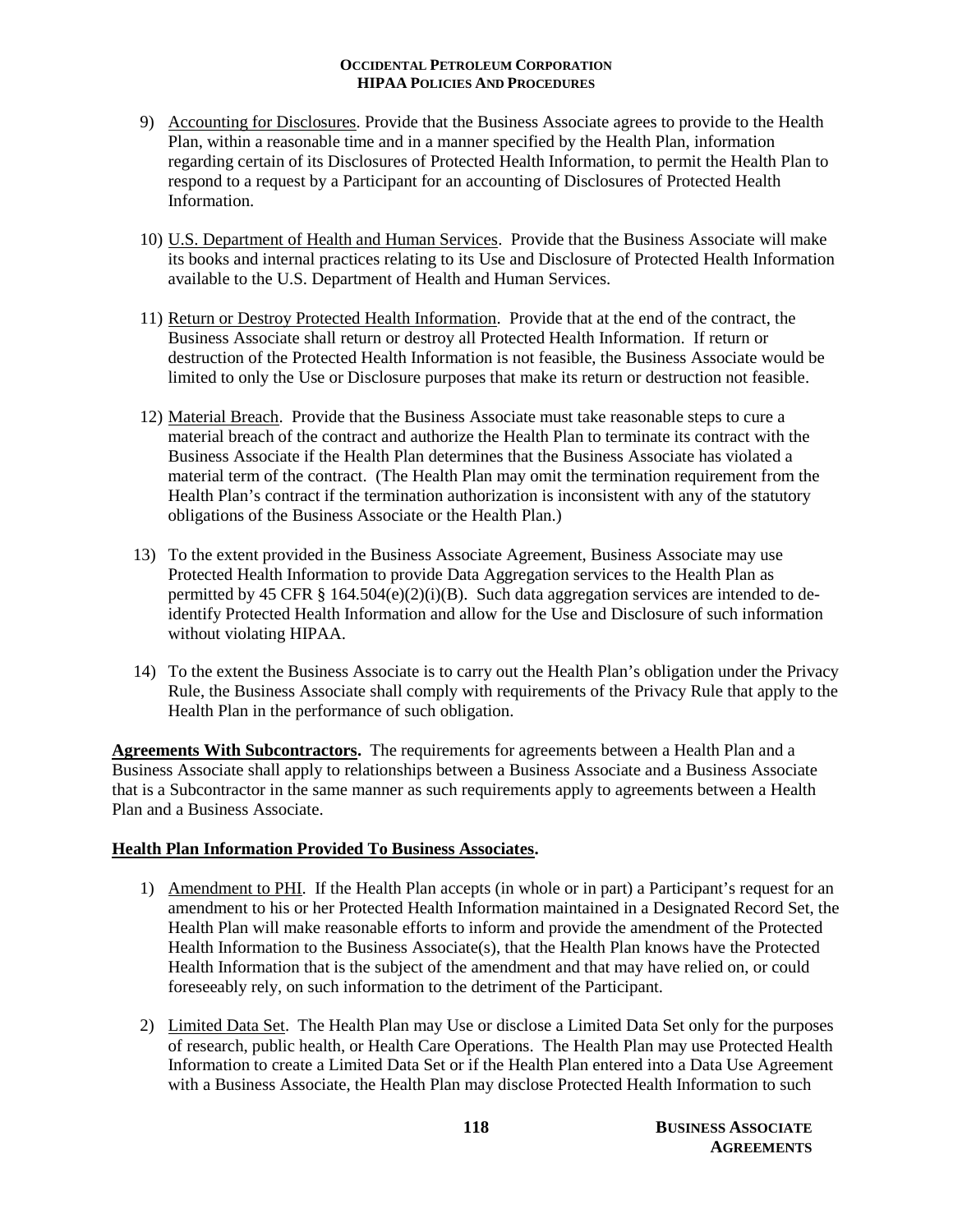9) Accounting for Disclosures. Provide that the Business Associate agrees to provide to the Health Plan, within a reasonable time and in a manner specified by the Health Plan, information regarding certain of its Disclosures of Protected Health Information, to permit the Health Plan to respond to a request by a Participant for an accounting of Disclosures of Protected Health Information.

10) U.S. Department of Health and Human Services. Provide that the Business Associate will make its books and internal practices relating to its Use and Disclosure of Protected Health Information available to the U.S. Department of Health and Human Services.

11) Return or Destroy Protected Health Information. Provide that at the end of the contract, the Business Associate shall return or destroy all Protected Health Information. If return or destruction of the Protected Health Information is not feasible, the Business Associate would be limited to only the Use or Disclosure purposes that make its return or destruction not feasible.

12) Material Breach. Provide that the Business Associate must take reasonable steps to cure a material breach of the contract and authorize the Health Plan to terminate its contract with the Business Associate if the Health Plan determines that the Business Associate has violated a material term of the contract. (The Health Plan may omit the termination requirement from the Health Plan's contract if the termination authorization is inconsistent with any of the statutory obligations of the Business Associate or the Health Plan.)

13) To the extent provided in the Business Associate Agreement, Business Associate may use Protected Health Information to provide Data Aggregation services to the Health Plan as permitted by 45 CFR § 164.504(e)(2)(i)(B). Such data aggregation services are intended to de-identify Protected Health Information and allow for the Use and Disclosure of such information without violating HIPAA.

14) To the extent the Business Associate is to carry out the Health Plan's obligation under the Privacy Rule, the Business Associate shall comply with requirements of the Privacy Rule that apply to the Health Plan in the performance of such obligation.

**Agreements With Subcontractors.** The requirements for agreements between a Health Plan and a Business Associate shall apply to relationships between a Business Associate and a Business Associate that is a Subcontractor in the same manner as such requirements apply to agreements between a Health Plan and a Business Associate.

**Health Plan Information Provided To Business Associates.**

1) Amendment to PHI. If the Health Plan accepts (in whole or in part) a Participant's request for an amendment to his or her Protected Health Information maintained in a Designated Record Set, the Health Plan will make reasonable efforts to inform and provide the amendment of the Protected Health Information to the Business Associate(s), that the Health Plan knows have the Protected Health Information that is the subject of the amendment and that may have relied on, or could foreseeably rely, on such information to the detriment of the Participant.

2) Limited Data Set. The Health Plan may Use or disclose a Limited Data Set only for the purposes of research, public health, or Health Care Operations. The Health Plan may use Protected Health Information to create a Limited Data Set or if the Health Plan entered into a Data Use Agreement with a Business Associate, the Health Plan may disclose Protected Health Information to such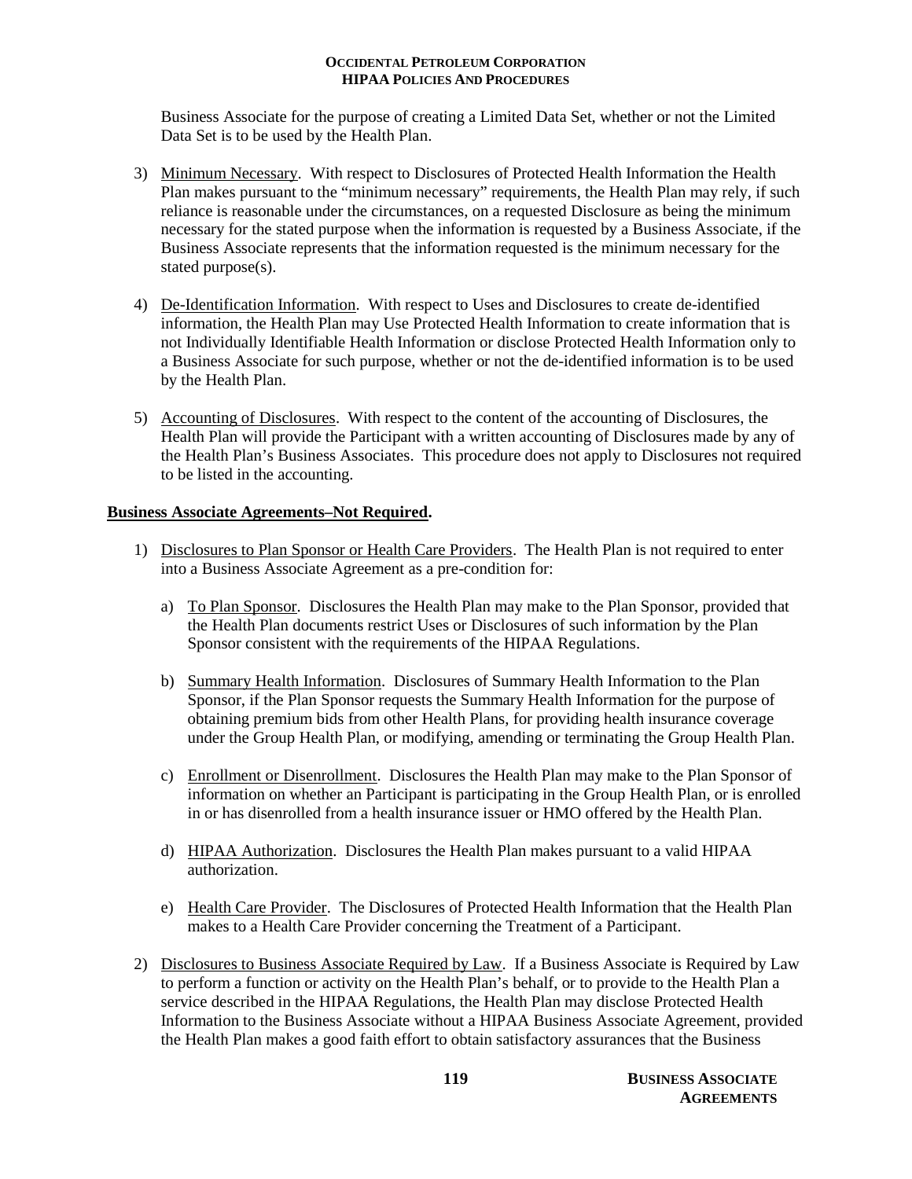Business Associate for the purpose of creating a Limited Data Set, whether or not the Limited Data Set is to be used by the Health Plan.

3) Minimum Necessary. With respect to Disclosures of Protected Health Information the Health Plan makes pursuant to the "minimum necessary" requirements, the Health Plan may rely, if such reliance is reasonable under the circumstances, on a requested Disclosure as being the minimum necessary for the stated purpose when the information is requested by a Business Associate, if the Business Associate represents that the information requested is the minimum necessary for the stated purpose(s).

4) De-Identification Information. With respect to Uses and Disclosures to create de-identified information, the Health Plan may Use Protected Health Information to create information that is not Individually Identifiable Health Information or disclose Protected Health Information only to a Business Associate for such purpose, whether or not the de-identified information is to be used by the Health Plan.

5) Accounting of Disclosures. With respect to the content of the accounting of Disclosures, the Health Plan will provide the Participant with a written accounting of Disclosures made by any of the Health Plan's Business Associates. This procedure does not apply to Disclosures not required to be listed in the accounting.

**Business Associate Agreements–Not Required.**

1) Disclosures to Plan Sponsor or Health Care Providers. The Health Plan is not required to enter into a Business Associate Agreement as a pre-condition for:

   a) To Plan Sponsor. Disclosures the Health Plan may make to the Plan Sponsor, provided that the Health Plan documents restrict Uses or Disclosures of such information by the Plan Sponsor consistent with the requirements of the HIPAA Regulations.

   b) Summary Health Information. Disclosures of Summary Health Information to the Plan Sponsor, if the Plan Sponsor requests the Summary Health Information for the purpose of obtaining premium bids from other Health Plans, for providing health insurance coverage under the Group Health Plan, or modifying, amending or terminating the Group Health Plan.

   c) Enrollment or Disenrollment. Disclosures the Health Plan may make to the Plan Sponsor of information on whether an Participant is participating in the Group Health Plan, or is enrolled in or has disenrolled from a health insurance issuer or HMO offered by the Health Plan.

   d) HIPAA Authorization. Disclosures the Health Plan makes pursuant to a valid HIPAA authorization.

   e) Health Care Provider. The Disclosures of Protected Health Information that the Health Plan makes to a Health Care Provider concerning the Treatment of a Participant.

2) Disclosures to Business Associate Required by Law. If a Business Associate is Required by Law to perform a function or activity on the Health Plan's behalf, or to provide to the Health Plan a service described in the HIPAA Regulations, the Health Plan may disclose Protected Health Information to the Business Associate without a HIPAA Business Associate Agreement, provided the Health Plan makes a good faith effort to obtain satisfactory assurances that the Business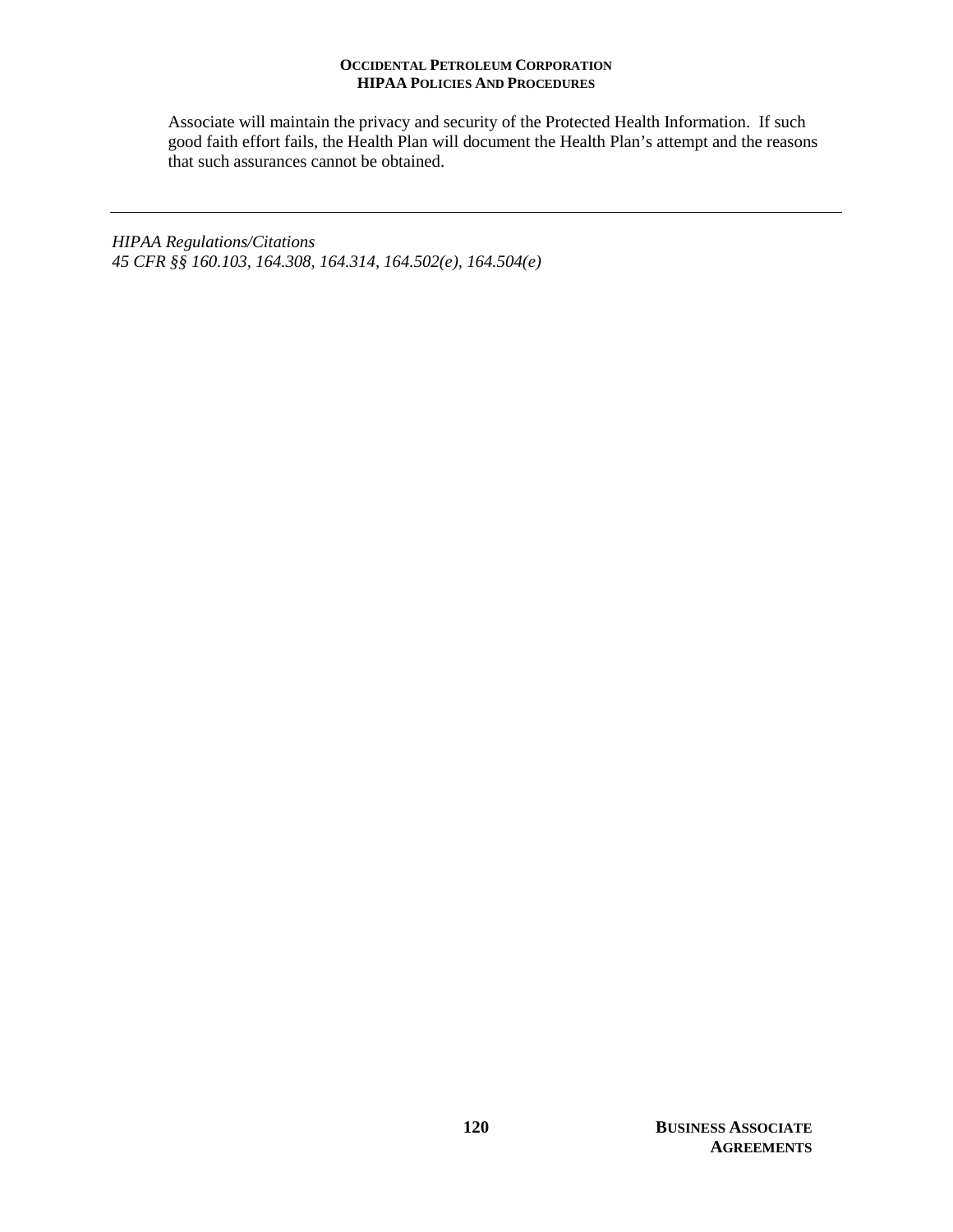Associate will maintain the privacy and security of the Protected Health Information. If such good faith effort fails, the Health Plan will document the Health Plan's attempt and the reasons that such assurances cannot be obtained.

---

*HIPAA Regulations/Citations*
*45 CFR §§ 160.103, 164.308, 164.314, 164.502(e), 164.504(e)*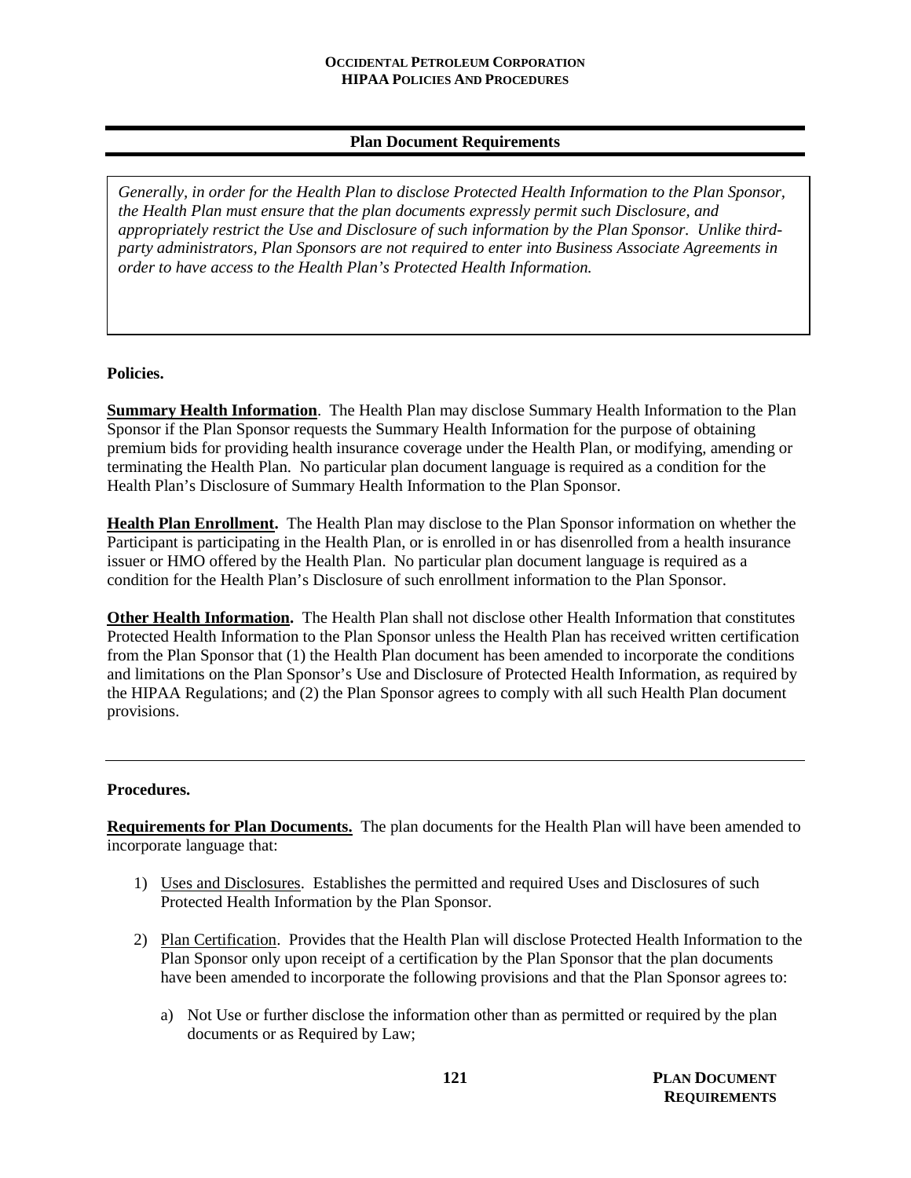## Plan Document Requirements

*Generally, in order for the Health Plan to disclose Protected Health Information to the Plan Sponsor, the Health Plan must ensure that the plan documents expressly permit such Disclosure, and appropriately restrict the Use and Disclosure of such information by the Plan Sponsor. Unlike third-party administrators, Plan Sponsors are not required to enter into Business Associate Agreements in order to have access to the Health Plan's Protected Health Information.*

**Policies.**

**Summary Health Information**. The Health Plan may disclose Summary Health Information to the Plan Sponsor if the Plan Sponsor requests the Summary Health Information for the purpose of obtaining premium bids for providing health insurance coverage under the Health Plan, or modifying, amending or terminating the Health Plan. No particular plan document language is required as a condition for the Health Plan's Disclosure of Summary Health Information to the Plan Sponsor.

**Health Plan Enrollment.** The Health Plan may disclose to the Plan Sponsor information on whether the Participant is participating in the Health Plan, or is enrolled in or has disenrolled from a health insurance issuer or HMO offered by the Health Plan. No particular plan document language is required as a condition for the Health Plan's Disclosure of such enrollment information to the Plan Sponsor.

**Other Health Information.** The Health Plan shall not disclose other Health Information that constitutes Protected Health Information to the Plan Sponsor unless the Health Plan has received written certification from the Plan Sponsor that (1) the Health Plan document has been amended to incorporate the conditions and limitations on the Plan Sponsor's Use and Disclosure of Protected Health Information, as required by the HIPAA Regulations; and (2) the Plan Sponsor agrees to comply with all such Health Plan document provisions.

---

**Procedures.**

**Requirements for Plan Documents.** The plan documents for the Health Plan will have been amended to incorporate language that:

1) Uses and Disclosures. Establishes the permitted and required Uses and Disclosures of such Protected Health Information by the Plan Sponsor.

2) Plan Certification. Provides that the Health Plan will disclose Protected Health Information to the Plan Sponsor only upon receipt of a certification by the Plan Sponsor that the plan documents have been amended to incorporate the following provisions and that the Plan Sponsor agrees to:

   a) Not Use or further disclose the information other than as permitted or required by the plan documents or as Required by Law;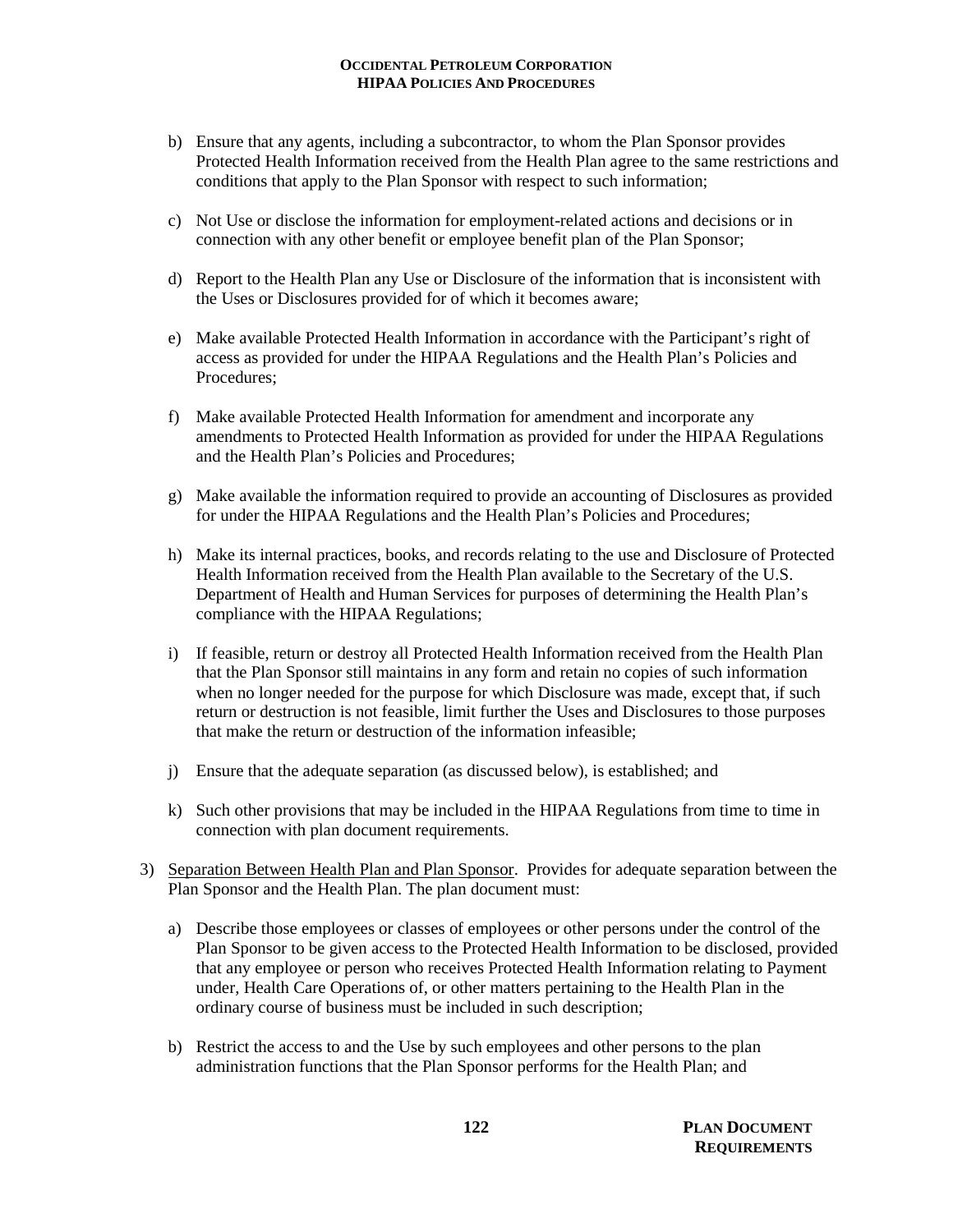b) Ensure that any agents, including a subcontractor, to whom the Plan Sponsor provides Protected Health Information received from the Health Plan agree to the same restrictions and conditions that apply to the Plan Sponsor with respect to such information;

c) Not Use or disclose the information for employment-related actions and decisions or in connection with any other benefit or employee benefit plan of the Plan Sponsor;

d) Report to the Health Plan any Use or Disclosure of the information that is inconsistent with the Uses or Disclosures provided for of which it becomes aware;

e) Make available Protected Health Information in accordance with the Participant's right of access as provided for under the HIPAA Regulations and the Health Plan's Policies and Procedures;

f) Make available Protected Health Information for amendment and incorporate any amendments to Protected Health Information as provided for under the HIPAA Regulations and the Health Plan's Policies and Procedures;

g) Make available the information required to provide an accounting of Disclosures as provided for under the HIPAA Regulations and the Health Plan's Policies and Procedures;

h) Make its internal practices, books, and records relating to the use and Disclosure of Protected Health Information received from the Health Plan available to the Secretary of the U.S. Department of Health and Human Services for purposes of determining the Health Plan's compliance with the HIPAA Regulations;

i) If feasible, return or destroy all Protected Health Information received from the Health Plan that the Plan Sponsor still maintains in any form and retain no copies of such information when no longer needed for the purpose for which Disclosure was made, except that, if such return or destruction is not feasible, limit further the Uses and Disclosures to those purposes that make the return or destruction of the information infeasible;

j) Ensure that the adequate separation (as discussed below), is established; and

k) Such other provisions that may be included in the HIPAA Regulations from time to time in connection with plan document requirements.

3) Separation Between Health Plan and Plan Sponsor. Provides for adequate separation between the Plan Sponsor and the Health Plan. The plan document must:

   a) Describe those employees or classes of employees or other persons under the control of the Plan Sponsor to be given access to the Protected Health Information to be disclosed, provided that any employee or person who receives Protected Health Information relating to Payment under, Health Care Operations of, or other matters pertaining to the Health Plan in the ordinary course of business must be included in such description;

   b) Restrict the access to and the Use by such employees and other persons to the plan administration functions that the Plan Sponsor performs for the Health Plan; and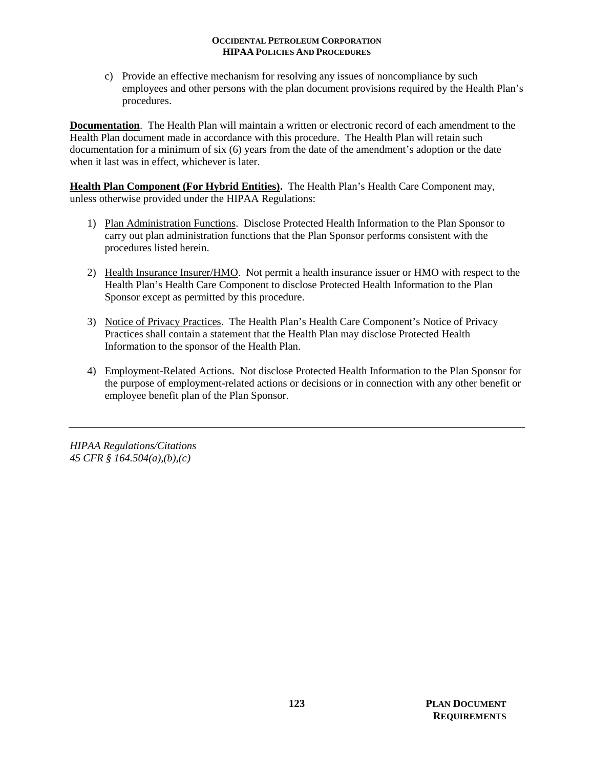c) Provide an effective mechanism for resolving any issues of noncompliance by such employees and other persons with the plan document provisions required by the Health Plan's procedures.

**Documentation**. The Health Plan will maintain a written or electronic record of each amendment to the Health Plan document made in accordance with this procedure. The Health Plan will retain such documentation for a minimum of six (6) years from the date of the amendment's adoption or the date when it last was in effect, whichever is later.

**Health Plan Component (For Hybrid Entities).** The Health Plan's Health Care Component may, unless otherwise provided under the HIPAA Regulations:

1) Plan Administration Functions. Disclose Protected Health Information to the Plan Sponsor to carry out plan administration functions that the Plan Sponsor performs consistent with the procedures listed herein.

2) Health Insurance Insurer/HMO. Not permit a health insurance issuer or HMO with respect to the Health Plan's Health Care Component to disclose Protected Health Information to the Plan Sponsor except as permitted by this procedure.

3) Notice of Privacy Practices. The Health Plan's Health Care Component's Notice of Privacy Practices shall contain a statement that the Health Plan may disclose Protected Health Information to the sponsor of the Health Plan.

4) Employment-Related Actions. Not disclose Protected Health Information to the Plan Sponsor for the purpose of employment-related actions or decisions or in connection with any other benefit or employee benefit plan of the Plan Sponsor.

---

*HIPAA Regulations/Citations*
*45 CFR § 164.504(a),(b),(c)*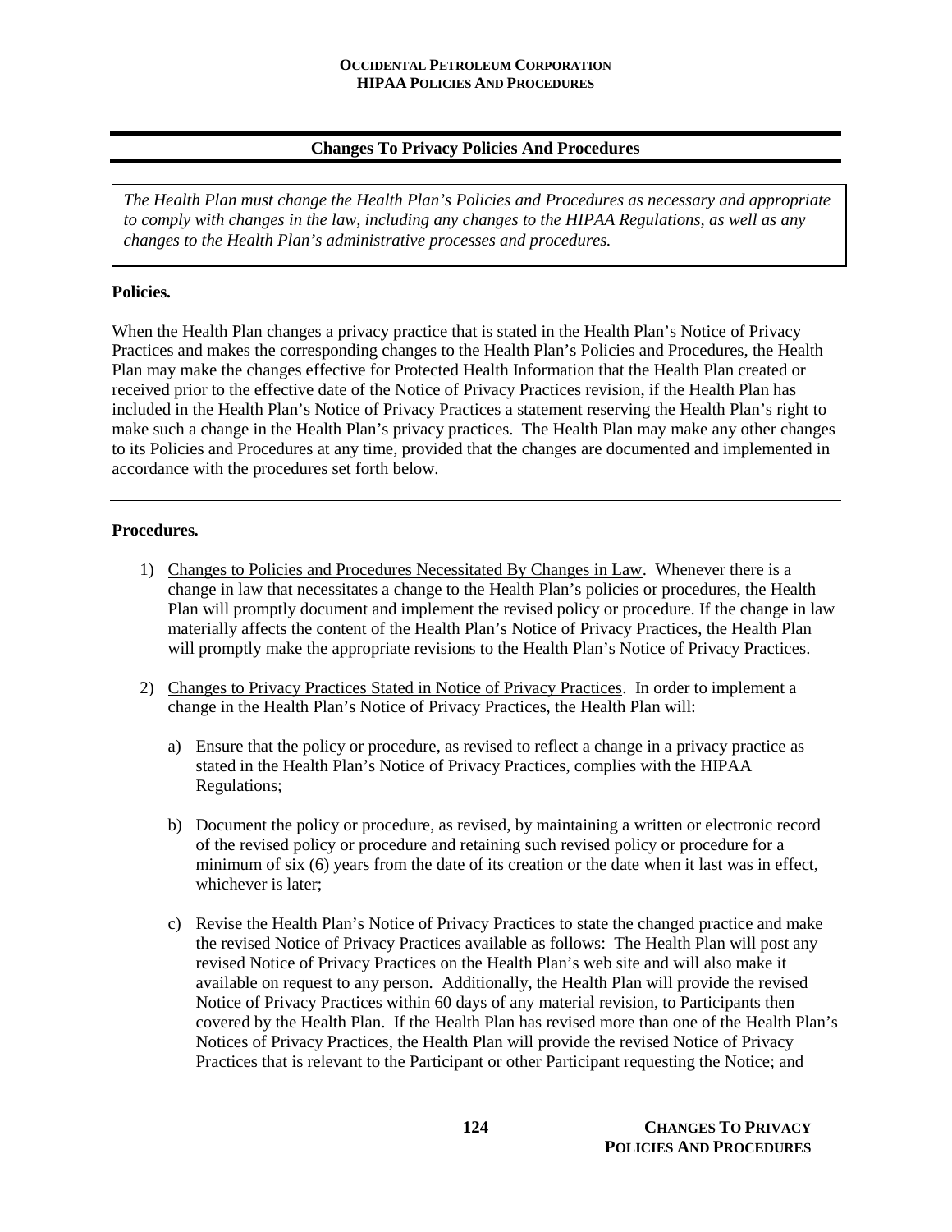## Changes To Privacy Policies And Procedures

*The Health Plan must change the Health Plan's Policies and Procedures as necessary and appropriate to comply with changes in the law, including any changes to the HIPAA Regulations, as well as any changes to the Health Plan's administrative processes and procedures.*

**Policies.**

When the Health Plan changes a privacy practice that is stated in the Health Plan's Notice of Privacy Practices and makes the corresponding changes to the Health Plan's Policies and Procedures, the Health Plan may make the changes effective for Protected Health Information that the Health Plan created or received prior to the effective date of the Notice of Privacy Practices revision, if the Health Plan has included in the Health Plan's Notice of Privacy Practices a statement reserving the Health Plan's right to make such a change in the Health Plan's privacy practices. The Health Plan may make any other changes to its Policies and Procedures at any time, provided that the changes are documented and implemented in accordance with the procedures set forth below.

---

**Procedures.**

1) Changes to Policies and Procedures Necessitated By Changes in Law. Whenever there is a change in law that necessitates a change to the Health Plan's policies or procedures, the Health Plan will promptly document and implement the revised policy or procedure. If the change in law materially affects the content of the Health Plan's Notice of Privacy Practices, the Health Plan will promptly make the appropriate revisions to the Health Plan's Notice of Privacy Practices.

2) Changes to Privacy Practices Stated in Notice of Privacy Practices. In order to implement a change in the Health Plan's Notice of Privacy Practices, the Health Plan will:

   a) Ensure that the policy or procedure, as revised to reflect a change in a privacy practice as stated in the Health Plan's Notice of Privacy Practices, complies with the HIPAA Regulations;

   b) Document the policy or procedure, as revised, by maintaining a written or electronic record of the revised policy or procedure and retaining such revised policy or procedure for a minimum of six (6) years from the date of its creation or the date when it last was in effect, whichever is later;

   c) Revise the Health Plan's Notice of Privacy Practices to state the changed practice and make the revised Notice of Privacy Practices available as follows: The Health Plan will post any revised Notice of Privacy Practices on the Health Plan's web site and will also make it available on request to any person. Additionally, the Health Plan will provide the revised Notice of Privacy Practices within 60 days of any material revision, to Participants then covered by the Health Plan. If the Health Plan has revised more than one of the Health Plan's Notices of Privacy Practices, the Health Plan will provide the revised Notice of Privacy Practices that is relevant to the Participant or other Participant requesting the Notice; and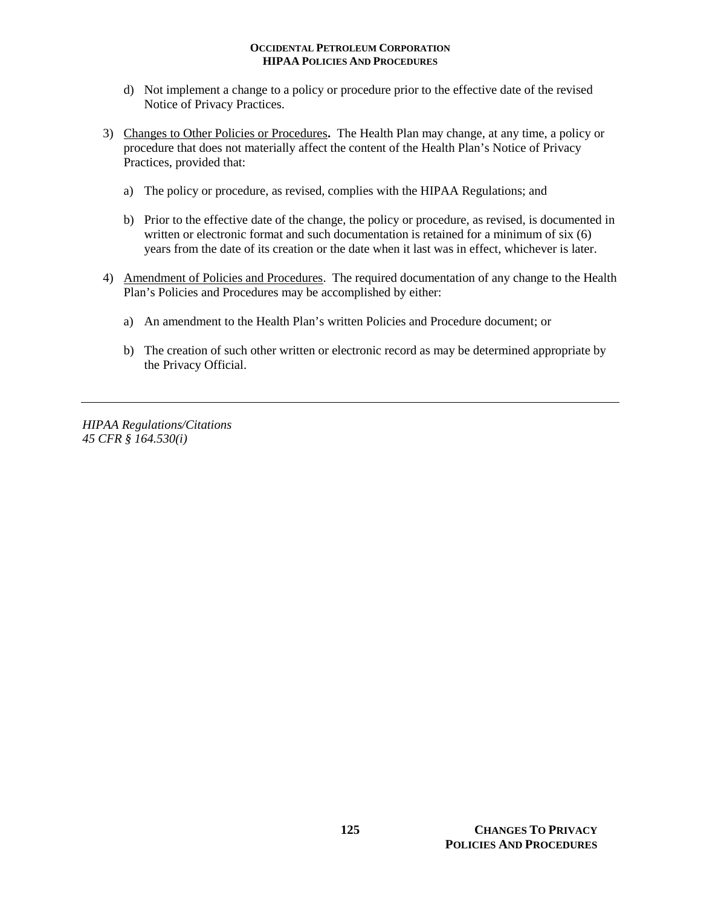d) Not implement a change to a policy or procedure prior to the effective date of the revised Notice of Privacy Practices.

3) Changes to Other Policies or Procedures**.** The Health Plan may change, at any time, a policy or procedure that does not materially affect the content of the Health Plan's Notice of Privacy Practices, provided that:

   a) The policy or procedure, as revised, complies with the HIPAA Regulations; and

   b) Prior to the effective date of the change, the policy or procedure, as revised, is documented in written or electronic format and such documentation is retained for a minimum of six (6) years from the date of its creation or the date when it last was in effect, whichever is later.

4) Amendment of Policies and Procedures. The required documentation of any change to the Health Plan's Policies and Procedures may be accomplished by either:

   a) An amendment to the Health Plan's written Policies and Procedure document; or

   b) The creation of such other written or electronic record as may be determined appropriate by the Privacy Official.

---

*HIPAA Regulations/Citations*
*45 CFR § 164.530(i)*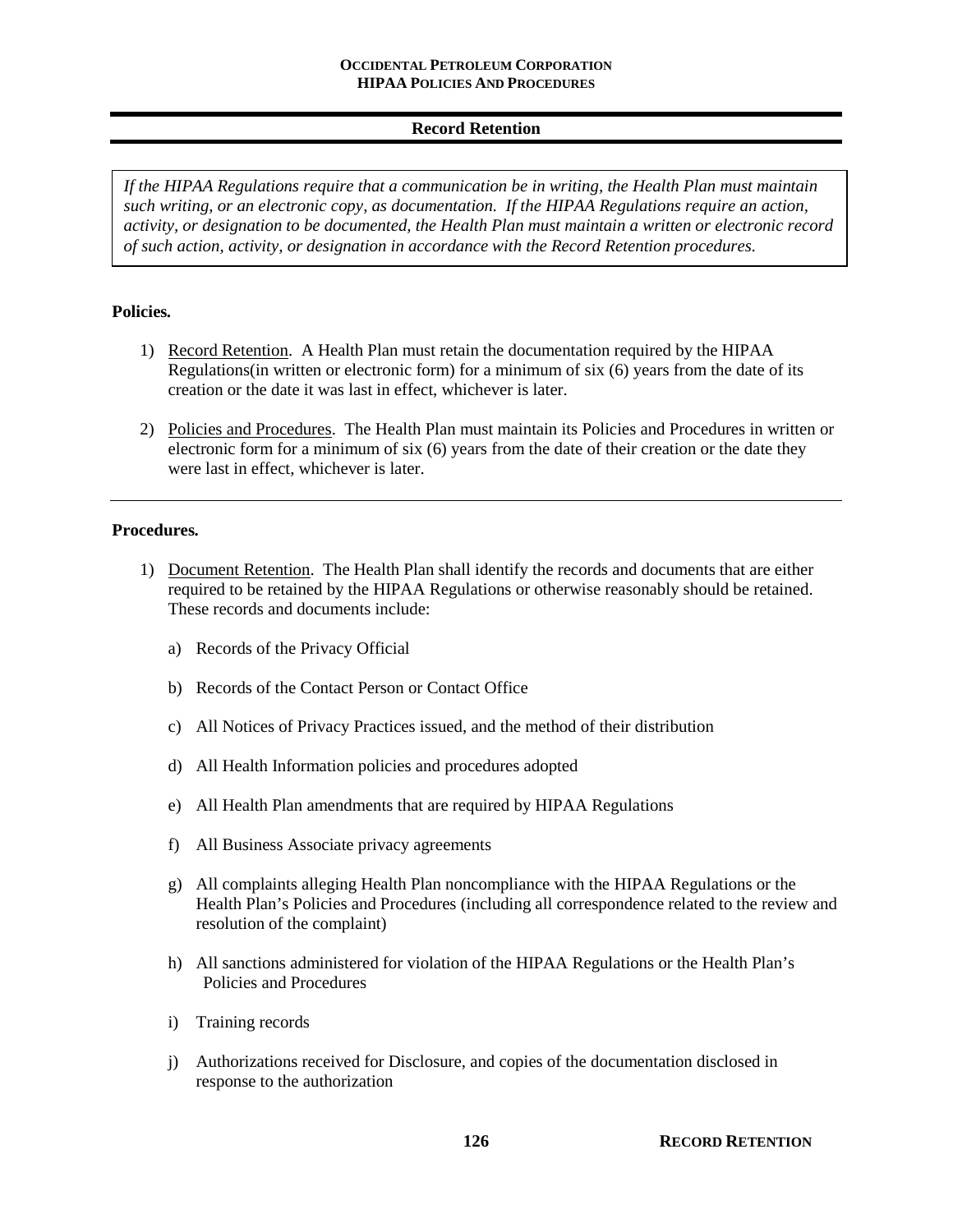## Record Retention

*If the HIPAA Regulations require that a communication be in writing, the Health Plan must maintain such writing, or an electronic copy, as documentation. If the HIPAA Regulations require an action, activity, or designation to be documented, the Health Plan must maintain a written or electronic record of such action, activity, or designation in accordance with the Record Retention procedures.*

**Policies.**

1) Record Retention. A Health Plan must retain the documentation required by the HIPAA Regulations(in written or electronic form) for a minimum of six (6) years from the date of its creation or the date it was last in effect, whichever is later.

2) Policies and Procedures. The Health Plan must maintain its Policies and Procedures in written or electronic form for a minimum of six (6) years from the date of their creation or the date they were last in effect, whichever is later.

---

**Procedures.**

1) Document Retention. The Health Plan shall identify the records and documents that are either required to be retained by the HIPAA Regulations or otherwise reasonably should be retained. These records and documents include:

   a) Records of the Privacy Official

   b) Records of the Contact Person or Contact Office

   c) All Notices of Privacy Practices issued, and the method of their distribution

   d) All Health Information policies and procedures adopted

   e) All Health Plan amendments that are required by HIPAA Regulations

   f) All Business Associate privacy agreements

   g) All complaints alleging Health Plan noncompliance with the HIPAA Regulations or the Health Plan's Policies and Procedures (including all correspondence related to the review and resolution of the complaint)

   h) All sanctions administered for violation of the HIPAA Regulations or the Health Plan's Policies and Procedures

   i) Training records

   j) Authorizations received for Disclosure, and copies of the documentation disclosed in response to the authorization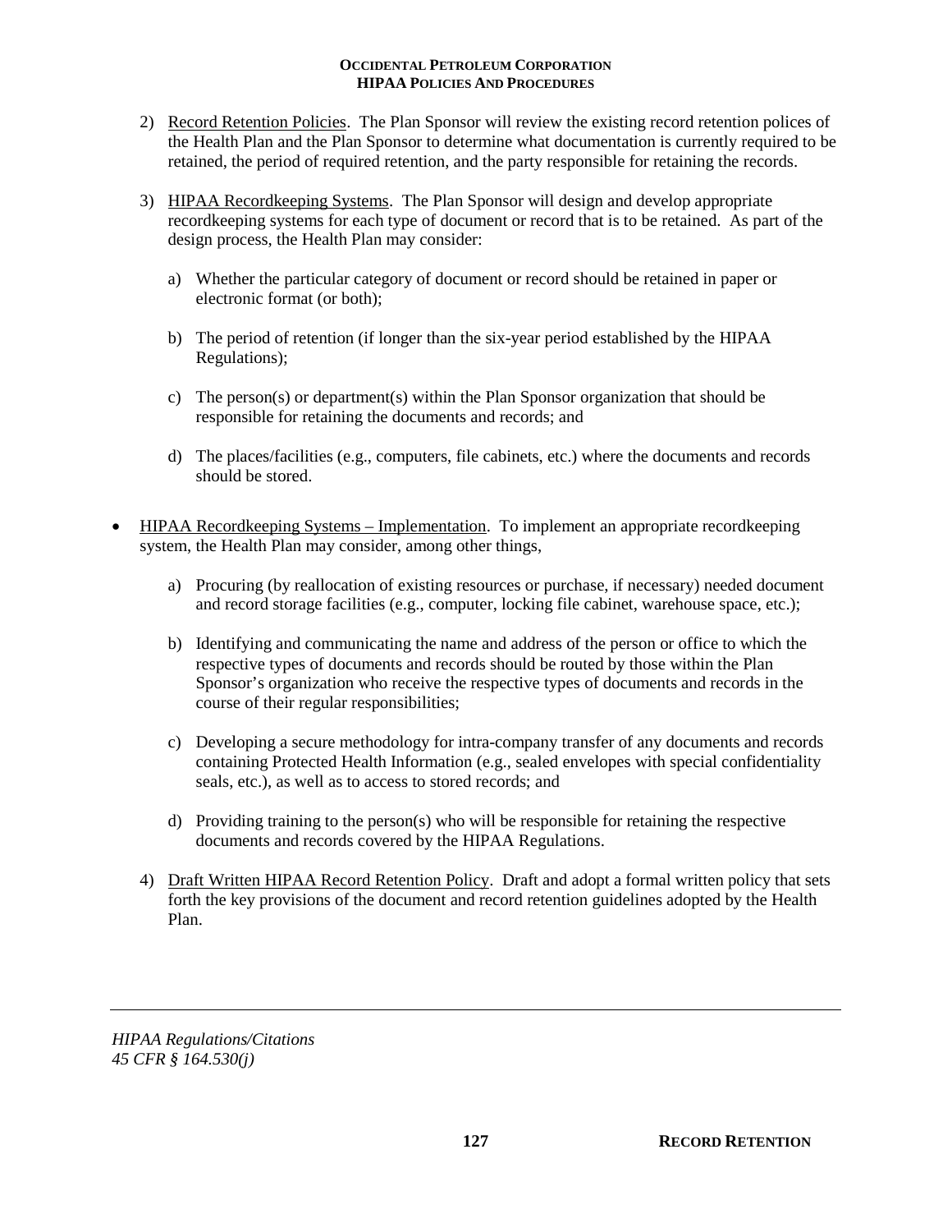2) <u>Record Retention Policies</u>. The Plan Sponsor will review the existing record retention polices of the Health Plan and the Plan Sponsor to determine what documentation is currently required to be retained, the period of required retention, and the party responsible for retaining the records.

3) <u>HIPAA Recordkeeping Systems</u>. The Plan Sponsor will design and develop appropriate recordkeeping systems for each type of document or record that is to be retained. As part of the design process, the Health Plan may consider:

   a) Whether the particular category of document or record should be retained in paper or electronic format (or both);

   b) The period of retention (if longer than the six-year period established by the HIPAA Regulations);

   c) The person(s) or department(s) within the Plan Sponsor organization that should be responsible for retaining the documents and records; and

   d) The places/facilities (e.g., computers, file cabinets, etc.) where the documents and records should be stored.

- <u>HIPAA Recordkeeping Systems – Implementation</u>. To implement an appropriate recordkeeping system, the Health Plan may consider, among other things,

   a) Procuring (by reallocation of existing resources or purchase, if necessary) needed document and record storage facilities (e.g., computer, locking file cabinet, warehouse space, etc.);

   b) Identifying and communicating the name and address of the person or office to which the respective types of documents and records should be routed by those within the Plan Sponsor's organization who receive the respective types of documents and records in the course of their regular responsibilities;

   c) Developing a secure methodology for intra-company transfer of any documents and records containing Protected Health Information (e.g., sealed envelopes with special confidentiality seals, etc.), as well as to access to stored records; and

   d) Providing training to the person(s) who will be responsible for retaining the respective documents and records covered by the HIPAA Regulations.

4) <u>Draft Written HIPAA Record Retention Policy</u>. Draft and adopt a formal written policy that sets forth the key provisions of the document and record retention guidelines adopted by the Health Plan.

---

*HIPAA Regulations/Citations*
*45 CFR § 164.530(j)*